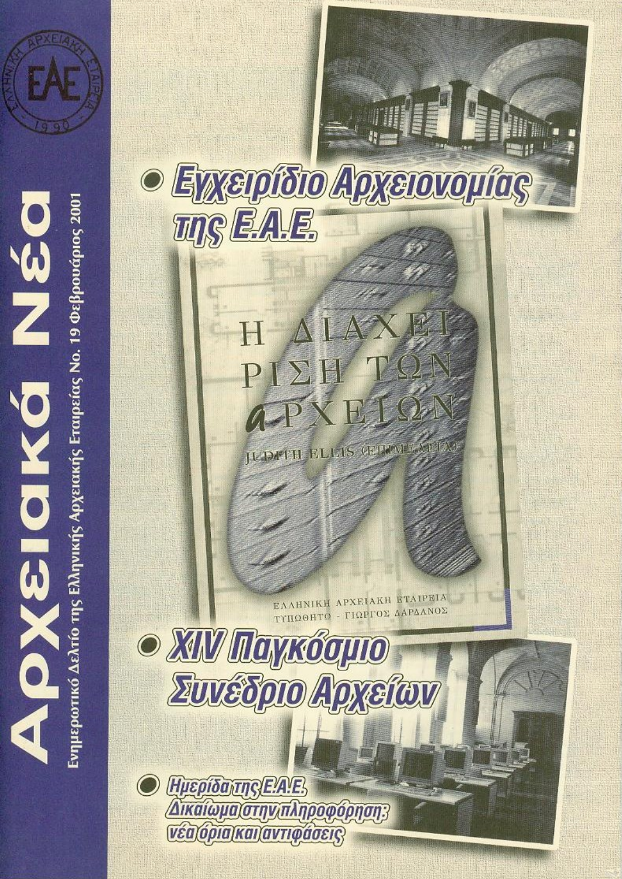# Αρχειακά Νέα

Ενημερωτικό Δελτίο της Ελληνικής Αρχειακής Εταιρείας No. 19 Φεβρουάριος 2001

ΕΛΛΗΝΙΚΗ ΑΡΧΕΙΑΚΗ ΕΤΑΙΡΕΙΑ – ΕΑΕ – 1990

## Εγχειρίδιο Αρχειονομίας της Ε.Α.Ε.

Η ΔΙΑΧΕΙΡΙΣΗ ΤΩΝ ΑΡΧΕΙΩΝ

JUDITH ELLIS (ΕΠΙΜΕΛΕΙΑ)

ΕΛΛΗΝΙΚΗ ΑΡΧΕΙΑΚΗ ΕΤΑΙΡΕΙΑ

ΤΥΠΩΘΗΤΩ - ΓΙΩΡΓΟΣ ΔΑΡΔΑΝΟΣ

## XIV Παγκόσμιο Συνέδριο Αρχείων

## Ημερίδα της Ε.Α.Ε. Δικαίωμα στην πληροφόρηση: νέα όρια και αντιφάσεις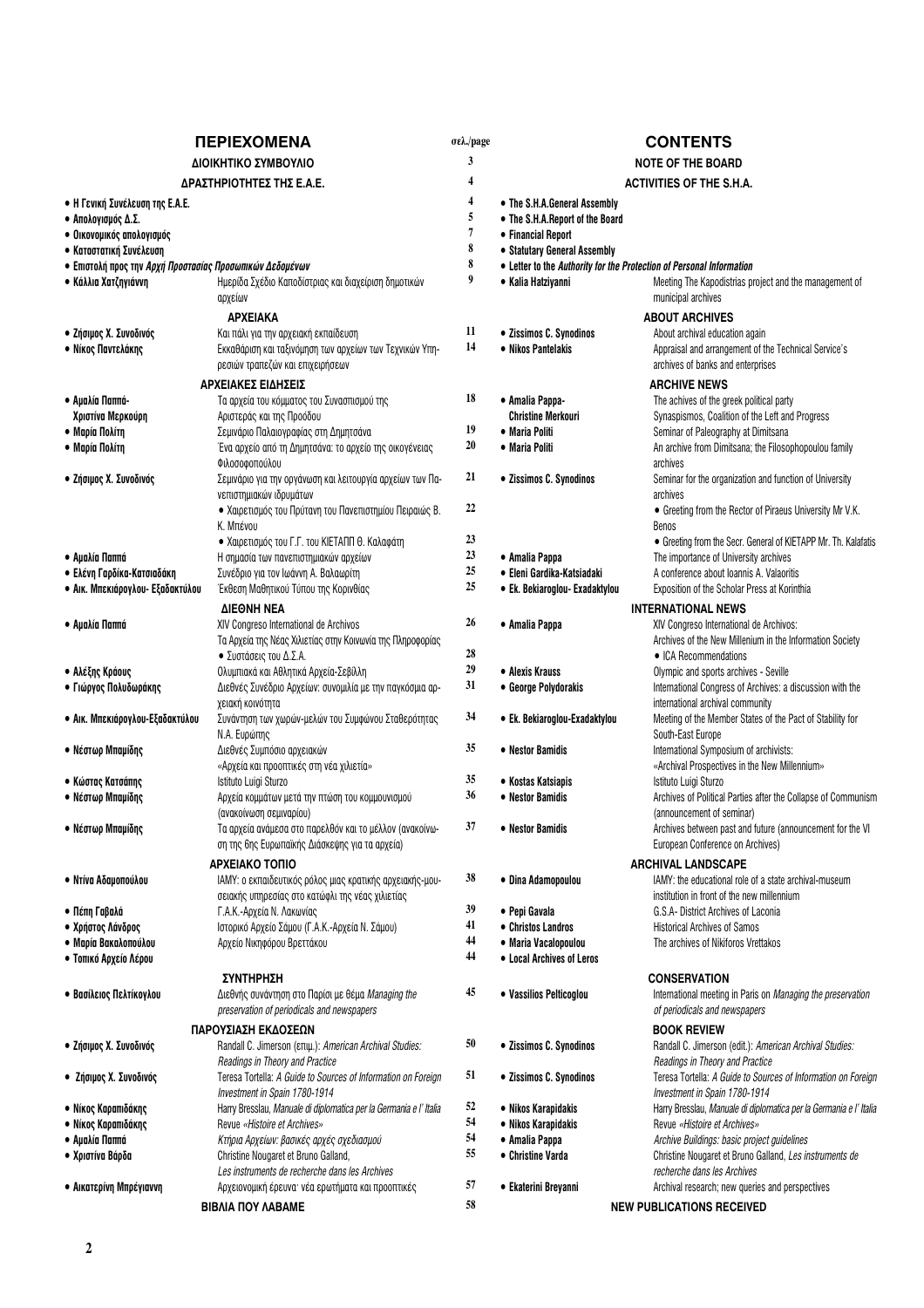# ΠΕΡΙΕΧΟΜΕΝΑ / CONTENTS

| ΠΕΡΙΕΧΟΜΕΝΑ | | σελ./page | CONTENTS | |
|---|---|---|---|---|
| **ΔΙΟΙΚΗΤΙΚΟ ΣΥΜΒΟΥΛΙΟ** | | 3 | **NOTE OF THE BOARD** | |
| **ΔΡΑΣΤΗΡΙΟΤΗΤΕΣ ΤΗΣ Ε.Α.Ε.** | | 4 | **ACTIVITIES OF THE S.H.A.** | |
| • Η Γενική Συνέλευση της Ε.Α.Ε. | | 4 | • The S.H.A.General Assembly | |
| • Απολογισμός Δ.Σ. | | 5 | • The S.H.A.Report of the Board | |
| • Οικονομικός απολογισμός | | 7 | • Financial Report | |
| • Καταστατική Συνέλευση | | 8 | • Statutary General Assembly | |
| • Επιστολή προς την *Αρχή Προστασίας Προσωπικών Δεδομένων* | | 8 | • Letter to the *Authority for the Protection of Personal Information* | |
| • Κάλλια Χατζηγιάννη | Ημερίδα Σχέδιο Καποδίστριας και διαχείριση δημοτικών αρχείων | 9 | • Kalia Hatziyanni | Meeting The Kapodistrias project and the management of municipal archives |
| **ΑΡΧΕΙΑΚΑ** | | | **ABOUT ARCHIVES** | |
| • Ζήσιμος Χ. Συνοδινός | Και πάλι για την αρχειακή εκπαίδευση | 11 | • Zissimos C. Synodinos | About archival education again |
| • Νίκος Παντελάκης | Εκκαθάριση και ταξινόμηση των αρχείων των Τεχνικών Υπηρεσιών τραπεζών και επιχειρήσεων | 14 | • Nikos Pantelakis | Appraisal and arrangement of the Technical Service's archives of banks and enterprises |
| **ΑΡΧΕΙΑΚΕΣ ΕΙΔΗΣΕΙΣ** | | | **ARCHIVE NEWS** | |
| • Αμαλία Παππά- Χριστίνα Μερκούρη | Τα αρχεία του κόμματος του Συνασπισμού της Αριστεράς και της Προόδου | 18 | • Amalia Pappa- Christine Merkouri | The achives of the greek political party Synaspismos, Coalition of the Left and Progress |
| • Μαρία Πολίτη | Σεμινάριο Παλαιογραφίας στη Δημητσάνα | 19 | • Maria Politi | Seminar of Paleography at Dimitsana |
| • Μαρία Πολίτη | Ένα αρχείο από τη Δημητσάνα: το αρχείο της οικογένειας Φιλοσοφοπούλου | 20 | • Maria Politi | An archive from Dimitsana; the Filosophopoulou family archives |
| • Ζήσιμος Χ. Συνοδινός | Σεμινάριο για την οργάνωση και λειτουργία αρχείων των Πανεπιστημιακών ιδρυμάτων | 21 | • Zissimos C. Synodinos | Seminar for the organization and function of University archives |
| | • Χαιρετισμός του Πρύτανη του Πανεπιστημίου Πειραιώς Β. Κ. Μπένου | 22 | | • Greeting from the Rector of Piraeus University Mr V.K. Benos |
| | • Χαιρετισμός του Γ.Γ. του ΚΙΕΤΑΠΠ Θ. Καλαφάτη | 23 | | • Greeting from the Secr. General of KIETAPP Mr. Th. Kalafatis |
| • Αμαλία Παππά | Η σημασία των πανεπιστημιακών αρχείων | 23 | • Amalia Pappa | The importance of University archives |
| • Ελένη Γαρδίκα-Κατσιαδάκη | Συνέδριο για τον Ιωάννη Α. Βαλαωρίτη | 25 | • Eleni Gardika-Katsiadaki | A conference about Ioannis A. Valaoritis |
| • Αικ. Μπεκιάρογλου- Εξαδακτύλου | Έκθεση Μαθητικού Τύπου της Κορινθίας | 25 | • Ek. Bekiaroglou- Exadaktylou | Exposition of the Scholar Press at Korinthia |
| **ΔΙΕΘΝΗ ΝΕΑ** | | | **INTERNATIONAL NEWS** | |
| • Αμαλία Παππά | XIV Congreso International de Archivos<br>Τα Αρχεία της Νέας Χιλιετίας στην Κοινωνία της Πληροφορίας | 26 | • Amalia Pappa | XIV Congreso International de Archivos:<br>Archives of the New Millenium in the Information Society |
| | • Συστάσεις του Δ.Σ.Α. | 28 | | • ICA Recommendations |
| • Αλέξης Κράους | Ολυμπιακά και Αθλητικά Αρχεία-Σεβίλλη | 29 | • Alexis Krauss | Olympic and sports archives - Seville |
| • Γιώργος Πολυδωράκης | Διεθνές Συνέδριο Αρχείων: συνομιλία με την παγκόσμια αρχειακή κοινότητα | 31 | • George Polydorakis | International Congress of Archives: a discussion with the international archival community |
| • Αικ. Μπεκιάρογλου-Εξαδακτύλου | Συνάντηση των χωρών-μελών του Συμφώνου Σταθερότητας Ν.Α. Ευρώπης | 34 | • Ek. Bekiaroglou-Exadaktylou | Meeting of the Member States of the Pact of Stability for South-East Europe |
| • Νέστωρ Μπαμίδης | Διεθνές Συμπόσιο αρχειακών «Αρχεία και προοπτικές στη νέα χιλιετία» | 35 | • Nestor Bamidis | International Symposium of archivists: «Archival Prospectives in the New Millennium» |
| • Κώστας Κατσάπης | Istituto Luigi Sturzo | 35 | • Kostas Katsiapis | Istituto Luigi Sturzo |
| • Νέστωρ Μπαμίδης | Αρχεία κομμάτων μετά την πτώση του κομμουνισμού (ανακοίνωση σεμιναρίου) | 36 | • Nestor Bamidis | Archives of Political Parties after the Collapse of Communism (announcement of seminar) |
| • Νέστωρ Μπαμίδης | Τα αρχεία ανάμεσα στο παρελθόν και το μέλλον (ανακοίνωση της 6ης Ευρωπαϊκής Διάσκεψης για τα αρχεία) | 37 | • Nestor Bamidis | Archives between past and future (announcement for the VI European Conference on Archives) |
| **ΑΡΧΕΙΑΚΟ ΤΟΠΙΟ** | | | **ARCHIVAL LANDSCAPE** | |
| • Ντίνα Αδαμοπούλου | ΙΑΜΥ: ο εκπαιδευτικός ρόλος μιας κρατικής αρχειακής-μουσειακής υπηρεσίας στο κατώφλι της νέας χιλιετίας | 38 | • Dina Adamopoulou | IAMY: the educational role of a state archival-museum institution in front of the new millennium |
| • Πέπη Γαβαλά | Γ.Α.Κ.-Αρχεία Ν. Λακωνίας | 39 | • Pepi Gavala | G.S.A- District Archives of Laconia |
| • Χρήστος Λάνδρος | Ιστορικό Αρχείο Σάμου (Γ.Α.Κ.-Αρχεία Ν. Σάμου) | 41 | • Christos Landros | Historical Archives of Samos |
| • Μαρία Βακαλοπούλου | Αρχείο Νικηφόρου Βρεττάκου | 44 | • Maria Vacalopoulou | The archives of Nikiforos Vrettakos |
| • Τοπικό Αρχείο Λέρου | | 44 | • Local Archives of Leros | |
| **ΣΥΝΤΗΡΗΣΗ** | | | **CONSERVATION** | |
| • Βασίλειος Πελτίκογλου | Διεθνής συνάντηση στο Παρίσι με θέμα *Managing the preservation of periodicals and newspapers* | 45 | • Vassilios Pelticoglou | International meeting in Paris on *Managing the preservation of periodicals and newspapers* |
| **ΠΑΡΟΥΣΙΑΣΗ ΕΚΔΟΣΕΩΝ** | | | **BOOK REVIEW** | |
| • Ζήσιμος Χ. Συνοδινός | Randall C. Jimerson (επιμ.): *American Archival Studies: Readings in Theory and Practice* | 50 | • Zissimos C. Synodinos | Randall C. Jimerson (edit.): *American Archival Studies: Readings in Theory and Practice* |
| • Ζήσιμος Χ. Συνοδινός | Teresa Tortella: *A Guide to Sources of Information on Foreign Investment in Spain 1780-1914* | 51 | • Zissimos C. Synodinos | Teresa Tortella: *A Guide to Sources of Information on Foreign Investment in Spain 1780-1914* |
| • Νίκος Καραπιδάκης | Harry Bresslau, *Manuale di diplomatica per la Germania e l' Italia* | 52 | • Nikos Karapidakis | Harry Bresslau, *Manuale di diplomatica per la Germania e l' Italia* |
| • Νίκος Καραπιδάκης | Revue *«Histoire et Archives»* | 54 | • Nikos Karapidakis | Revue *«Histoire et Archives»* |
| • Αμαλία Παππά | *Κτήρια Αρχείων: βασικές αρχές σχεδιασμού* | 54 | • Amalia Pappa | *Archive Buildings: basic project guidelines* |
| • Χριστίνα Βάρδα | Christine Nougaret et Bruno Galland, *Les instruments de recherche dans les Archives* | 55 | • Christine Varda | Christine Nougaret et Bruno Galland, *Les instruments de recherche dans les Archives* |
| • Αικατερίνη Μπρέγιαννη | Αρχειονομική έρευνα· νέα ερωτήματα και προοπτικές | 57 | • Ekaterini Breyanni | Archival research; new queries and perspectives |
| **ΒΙΒΛΙΑ ΠΟΥ ΛΑΒΑΜΕ** | | 58 | **NEW PUBLICATIONS RECEIVED** | |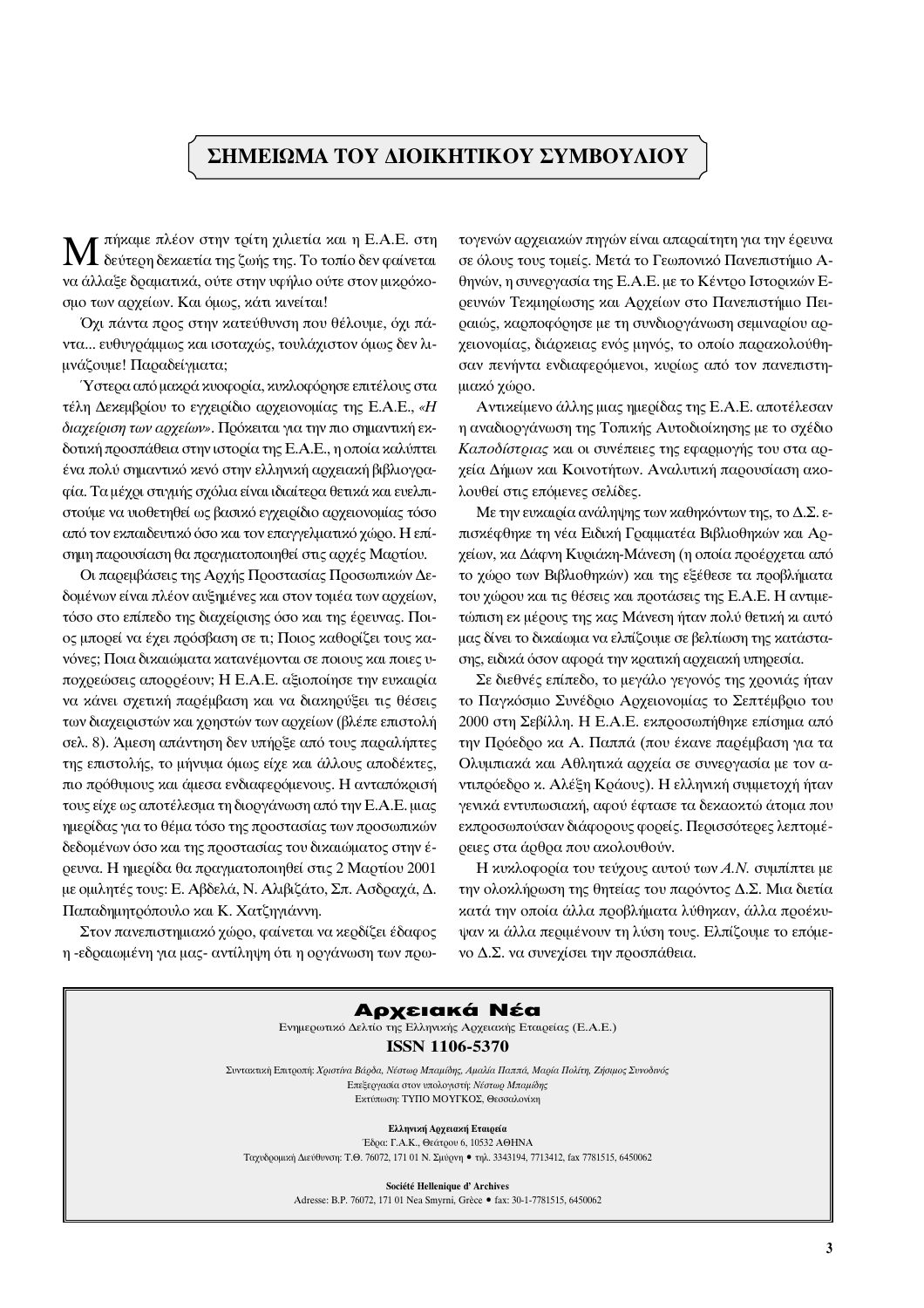## ΣΗΜΕΙΩΜΑ ΤΟΥ ΔΙΟΙΚΗΤΙΚΟΥ ΣΥΜΒΟΥΛΙΟΥ

Μπήκαμε πλέον στην τρίτη χιλιετία και η Ε.Α.Ε. στη δεύτερη δεκαετία της ζωής της. Το τοπίο δεν φαίνεται να άλλαξε δραματικά, ούτε στην υφήλιο ούτε στον μικρόκοσμο των αρχείων. Και όμως, κάτι κινείται!

Όχι πάντα προς στην κατεύθυνση που θέλουμε, όχι πάντα... ευθυγράμμως και ισοταχώς, τουλάχιστον όμως δεν λιμνάζουμε! Παραδείγματα;

Ύστερα από μακρά κυοφορία, κυκλοφόρησε επιτέλους στα τέλη Δεκεμβρίου το εγχειρίδιο αρχειονομίας της Ε.Α.Ε., *«Η διαχείριση των αρχείων»*. Πρόκειται για την πιο σημαντική εκδοτική προσπάθεια στην ιστορία της Ε.Α.Ε., η οποία καλύπτει ένα πολύ σημαντικό κενό στην ελληνική αρχειακή βιβλιογραφία. Τα μέχρι στιγμής σχόλια είναι ιδιαίτερα θετικά και ευελπιστούμε να υιοθετηθεί ως βασικό εγχειρίδιο αρχειονομίας τόσο από τον εκπαιδευτικό όσο και τον επαγγελματικό χώρο. Η επίσημη παρουσίαση θα πραγματοποιηθεί στις αρχές Μαρτίου.

Οι παρεμβάσεις της Αρχής Προστασίας Προσωπικών Δεδομένων είναι πλέον αυξημένες και στον τομέα των αρχείων, τόσο στο επίπεδο της διαχείρισης όσο και της έρευνας. Ποιος μπορεί να έχει πρόσβαση σε τι; Ποιος καθορίζει τους κανόνες; Ποια δικαιώματα κατανέμονται σε ποιους και ποιες υποχρεώσεις απορρέουν; Η Ε.Α.Ε. αξιοποίησε την ευκαιρία να κάνει σχετική παρέμβαση και να διακηρύξει τις θέσεις των διαχειριστών και χρηστών των αρχείων (βλέπε επιστολή σελ. 8). Άμεση απάντηση δεν υπήρξε από τους παραλήπτες της επιστολής, το μήνυμα όμως είχε και άλλους αποδέκτες, πιο πρόθυμους και άμεσα ενδιαφερόμενους. Η ανταπόκρισή τους είχε ως αποτέλεσμα τη διοργάνωση από την Ε.Α.Ε. μιας ημερίδας για το θέμα τόσο της προστασίας των προσωπικών δεδομένων όσο και της προστασίας του δικαιώματος στην έρευνα. Η ημερίδα θα πραγματοποιηθεί στις 2 Μαρτίου 2001 με ομιλητές τους: Ε. Αβδελά, Ν. Αλιβιζάτο, Σπ. Ασδραχά, Δ. Παπαδημητρόπουλο και Κ. Χατζηγιάννη.

Στον πανεπιστημιακό χώρο, φαίνεται να κερδίζει έδαφος η -εδραιωμένη για μας- αντίληψη ότι η οργάνωση των πρωτογενών αρχειακών πηγών είναι απαραίτητη για την έρευνα σε όλους τους τομείς. Μετά το Γεωπονικό Πανεπιστήμιο Αθηνών, η συνεργασία της Ε.Α.Ε. με το Κέντρο Ιστορικών Ερευνών Τεκμηρίωσης και Αρχείων στο Πανεπιστήμιο Πειραιώς, καρποφόρησε με τη συνδιοργάνωση σεμιναρίου αρχειονομίας, διάρκειας ενός μηνός, το οποίο παρακολούθησαν πενήντα ενδιαφερόμενοι, κυρίως από τον πανεπιστημιακό χώρο.

Αντικείμενο άλλης μιας ημερίδας της Ε.Α.Ε. αποτέλεσαν η αναδιοργάνωση της Τοπικής Αυτοδιοίκησης με το σχέδιο *Καποδίστριας* και οι συνέπειες της εφαρμογής του στα αρχεία Δήμων και Κοινοτήτων. Αναλυτική παρουσίαση ακολουθεί στις επόμενες σελίδες.

Με την ευκαιρία ανάληψης των καθηκόντων της, το Δ.Σ. επισκέφθηκε τη νέα Ειδική Γραμματέα Βιβλιοθηκών και Αρχείων, κα Δάφνη Κυριάκη-Μάνεση (η οποία προέρχεται από το χώρο των Βιβλιοθηκών) και της εξέθεσε τα προβλήματα του χώρου και τις θέσεις και προτάσεις της Ε.Α.Ε. Η αντιμετώπιση εκ μέρους της κας Μάνεση ήταν πολύ θετική και αυτό μας δίνει το δικαίωμα να ελπίζουμε σε βελτίωση της κατάστασης, ειδικά όσον αφορά την κρατική αρχειακή υπηρεσία.

Σε διεθνές επίπεδο, το μεγάλο γεγονός της χρονιάς ήταν το Παγκόσμιο Συνέδριο Αρχειονομίας το Σεπτέμβριο του 2000 στη Σεβίλλη. Η Ε.Α.Ε. εκπροσωπήθηκε επίσημα από την Πρόεδρο κα Α. Παππά (που έκανε παρέμβαση για τα Ολυμπιακά και Αθλητικά αρχεία σε συνεργασία με τον αντιπρόεδρο κ. Αλέξη Κράους). Η ελληνική συμμετοχή ήταν γενικά εντυπωσιακή, αφού έφτασε τα δεκαοκτώ άτομα που εκπροσωπούσαν διάφορους φορείς. Περισσότερες λεπτομέρειες στα άρθρα που ακολουθούν.

Η κυκλοφορία του τεύχους αυτού των *Α.Ν.* συμπίπτει με την ολοκλήρωση της θητείας του παρόντος Δ.Σ. Μια διετία κατά την οποία άλλα προβλήματα λύθηκαν, άλλα προέκυψαν κι άλλα περιμένουν τη λύση τους. Ελπίζουμε το επόμενο Δ.Σ. να συνεχίσει την προσπάθεια.

---

**Αρχειακά Νέα**
Ενημερωτικό Δελτίο της Ελληνικής Αρχειακής Εταιρείας (Ε.Α.Ε.)
**ISSN 1106-5370**

Συντακτική Επιτροπή: *Χριστίνα Βάρδα, Νέστωρ Μπαμίδης, Αμαλία Παππά, Μαρία Πολίτη, Ζήσιμος Συνοδινός*
Επεξεργασία στον υπολογιστή: *Νέστωρ Μπαμίδης*
Εκτύπωση: ΤΥΠΟ ΜΟΥΓΚΟΣ, Θεσσαλονίκη

**Ελληνική Αρχειακή Εταιρεία**
Έδρα: Γ.Α.Κ., Θεάτρου 6, 10532 ΑΘΗΝΑ
Ταχυδρομική Διεύθυνση: Τ.Θ. 76072, 171 01 Ν. Σμύρνη • τηλ. 3343194, 7713412, fax 7781515, 6450062

**Société Hellenique d' Archives**
Adresse: B.P. 76072, 171 01 Nea Smyrni, Grèce • fax: 30-1-7781515, 6450062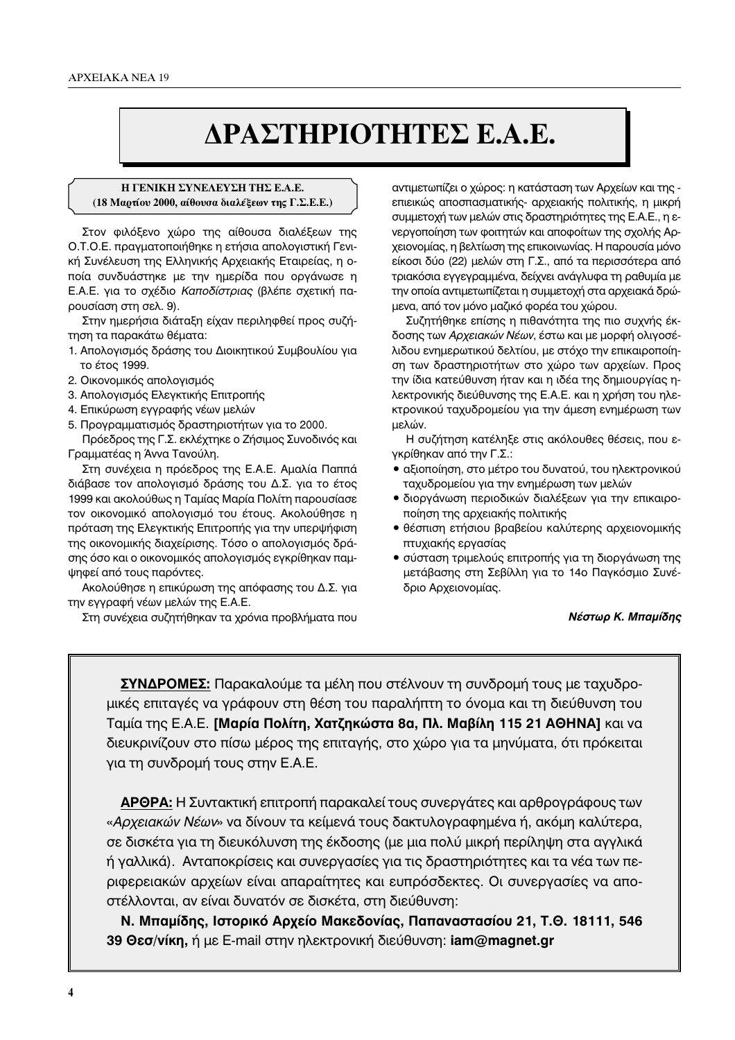# ΔΡΑΣΤΗΡΙΟΤΗΤΕΣ Ε.Α.Ε.

**Η ΓΕΝΙΚΗ ΣΥΝΕΛΕΥΣΗ ΤΗΣ Ε.Α.Ε.**
**(18 Μαρτίου 2000, αίθουσα διαλέξεων της Γ.Σ.Ε.Ε.)**

Στον φιλόξενο χώρο της αίθουσα διαλέξεων της Ο.Τ.Ο.Ε. πραγματοποιήθηκε η ετήσια απολογιστική Γενική Συνέλευση της Ελληνικής Αρχειακής Εταιρείας, η οποία συνδυάστηκε με την ημερίδα που οργάνωσε η Ε.Α.Ε. για το σχέδιο *Καποδίστριας* (βλέπε σχετική παρουσίαση στη σελ. 9).

Στην ημερήσια διάταξη είχαν περιληφθεί προς συζήτηση τα παρακάτω θέματα:

1. Απολογισμός δράσης του Διοικητικού Συμβουλίου για το έτος 1999.
2. Οικονομικός απολογισμός
3. Απολογισμός Ελεγκτικής Επιτροπής
4. Επικύρωση εγγραφής νέων μελών
5. Προγραμματισμός δραστηριοτήτων για το 2000.

Πρόεδρος της Γ.Σ. εκλέχτηκε ο Ζήσιμος Συνοδινός και Γραμματέας η Άννα Τανούλη.

Στη συνέχεια η πρόεδρος της Ε.Α.Ε. Αμαλία Παππά διάβασε τον απολογισμό δράσης του Δ.Σ. για το έτος 1999 και ακολούθως η Ταμίας Μαρία Πολίτη παρουσίασε τον οικονομικό απολογισμό του έτους. Ακολούθησε η πρόταση της Ελεγκτικής Επιτροπής για την υπερψήφιση της οικονομικής διαχείρισης. Τόσο ο απολογισμός δράσης όσο και ο οικονομικός απολογισμός εγκρίθηκαν παμψηφεί από τους παρόντες.

Ακολούθησε η επικύρωση της απόφασης του Δ.Σ. για την εγγραφή νέων μελών της Ε.Α.Ε.

Στη συνέχεια συζητήθηκαν τα χρόνια προβλήματα που αντιμετωπίζει ο χώρος: η κατάσταση των Αρχείων και της -επιεικώς αποσπασματικής- αρχειακής πολιτικής, η μικρή συμμετοχή των μελών στις δραστηριότητες της Ε.Α.Ε., η ενεργοποίηση των φοιτητών και αποφοίτων της σχολής Αρχειονομίας, η βελτίωση της επικοινωνίας. Η παρουσία μόνο είκοσι δύο (22) μελών στη Γ.Σ., από τα περισσότερα από τριακόσια εγγεγραμμένα, δείχνει ανάγλυφα τη ραθυμία με την οποία αντιμετωπίζεται η συμμετοχή στα αρχειακά δρώμενα, από τον μόνο μαζικό φορέα του χώρου.

Συζητήθηκε επίσης η πιθανότητα της πιο συχνής έκδοσης των *Αρχειακών Νέων*, έστω και με μορφή ολιγοσέλιδου ενημερωτικού δελτίου, με στόχο την επικαιροποίηση των δραστηριοτήτων στο χώρο των αρχείων. Προς την ίδια κατεύθυνση ήταν και η ιδέα της δημιουργίας ηλεκτρονικής διεύθυνσης της Ε.Α.Ε. και η χρήση του ηλεκτρονικού ταχυδρομείου για την άμεση ενημέρωση των μελών.

Η συζήτηση κατέληξε στις ακόλουθες θέσεις, που εγκρίθηκαν από την Γ.Σ.:

- αξιοποίηση, στο μέτρο του δυνατού, του ηλεκτρονικού ταχυδρομείου για την ενημέρωση των μελών
- διοργάνωση περιοδικών διαλέξεων για την επικαιροποίηση της αρχειακής πολιτικής
- θέσπιση ετήσιου βραβείου καλύτερης αρχειονομικής πτυχιακής εργασίας
- σύσταση τριμελούς επιτροπής για τη διοργάνωση της μετάβασης στη Σεβίλλη για το 14ο Παγκόσμιο Συνέδριο Αρχειονομίας.

***Νέστωρ Κ. Μπαμίδης***

---

**ΣΥΝΔΡΟΜΕΣ:** Παρακαλούμε τα μέλη που στέλνουν τη συνδρομή τους με ταχυδρομικές επιταγές να γράφουν στη θέση του παραλήπτη το όνομα και τη διεύθυνση του Ταμία της Ε.Α.Ε. **[Μαρία Πολίτη, Χατζηκώστα 8α, Πλ. Μαβίλη 115 21 ΑΘΗΝΑ]** και να διευκρινίζουν στο πίσω μέρος της επιταγής, στο χώρο για τα μηνύματα, ότι πρόκειται για τη συνδρομή τους στην Ε.Α.Ε.

**ΑΡΘΡΑ:** Η Συντακτική επιτροπή παρακαλεί τους συνεργάτες και αρθρογράφους των «*Αρχειακών Νέων*» να δίνουν τα κείμενά τους δακτυλογραφημένα ή, ακόμη καλύτερα, σε δισκέτα για τη διευκόλυνση της έκδοσης (με μια πολύ μικρή περίληψη στα αγγλικά ή γαλλικά). Ανταποκρίσεις και συνεργασίες για τις δραστηριότητες και τα νέα των περιφερειακών αρχείων είναι απαραίτητες και ευπρόσδεκτες. Οι συνεργασίες να αποστέλλονται, αν είναι δυνατόν σε δισκέτα, στη διεύθυνση:

**Ν. Μπαμίδης, Ιστορικό Αρχείο Μακεδονίας, Παπαναστασίου 21, Τ.Θ. 18111, 546 39 Θεσ/νίκη,** ή με E-mail στην ηλεκτρονική διεύθυνση: **iam@magnet.gr**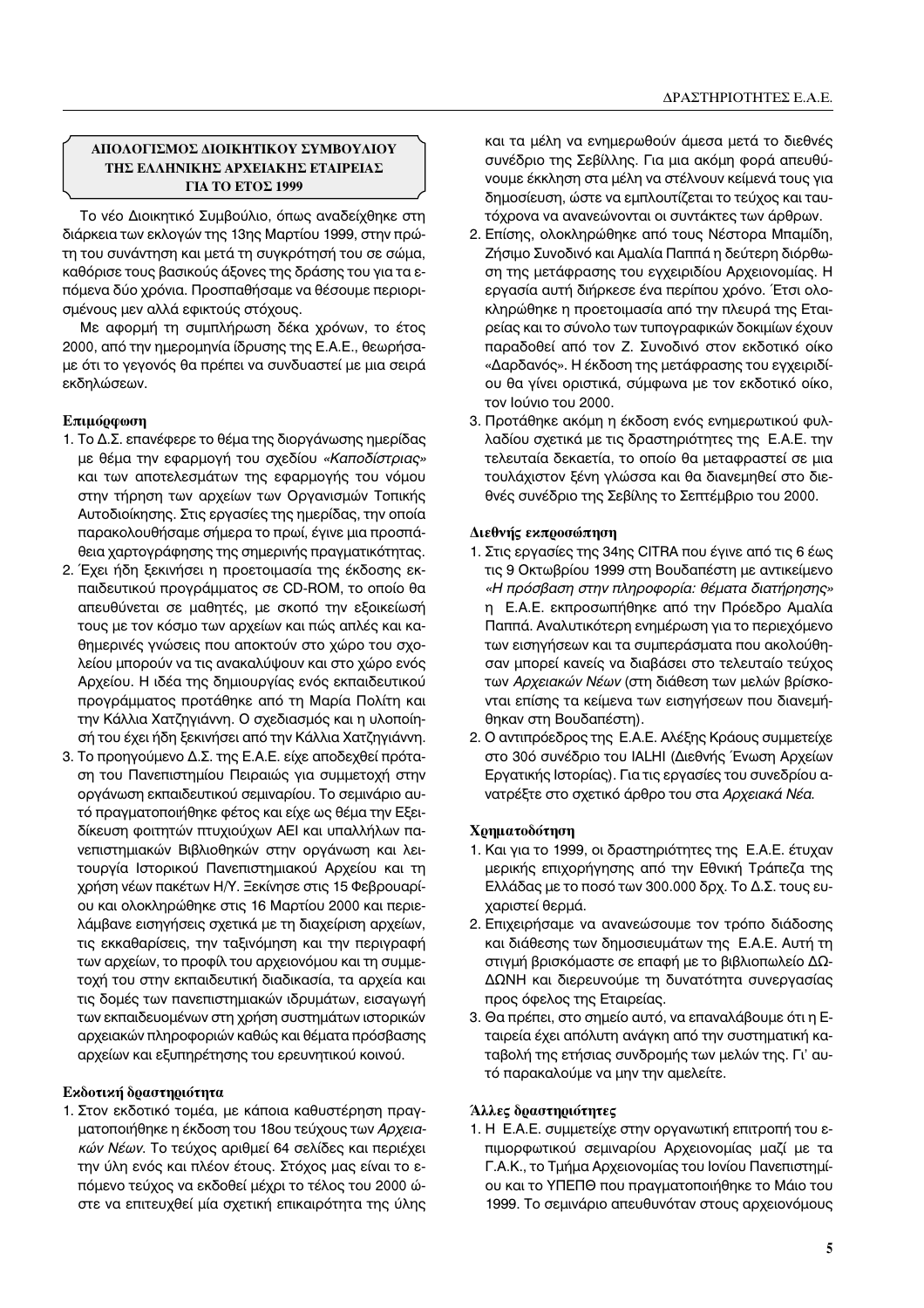## ΑΠΟΛΟΓΙΣΜΟΣ ΔΙΟΙΚΗΤΙΚΟΥ ΣΥΜΒΟΥΛΙΟΥ ΤΗΣ ΕΛΛΗΝΙΚΗΣ ΑΡΧΕΙΑΚΗΣ ΕΤΑΙΡΕΙΑΣ ΓΙΑ ΤΟ ΕΤΟΣ 1999

Το νέο Διοικητικό Συμβούλιο, όπως αναδείχθηκε στη διάρκεια των εκλογών της 13ης Μαρτίου 1999, στην πρώτη του συνάντηση και μετά τη συγκρότησή του σε σώμα, καθόρισε τους βασικούς άξονες της δράσης του για τα επόμενα δύο χρόνια. Προσπαθήσαμε να θέσουμε περιορισμένους μεν αλλά εφικτούς στόχους.

Με αφορμή τη συμπλήρωση δέκα χρόνων, το έτος 2000, από την ημερομηνία ίδρυσης της Ε.Α.Ε., θεωρήσαμε ότι το γεγονός θα πρέπει να συνδυαστεί με μια σειρά εκδηλώσεων.

### Επιμόρφωση

1. Το Δ.Σ. επανέφερε το θέμα της διοργάνωσης ημερίδας με θέμα την εφαρμογή του σχεδίου *«Καποδίστριας»* και των αποτελεσμάτων της εφαρμογής του νόμου στην τήρηση των αρχείων των Οργανισμών Τοπικής Αυτοδιοίκησης. Στις εργασίες της ημερίδας, την οποία παρακολουθήσαμε σήμερα το πρωί, έγινε μια προσπάθεια χαρτογράφησης της σημερινής πραγματικότητας.
2. Έχει ήδη ξεκινήσει η προετοιμασία της έκδοσης εκπαιδευτικού προγράμματος σε CD-ROM, το οποίο θα απευθύνεται σε μαθητές, με σκοπό την εξοικείωσή τους με τον κόσμο των αρχείων και πώς απλές και καθημερινές γνώσεις που αποκτούν στο χώρο του σχολείου μπορούν να τις ανακαλύψουν και στο χώρο ενός Αρχείου. Η ιδέα της δημιουργίας ενός εκπαιδευτικού προγράμματος προτάθηκε από τη Μαρία Πολίτη και την Κάλλια Χατζηγιάννη. Ο σχεδιασμός και η υλοποίησή του έχει ήδη ξεκινήσει από την Κάλλια Χατζηγιάννη.
3. Το προηγούμενο Δ.Σ. της Ε.Α.Ε. είχε αποδεχθεί πρόταση του Πανεπιστημίου Πειραιώς για συμμετοχή στην οργάνωση εκπαιδευτικού σεμιναρίου. Το σεμινάριο αυτό πραγματοποιήθηκε φέτος και είχε ως θέμα την Εξειδίκευση φοιτητών πτυχιούχων ΑΕΙ και υπαλλήλων πανεπιστημιακών Βιβλιοθηκών στην οργάνωση και λειτουργία Ιστορικού Πανεπιστημιακού Αρχείου και τη χρήση νέων πακέτων Η/Υ. Ξεκίνησε στις 15 Φεβρουαρίου και ολοκληρώθηκε στις 16 Μαρτίου 2000 και περιελάμβανε εισηγήσεις σχετικά με τη διαχείριση αρχείων, τις εκκαθαρίσεις, την ταξινόμηση και την περιγραφή των αρχείων, το προφίλ του αρχειονόμου και τη συμμετοχή του στην εκπαιδευτική διαδικασία, τα αρχεία και τις δομές των πανεπιστημιακών ιδρυμάτων, εισαγωγή των εκπαιδευομένων στη χρήση συστημάτων ιστορικών αρχειακών πληροφοριών καθώς και θέματα πρόσβασης αρχείων και εξυπηρέτησης του ερευνητικού κοινού.

### Εκδοτική δραστηριότητα

1. Στον εκδοτικό τομέα, με κάποια καθυστέρηση πραγματοποιήθηκε η έκδοση του 18ου τεύχους των *Αρχειακών Νέων*. Το τεύχος αριθμεί 64 σελίδες και περιέχει την ύλη ενός και πλέον έτους. Στόχος μας είναι το επόμενο τεύχος να εκδοθεί μέχρι το τέλος του 2000 ώστε να επιτευχθεί μία σχετική επικαιρότητα της ύλης και τα μέλη να ενημερωθούν άμεσα μετά το διεθνές συνέδριο της Σεβίλλης. Για μια ακόμη φορά απευθύνουμε έκκληση στα μέλη να στέλνουν κείμενά τους για δημοσίευση, ώστε να εμπλουτίζεται το τεύχος και ταυτόχρονα να ανανεώνονται οι συντάκτες των άρθρων.
2. Επίσης, ολοκληρώθηκε από τους Νέστορα Μπαμίδη, Ζήσιμο Συνοδινό και Αμαλία Παππά η δεύτερη διόρθωση της μετάφρασης του εγχειριδίου Αρχειονομίας. Η εργασία αυτή διήρκεσε ένα περίπου χρόνο. Έτσι ολοκληρώθηκε η προετοιμασία από την πλευρά της Εταιρείας και το σύνολο των τυπογραφικών δοκιμίων έχουν παραδοθεί από τον Ζ. Συνοδινό στον εκδοτικό οίκο «Δαρδανός». Η έκδοση της μετάφρασης του εγχειριδίου θα γίνει οριστικά, σύμφωνα με τον εκδοτικό οίκο, τον Ιούνιο του 2000.
3. Προτάθηκε ακόμη η έκδοση ενός ενημερωτικού φυλλαδίου σχετικά με τις δραστηριότητες της Ε.Α.Ε. την τελευταία δεκαετία, το οποίο θα μεταφραστεί σε μια τουλάχιστον ξένη γλώσσα και θα διανεμηθεί στο διεθνές συνέδριο της Σεβίλης το Σεπτέμβριο του 2000.

### Διεθνής εκπροσώπηση

1. Στις εργασίες της 34ης CITRA που έγινε από τις 6 έως τις 9 Οκτωβρίου 1999 στη Βουδαπέστη με αντικείμενο *«Η πρόσβαση στην πληροφορία: θέματα διατήρησης»* η Ε.Α.Ε. εκπροσωπήθηκε από την Πρόεδρο Αμαλία Παππά. Αναλυτικότερη ενημέρωση για το περιεχόμενο των εισηγήσεων και τα συμπεράσματα που ακολούθησαν μπορεί κανείς να διαβάσει στο τελευταίο τεύχος των *Αρχειακών Νέων* (στη διάθεση των μελών βρίσκονται επίσης τα κείμενα των εισηγήσεων που διανεμήθηκαν στη Βουδαπέστη).
2. Ο αντιπρόεδρος της Ε.Α.Ε. Αλέξης Κράους συμμετείχε στο 30ό συνέδριο του IALHI (Διεθνής Ένωση Αρχείων Εργατικής Ιστορίας). Για τις εργασίες του συνεδρίου ανατρέξτε στο σχετικό άρθρο του στα *Αρχειακά Νέα*.

### Χρηματοδότηση

1. Και για το 1999, οι δραστηριότητες της Ε.Α.Ε. έτυχαν μερικής επιχορήγησης από την Εθνική Τράπεζα της Ελλάδας με το ποσό των 300.000 δρχ. Το Δ.Σ. τους ευχαριστεί θερμά.
2. Επιχειρήσαμε να ανανεώσουμε τον τρόπο διάδοσης και διάθεσης των δημοσιευμάτων της Ε.Α.Ε. Αυτή τη στιγμή βρισκόμαστε σε επαφή με το βιβλιοπωλείο ΔΩΔΩΝΗ και διερευνούμε τη δυνατότητα συνεργασίας προς όφελος της Εταιρείας.
3. Θα πρέπει, στο σημείο αυτό, να επαναλάβουμε ότι η Εταιρεία έχει απόλυτη ανάγκη από την συστηματική καταβολή της ετήσιας συνδρομής των μελών της. Γι' αυτό παρακαλούμε να μην την αμελείτε.

### Άλλες δραστηριότητες

1. Η Ε.Α.Ε. συμμετείχε στην οργανωτική επιτροπή του επιμορφωτικού σεμιναρίου Αρχειονομίας μαζί με τα Γ.Α.Κ., το Τμήμα Αρχειονομίας του Ιονίου Πανεπιστημίου και το ΥΠΕΠΘ που πραγματοποιήθηκε το Μάιο του 1999. Το σεμινάριο απευθυνόταν στους αρχειονόμους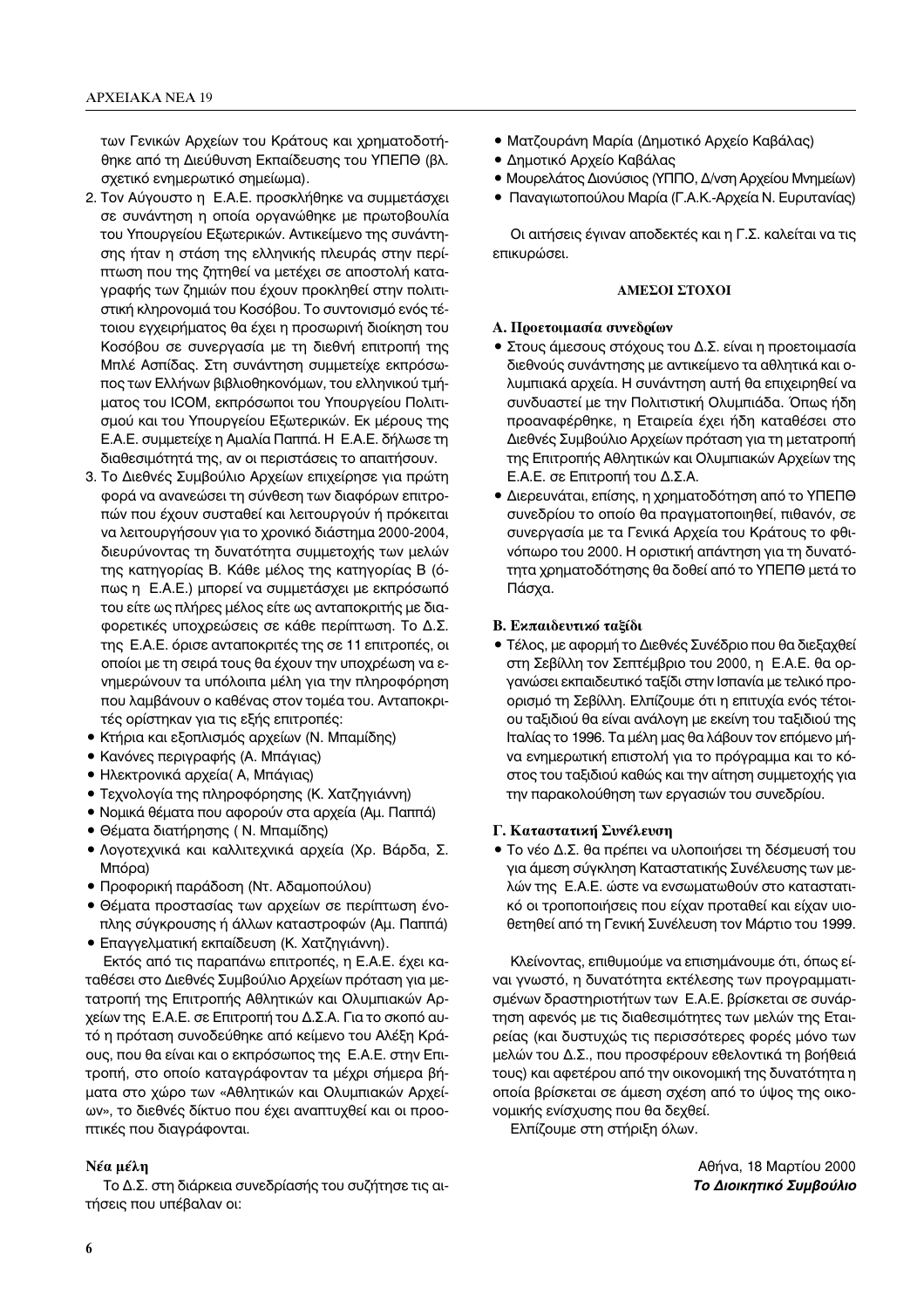των Γενικών Αρχείων του Κράτους και χρηματοδοτήθηκε από τη Διεύθυνση Εκπαίδευσης του ΥΠΕΠΘ (βλ. σχετικό ενημερωτικό σημείωμα).

2. Τον Αύγουστο η Ε.Α.Ε. προσκλήθηκε να συμμετάσχει σε συνάντηση η οποία οργανώθηκε με πρωτοβουλία του Υπουργείου Εξωτερικών. Αντικείμενο της συνάντησης ήταν η στάση της ελληνικής πλευράς στην περίπτωση που της ζητηθεί να μετέχει σε αποστολή καταγραφής των ζημιών που έχουν προκληθεί στην πολιτιστική κληρονομιά του Κοσόβου. Το συντονισμό ενός τέτοιου εγχειρήματος θα έχει η προσωρινή διοίκηση του Κοσόβου σε συνεργασία με τη διεθνή επιτροπή της Μπλε Ασπίδας. Στη συνάντηση συμμετείχε εκπρόσωπος των Ελλήνων βιβλιοθηκονόμων, του ελληνικού τμήματος του ICOM, εκπρόσωποι του Υπουργείου Πολιτισμού και του Υπουργείου Εξωτερικών. Εκ μέρους της Ε.Α.Ε. συμμετείχε η Αμαλία Παππά. Η Ε.Α.Ε. δήλωσε τη διαθεσιμότητά της, αν οι περιστάσεις το απαιτήσουν.

3. Το Διεθνές Συμβούλιο Αρχείων επιχείρησε για πρώτη φορά να ανανεώσει τη σύνθεση των διαφόρων επιτροπών που έχουν συσταθεί και λειτουργούν ή πρόκειται να λειτουργήσουν για το χρονικό διάστημα 2000-2004, διευρύνοντας τη δυνατότητα συμμετοχής των μελών της κατηγορίας Β. Κάθε μέλος της κατηγορίας Β (όπως η Ε.Α.Ε.) μπορεί να συμμετάσχει με εκπρόσωπό του είτε ως πλήρες μέλος είτε ως ανταποκριτής με διαφορετικές υποχρεώσεις σε κάθε περίπτωση. Το Δ.Σ. της Ε.Α.Ε. όρισε ανταποκριτές της σε 11 επιτροπές, οι οποίοι με τη σειρά τους θα έχουν την υποχρέωση να ενημερώνουν τα υπόλοιπα μέλη για την πληροφόρηση που λαμβάνουν ο καθένας στον τομέα του. Ανταποκριτές ορίστηκαν για τις εξής επιτροπές:

- Κτήρια και εξοπλισμός αρχείων (Ν. Μπαμίδης)
- Κανόνες περιγραφής (Α. Μπάγιας)
- Ηλεκτρονικά αρχεία( Α, Μπάγιας)
- Τεχνολογία της πληροφόρησης (Κ. Χατζηγιάννη)
- Νομικά θέματα που αφορούν στα αρχεία (Αμ. Παππά)
- Θέματα διατήρησης ( Ν. Μπαμίδης)
- Λογοτεχνικά και καλλιτεχνικά αρχεία (Χρ. Βάρδα, Σ. Μπόρα)
- Προφορική παράδοση (Ντ. Αδαμοπούλου)
- Θέματα προστασίας των αρχείων σε περίπτωση ένοπλης σύγκρουσης ή άλλων καταστροφών (Αμ. Παππά)
- Επαγγελματική εκπαίδευση (Κ. Χατζηγιάννη).

Εκτός από τις παραπάνω επιτροπές, η Ε.Α.Ε. έχει καταθέσει στο Διεθνές Συμβούλιο Αρχείων πρόταση για μετατροπή της Επιτροπής Αθλητικών και Ολυμπιακών Αρχείων της Ε.Α.Ε. σε Επιτροπή του Δ.Σ.Α. Για το σκοπό αυτό η πρόταση συνοδεύθηκε από κείμενο του Αλέξη Κράους, που θα είναι και ο εκπρόσωπος της Ε.Α.Ε. στην Επιτροπή, στο οποίο καταγράφονταν τα μέχρι σήμερα βήματα στο χώρο των «Αθλητικών και Ολυμπιακών Αρχείων», το διεθνές δίκτυο που έχει αναπτυχθεί και οι προοπτικές που διαγράφονται.

### Νέα μέλη

Το Δ.Σ. στη διάρκεια συνεδρίασής του συζήτησε τις αιτήσεις που υπέβαλαν οι:

- Ματζουράνη Μαρία (Δημοτικό Αρχείο Καβάλας)
- Δημοτικό Αρχείο Καβάλας
- Μουρελάτος Διονύσιος (ΥΠΠΟ, Δ/νση Αρχείου Μνημείων)
- Παναγιωτοπούλου Μαρία (Γ.Α.Κ.-Αρχεία Ν. Ευρυτανίας)

Οι αιτήσεις έγιναν αποδεκτές και η Γ.Σ. καλείται να τις επικυρώσει.

## ΑΜΕΣΟΙ ΣΤΟΧΟΙ

### Α. Προετοιμασία συνεδρίων

- Στους άμεσους στόχους του Δ.Σ. είναι η προετοιμασία διεθνούς συνάντησης με αντικείμενο τα αθλητικά και ολυμπιακά αρχεία. Η συνάντηση αυτή θα επιχειρηθεί να συνδυαστεί με την Πολιτιστική Ολυμπιάδα. Όπως ήδη προαναφέρθηκε, η Εταιρεία έχει ήδη καταθέσει στο Διεθνές Συμβούλιο Αρχείων πρόταση για τη μετατροπή της Επιτροπής Αθλητικών και Ολυμπιακών Αρχείων της Ε.Α.Ε. σε Επιτροπή του Δ.Σ.Α.
- Διερευνάται, επίσης, η χρηματοδότηση από το ΥΠΕΠΘ συνεδρίου το οποίο θα πραγματοποιηθεί, πιθανόν, σε συνεργασία με τα Γενικά Αρχεία του Κράτους το φθινόπωρο του 2000. Η οριστική απάντηση για τη δυνατότητα χρηματοδότησης θα δοθεί από το ΥΠΕΠΘ μετά το Πάσχα.

### Β. Εκπαιδευτικό ταξίδι

- Τέλος, με αφορμή το Διεθνές Συνέδριο που θα διεξαχθεί στη Σεβίλλη τον Σεπτέμβριο του 2000, η Ε.Α.Ε. θα οργανώσει εκπαιδευτικό ταξίδι στην Ισπανία με τελικό προορισμό τη Σεβίλλη. Ελπίζουμε ότι η επιτυχία ενός τέτοιου ταξιδιού θα είναι ανάλογη με εκείνη του ταξιδιού της Ιταλίας το 1996. Τα μέλη μας θα λάβουν τον επόμενο μήνα ενημερωτική επιστολή για το πρόγραμμα και το κόστος του ταξιδιού καθώς και την αίτηση συμμετοχής για την παρακολούθηση των εργασιών του συνεδρίου.

### Γ. Καταστατική Συνέλευση

- Το νέο Δ.Σ. θα πρέπει να υλοποιήσει τη δέσμευσή του για άμεση σύγκληση Καταστατικής Συνέλευσης των μελών της Ε.Α.Ε. ώστε να ενσωματωθούν στο καταστατικό οι τροποποιήσεις που είχαν προταθεί και είχαν υιοθετηθεί από τη Γενική Συνέλευση τον Μάρτιο του 1999.

Κλείνοντας, επιθυμούμε να επισημάνουμε ότι, όπως είναι γνωστό, η δυνατότητα εκτέλεσης των προγραμματισμένων δραστηριοτήτων των Ε.Α.Ε. βρίσκεται σε συνάρτηση αφενός με τις διαθεσιμότητες των μελών της Εταιρείας (και δυστυχώς τις περισσότερες φορές μόνο των μελών του Δ.Σ., που προσφέρουν εθελοντικά τη βοήθειά τους) και αφετέρου από την οικονομική της δυνατότητα η οποία βρίσκεται σε άμεση σχέση από το ύψος της οικονομικής ενίσχυσης που θα δεχθεί.

Ελπίζουμε στη στήριξη όλων.

Αθήνα, 18 Μαρτίου 2000

***Το Διοικητικό Συμβούλιο***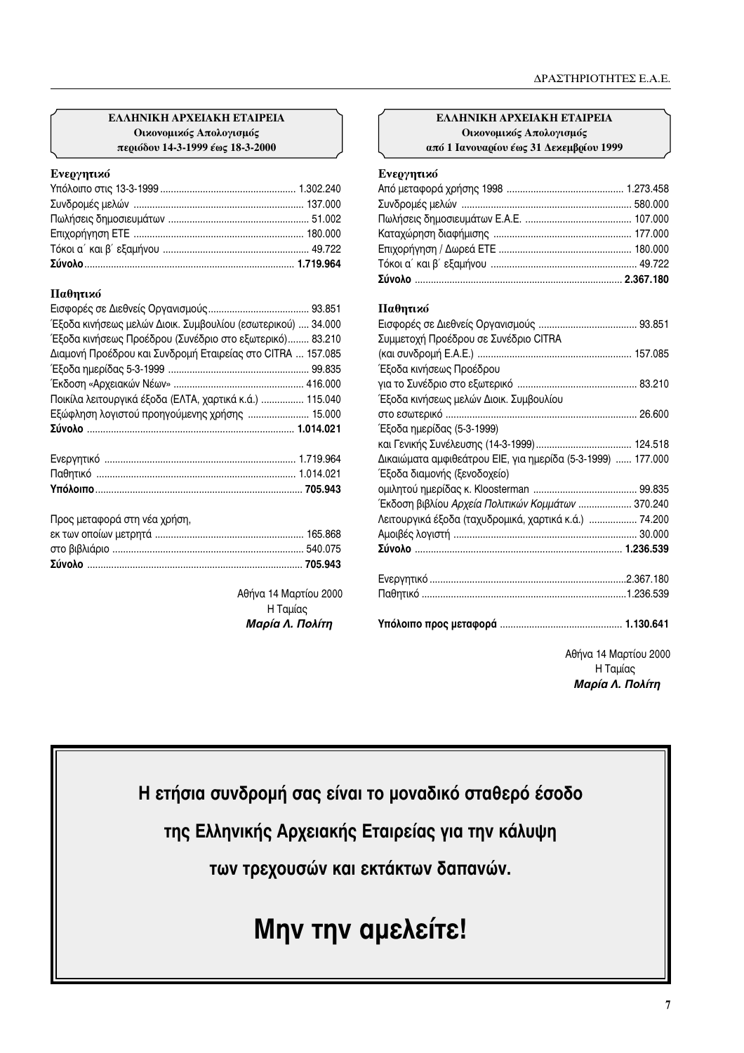### ΕΛΛΗΝΙΚΗ ΑΡΧΕΙΑΚΗ ΕΤΑΙΡΕΙΑ
**Οικονομικός Απολογισμός**
**περιόδου 14-3-1999 έως 18-3-2000**

**Ενεργητικό**

| | |
|---|---|
| Υπόλοιπο στις 13-3-1999 | 1.302.240 |
| Συνδρομές μελών | 137.000 |
| Πωλήσεις δημοσιευμάτων | 51.002 |
| Επιχορήγηση ΕΤΕ | 180.000 |
| Τόκοι α΄ και β΄ εξαμήνου | 49.722 |
| **Σύνολο** | **1.719.964** |

**Παθητικό**

| | |
|---|---|
| Εισφορές σε Διεθνείς Οργανισμούς | 93.851 |
| Έξοδα κινήσεως μελών Διοικ. Συμβουλίου (εσωτερικού) | 34.000 |
| Έξοδα κινήσεως Προέδρου (Συνέδριο στο εξωτερικό) | 83.210 |
| Διαμονή Προέδρου και Συνδρομή Εταιρείας στο CITRA | 157.085 |
| Έξοδα ημερίδας 5-3-1999 | 99.835 |
| Έκδοση «Αρχειακών Νέων» | 416.000 |
| Ποικίλα λειτουργικά έξοδα (ΕΛΤΑ, χαρτικά κ.ά.) | 115.040 |
| Εξώφληση λογιστού προηγούμενης χρήσης | 15.000 |
| **Σύνολο** | **1.014.021** |

| | |
|---|---|
| Ενεργητικό | 1.719.964 |
| Παθητικό | 1.014.021 |
| **Υπόλοιπο** | **705.943** |

Προς μεταφορά στη νέα χρήση,

| | |
|---|---|
| εκ των οποίων μετρητά | 165.868 |
| στο βιβλιάριο | 540.075 |
| **Σύνολο** | **705.943** |

Αθήνα 14 Μαρτίου 2000
Η Ταμίας
***Μαρία Λ. Πολίτη***

### ΕΛΛΗΝΙΚΗ ΑΡΧΕΙΑΚΗ ΕΤΑΙΡΕΙΑ
**Οικονομικός Απολογισμός**
**από 1 Ιανουαρίου έως 31 Δεκεμβρίου 1999**

**Ενεργητικό**

| | |
|---|---|
| Από μεταφορά χρήσης 1998 | 1.273.458 |
| Συνδρομές μελών | 580.000 |
| Πωλήσεις δημοσιευμάτων Ε.Α.Ε. | 107.000 |
| Καταχώρηση διαφήμισης | 177.000 |
| Επιχορήγηση / Δωρεά ΕΤΕ | 180.000 |
| Τόκοι α΄ και β΄ εξαμήνου | 49.722 |
| **Σύνολο** | **2.367.180** |

**Παθητικό**

| | |
|---|---|
| Εισφορές σε Διεθνείς Οργανισμούς | 93.851 |
| Συμμετοχή Προέδρου σε Συνέδριο CITRA (και συνδρομή Ε.Α.Ε.) | 157.085 |
| Έξοδα κινήσεως Προέδρου για το Συνέδριο στο εξωτερικό | 83.210 |
| Έξοδα κινήσεως μελών Διοικ. Συμβουλίου στο εσωτερικό | 26.600 |
| Έξοδα ημερίδας (5-3-1999) και Γενικής Συνέλευσης (14-3-1999) | 124.518 |
| Δικαιώματα αμφιθεάτρου ΕΙΕ, για ημερίδα (5-3-1999) | 177.000 |
| Έξοδα διαμονής (ξενοδοχείο) ομιλητού ημερίδας κ. Kloosterman | 99.835 |
| Έκδοση βιβλίου *Αρχεία Πολιτικών Κομμάτων* | 370.240 |
| Λειτουργικά έξοδα (ταχυδρομικά, χαρτικά κ.ά.) | 74.200 |
| Αμοιβές λογιστή | 30.000 |
| **Σύνολο** | **1.236.539** |

| | |
|---|---|
| Ενεργητικό | 2.367.180 |
| Παθητικό | 1.236.539 |
| **Υπόλοιπο προς μεταφορά** | **1.130.641** |

Αθήνα 14 Μαρτίου 2000
Η Ταμίας
***Μαρία Λ. Πολίτη***

**Η ετήσια συνδρομή σας είναι το μοναδικό σταθερό έσοδο της Ελληνικής Αρχειακής Εταιρείας για την κάλυψη των τρεχουσών και εκτάκτων δαπανών.**

## Μην την αμελείτε!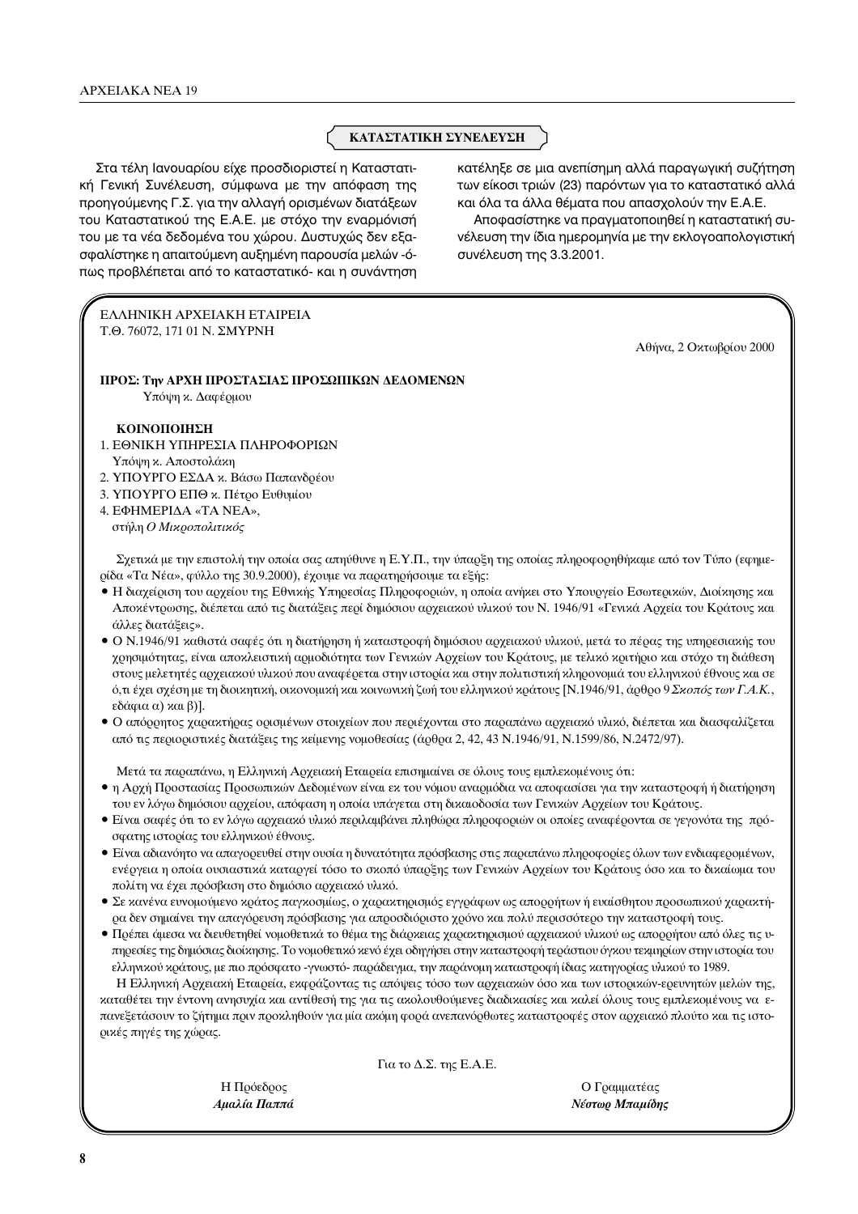## ΚΑΤΑΣΤΑΤΙΚΗ ΣΥΝΕΛΕΥΣΗ

Στα τέλη Ιανουαρίου είχε προσδιοριστεί η Καταστατική Γενική Συνέλευση, σύμφωνα με την απόφαση της προηγούμενης Γ.Σ. για την αλλαγή ορισμένων διατάξεων του Καταστατικού της Ε.Α.Ε. με στόχο την εναρμόνισή του με τα νέα δεδομένα του χώρου. Δυστυχώς δεν εξασφαλίστηκε η απαιτούμενη αυξημένη παρουσία μελών -όπως προβλέπεται από το καταστατικό- και η συνάντηση κατέληξε σε μια ανεπίσημη αλλά παραγωγική συζήτηση των είκοσι τριών (23) παρόντων για το καταστατικό αλλά και όλα τα άλλα θέματα που απασχολούν την Ε.Α.Ε.

Αποφασίστηκε να πραγματοποιηθεί η καταστατική συνέλευση την ίδια ημερομηνία με την εκλογοαπολογιστική συνέλευση της 3.3.2001.

---

ΕΛΛΗΝΙΚΗ ΑΡΧΕΙΑΚΗ ΕΤΑΙΡΕΙΑ
Τ.Θ. 76072, 171 01 Ν. ΣΜΥΡΝΗ

Αθήνα, 2 Οκτωβρίου 2000

**ΠΡΟΣ: Την ΑΡΧΗ ΠΡΟΣΤΑΣΙΑΣ ΠΡΟΣΩΠΙΚΩΝ ΔΕΔΟΜΕΝΩΝ**
Υπόψη κ. Δαφέρμου

**ΚΟΙΝΟΠΟΙΗΣΗ**

1. ΕΘΝΙΚΗ ΥΠΗΡΕΣΙΑ ΠΛΗΡΟΦΟΡΙΩΝ
   Υπόψη κ. Αποστολάκη
2. ΥΠΟΥΡΓΟ ΕΣΔΑ κ. Βάσω Παπανδρέου
3. ΥΠΟΥΡΓΟ ΕΠΘ κ. Πέτρο Ευθυμίου
4. ΕΦΗΜΕΡΙΔΑ «ΤΑ ΝΕΑ»,
   στήλη *Ο Μικροπολιτικός*

Σχετικά με την επιστολή την οποία σας απηύθυνε η Ε.Υ.Π., την ύπαρξη της οποίας πληροφορηθήκαμε από τον Τύπο (εφημερίδα «Τα Νέα», φύλλο της 30.9.2000), έχουμε να παρατηρήσουμε τα εξής:

- Η διαχείριση του αρχείου της Εθνικής Υπηρεσίας Πληροφοριών, η οποία ανήκει στο Υπουργείο Εσωτερικών, Διοίκησης και Αποκέντρωσης, διέπεται από τις διατάξεις περί δημόσιου αρχειακού υλικού του Ν. 1946/91 «Γενικά Αρχεία του Κράτους και άλλες διατάξεις».
- Ο Ν.1946/91 καθιστά σαφές ότι η διατήρηση ή καταστροφή δημόσιου αρχειακού υλικού, μετά το πέρας της υπηρεσιακής του χρησιμότητας, είναι αποκλειστική αρμοδιότητα των Γενικών Αρχείων του Κράτους, με τελικό κριτήριο και στόχο τη διάθεση στους μελετητές αρχειακού υλικού που αναφέρεται στην ιστορία και στην πολιτιστική κληρονομιά του ελληνικού έθνους και σε ό,τι έχει σχέση με τη διοικητική, οικονομική και κοινωνική ζωή του ελληνικού κράτους [Ν.1946/91, άρθρο 9 *Σκοπός των Γ.Α.Κ.*, εδάφια α) και β)].
- Ο απόρρητος χαρακτήρας ορισμένων στοιχείων που περιέχονται στο παραπάνω αρχειακό υλικό, διέπεται και διασφαλίζεται από τις περιοριστικές διατάξεις της κείμενης νομοθεσίας (άρθρα 2, 42, 43 Ν.1946/91, Ν.1599/86, Ν.2472/97).

Μετά τα παραπάνω, η Ελληνική Αρχειακή Εταιρεία επισημαίνει σε όλους τους εμπλεκομένους ότι:

- η Αρχή Προστασίας Προσωπικών Δεδομένων είναι εκ του νόμου αναρμόδια να αποφασίσει για την καταστροφή ή διατήρηση του εν λόγω δημόσιου αρχείου, απόφαση η οποία υπάγεται στη δικαιοδοσία των Γενικών Αρχείων του Κράτους.
- Είναι σαφές ότι το εν λόγω αρχειακό υλικό περιλαμβάνει πληθώρα πληροφοριών οι οποίες αναφέρονται σε γεγονότα της πρόσφατης ιστορίας του ελληνικού έθνους.
- Είναι αδιανόητο να απαγορευθεί στην ουσία η δυνατότητα πρόσβασης στις παραπάνω πληροφορίες όλων των ενδιαφερομένων, ενέργεια η οποία ουσιαστικά καταργεί τόσο το σκοπό ύπαρξης των Γενικών Αρχείων του Κράτους όσο και το δικαίωμα του πολίτη να έχει πρόσβαση στο δημόσιο αρχειακό υλικό.
- Σε κανένα ευνομούμενο κράτος παγκοσμίως, ο χαρακτηρισμός εγγράφων ως απορρήτων ή ευαίσθητου προσωπικού χαρακτήρα δεν σημαίνει την απαγόρευση πρόσβασης για απροσδιόριστο χρόνο και πολύ περισσότερο την καταστροφή τους.
- Πρέπει άμεσα να διευθετηθεί νομοθετικά το θέμα της διάρκειας χαρακτηρισμού αρχειακού υλικού ως απορρήτου από όλες τις υπηρεσίες της δημόσιας διοίκησης. Το νομοθετικό κενό έχει οδηγήσει στην καταστροφή τεράστιου όγκου τεκμηρίων στην ιστορία του ελληνικού κράτους, με πιο πρόσφατο -γνωστό- παράδειγμα, την παράνομη καταστροφή ίδιας κατηγορίας υλικού το 1989.

Η Ελληνική Αρχειακή Εταιρεία, εκφράζοντας τις απόψεις τόσο των αρχειακών όσο και των ιστορικών-ερευνητών μελών της, καταθέτει την έντονη ανησυχία και αντίθεσή της για τις ακολουθούμενες διαδικασίες και καλεί όλους τους εμπλεκομένους να επανεξετάσουν το ζήτημα πριν προκληθούν για μία ακόμη φορά ανεπανόρθωτες καταστροφές στον αρχειακό πλούτο και τις ιστορικές πηγές της χώρας.

Για το Δ.Σ. της Ε.Α.Ε.

Η Πρόεδρος
***Αμαλία Παππά***

Ο Γραμματέας
***Νέστωρ Μπαμίδης***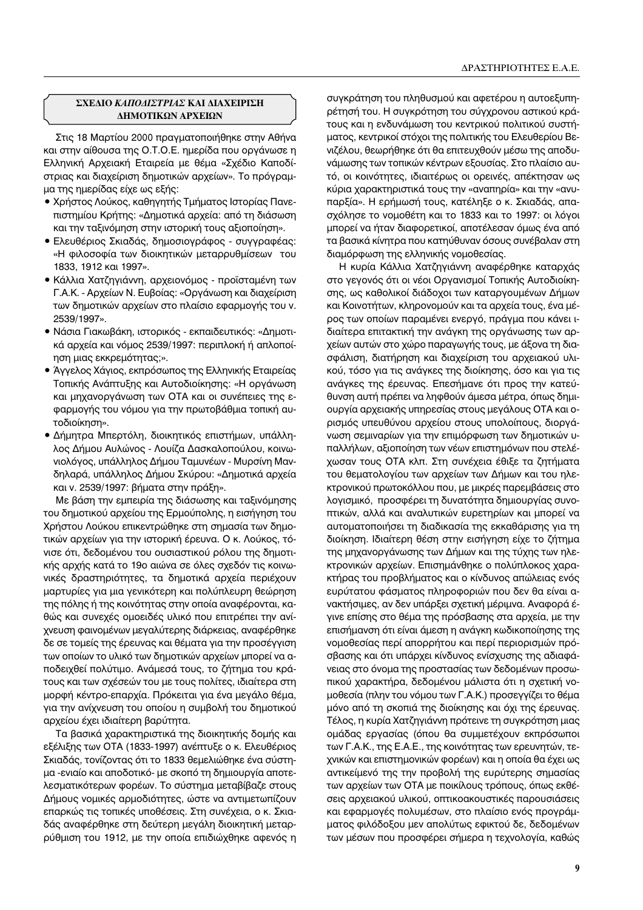## ΣΧΕΔΙΟ *ΚΑΠΟΔΙΣΤΡΙΑΣ* ΚΑΙ ΔΙΑΧΕΙΡΙΣΗ ΔΗΜΟΤΙΚΩΝ ΑΡΧΕΙΩΝ

Στις 18 Μαρτίου 2000 πραγματοποιήθηκε στην Αθήνα και στην αίθουσα της Ο.Τ.Ο.Ε. ημερίδα που οργάνωσε η Ελληνική Αρχειακή Εταιρεία με θέμα «Σχέδιο Καποδίστριας και διαχείριση δημοτικών αρχείων». Το πρόγραμμα της ημερίδας είχε ως εξής:

- Χρήστος Λούκος, καθηγητής Τμήματος Ιστορίας Πανεπιστημίου Κρήτης: «Δημοτικά αρχεία: από τη διάσωση και την ταξινόμηση στην ιστορική τους αξιοποίηση».
- Ελευθέριος Σκιαδάς, δημοσιογράφος - συγγραφέας: «Η φιλοσοφία των διοικητικών μεταρρυθμίσεων του 1833, 1912 και 1997».
- Κάλλια Χατζηγιάννη, αρχειονόμος - προϊσταμένη των Γ.Α.Κ. - Αρχείων Ν. Ευβοίας: «Οργάνωση και διαχείριση των δημοτικών αρχείων στο πλαίσιο εφαρμογής του ν. 2539/1997».
- Νάσια Γιακωβάκη, ιστορικός - εκπαιδευτικός: «Δημοτικά αρχεία και νόμος 2539/1997: περιπλοκή ή απλοποίηση μιας εκκρεμότητας;».
- Άγγελος Χάγιος, εκπρόσωπος της Ελληνικής Εταιρείας Τοπικής Ανάπτυξης και Αυτοδιοίκησης: «Η οργάνωση και μηχανοργάνωση των ΟΤΑ και οι συνέπειες της εφαρμογής του νόμου για την πρωτοβάθμια τοπική αυτοδιοίκηση».
- Δήμητρα Μπερτόλη, διοικητικός επιστήμων, υπάλληλος Δήμου Αυλώνος - Λουίζα Δασκαλοπούλου, κοινωνιολόγος, υπάλληλος Δήμου Ταμυνέων - Μυρσίνη Μανδηλαρά, υπάλληλος Δήμου Σκύρου: «Δημοτικά αρχεία και ν. 2539/1997: βήματα στην πράξη».

Με βάση την εμπειρία της διάσωσης και ταξινόμησης του δημοτικού αρχείου της Ερμούπολης, η εισήγηση του Χρήστου Λούκου επικεντρώθηκε στη σημασία των δημοτικών αρχείων για την ιστορική έρευνα. Ο κ. Λούκος, τόνισε ότι, δεδομένου του ουσιαστικού ρόλου της δημοτικής αρχής κατά το 19ο αιώνα σε όλες σχεδόν τις κοινωνικές δραστηριότητες, τα δημοτικά αρχεία περιέχουν μαρτυρίες για μια γενικότερη και πολύπλευρη θεώρηση της πόλης ή της κοινότητας στην οποία αναφέρονται, καθώς και συνεχές ομοειδές υλικό που επιτρέπει την ανίχνευση φαινομένων μεγαλύτερης διάρκειας, αναφέρθηκε δε σε τομείς της έρευνας και θέματα για την προσέγγιση των οποίων το υλικό των δημοτικών αρχείων μπορεί να αποδειχθεί πολύτιμο. Ανάμεσά τους, το ζήτημα του κράτους και των σχέσεών του με τους πολίτες, ιδιαίτερα στη μορφή κέντρο-επαρχία. Πρόκειται για ένα μεγάλο θέμα, για την ανίχνευση του οποίου η συμβολή του δημοτικού αρχείου έχει ιδιαίτερη βαρύτητα.

Τα βασικά χαρακτηριστικά της διοικητικής δομής και εξέλιξης των ΟΤΑ (1833-1997) ανέπτυξε ο κ. Ελευθέριος Σκιαδάς, τονίζοντας ότι το 1833 θεμελιώθηκε ένα σύστημα -ενιαίο και αποδοτικό- με σκοπό τη δημιουργία αποτελεσματικότερων φορέων. Το σύστημα μεταβίβαζε στους Δήμους νομικές αρμοδιότητες, ώστε να αντιμετωπίζουν επαρκώς τις τοπικές υποθέσεις. Στη συνέχεια, ο κ. Σκιαδάς αναφέρθηκε στη δεύτερη μεγάλη διοικητική μεταρρύθμιση του 1912, με την οποία επιδιώχθηκε αφενός η συγκράτηση του πληθυσμού και αφετέρου η αυτοεξυπηρέτησή του. Η συγκρότηση του σύγχρονου αστικού κράτους και η ενδυνάμωση του κεντρικού πολιτικού συστήματος, κεντρικοί στόχοι της πολιτικής του Ελευθερίου Βενιζέλου, θεωρήθηκε ότι θα επιτευχθούν μέσω της αποδυνάμωσης των τοπικών κέντρων εξουσίας. Στο πλαίσιο αυτό, οι κοινότητες, ιδιαιτέρως οι ορεινές, απέκτησαν ως κύρια χαρακτηριστικά τους την «αναπηρία» και την «ανυπαρξία». Η ερήμωσή τους, κατέληξε ο κ. Σκιαδάς, απασχόλησε το νομοθέτη και το 1833 και το 1997: οι λόγοι μπορεί να ήταν διαφορετικοί, αποτέλεσαν όμως ένα από τα βασικά κίνητρα που κατηύθυναν όσους συνέβαλαν στη διαμόρφωση της ελληνικής νομοθεσίας.

Η κυρία Κάλλια Χατζηγιάννη αναφέρθηκε καταρχάς στο γεγονός ότι οι νέοι Οργανισμοί Τοπικής Αυτοδιοίκησης, ως καθολικοί διάδοχοι των καταργουμένων Δήμων και Κοινοτήτων, κληρονομούν και τα αρχεία τους, ένα μέρος των οποίων παραμένει ενεργό, πράγμα που κάνει ιδιαίτερα επιτακτική την ανάγκη της οργάνωσης των αρχείων αυτών στο χώρο παραγωγής τους, με άξονα τη διασφάλιση, διατήρηση και διαχείριση του αρχειακού υλικού, τόσο για τις ανάγκες της διοίκησης, όσο και για τις ανάγκες της έρευνας. Επεσήμανε ότι προς την κατεύθυνση αυτή πρέπει να ληφθούν άμεσα μέτρα, όπως δημιουργία αρχειακής υπηρεσίας στους μεγάλους ΟΤΑ και ορισμός υπευθύνου αρχείου στους υπολοίπους, διοργάνωση σεμιναρίων για την επιμόρφωση των δημοτικών υπαλλήλων, αξιοποίηση των νέων επιστημόνων που στελεχώσαν τους ΟΤΑ κλπ. Στη συνέχεια έθιξε τα ζητήματα του θεματολογίου των αρχείων των Δήμων και του ηλεκτρονικού πρωτοκόλλου που, με μικρές παρεμβάσεις στο λογισμικό, προσφέρει τη δυνατότητα δημιουργίας συνοπτικών, αλλά και αναλυτικών ευρετηρίων και μπορεί να αυτοματοποιήσει τη διαδικασία της εκκαθάρισης για τη διοίκηση. Ιδιαίτερη θέση στην εισήγηση είχε το ζήτημα της μηχανοργάνωσης των Δήμων και της τύχης των ηλεκτρονικών αρχείων. Επισημάνθηκε ο πολύπλοκος χαρακτήρας του προβλήματος και ο κίνδυνος απώλειας ενός ευρύτατου φάσματος πληροφοριών που δεν θα είναι ανακτήσιμες, αν δεν υπάρξει σχετική μέριμνα. Αναφορά έγινε επίσης στο θέμα της πρόσβασης στα αρχεία, με την επισήμανση ότι είναι άμεση η ανάγκη κωδικοποίησης της νομοθεσίας περί απορρήτου και περί περιορισμών πρόσβασης και ότι υπάρχει κίνδυνος ενίσχυσης της αδιαφάνειας στο όνομα της προστασίας των δεδομένων προσωπικού χαρακτήρα, δεδομένου μάλιστα ότι η σχετική νομοθεσία (πλην του νόμου των Γ.Α.Κ.) προσεγγίζει το θέμα μόνο από τη σκοπιά της διοίκησης και όχι της έρευνας. Τέλος, η κυρία Χατζηγιάννη πρότεινε τη συγκρότηση μιας ομάδας εργασίας (όπου θα συμμετέχουν εκπρόσωποι των Γ.Α.Κ., της Ε.Α.Ε., της κοινότητας των ερευνητών, τεχνικών και επιστημονικών φορέων) και η οποία θα έχει ως αντικείμενό της την προβολή της ευρύτερης σημασίας των αρχείων των ΟΤΑ με ποικίλους τρόπους, όπως εκθέσεις αρχειακού υλικού, οπτικοακουστικές παρουσιάσεις και εφαρμογές πολυμέσων, στο πλαίσιο ενός προγράμματος φιλόδοξου μεν απολύτως εφικτού δε, δεδομένων των μέσων που προσφέρει σήμερα η τεχνολογία, καθώς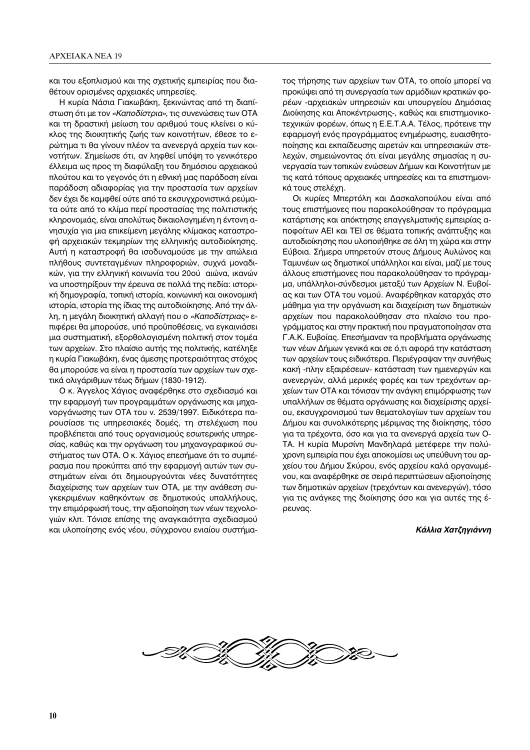και του εξοπλισμού και της σχετικής εμπειρίας που διαθέτουν ορισμένες αρχειακές υπηρεσίες.

Η κυρία Νάσια Γιακωβάκη, ξεκινώντας από τη διαπίστωση ότι με τον *«Καποδίστρια»*, τις συνενώσεις των ΟΤΑ και τη δραστική μείωση του αριθμού τους κλείνει ο κύκλος της διοικητικής ζωής των κοινοτήτων, έθεσε το ερώτημα τι θα γίνουν πλέον τα ανενεργά αρχεία των κοινοτήτων. Σημείωσε ότι, αν ληφθεί υπόψη το γενικότερο έλλειμα ως προς τη διαφύλαξη του δημόσιου αρχειακού πλούτου και το γεγονός ότι η εθνική μας παράδοση είναι παράδοση αδιαφορίας για την προστασία των αρχείων δεν έχει δε καμφθεί ούτε από τα εκσυγχρονιστικά ρεύματα ούτε από το κλίμα περί προστασίας της πολιτιστικής κληρονομιάς, είναι απολύτως δικαιολογημένη η έντονη ανησυχία για μια επικείμενη μεγάλης κλίμακας καταστροφή αρχειακών τεκμηρίων της ελληνικής αυτοδιοίκησης. Αυτή η καταστροφή θα ισοδυναμούσε με την απώλεια πλήθους συντεταγμένων πληροφοριών, συχνά μοναδικών, για την ελληνική κοινωνία του 20ού αιώνα, ικανών να υποστηρίξουν την έρευνα σε πολλά της πεδία: ιστορική δημογραφία, τοπική ιστορία, κοινωνική και οικονομική ιστορία, ιστορία της ίδιας της αυτοδιοίκησης. Από την άλλη, η μεγάλη διοικητική αλλαγή που ο *«Καποδίστριας»* επιφέρει θα μπορούσε, υπό προϋποθέσεις, να εγκαινιάσει μια συστηματική, εξορθολογισμένη πολιτική στον τομέα των αρχείων. Στο πλαίσιο αυτής της πολιτικής, κατέληξε η κυρία Γιακωβάκη, ένας άμεσης προτεραιότητας στόχος θα μπορούσε να είναι η προστασία των αρχείων των σχετικά ολιγάριθμων τέως δήμων (1830-1912).

Ο κ. Άγγελος Χάγιος αναφέρθηκε στο σχεδιασμό και την εφαρμογή των προγραμμάτων οργάνωσης και μηχανοργάνωσης των ΟΤΑ του ν. 2539/1997. Ειδικότερα παρουσίασε τις υπηρεσιακές δομές, τη στελέχωση που προβλέπεται από τους οργανισμούς εσωτερικής υπηρεσίας, καθώς και την οργάνωση του μηχανογραφικού συστήματος των ΟΤΑ. Ο κ. Χάγιος επεσήμανε ότι το συμπέρασμα που προκύπτει από την εφαρμογή αυτών των συστημάτων είναι ότι δημιουργούνται νέες δυνατότητες διαχείρισης των αρχείων των ΟΤΑ, με την ανάθεση συγκεκριμένων καθηκόντων σε δημοτικούς υπαλλήλους, την επιμόρφωσή τους, την αξιοποίηση των νέων τεχνολογιών κλπ. Τόνισε επίσης της αναγκαιότητα σχεδιασμού και υλοποίησης ενός νέου, σύγχρονου ενιαίου συστήματος τήρησης των αρχείων των ΟΤΑ, το οποίο μπορεί να προκύψει από τη συνεργασία των αρμόδιων κρατικών φορέων -αρχειακών υπηρεσιών και υπουργείου Δημόσιας Διοίκησης και Αποκέντρωσης-, καθώς και επιστημονικοτεχνικών φορέων, όπως η Ε.Ε.Τ.Α.Α. Τέλος, πρότεινε την εφαρμογή ενός προγράμματος ενημέρωσης, ευαισθητοποίησης και εκπαίδευσης αιρετών και υπηρεσιακών στελεχών, σημειώνοντας ότι είναι μεγάλης σημασίας η συνεργασία των τοπικών ενώσεων Δήμων και Κοινοτήτων με τις κατά τόπους αρχειακές υπηρεσίες και τα επιστημονικά τους στελέχη.

Οι κυρίες Μπερτόλη και Δασκαλοπούλου είναι από τους επιστήμονες που παρακολούθησαν το πρόγραμμα κατάρτισης και απόκτησης επαγγελματικής εμπειρίας αποφοίτων ΑΕΙ και ΤΕΙ σε θέματα τοπικής ανάπτυξης και αυτοδιοίκησης που υλοποιήθηκε σε όλη τη χώρα και στην Εύβοια. Σήμερα υπηρετούν στους Δήμους Αυλώνος και Ταμυνέων ως δημοτικοί υπάλληλοι και είναι, μαζί με τους άλλους επιστήμονες που παρακολούθησαν το πρόγραμμα, υπάλληλοι-σύνδεσμοι μεταξύ των Αρχείων Ν. Ευβοίας και των ΟΤΑ του νομού. Αναφέρθηκαν καταρχάς στο μάθημα για την οργάνωση και διαχείριση των δημοτικών αρχείων που παρακολούθησαν στο πλαίσιο του προγράμματος και στην πρακτική που πραγματοποίησαν στα Γ.Α.Κ. Ευβοίας. Επεσήμαναν τα προβλήματα οργάνωσης των νέων Δήμων γενικά και σε ό,τι αφορά την κατάσταση των αρχείων τους ειδικότερα. Περιέγραψαν την συνήθως κακή -πλην εξαιρέσεων- κατάσταση των ημιενεργών και ανενεργών, αλλά μερικές φορές και των τρεχόντων αρχείων των ΟΤΑ και τόνισαν την ανάγκη επιμόρφωσης των υπαλλήλων σε θέματα οργάνωσης και διαχείρισης αρχείου, εκσυγχρονισμού των θεματολογίων των αρχείων του Δήμου και συνολικότερης μέριμνας της διοίκησης, τόσο για τα τρέχοντα, όσο και για τα ανενεργά αρχεία των ΟΤΑ. Η κυρία Μυρσίνη Μανδηλαρά μετέφερε την πολύχρονη εμπειρία που έχει αποκομίσει ως υπεύθυνη του αρχείου του Δήμου Σκύρου, ενός αρχείου καλά οργανωμένου, και αναφέρθηκε σε σειρά περιπτώσεων αξιοποίησης των δημοτικών αρχείων (τρεχόντων και ανενεργών), τόσο για τις ανάγκες της διοίκησης όσο και για αυτές της έρευνας.

***Κάλλια Χατζηγιάννη***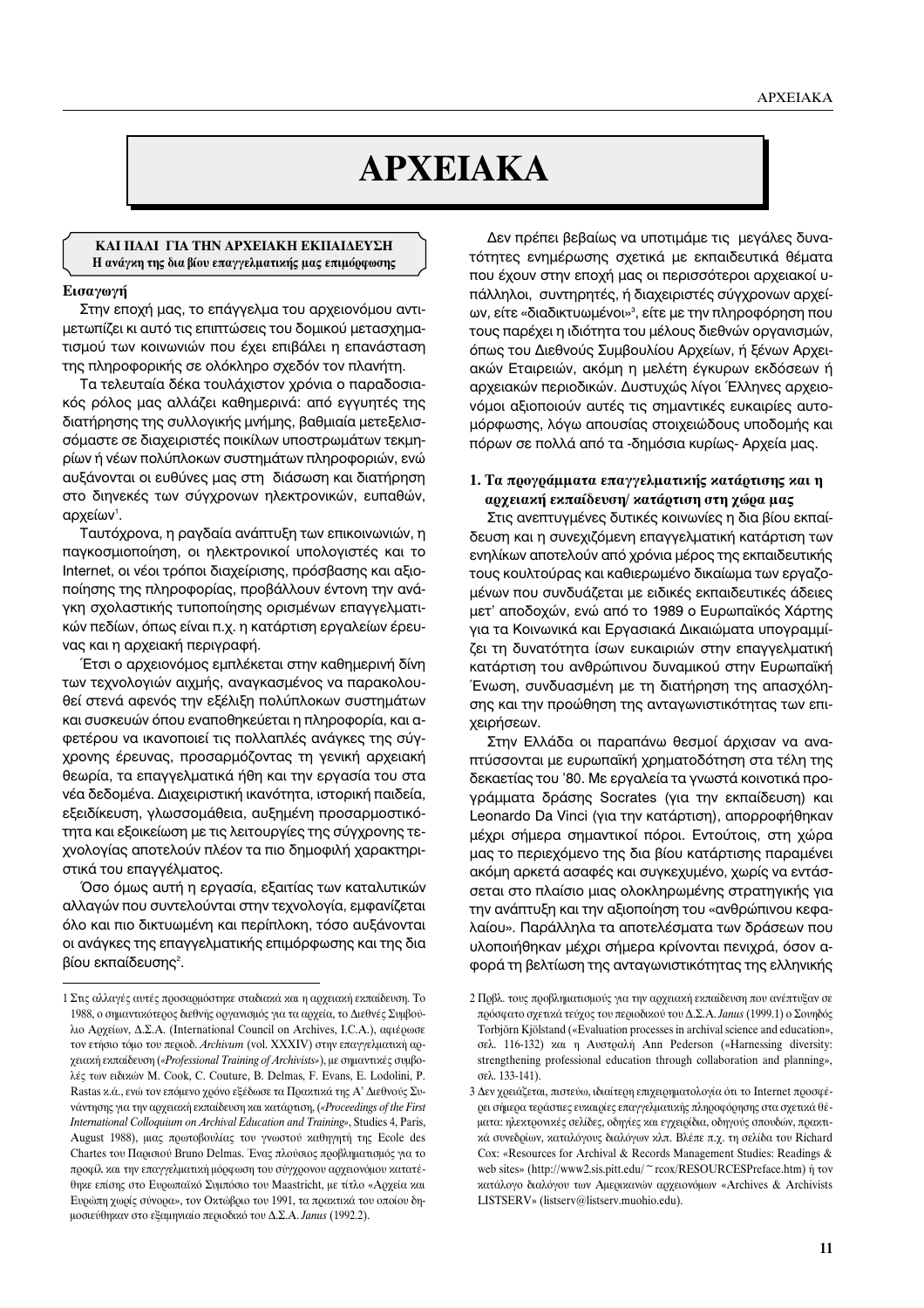# ΑΡΧΕΙΑΚΑ

**ΚΑΙ ΠΑΛΙ ΓΙΑ ΤΗΝ ΑΡΧΕΙΑΚΗ ΕΚΠΑΙΔΕΥΣΗ**
**Η ανάγκη της δια βίου επαγγελματικής μας επιμόρφωσης**

### Εισαγωγή

Στην εποχή μας, το επάγγελμα του αρχειονόμου αντιμετωπίζει κι αυτό τις επιπτώσεις του δομικού μετασχηματισμού των κοινωνιών που έχει επιβάλει η επανάσταση της πληροφορικής σε ολόκληρο σχεδόν τον πλανήτη.

Τα τελευταία δέκα τουλάχιστον χρόνια ο παραδοσιακός ρόλος μας αλλάζει καθημερινά: από εγγυητές της διατήρησης της συλλογικής μνήμης, βαθμιαία μετεξελισσόμαστε σε διαχειριστές ποικίλων υποστρωμάτων τεκμηρίων ή νέων πολύπλοκων συστημάτων πληροφοριών, ενώ αυξάνονται οι ευθύνες μας στη διάσωση και διατήρηση στο διηνεκές των σύγχρονων ηλεκτρονικών, ευπαθών, αρχείων[1].

Ταυτόχρονα, η ραγδαία ανάπτυξη των επικοινωνιών, η παγκοσμιοποίηση, οι ηλεκτρονικοί υπολογιστές και το Internet, οι νέοι τρόποι διαχείρισης, πρόσβασης και αξιοποίησης της πληροφορίας, προβάλλουν έντονη την ανάγκη σχολαστικής τυποποίησης ορισμένων επαγγελματικών πεδίων, όπως είναι π.χ. η κατάρτιση εργαλείων έρευνας και η αρχειακή περιγραφή.

Έτσι ο αρχειονόμος εμπλέκεται στην καθημερινή δίνη των τεχνολογιών αιχμής, αναγκασμένος να παρακολουθεί στενά αφενός την εξέλιξη πολύπλοκων συστημάτων και συσκευών όπου εναποθηκεύεται η πληροφορία, και αφετέρου να ικανοποιεί τις πολλαπλές ανάγκες της σύγχρονης έρευνας, προσαρμόζοντας τη γενική αρχειακή θεωρία, τα επαγγελματικά ήθη και την εργασία του στα νέα δεδομένα. Διαχειριστική ικανότητα, ιστορική παιδεία, εξειδίκευση, γλωσσομάθεια, αυξημένη προσαρμοστικότητα και εξοικείωση με τις λειτουργίες της σύγχρονης τεχνολογίας αποτελούν πλέον τα πιο δημοφιλή χαρακτηριστικά του επαγγέλματος.

Όσο όμως αυτή η εργασία, εξαιτίας των καταλυτικών αλλαγών που συντελούνται στην τεχνολογία, εμφανίζεται όλο και πιο δικτυωμένη και περίπλοκη, τόσο αυξάνονται οι ανάγκες της επαγγελματικής επιμόρφωσης και της δια βίου εκπαίδευσης[2].

Δεν πρέπει βεβαίως να υποτιμάμε τις μεγάλες δυνατότητες ενημέρωσης σχετικά με εκπαιδευτικά θέματα που έχουν στην εποχή μας οι περισσότεροι αρχειακοί υπάλληλοι, συντηρητές, ή διαχειριστές σύγχρονων αρχείων, είτε «διαδικτυωμένοι»[3], είτε με την πληροφόρηση που τους παρέχει η ιδιότητα του μέλους διεθνών οργανισμών, όπως του Διεθνούς Συμβουλίου Αρχείων, ή ξένων Αρχειακών Εταιρειών, ακόμη η μελέτη έγκυρων εκδόσεων ή αρχειακών περιοδικών. Δυστυχώς λίγοι Έλληνες αρχειονόμοι αξιοποιούν αυτές τις σημαντικές ευκαιρίες αυτομόρφωσης, λόγω απουσίας στοιχειώδους υποδομής και πόρων σε πολλά από τα -δημόσια κυρίως- Αρχεία μας.

### 1. Τα προγράμματα επαγγελματικής κατάρτισης και η αρχειακή εκπαίδευση/ κατάρτιση στη χώρα μας

Στις ανεπτυγμένες δυτικές κοινωνίες η δια βίου εκπαίδευση και η συνεχιζόμενη επαγγελματική κατάρτιση των ενηλίκων αποτελούν από χρόνια μέρος της εκπαιδευτικής τους κουλτούρας και καθιερωμένο δικαίωμα των εργαζομένων που συνδυάζεται με ειδικές εκπαιδευτικές άδειες μετ' αποδοχών, ενώ από το 1989 ο Ευρωπαϊκός Χάρτης για τα Κοινωνικά και Εργασιακά Δικαιώματα υπογραμμίζει τη δυνατότητα ίσων ευκαιριών στην επαγγελματική κατάρτιση του ανθρώπινου δυναμικού στην Ευρωπαϊκή Ένωση, συνδυασμένη με τη διατήρηση της απασχόλησης και την προώθηση της ανταγωνιστικότητας των επιχειρήσεων.

Στην Ελλάδα οι παραπάνω θεσμοί άρχισαν να αναπτύσσονται με ευρωπαϊκή χρηματοδότηση στα τέλη της δεκαετίας του '80. Με εργαλεία τα γνωστά κοινοτικά προγράμματα δράσης Socrates (για την εκπαίδευση) και Leonardo Da Vinci (για την κατάρτιση), απορροφήθηκαν μέχρι σήμερα σημαντικοί πόροι. Εντούτοις, στη χώρα μας το περιεχόμενο της δια βίου κατάρτισης παραμένει ακόμη αρκετά ασαφές και συγκεχυμένο, χωρίς να εντάσσεται στο πλαίσιο μιας ολοκληρωμένης στρατηγικής για την ανάπτυξη και την αξιοποίηση του «ανθρώπινου κεφαλαίου». Παράλληλα τα αποτελέσματα των δράσεων που υλοποιήθηκαν μέχρι σήμερα κρίνονται πενιχρά, όσον αφορά τη βελτίωση της ανταγωνιστικότητας της ελληνικής

---

1 Στις αλλαγές αυτές προσαρμόστηκε σταδιακά και η αρχειακή εκπαίδευση. Το 1988, ο σημαντικότερος διεθνής οργανισμός για τα αρχεία, το Διεθνές Συμβούλιο Αρχείων, Δ.Σ.Α. (International Council on Archives, I.C.A.), αφιέρωσε τον ετήσιο τόμο του περιοδ. *Archivum* (vol. XXXIV) στην επαγγελματική αρχειακή εκπαίδευση («*Professional Training of Archivists*»), με σημαντικές συμβολές των ειδικών M. Cook, C. Couture, B. Delmas, F. Evans, E. Lodolini, P. Rastas κ.ά., ενώ τον επόμενο χρόνο εξέδωσε τα Πρακτικά της Α' Διεθνούς Συνάντησης για την αρχειακή εκπαίδευση και κατάρτιση, («*Proceedings of the First International Colloquium on Archival Education and Training*», Studies 4, Paris, August 1988), μιας πρωτοβουλίας του γνωστού καθηγητή της Ecole des Chartes του Παρισιού Bruno Delmas. Ένας πλούσιος προβληματισμός για το προφίλ και την επαγγελματική μόρφωση του σύγχρονου αρχειονόμου κατατέθηκε επίσης στο Ευρωπαϊκό Συμπόσιο του Maastricht, με τίτλο «Αρχεία και Ευρώπη χωρίς σύνορα», τον Οκτώβριο του 1991, τα πρακτικά του οποίου δημοσιεύθηκαν στο εξαμηνιαίο περιοδικό του Δ.Σ.Α. *Janus* (1992.2).

2 Πρβλ. τους προβληματισμούς για την αρχειακή εκπαίδευση που ανέπτυξαν σε πρόσφατο σχετικό τεύχος του περιοδικού του Δ.Σ.Α. *Janus* (1999.1) ο Σουηδός Torbjörn Kjölstand («Evaluation processes in archival science and education», σελ. 116-132) και η Αυστραλή Ann Pederson («Harnessing diversity: strengthening professional education through collaboration and planning», σελ. 133-141).

3 Δεν χρειάζεται, πιστεύω, ιδιαίτερη επιχειρηματολογία ότι το Internet προσφέρει σήμερα τεράστιες ευκαιρίες επαγγελματικής πληροφόρησης στα σχετικά θέματα: ηλεκτρονικές σελίδες, οδηγίες και εγχειρίδια, οδηγούς σπουδών, πρακτικά συνεδρίων, καταλόγους διαλόγων κλπ. Βλέπε π.χ. τη σελίδα του Richard Cox: «Resources for Archival & Records Management Studies: Readings & web sites» (http://www2.sis.pitt.edu/~rcox/RESOURCESPreface.htm) ή τον κατάλογο διαλόγου των Αμερικανών αρχειονόμων «Archives & Archivists LISTSERV» (listserv@listserv.muohio.edu).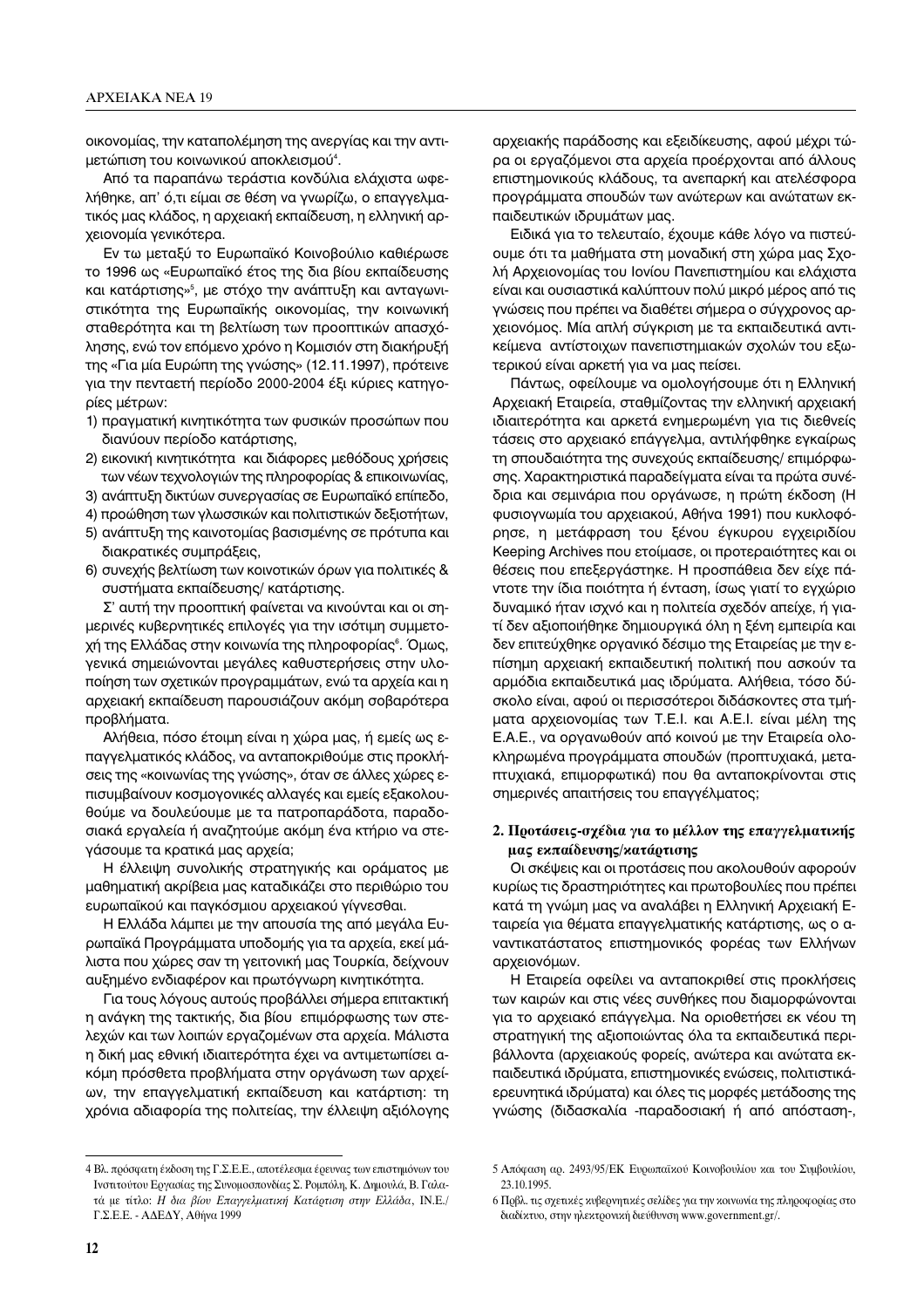οικονομίας, την καταπολέμηση της ανεργίας και την αντιμετώπιση του κοινωνικού αποκλεισμού[4].

Από τα παραπάνω τεράστια κονδύλια ελάχιστα ωφελήθηκε, απ' ό,τι είμαι σε θέση να γνωρίζω, ο επαγγελματικός μας κλάδος, η αρχειακή εκπαίδευση, η ελληνική αρχειονομία γενικότερα.

Εν τω μεταξύ το Ευρωπαϊκό Κοινοβούλιο καθιέρωσε το 1996 ως «Ευρωπαϊκό έτος της δια βίου εκπαίδευσης και κατάρτισης»[5], με στόχο την ανάπτυξη και ανταγωνιστικότητα της Ευρωπαϊκής οικονομίας, την κοινωνική σταθερότητα και τη βελτίωση των προοπτικών απασχόλησης, ενώ τον επόμενο χρόνο η Κομισιόν στη διακήρυξή της «Για μία Ευρώπη της γνώσης» (12.11.1997), πρότεινε για την πενταετή περίοδο 2000-2004 έξι κύριες κατηγορίες μέτρων:

1) πραγματική κινητικότητα των φυσικών προσώπων που διανύουν περίοδο κατάρτισης,
2) εικονική κινητικότητα και διάφορες μεθόδους χρήσεις των νέων τεχνολογιών της πληροφορίας & επικοινωνίας,
3) ανάπτυξη δικτύων συνεργασίας σε Ευρωπαϊκό επίπεδο,
4) προώθηση των γλωσσικών και πολιτιστικών δεξιοτήτων,
5) ανάπτυξη της καινοτομίας βασισμένης σε πρότυπα και διακρατικές συμπράξεις,
6) συνεχής βελτίωση των κοινοτικών όρων για πολιτικές & συστήματα εκπαίδευσης/ κατάρτισης.

Σ' αυτή την προοπτική φαίνεται να κινούνται και οι σημερινές κυβερνητικές επιλογές για την ισότιμη συμμετοχή της Ελλάδας στην κοινωνία της πληροφορίας[6]. Όμως, γενικά σημειώνονται μεγάλες καθυστερήσεις στην υλοποίηση των σχετικών προγραμμάτων, ενώ τα αρχεία και η αρχειακή εκπαίδευση παρουσιάζουν ακόμη σοβαρότερα προβλήματα.

Αλήθεια, πόσο έτοιμη είναι η χώρα μας, ή εμείς ως επαγγελματικός κλάδος, να ανταποκριθούμε στις προκλήσεις της «κοινωνίας της γνώσης», όταν σε άλλες χώρες επισυμβαίνουν κοσμογονικές αλλαγές και εμείς εξακολουθούμε να δουλεύουμε με τα πατροπαράδοτα, παραδοσιακά εργαλεία ή αναζητούμε ακόμη ένα κτήριο να στεγάσουμε τα κρατικά μας αρχεία;

Η έλλειψη συνολικής στρατηγικής και οράματος με μαθηματική ακρίβεια μας καταδικάζει στο περιθώριο του ευρωπαϊκού και παγκόσμιου αρχειακού γίγνεσθαι.

Η Ελλάδα λάμπει με την απουσία της από μεγάλα Ευρωπαϊκά Προγράμματα υποδομής για τα αρχεία, εκεί μάλιστα που χώρες σαν τη γειτονική μας Τουρκία, δείχνουν αυξημένο ενδιαφέρον και πρωτόγνωρη κινητικότητα.

Για τους λόγους αυτούς προβάλλει σήμερα επιτακτική η ανάγκη της τακτικής, δια βίου επιμόρφωσης των στελεχών και των λοιπών εργαζομένων στα αρχεία. Μάλιστα η δική μας εθνική ιδιαιτερότητα έχει να αντιμετωπίσει ακόμη πρόσθετα προβλήματα στην οργάνωση των αρχείων, την επαγγελματική εκπαίδευση και κατάρτιση: τη χρόνια αδιαφορία της πολιτείας, την έλλειψη αξιόλογης αρχειακής παράδοσης και εξειδίκευσης, αφού μέχρι τώρα οι εργαζόμενοι στα αρχεία προέρχονται από άλλους επιστημονικούς κλάδους, τα ανεπαρκή και ατελέσφορα προγράμματα σπουδών των ανώτερων και ανώτατων εκπαιδευτικών ιδρυμάτων μας.

Ειδικά για το τελευταίο, έχουμε κάθε λόγο να πιστεύουμε ότι τα μαθήματα στη μοναδική στη χώρα μας Σχολή Αρχειονομίας του Ιονίου Πανεπιστημίου και ελάχιστα είναι και ουσιαστικά καλύπτουν πολύ μικρό μέρος από τις γνώσεις που πρέπει να διαθέτει σήμερα ο σύγχρονος αρχειονόμος. Μία απλή σύγκριση με τα εκπαιδευτικά αντικείμενα αντίστοιχων πανεπιστημιακών σχολών του εξωτερικού είναι αρκετή για να μας πείσει.

Πάντως, οφείλουμε να ομολογήσουμε ότι η Ελληνική Αρχειακή Εταιρεία, σταθμίζοντας την ελληνική αρχειακή ιδιαιτερότητα και αρκετά ενημερωμένη για τις διεθνείς τάσεις στο αρχειακό επάγγελμα, αντιλήφθηκε εγκαίρως τη σπουδαιότητα της συνεχούς εκπαίδευσης/ επιμόρφωσης. Χαρακτηριστικά παραδείγματα είναι τα πρώτα συνέδρια και σεμινάρια που οργάνωσε, η πρώτη έκδοση (Η φυσιογνωμία του αρχειακού, Αθήνα 1991) που κυκλοφόρησε, η μετάφραση του ξένου έγκυρου εγχειριδίου Keeping Archives που ετοίμασε, οι προτεραιότητες και οι θέσεις που επεξεργάστηκε. Η προσπάθεια δεν είχε πάντοτε την ίδια ποιότητα ή ένταση, ίσως γιατί το εγχώριο δυναμικό ήταν ισχνό και η πολιτεία σχεδόν απείχε, ή γιατί δεν αξιοποιήθηκε δημιουργικά όλη η ξένη εμπειρία και δεν επιτεύχθηκε οργανικό δέσιμο της Εταιρείας με την επίσημη αρχειακή εκπαιδευτική πολιτική που ασκούν τα αρμόδια εκπαιδευτικά μας ιδρύματα. Αλήθεια, τόσο δύσκολο είναι, αφού οι περισσότεροι διδάσκοντες στα τμήματα αρχειονομίας των Τ.Ε.Ι. και Α.Ε.Ι. είναι μέλη της Ε.Α.Ε., να οργανωθούν από κοινού με την Εταιρεία ολοκληρωμένα προγράμματα σπουδών (προπτυχιακά, μεταπτυχιακά, επιμορφωτικά) που θα ανταποκρίνονται στις σημερινές απαιτήσεις του επαγγέλματος;

## 2. Προτάσεις-σχέδια για το μέλλον της επαγγελματικής μας εκπαίδευσης/κατάρτισης

Οι σκέψεις και οι προτάσεις που ακολουθούν αφορούν κυρίως τις δραστηριότητες και πρωτοβουλίες που πρέπει κατά τη γνώμη μας να αναλάβει η Ελληνική Αρχειακή Εταιρεία για θέματα επαγγελματικής κατάρτισης, ως ο αναντικατάστατος επιστημονικός φορέας των Ελλήνων αρχειονόμων.

Η Εταιρεία οφείλει να ανταποκριθεί στις προκλήσεις των καιρών και στις νέες συνθήκες που διαμορφώνονται για το αρχειακό επάγγελμα. Να οριοθετήσει εκ νέου τη στρατηγική της αξιοποιώντας όλα τα εκπαιδευτικά περιβάλλοντα (αρχειακούς φορείς, ανώτερα και ανώτατα εκπαιδευτικά ιδρύματα, επιστημονικές ενώσεις, πολιτιστικά-ερευνητικά ιδρύματα) και όλες τις μορφές μετάδοσης της γνώσης (διδασκαλία -παραδοσιακή ή από απόσταση-,

---

4 Βλ. πρόσφατη έκδοση της Γ.Σ.Ε.Ε., αποτέλεσμα έρευνας των επιστημόνων του Ινστιτούτου Εργασίας της Συνομοσπονδίας Σ. Ρομπόλη, Κ. Δημουλά, Β. Γαλατά με τίτλο: *Η δια βίου Επαγγελματική Κατάρτιση στην Ελλάδα*, ΙΝ.Ε./ Γ.Σ.Ε.Ε. - ΑΔΕΔΥ, Αθήνα 1999

5 Απόφαση αρ. 2493/95/ΕΚ Ευρωπαϊκού Κοινοβουλίου και του Συμβουλίου, 23.10.1995.

6 Πρβλ. τις σχετικές κυβερνητικές σελίδες για την κοινωνία της πληροφορίας στο διαδίκτυο, στην ηλεκτρονική διεύθυνση www.government.gr/.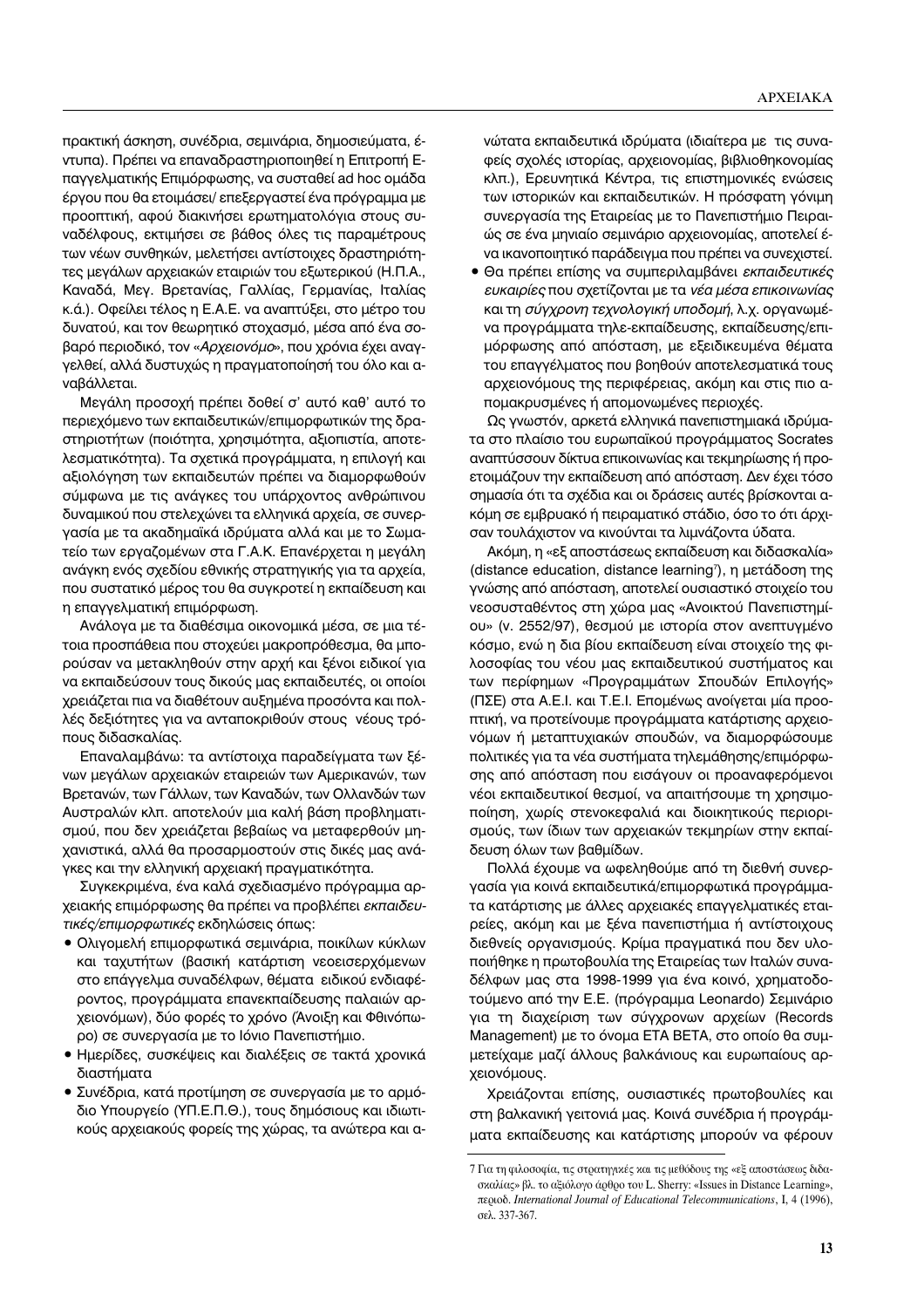πρακτική άσκηση, συνέδρια, σεμινάρια, δημοσιεύματα, έντυπα). Πρέπει να επαναδραστηριοποιηθεί η Επιτροπή Επαγγελματικής Επιμόρφωσης, να συσταθεί ad hoc ομάδα έργου που θα ετοιμάσει/ επεξεργαστεί ένα πρόγραμμα με προοπτική, αφού διακινήσει ερωτηματολόγια στους συναδέλφους, εκτιμήσει σε βάθος όλες τις παραμέτρους των νέων συνθηκών, μελετήσει αντίστοιχες δραστηριότητες μεγάλων αρχειακών εταιριών του εξωτερικού (Η.Π.Α., Καναδά, Μεγ. Βρετανίας, Γαλλίας, Γερμανίας, Ιταλίας κ.ά.). Οφείλει τέλος η Ε.Α.Ε. να αναπτύξει, στο μέτρο του δυνατού, και τον θεωρητικό στοχασμό, μέσα από ένα σοβαρό περιοδικό, τον «*Αρχειονόμο*», που χρόνια έχει αναγγελθεί, αλλά δυστυχώς η πραγματοποίησή του όλο και αναβάλλεται.

Μεγάλη προσοχή πρέπει δοθεί σ' αυτό καθ' αυτό το περιεχόμενο των εκπαιδευτικών/επιμορφωτικών της δραστηριοτήτων (ποιότητα, χρησιμότητα, αξιοπιστία, αποτελεσματικότητα). Τα σχετικά προγράμματα, η επιλογή και αξιολόγηση των εκπαιδευτών πρέπει να διαμορφωθούν σύμφωνα με τις ανάγκες του υπάρχοντος ανθρώπινου δυναμικού που στελεχώνει τα ελληνικά αρχεία, σε συνεργασία με τα ακαδημαϊκά ιδρύματα αλλά και με το Σωματείο των εργαζομένων στα Γ.Α.Κ. Επανέρχεται η μεγάλη ανάγκη ενός σχεδίου εθνικής στρατηγικής για τα αρχεία, που συστατικό μέρος του θα συγκροτεί η εκπαίδευση και η επαγγελματική επιμόρφωση.

Ανάλογα με τα διαθέσιμα οικονομικά μέσα, σε μια τέτοια προσπάθεια που στοχεύει μακροπρόθεσμα, θα μπορούσαν να μετακληθούν στην αρχή και ξένοι ειδικοί για να εκπαιδεύσουν τους δικούς μας εκπαιδευτές, οι οποίοι χρειάζεται πια να διαθέτουν αυξημένα προσόντα και πολλές δεξιότητες για να ανταποκριθούν στους νέους τρόπους διδασκαλίας.

Επαναλαμβάνω: τα αντίστοιχα παραδείγματα των ξένων μεγάλων αρχειακών εταιρειών των Αμερικανών, των Βρετανών, των Γάλλων, των Καναδών, των Ολλανδών των Αυστραλών κλπ. αποτελούν μια καλή βάση προβληματισμού, που δεν χρειάζεται βεβαίως να μεταφερθούν μηχανιστικά, αλλά θα προσαρμοστούν στις δικές μας ανάγκες και την ελληνική αρχειακή πραγματικότητα.

Συγκεκριμένα, ένα καλά σχεδιασμένο πρόγραμμα αρχειακής επιμόρφωσης θα πρέπει να προβλέπει *εκπαιδευτικές/επιμορφωτικές* εκδηλώσεις όπως:

- Ολιγομελή επιμορφωτικά σεμινάρια, ποικίλων κύκλων και ταχυτήτων (βασική κατάρτιση νεοεισερχόμενων στο επάγγελμα συναδέλφων, θέματα ειδικού ενδιαφέροντος, προγράμματα επανεκπαίδευσης παλαιών αρχειονόμων), δύο φορές το χρόνο (Άνοιξη και Φθινόπωρο) σε συνεργασία με το Ιόνιο Πανεπιστήμιο.
- Ημερίδες, συσκέψεις και διαλέξεις σε τακτά χρονικά διαστήματα
- Συνέδρια, κατά προτίμηση σε συνεργασία με το αρμόδιο Υπουργείο (ΥΠ.Ε.Π.Θ.), τους δημόσιους και ιδιωτικούς αρχειακούς φορείς της χώρας, τα ανώτερα και ανώτατα εκπαιδευτικά ιδρύματα (ιδιαίτερα με τις συναφείς σχολές ιστορίας, αρχειονομίας, βιβλιοθηκονομίας κλπ.), Ερευνητικά Κέντρα, τις επιστημονικές ενώσεις των ιστορικών και εκπαιδευτικών. Η πρόσφατη γόνιμη συνεργασία της Εταιρείας με το Πανεπιστήμιο Πειραιώς σε ένα μηνιαίο σεμινάριο αρχειονομίας, αποτελεί ένα ικανοποιητικό παράδειγμα που πρέπει να συνεχιστεί.
- Θα πρέπει επίσης να συμπεριλαμβάνει *εκπαιδευτικές ευκαιρίες* που σχετίζονται με τα *νέα μέσα επικοινωνίας* και τη *σύγχρονη τεχνολογική υποδομή*, λ.χ. οργανωμένα προγράμματα τηλε-εκπαίδευσης, εκπαίδευσης/επιμόρφωσης από απόσταση, με εξειδικευμένα θέματα του επαγγέλματος που βοηθούν αποτελεσματικά τους αρχειονόμους της περιφέρειας, ακόμη και στις πιο απομακρυσμένες ή απομονωμένες περιοχές.

Ως γνωστόν, αρκετά ελληνικά πανεπιστημιακά ιδρύματα στο πλαίσιο του ευρωπαϊκού προγράμματος Socrates αναπτύσσουν δίκτυα επικοινωνίας και τεκμηρίωσης ή προετοιμάζουν την εκπαίδευση από απόσταση. Δεν έχει τόσο σημασία ότι τα σχέδια και οι δράσεις αυτές βρίσκονται ακόμη σε εμβρυακό ή πειραματικό στάδιο, όσο το ότι άρχισαν τουλάχιστον να κινούνται τα λιμνάζοντα ύδατα.

Ακόμη, η «εξ αποστάσεως εκπαίδευση και διδασκαλία» (distance education, distance learning[7]), η μετάδοση της γνώσης από απόσταση, αποτελεί ουσιαστικό στοιχείο του νεοσυσταθέντος στη χώρα μας «Ανοικτού Πανεπιστημίου» (ν. 2552/97), θεσμού με ιστορία στον ανεπτυγμένο κόσμο, ενώ η δια βίου εκπαίδευση είναι στοιχείο της φιλοσοφίας του νέου μας εκπαιδευτικού συστήματος και των περίφημων «Προγραμμάτων Σπουδών Επιλογής» (ΠΣΕ) στα Α.Ε.Ι. και Τ.Ε.Ι. Επομένως ανοίγεται μία προοπτική, να προτείνουμε προγράμματα κατάρτισης αρχειονόμων ή μεταπτυχιακών σπουδών, να διαμορφώσουμε πολιτικές για τα νέα συστήματα τηλεμάθησης/επιμόρφωσης από απόσταση που εισάγουν οι προαναφερόμενοι νέοι εκπαιδευτικοί θεσμοί, να απαιτήσουμε τη χρησιμοποίηση, χωρίς στενοκεφαλιά και διοικητικούς περιορισμούς, των ίδιων των αρχειακών τεκμηρίων στην εκπαίδευση όλων των βαθμίδων.

Πολλά έχουμε να ωφεληθούμε από τη διεθνή συνεργασία για κοινά εκπαιδευτικά/επιμορφωτικά προγράμματα κατάρτισης με άλλες αρχειακές επαγγελματικές εταιρείες, ακόμη και με ξένα πανεπιστήμια ή αντίστοιχους διεθνείς οργανισμούς. Κρίμα πραγματικά που δεν υλοποιήθηκε η πρωτοβουλία της Εταιρείας των Ιταλών συναδέλφων μας στα 1998-1999 για ένα κοινό, χρηματοδοτούμενο από την Ε.Ε. (πρόγραμμα Leonardo) Σεμινάριο για τη διαχείριση των σύγχρονων αρχείων (Records Management) με το όνομα ΕΤΑ ΒΕΤΑ, στο οποίο θα συμμετείχαμε μαζί άλλους βαλκάνιους και ευρωπαίους αρχειονόμους.

Χρειάζονται επίσης, ουσιαστικές πρωτοβουλίες και στη βαλκανική γειτονιά μας. Κοινά συνέδρια ή προγράμματα εκπαίδευσης και κατάρτισης μπορούν να φέρουν

---

7 Για τη φιλοσοφία, τις στρατηγικές και τις μεθόδους της «εξ αποστάσεως διδασκαλίας» βλ. το αξιόλογο άρθρο του L. Sherry: «Issues in Distance Learning», περιοδ. *International Journal of Educational Telecommunications*, I, 4 (1996), σελ. 337-367.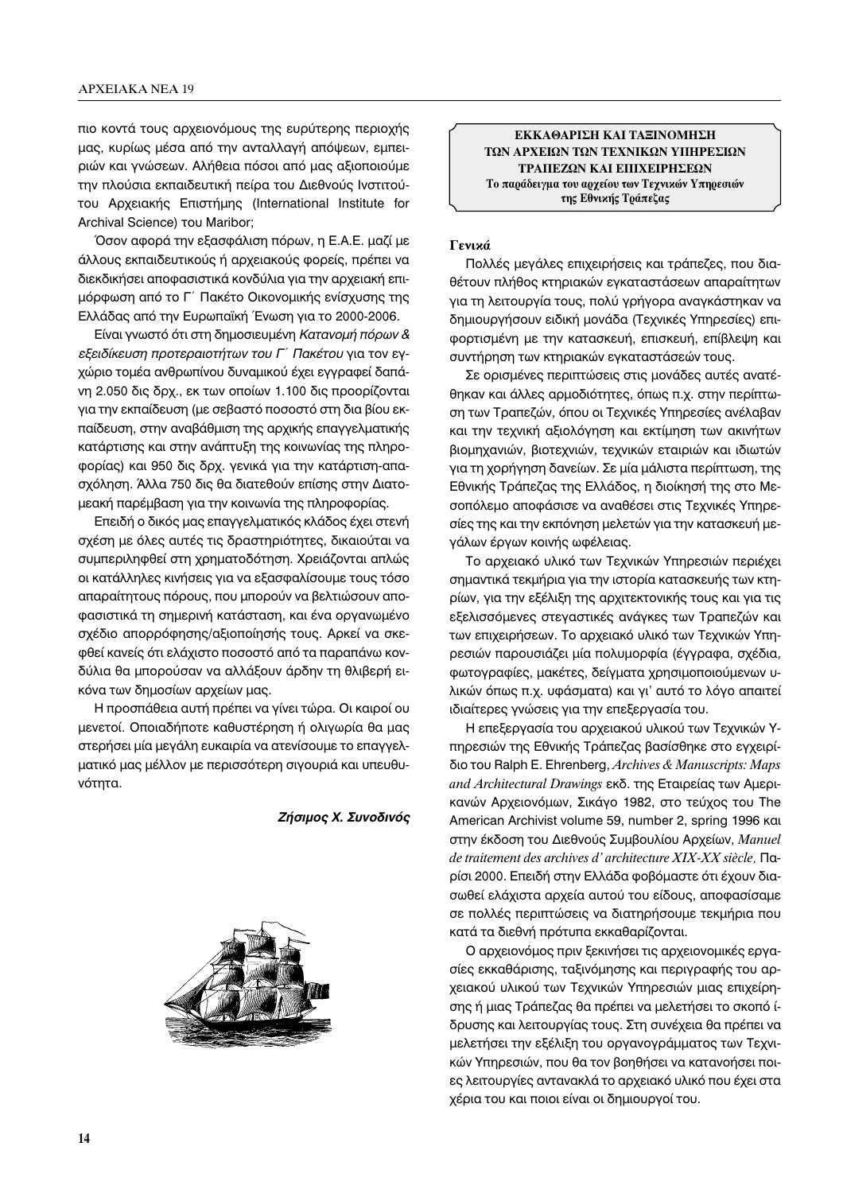πιο κοντά τους αρχειονόμους της ευρύτερης περιοχής μας, κυρίως μέσα από την ανταλλαγή απόψεων, εμπειριών και γνώσεων. Αλήθεια πόσοι από μας αξιοποιούμε την πλούσια εκπαιδευτική πείρα του Διεθνούς Ινστιτούτου Αρχειακής Επιστήμης (International Institute for Archival Science) του Maribor;

Όσον αφορά την εξασφάλιση πόρων, η Ε.Α.Ε. μαζί με άλλους εκπαιδευτικούς ή αρχειακούς φορείς, πρέπει να διεκδικήσει αποφασιστικά κονδύλια για την αρχειακή επιμόρφωση από το Γ´ Πακέτο Οικονομικής ενίσχυσης της Ελλάδας από την Ευρωπαϊκή Ένωση για το 2000-2006.

Είναι γνωστό ότι στη δημοσιευμένη *Κατανομή πόρων & εξειδίκευση προτεραιοτήτων του Γ´ Πακέτου* για τον εγχώριο τομέα ανθρωπίνου δυναμικού έχει εγγραφεί δαπάνη 2.050 δις δρχ., εκ των οποίων 1.100 δις προορίζονται για την εκπαίδευση (με σεβαστό ποσοστό στη δια βίου εκπαίδευση, στην αναβάθμιση της αρχικής επαγγελματικής κατάρτισης και στην ανάπτυξη της κοινωνίας της πληροφορίας) και 950 δις δρχ. γενικά για την κατάρτιση-απασχόληση. Άλλα 750 δις θα διατεθούν επίσης στην Διατομεακή παρέμβαση για την κοινωνία της πληροφορίας.

Επειδή ο δικός μας επαγγελματικός κλάδος έχει στενή σχέση με όλες αυτές τις δραστηριότητες, δικαιούται να συμπεριληφθεί στη χρηματοδότηση. Χρειάζονται απλώς οι κατάλληλες κινήσεις για να εξασφαλίσουμε τους τόσο απαραίτητους πόρους, που μπορούν να βελτιώσουν αποφασιστικά τη σημερινή κατάσταση, και ένα οργανωμένο σχέδιο απορρόφησης/αξιοποίησής τους. Αρκεί να σκεφθεί κανείς ότι ελάχιστο ποσοστό από τα παραπάνω κονδύλια θα μπορούσαν να αλλάξουν άρδην τη θλιβερή εικόνα των δημοσίων αρχείων μας.

Η προσπάθεια αυτή πρέπει να γίνει τώρα. Οι καιροί ου μενετοί. Οποιαδήποτε καθυστέρηση ή ολιγωρία θα μας στερήσει μία μεγάλη ευκαιρία να ατενίσουμε το επαγγελματικό μας μέλλον με περισσότερη σιγουριά και υπευθυνότητα.

***Ζήσιμος Χ. Συνοδινός***

## ΕΚΚΑΘΑΡΙΣΗ ΚΑΙ ΤΑΞΙΝΟΜΗΣΗ ΤΩΝ ΑΡΧΕΙΩΝ ΤΩΝ ΤΕΧΝΙΚΩΝ ΥΠΗΡΕΣΙΩΝ ΤΡΑΠΕΖΩΝ ΚΑΙ ΕΠΙΧΕΙΡΗΣΕΩΝ

**Το παράδειγμα του αρχείου των Τεχνικών Υπηρεσιών της Εθνικής Τράπεζας**

### *Γενικά*

Πολλές μεγάλες επιχειρήσεις και τράπεζες, που διαθέτουν πλήθος κτηριακών εγκαταστάσεων απαραίτητων για τη λειτουργία τους, πολύ γρήγορα αναγκάστηκαν να δημιουργήσουν ειδική μονάδα (Τεχνικές Υπηρεσίες) επιφορτισμένη με την κατασκευή, επισκευή, επίβλεψη και συντήρηση των κτηριακών εγκαταστάσεών τους.

Σε ορισμένες περιπτώσεις στις μονάδες αυτές ανατέθηκαν και άλλες αρμοδιότητες, όπως π.χ. στην περίπτωση των Τραπεζών, όπου οι Τεχνικές Υπηρεσίες ανέλαβαν και την τεχνική αξιολόγηση και εκτίμηση των ακινήτων βιομηχανιών, βιοτεχνιών, τεχνικών εταιριών και ιδιωτών για τη χορήγηση δανείων. Σε μία μάλιστα περίπτωση, της Εθνικής Τράπεζας της Ελλάδος, η διοίκησή της στο Μεσοπόλεμο αποφάσισε να αναθέσει στις Τεχνικές Υπηρεσίες της και την εκπόνηση μελετών για την κατασκευή μεγάλων έργων κοινής ωφέλειας.

Το αρχειακό υλικό των Τεχνικών Υπηρεσιών περιέχει σημαντικά τεκμήρια για την ιστορία κατασκευής των κτηρίων, για την εξέλιξη της αρχιτεκτονικής τους και για τις εξελισσόμενες στεγαστικές ανάγκες των Τραπεζών και των επιχειρήσεων. Το αρχειακό υλικό των Τεχνικών Υπηρεσιών παρουσιάζει μία πολυμορφία (έγγραφα, σχέδια, φωτογραφίες, μακέτες, δείγματα χρησιμοποιούμενων υλικών όπως π.χ. υφάσματα) και γι' αυτό το λόγο απαιτεί ιδιαίτερες γνώσεις για την επεξεργασία του.

Η επεξεργασία του αρχειακού υλικού των Τεχνικών Υπηρεσιών της Εθνικής Τράπεζας βασίσθηκε στο εγχειρίδιο του Ralph E. Ehrenberg, *Archives & Manuscripts: Maps and Architectural Drawings* εκδ. της Εταιρείας των Αμερικανών Αρχειονόμων, Σικάγο 1982, στο τεύχος του The American Archivist volume 59, number 2, spring 1996 και στην έκδοση του Διεθνούς Συμβουλίου Αρχείων, *Manuel de traitement des archives d' architecture XIX-XX siècle*, Παρίσι 2000. Επειδή στην Ελλάδα φοβόμαστε ότι έχουν διασωθεί ελάχιστα αρχεία αυτού του είδους, αποφασίσαμε σε πολλές περιπτώσεις να διατηρήσουμε τεκμήρια που κατά τα διεθνή πρότυπα εκκαθαρίζονται.

Ο αρχειονόμος πριν ξεκινήσει τις αρχειονομικές εργασίες εκκαθάρισης, ταξινόμησης και περιγραφής του αρχειακού υλικού των Τεχνικών Υπηρεσιών μιας επιχείρησης ή μιας Τράπεζας θα πρέπει να μελετήσει το σκοπό ίδρυσης και λειτουργίας τους. Στη συνέχεια θα πρέπει να μελετήσει την εξέλιξη του οργανογράμματος των Τεχνικών Υπηρεσιών, που θα τον βοηθήσει να κατανοήσει ποιες λειτουργίες αντανακλά το αρχειακό υλικό που έχει στα χέρια του και ποιοι είναι οι δημιουργοί του.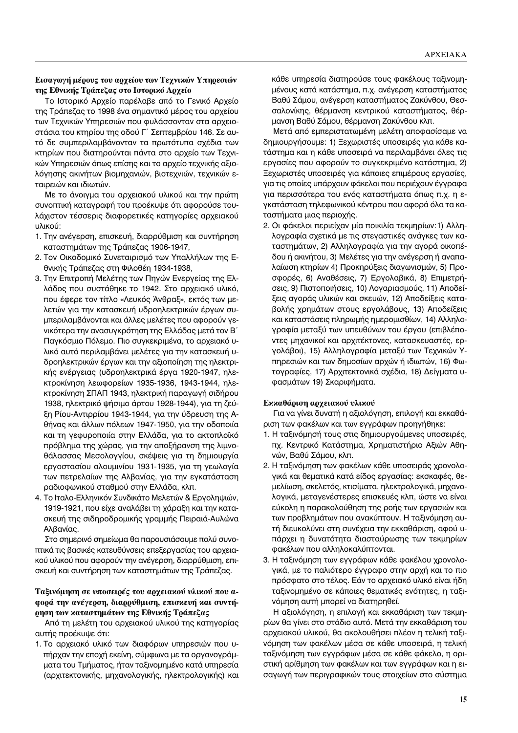### Εισαγωγή μέρους του αρχείου των Τεχνικών Υπηρεσιών της Εθνικής Τράπεζας στο Ιστορικό Αρχείο

Το Ιστορικό Αρχείο παρέλαβε από το Γενικό Αρχείο της Τράπεζας το 1998 ένα σημαντικό μέρος του αρχείου των Τεχνικών Υπηρεσιών που φυλάσσονταν στα αρχειοστάσια του κτηρίου της οδού Γ΄ Σεπτεμβρίου 146. Σε αυτό δε συμπεριλαμβάνονταν τα πρωτότυπα σχέδια των κτηρίων που διατηρούνται πάντα στο αρχείο των Τεχνικών Υπηρεσιών όπως επίσης και το αρχείο τεχνικής αξιολόγησης ακινήτων βιομηχανιών, βιοτεχνιών, τεχνικών εταιρειών και ιδιωτών.

Με το άνοιγμα του αρχειακού υλικού και την πρώτη συνοπτική καταγραφή του προέκυψε ότι αφορούσε τουλάχιστον τέσσερις διαφορετικές κατηγορίες αρχειακού υλικού:

1. Την ανέγερση, επισκευή, διαρρύθμιση και συντήρηση καταστημάτων της Τράπεζας 1906-1947,
2. Τον Οικοδομικό Συνεταιρισμό των Υπαλλήλων της Εθνικής Τράπεζας στη Φιλοθέη 1934-1938,
3. Την Επιτροπή Μελέτης των Πηγών Ενεργείας της Ελλάδος που συστάθηκε το 1942. Στο αρχειακό υλικό, που έφερε τον τίτλο «Λευκός Άνθραξ», εκτός των μελετών για την κατασκευή υδροηλεκτρικών έργων συμπεριλαμβάνονται και άλλες μελέτες που αφορούν γενικότερα την ανασυγκρότηση της Ελλάδας μετά τον Β΄ Παγκόσμιο Πόλεμο. Πιο συγκεκριμένα, το αρχειακό υλικό αυτό περιλαμβάνει μελέτες για την κατασκευή υδροηλεκτρικών έργων και την αξιοποίηση της ηλεκτρικής ενέργειας (υδροηλεκτρικά έργα 1920-1947, ηλεκτροκίνηση λεωφορείων 1935-1936, 1943-1944, ηλεκτροκίνηση ΣΠΑΠ 1943, ηλεκτρική παραγωγή σιδήρου 1938, ηλεκτρικό ψήσιμο άρτου 1928-1944), για τη ζεύξη Ρίου-Αντιρρίου 1943-1944, για την ύδρευση της Αθήνας και άλλων πόλεων 1947-1950, για την οδοποιία και τη γεφυροποιία στην Ελλάδα, για το ακτοπλοϊκό πρόβλημα της χώρας, για την αποξήρανση της λιμνοθάλασσας Μεσολογγίου, σκέψεις για τη δημιουργία εργοστασίου αλουμινίου 1931-1935, για τη γεωλογία των πετρελαίων της Αλβανίας, για την εγκατάσταση ραδιοφωνικού σταθμού στην Ελλάδα, κλπ.
4. Το Ιταλο-Ελληνικόν Συνδικάτο Μελετών & Εργοληψιών, 1919-1921, που είχε αναλάβει τη χάραξη και την κατασκευή της σιδηροδρομικής γραμμής Πειραιά-Αυλώνα Αλβανίας.

Στο σημερινό σημείωμα θα παρουσιάσουμε πολύ συνοπτικά τις βασικές κατευθύνσεις επεξεργασίας του αρχειακού υλικού που αφορούν την ανέγερση, διαρρύθμιση, επισκευή και συντήρηση των καταστημάτων της Τράπεζας.

### Ταξινόμηση σε υποσειρές του αρχειακού υλικού που αφορά την ανέγερση, διαρρύθμιση, επισκευή και συντήρηση των καταστημάτων της Εθνικής Τράπεζας

Από τη μελέτη του αρχειακού υλικού της κατηγορίας αυτής προέκυψε ότι:

1. Το αρχειακό υλικό των διαφόρων υπηρεσιών που υπήρχαν την εποχή εκείνη, σύμφωνα με τα οργανογράμματα του Τμήματος, ήταν ταξινομημένο κατά υπηρεσία (αρχιτεκτονικής, μηχανολογικής, ηλεκτρολογικής) και κάθε υπηρεσία διατηρούσε τους φακέλους ταξινομημένους κατά κατάστημα, π.χ. ανέγερση καταστήματος Βαθύ Σάμου, ανέγερση καταστήματος Ζακύνθου, Θεσσαλονίκης, θέρμανση κεντρικού καταστήματος, θέρμανση Βαθύ Σάμου, θέρμανση Ζακύνθου κλπ.

   Μετά από εμπεριστατωμένη μελέτη αποφασίσαμε να δημιουργήσουμε: 1) Ξεχωριστές υποσειρές για κάθε κατάστημα και η κάθε υποσειρά να περιλαμβάνει όλες τις εργασίες που αφορούν το συγκεκριμένο κατάστημα, 2) Ξεχωριστές υποσειρές για κάποιες επιμέρους εργασίες, για τις οποίες υπάρχουν φάκελοι που περιέχουν έγγραφα για περισσότερα του ενός καταστήματα όπως π.χ. η εγκατάσταση τηλεφωνικού κέντρου που αφορά όλα τα καταστήματα μιας περιοχής.

2. Οι φάκελοι περιείχαν μία ποικιλία τεκμηρίων: 1) Αλληλογραφία σχετικά με τις στεγαστικές ανάγκες των καταστημάτων, 2) Αλληλογραφία για την αγορά οικοπέδου ή ακινήτου, 3) Μελέτες για την ανέγερση ή αναπαλαίωση κτηρίων 4) Προκηρύξεις διαγωνισμών, 5) Προσφορές, 6) Αναθέσεις, 7) Εργολαβικά, 8) Επιμετρήσεις, 9) Πιστοποιήσεις, 10) Λογαριασμούς, 11) Αποδείξεις αγοράς υλικών και σκευών, 12) Αποδείξεις καταβολής χρημάτων στους εργολάβους, 13) Αποδείξεις και καταστάσεις πληρωμής ημερομισθίων, 14) Αλληλογραφία μεταξύ των υπευθύνων του έργου (επιβλέποντες μηχανικοί και αρχιτέκτονες, κατασκευαστές, εργολάβοι), 15) Αλληλογραφία μεταξύ των Τεχνικών Υπηρεσιών και των δημοσίων αρχών ή ιδιωτών, 16) Φωτογραφίες, 17) Αρχιτεκτονικά σχέδια, 18) Δείγματα υφασμάτων 19) Σκαριφήματα.

### Εκκαθάριση αρχειακού υλικού

Για να γίνει δυνατή η αξιολόγηση, επιλογή και εκκαθάριση των φακέλων και των εγγράφων προηγήθηκε:

1. Η ταξινόμησή τους στις δημιουργούμενες υποσειρές, πχ. Κεντρικό Κατάστημα, Χρηματιστήριο Αξιών Αθηνών, Βαθύ Σάμου, κλπ.
2. Η ταξινόμηση των φακέλων κάθε υποσειράς χρονολογικά και θεματικά κατά είδος εργασίας: εκσκαφές, θεμελίωση, σκελετός, κτίσματα, ηλεκτρολογικά, μηχανολογικά, μεταγενέστερες επισκευές κλπ, ώστε να είναι εύκολη η παρακολούθηση της ροής των εργασιών και των προβλημάτων που ανακύπτουν. Η ταξινόμηση αυτή διευκολύνει στη συνέχεια την εκκαθάριση, αφού υπάρχει η δυνατότητα διασταύρωσης των τεκμηρίων φακέλων που αλληλοκαλύπτονται.
3. Η ταξινόμηση των εγγράφων κάθε φακέλου χρονολογικά, με το παλιότερο έγγραφο στην αρχή και το πιο πρόσφατο στο τέλος. Εάν το αρχειακό υλικό είναι ήδη ταξινομημένο σε κάποιες θεματικές ενότητες, η ταξινόμηση αυτή μπορεί να διατηρηθεί.

Η αξιολόγηση, η επιλογή και εκκαθάριση των τεκμηρίων θα γίνει στο στάδιο αυτό. Μετά την εκκαθάριση του αρχειακού υλικού, θα ακολουθήσει πλέον η τελική ταξινόμηση των φακέλων μέσα σε κάθε υποσειρά, η τελική ταξινόμηση των εγγράφων μέσα σε κάθε φάκελο, η οριστική αρίθμηση των φακέλων και των εγγράφων και η εισαγωγή των περιγραφικών τους στοιχείων στο σύστημα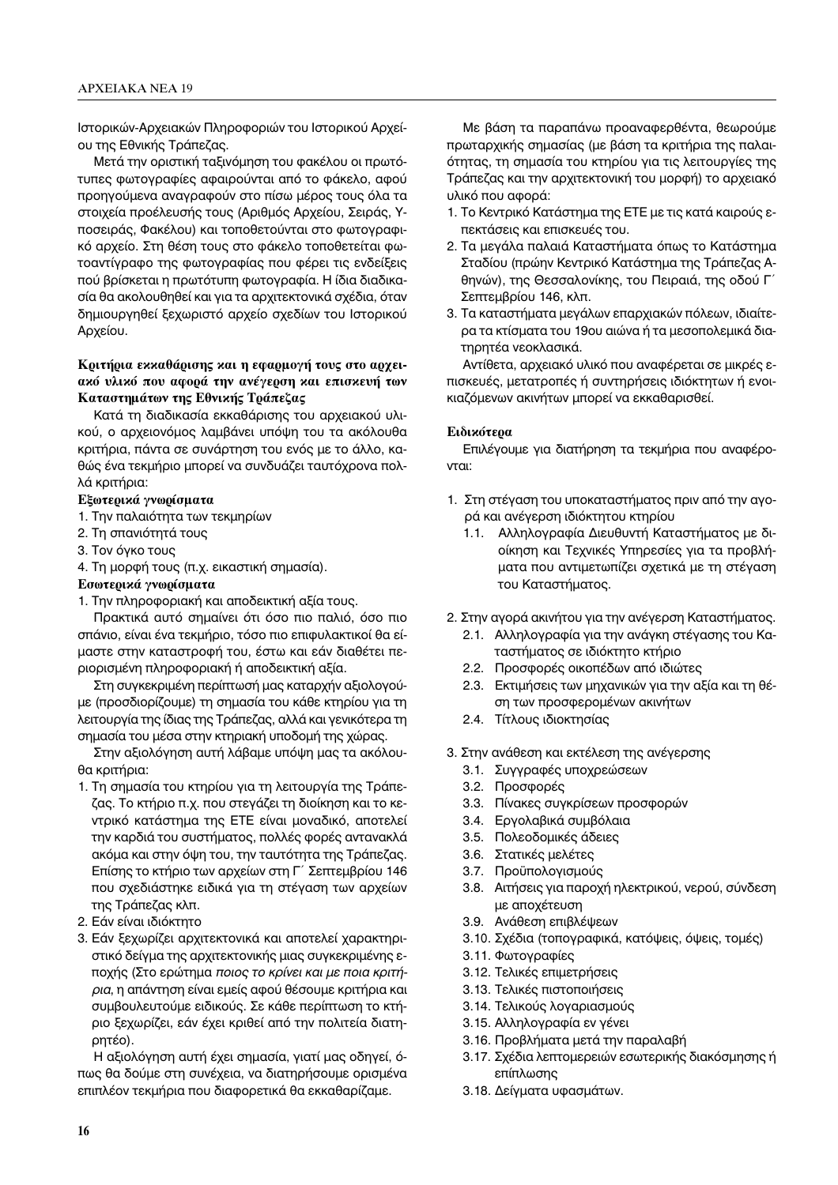Ιστορικών-Αρχειακών Πληροφοριών του Ιστορικού Αρχείου της Εθνικής Τράπεζας.

Μετά την οριστική ταξινόμηση του φακέλου οι πρωτότυπες φωτογραφίες αφαιρούνται από το φάκελο, αφού προηγούμενα αναγραφούν στο πίσω μέρος τους όλα τα στοιχεία προέλευσής τους (Αριθμός Αρχείου, Σειράς, Υποσειράς, Φακέλου) και τοποθετούνται στο φωτογραφικό αρχείο. Στη θέση τους στο φάκελο τοποθετείται φωτοαντίγραφο της φωτογραφίας που φέρει τις ενδείξεις πού βρίσκεται η πρωτότυπη φωτογραφία. Η ίδια διαδικασία θα ακολουθηθεί και για τα αρχιτεκτονικά σχέδια, όταν δημιουργηθεί ξεχωριστό αρχείο σχεδίων του Ιστορικού Αρχείου.

### Κριτήρια εκκαθάρισης και η εφαρμογή τους στο αρχειακό υλικό που αφορά την ανέγερση και επισκευή των Καταστημάτων της Εθνικής Τράπεζας

Κατά τη διαδικασία εκκαθάρισης του αρχειακού υλικού, ο αρχειονόμος λαμβάνει υπόψη του τα ακόλουθα κριτήρια, πάντα σε συνάρτηση του ενός με το άλλο, καθώς ένα τεκμήριο μπορεί να συνδυάζει ταυτόχρονα πολλά κριτήρια:

**Εξωτερικά γνωρίσματα**

1. Την παλαιότητα των τεκμηρίων
2. Τη σπανιότητά τους
3. Τον όγκο τους
4. Τη μορφή τους (π.χ. εικαστική σημασία).

**Εσωτερικά γνωρίσματα**

1. Την πληροφοριακή και αποδεικτική αξία τους.

Πρακτικά αυτό σημαίνει ότι όσο πιο παλιό, όσο πιο σπάνιο, είναι ένα τεκμήριο, τόσο πιο επιφυλακτικοί θα είμαστε στην καταστροφή του, έστω και εάν διαθέτει περιορισμένη πληροφοριακή ή αποδεικτική αξία.

Στη συγκεκριμένη περίπτωσή μας καταρχήν αξιολογούμε (προσδιορίζουμε) τη σημασία του κάθε κτηρίου για τη λειτουργία της ίδιας της Τράπεζας, αλλά και γενικότερα τη σημασία του μέσα στην κτηριακή υποδομή της χώρας.

Στην αξιολόγηση αυτή λάβαμε υπόψη μας τα ακόλουθα κριτήρια:

1. Τη σημασία του κτηρίου για τη λειτουργία της Τράπεζας. Το κτήριο π.χ. που στεγάζει τη διοίκηση και το κεντρικό κατάστημα της ΕΤΕ είναι μοναδικό, αποτελεί την καρδιά του συστήματος, πολλές φορές αντανακλά ακόμα και στην όψη του, την ταυτότητα της Τράπεζας. Επίσης το κτήριο των αρχείων στη Γ΄ Σεπτεμβρίου 146 που σχεδιάστηκε ειδικά για τη στέγαση των αρχείων της Τράπεζας κλπ.
2. Εάν είναι ιδιόκτητο
3. Εάν ξεχωρίζει αρχιτεκτονικά και αποτελεί χαρακτηριστικό δείγμα της αρχιτεκτονικής μιας συγκεκριμένης εποχής (Στο ερώτημα *ποιος το κρίνει και με ποια κριτήρια*, η απάντηση είναι εμείς αφού θέσουμε κριτήρια και συμβουλευτούμε ειδικούς. Σε κάθε περίπτωση το κτήριο ξεχωρίζει, εάν έχει κριθεί από την πολιτεία διατηρητέο).

Η αξιολόγηση αυτή έχει σημασία, γιατί μας οδηγεί, όπως θα δούμε στη συνέχεια, να διατηρήσουμε ορισμένα επιπλέον τεκμήρια που διαφορετικά θα εκκαθαρίζαμε.

Με βάση τα παραπάνω προαναφερθέντα, θεωρούμε πρωταρχικής σημασίας (με βάση τα κριτήρια της παλαιότητας, τη σημασία του κτηρίου για τις λειτουργίες της Τράπεζας και την αρχιτεκτονική του μορφή) το αρχειακό υλικό που αφορά:

1. Το Κεντρικό Κατάστημα της ΕΤΕ με τις κατά καιρούς επεκτάσεις και επισκευές του.
2. Τα μεγάλα παλαιά Καταστήματα όπως το Κατάστημα Σταδίου (πρώην Κεντρικό Κατάστημα της Τράπεζας Αθηνών), της Θεσσαλονίκης, του Πειραιά, της οδού Γ΄ Σεπτεμβρίου 146, κλπ.
3. Τα καταστήματα μεγάλων επαρχιακών πόλεων, ιδιαίτερα τα κτίσματα του 19ου αιώνα ή τα μεσοπολεμικά διατηρητέα νεοκλασικά.

Αντίθετα, αρχειακό υλικό που αναφέρεται σε μικρές επισκευές, μετατροπές ή συντηρήσεις ιδιόκτητων ή ενοικιαζόμενων ακινήτων μπορεί να εκκαθαρισθεί.

### Ειδικότερα

Επιλέγουμε για διατήρηση τα τεκμήρια που αναφέρονται:

1. Στη στέγαση του υποκαταστήματος πριν από την αγορά και ανέγερση ιδιόκτητου κτηρίου
   - 1.1. Αλληλογραφία Διευθυντή Καταστήματος με διοίκηση και Τεχνικές Υπηρεσίες για τα προβλήματα που αντιμετωπίζει σχετικά με τη στέγαση του Καταστήματος.
2. Στην αγορά ακινήτου για την ανέγερση Καταστήματος.
   - 2.1. Αλληλογραφία για την ανάγκη στέγασης του Καταστήματος σε ιδιόκτητο κτήριο
   - 2.2. Προσφορές οικοπέδων από ιδιώτες
   - 2.3. Εκτιμήσεις των μηχανικών για την αξία και τη θέση των προσφερομένων ακινήτων
   - 2.4. Τίτλους ιδιοκτησίας
3. Στην ανάθεση και εκτέλεση της ανέγερσης
   - 3.1. Συγγραφές υποχρεώσεων
   - 3.2. Προσφορές
   - 3.3. Πίνακες συγκρίσεων προσφορών
   - 3.4. Εργολαβικά συμβόλαια
   - 3.5. Πολεοδομικές άδειες
   - 3.6. Στατικές μελέτες
   - 3.7. Προϋπολογισμούς
   - 3.8. Αιτήσεις για παροχή ηλεκτρικού, νερού, σύνδεση με αποχέτευση
   - 3.9. Ανάθεση επιβλέψεων
   - 3.10. Σχέδια (τοπογραφικά, κατόψεις, όψεις, τομές)
   - 3.11. Φωτογραφίες
   - 3.12. Τελικές επιμετρήσεις
   - 3.13. Τελικές πιστοποιήσεις
   - 3.14. Τελικούς λογαριασμούς
   - 3.15. Αλληλογραφία εν γένει
   - 3.16. Προβλήματα μετά την παραλαβή
   - 3.17. Σχέδια λεπτομερειών εσωτερικής διακόσμησης ή επίπλωσης
   - 3.18. Δείγματα υφασμάτων.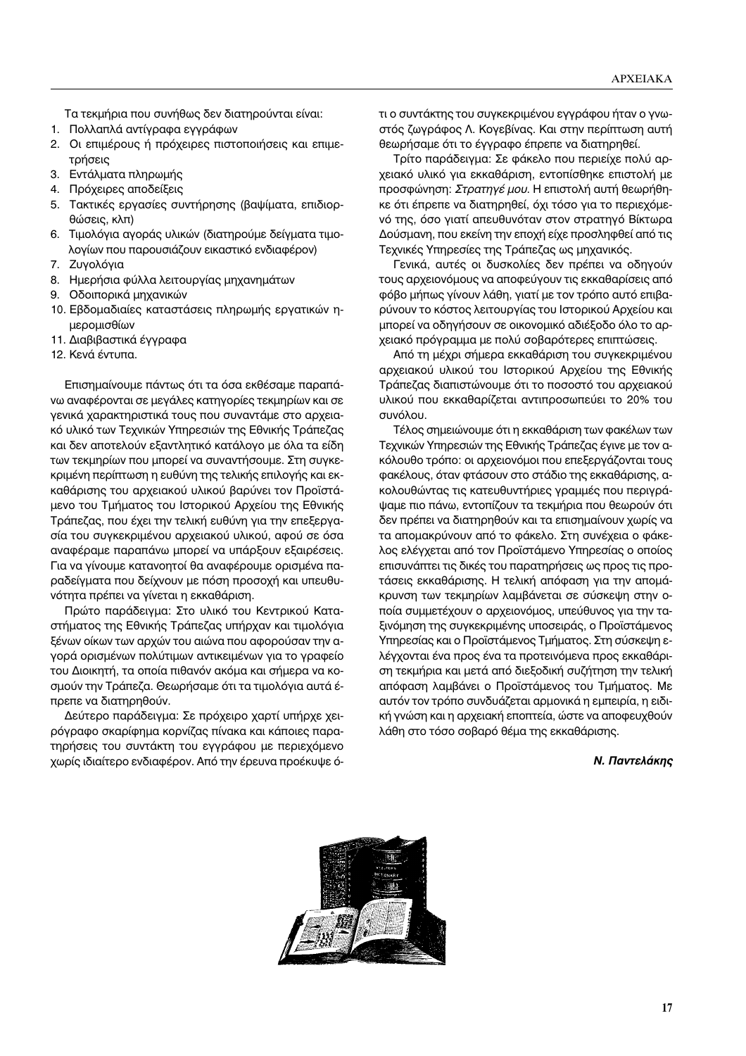Τα τεκμήρια που συνήθως δεν διατηρούνται είναι:

1. Πολλαπλά αντίγραφα εγγράφων
2. Οι επιμέρους ή πρόχειρες πιστοποιήσεις και επιμετρήσεις
3. Εντάλματα πληρωμής
4. Πρόχειρες αποδείξεις
5. Τακτικές εργασίες συντήρησης (βαψίματα, επιδιορθώσεις, κλπ)
6. Τιμολόγια αγοράς υλικών (διατηρούμε δείγματα τιμολογίων που παρουσιάζουν εικαστικό ενδιαφέρον)
7. Ζυγολόγια
8. Ημερήσια φύλλα λειτουργίας μηχανημάτων
9. Οδοιπορικά μηχανικών
10. Εβδομαδιαίες καταστάσεις πληρωμής εργατικών ημερομισθίων
11. Διαβιβαστικά έγγραφα
12. Κενά έντυπα.

Επισημαίνουμε πάντως ότι τα όσα εκθέσαμε παραπάνω αναφέρονται σε μεγάλες κατηγορίες τεκμηρίων και σε γενικά χαρακτηριστικά τους που συναντάμε στο αρχειακό υλικό των Τεχνικών Υπηρεσιών της Εθνικής Τράπεζας και δεν αποτελούν εξαντλητικό κατάλογο με όλα τα είδη των τεκμηρίων που μπορεί να συναντήσουμε. Στη συγκεκριμένη περίπτωση η ευθύνη της τελικής επιλογής και εκκαθάρισης του αρχειακού υλικού βαρύνει τον Προϊστάμενο του Τμήματος του Ιστορικού Αρχείου της Εθνικής Τράπεζας, που έχει την τελική ευθύνη για την επεξεργασία του συγκεκριμένου αρχειακού υλικού, αφού σε όσα αναφέραμε παραπάνω μπορεί να υπάρξουν εξαιρέσεις. Για να γίνουμε κατανοητοί θα αναφέρουμε ορισμένα παραδείγματα που δείχνουν με πόση προσοχή και υπευθυνότητα πρέπει να γίνεται η εκκαθάριση.

Πρώτο παράδειγμα: Στο υλικό του Κεντρικού Καταστήματος της Εθνικής Τράπεζας υπήρχαν και τιμολόγια ξένων οίκων των αρχών του αιώνα που αφορούσαν την αγορά ορισμένων πολύτιμων αντικειμένων για το γραφείο του Διοικητή, τα οποία πιθανόν ακόμα και σήμερα να κοσμούν την Τράπεζα. Θεωρήσαμε ότι τα τιμολόγια αυτά έπρεπε να διατηρηθούν.

Δεύτερο παράδειγμα: Σε πρόχειρο χαρτί υπήρχε χειρόγραφο σκαρίφημα κορνίζας πίνακα και κάποιες παρατηρήσεις του συντάκτη του εγγράφου με περιεχόμενο χωρίς ιδιαίτερο ενδιαφέρον. Από την έρευνα προέκυψε ότι ο συντάκτης του συγκεκριμένου εγγράφου ήταν ο γνωστός ζωγράφος Λ. Κογεβίνας. Και στην περίπτωση αυτή θεωρήσαμε ότι το έγγραφο έπρεπε να διατηρηθεί.

Τρίτο παράδειγμα: Σε φάκελο που περιείχε πολύ αρχειακό υλικό για εκκαθάριση, εντοπίσθηκε επιστολή με προσφώνηση: *Στρατηγέ μου*. Η επιστολή αυτή θεωρήθηκε ότι έπρεπε να διατηρηθεί, όχι τόσο για το περιεχόμενό της, όσο γιατί απευθυνόταν στον στρατηγό Βίκτωρα Δούσμανη, που εκείνη την εποχή είχε προσληφθεί από τις Τεχνικές Υπηρεσίες της Τράπεζας ως μηχανικός.

Γενικά, αυτές οι δυσκολίες δεν πρέπει να οδηγούν τους αρχειονόμους να αποφεύγουν τις εκκαθαρίσεις από φόβο μήπως γίνουν λάθη, γιατί με τον τρόπο αυτό επιβαρύνουν το κόστος λειτουργίας του Ιστορικού Αρχείου και μπορεί να οδηγήσουν σε οικονομικό αδιέξοδο όλο το αρχειακό πρόγραμμα με πολύ σοβαρότερες επιπτώσεις.

Από τη μέχρι σήμερα εκκαθάριση του συγκεκριμένου αρχειακού υλικού του Ιστορικού Αρχείου της Εθνικής Τράπεζας διαπιστώνουμε ότι το ποσοστό του αρχειακού υλικού που εκκαθαρίζεται αντιπροσωπεύει το 20% του συνόλου.

Τέλος σημειώνουμε ότι η εκκαθάριση των φακέλων των Τεχνικών Υπηρεσιών της Εθνικής Τράπεζας έγινε με τον ακόλουθο τρόπο: οι αρχειονόμοι που επεξεργάζονται τους φακέλους, όταν φτάσουν στο στάδιο της εκκαθάρισης, ακολουθώντας τις κατευθυντήριες γραμμές που περιγράψαμε πιο πάνω, εντοπίζουν τα τεκμήρια που θεωρούν ότι δεν πρέπει να διατηρηθούν και τα επισημαίνουν χωρίς να τα απομακρύνουν από το φάκελο. Στη συνέχεια ο φάκελος ελέγχεται από τον Προϊστάμενο Υπηρεσίας ο οποίος επισυνάπτει τις δικές του παρατηρήσεις ως προς τις προτάσεις εκκαθάρισης. Η τελική απόφαση για την απομάκρυνση των τεκμηρίων λαμβάνεται σε σύσκεψη στην οποία συμμετέχουν ο αρχειονόμος, υπεύθυνος για την ταξινόμηση της συγκεκριμένης υποσειράς, ο Προϊστάμενος Υπηρεσίας και ο Προϊστάμενος Τμήματος. Στη σύσκεψη ελέγχονται ένα προς ένα τα προτεινόμενα προς εκκαθάριση τεκμήρια και μετά από διεξοδική συζήτηση την τελική απόφαση λαμβάνει ο Προϊστάμενος του Τμήματος. Με αυτόν τον τρόπο συνδυάζεται αρμονικά η εμπειρία, η ειδική γνώση και η αρχειακή εποπτεία, ώστε να αποφευχθούν λάθη στο τόσο σοβαρό θέμα της εκκαθάρισης.

***Ν. Παντελάκης***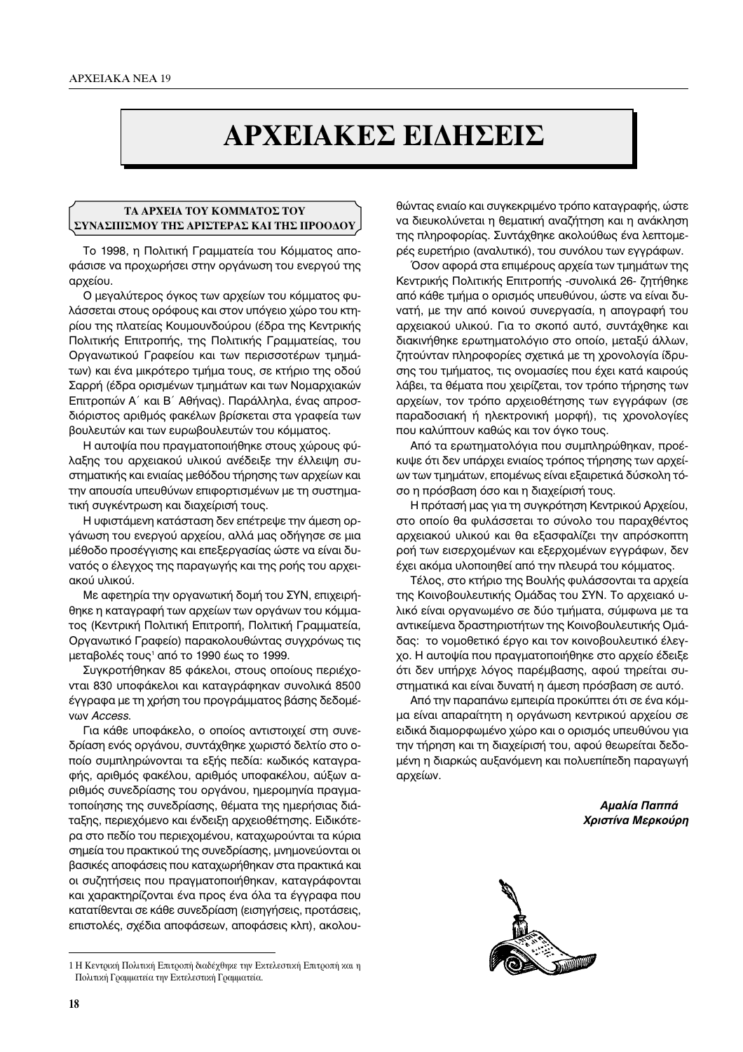# ΑΡΧΕΙΑΚΕΣ ΕΙΔΗΣΕΙΣ

## ΤΑ ΑΡΧΕΙΑ ΤΟΥ ΚΟΜΜΑΤΟΣ ΤΟΥ ΣΥΝΑΣΠΙΣΜΟΥ ΤΗΣ ΑΡΙΣΤΕΡΑΣ ΚΑΙ ΤΗΣ ΠΡΟΟΔΟΥ

Το 1998, η Πολιτική Γραμματεία του Κόμματος αποφάσισε να προχωρήσει στην οργάνωση του ενεργού της αρχείου.

Ο μεγαλύτερος όγκος των αρχείων του κόμματος φυλάσσεται στους ορόφους και στον υπόγειο χώρο του κτηρίου της πλατείας Κουμουνδούρου (έδρα της Κεντρικής Πολιτικής Επιτροπής, της Πολιτικής Γραμματείας, του Οργανωτικού Γραφείου και των περισσοτέρων τμημάτων) και ένα μικρότερο τμήμα τους, σε κτήριο της οδού Σαρρή (έδρα ορισμένων τμημάτων και των Νομαρχιακών Επιτροπών Α΄ και Β΄ Αθήνας). Παράλληλα, ένας απροσδιόριστος αριθμός φακέλων βρίσκεται στα γραφεία των βουλευτών και των ευρωβουλευτών του κόμματος.

Η αυτοψία που πραγματοποιήθηκε στους χώρους φύλαξης του αρχειακού υλικού ανέδειξε την έλλειψη συστηματικής και ενιαίας μεθόδου τήρησης των αρχείων και την απουσία υπευθύνων επιφορτισμένων με τη συστηματική συγκέντρωση και διαχείρισή τους.

Η υφιστάμενη κατάσταση δεν επέτρεψε την άμεση οργάνωση του ενεργού αρχείου, αλλά μας οδήγησε σε μια μέθοδο προσέγγισης και επεξεργασίας ώστε να είναι δυνατός ο έλεγχος της παραγωγής και της ροής του αρχειακού υλικού.

Με αφετηρία την οργανωτική δομή του ΣΥΝ, επιχειρήθηκε η καταγραφή των αρχείων των οργάνων του κόμματος (Κεντρική Πολιτική Επιτροπή, Πολιτική Γραμματεία, Οργανωτικό Γραφείο) παρακολουθώντας συγχρόνως τις μεταβολές τους[1] από το 1990 έως το 1999.

Συγκροτήθηκαν 85 φάκελοι, στους οποίους περιέχονται 830 υποφάκελοι και καταγράφηκαν συνολικά 8500 έγγραφα με τη χρήση του προγράμματος βάσης δεδομένων *Access*.

Για κάθε υποφάκελο, ο οποίος αντιστοιχεί στη συνεδρίαση ενός οργάνου, συντάχθηκε χωριστό δελτίο στο οποίο συμπληρώνονται τα εξής πεδία: κωδικός καταγραφής, αριθμός φακέλου, αριθμός υποφακέλου, αύξων αριθμός συνεδρίασης του οργάνου, ημερομηνία πραγματοποίησης της συνεδρίασης, θέματα της ημερήσιας διάταξης, περιεχόμενο και ένδειξη αρχειοθέτησης. Ειδικότερα στο πεδίο του περιεχομένου, καταχωρούνται τα κύρια σημεία του πρακτικού της συνεδρίασης, μνημονεύονται οι βασικές αποφάσεις που καταχωρήθηκαν στα πρακτικά και οι συζητήσεις που πραγματοποιήθηκαν, καταγράφονται και χαρακτηρίζονται ένα προς ένα όλα τα έγγραφα που κατατίθενται σε κάθε συνεδρίαση (εισηγήσεις, προτάσεις, επιστολές, σχέδια αποφάσεων, αποφάσεις κλπ), ακολουθώντας ενιαίο και συγκεκριμένο τρόπο καταγραφής, ώστε να διευκολύνεται η θεματική αναζήτηση και η ανάκληση της πληροφορίας. Συντάχθηκε ακολούθως ένα λεπτομερές ευρετήριο (αναλυτικό), του συνόλου των εγγράφων.

Όσον αφορά στα επιμέρους αρχεία των τμημάτων της Κεντρικής Πολιτικής Επιτροπής -συνολικά 26- ζητήθηκε από κάθε τμήμα ο ορισμός υπευθύνου, ώστε να είναι δυνατή, με την από κοινού συνεργασία, η απογραφή του αρχειακού υλικού. Για το σκοπό αυτό, συντάχθηκε και διακινήθηκε ερωτηματολόγιο στο οποίο, μεταξύ άλλων, ζητούνταν πληροφορίες σχετικά με τη χρονολογία ίδρυσης του τμήματος, τις ονομασίες που έχει κατά καιρούς λάβει, τα θέματα που χειρίζεται, τον τρόπο τήρησης των αρχείων, τον τρόπο αρχειοθέτησης των εγγράφων (σε παραδοσιακή ή ηλεκτρονική μορφή), τις χρονολογίες που καλύπτουν καθώς και τον όγκο τους.

Από τα ερωτηματολόγια που συμπληρώθηκαν, προέκυψε ότι δεν υπάρχει ενιαίος τρόπος τήρησης των αρχείων των τμημάτων, επομένως είναι εξαιρετικά δύσκολη τόσο η πρόσβαση όσο και η διαχείρισή τους.

Η πρότασή μας για τη συγκρότηση Κεντρικού Αρχείου, στο οποίο θα φυλάσσεται το σύνολο του παραχθέντος αρχειακού υλικού και θα εξασφαλίζει την απρόσκοπτη ροή των εισερχομένων και εξερχομένων εγγράφων, δεν έχει ακόμα υλοποιηθεί από την πλευρά του κόμματος.

Τέλος, στο κτήριο της Βουλής φυλάσσονται τα αρχεία της Κοινοβουλευτικής Ομάδας του ΣΥΝ. Το αρχειακό υλικό είναι οργανωμένο σε δύο τμήματα, σύμφωνα με τα αντικείμενα δραστηριοτήτων της Κοινοβουλευτικής Ομάδας: το νομοθετικό έργο και τον κοινοβουλευτικό έλεγχο. Η αυτοψία που πραγματοποιήθηκε στο αρχείο έδειξε ότι δεν υπήρχε λόγος παρέμβασης, αφού τηρείται συστηματικά και είναι δυνατή η άμεση πρόσβαση σε αυτό.

Από την παραπάνω εμπειρία προκύπτει ότι σε ένα κόμμα είναι απαραίτητη η οργάνωση κεντρικού αρχείου σε ειδικά διαμορφωμένο χώρο και ο ορισμός υπευθύνου για την τήρηση και τη διαχείρισή του, αφού θεωρείται δεδομένη η διαρκώς αυξανόμενη και πολυεπίπεδη παραγωγή αρχείων.

***Αμαλία Παππά***
***Χριστίνα Μερκούρη***

---

[1] Η Κεντρική Πολιτική Επιτροπή διαδέχθηκε την Εκτελεστική Επιτροπή και η Πολιτική Γραμματεία την Εκτελεστική Γραμματεία.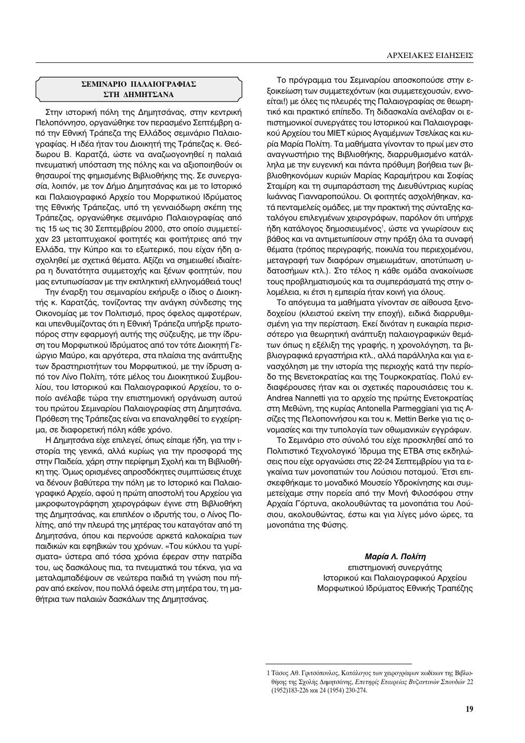## ΣΕΜΙΝΑΡΙΟ ΠΑΛΑΙΟΓΡΑΦΙΑΣ ΣΤΗ ΔΗΜΗΤΣΑΝΑ

Στην ιστορική πόλη της Δημητσάνας, στην κεντρική Πελοπόννησο, οργανώθηκε τον περασμένο Σεπτέμβρη από την Εθνική Τράπεζα της Ελλάδος σεμινάριο Παλαιογραφίας. Η ιδέα ήταν του Διοικητή της Τράπεζας κ. Θεόδωρου Β. Καρατζά, ώστε να αναζωογονηθεί η παλαιά πνευματική υπόσταση της πόλης και να αξιοποιηθούν οι θησαυροί της φημισμένης Βιβλιοθήκης της. Σε συνεργασία, λοιπόν, με τον Δήμο Δημητσάνας και με το Ιστορικό και Παλαιογραφικό Αρχείο του Μορφωτικού Ιδρύματος της Εθνικής Τράπεζας, υπό τη γενναιόδωρη σκέπη της Τράπεζας, οργανώθηκε σεμινάριο Παλαιογραφίας από τις 15 ως τις 30 Σεπτεμβρίου 2000, στο οποίο συμμετείχαν 23 μεταπτυχιακοί φοιτητές και φοιτήτριες από την Ελλάδα, την Κύπρο και το εξωτερικό, που είχαν ήδη ασχοληθεί με σχετικά θέματα. Αξίζει να σημειωθεί ιδιαίτερα η δυνατότητα συμμετοχής και ξένων φοιτητών, που μας εντυπωσίασαν με την εκπληκτική ελληνομάθειά τους!

Την έναρξη του σεμιναρίου εκήρυξε ο ίδιος ο Διοικητής κ. Καρατζάς, τονίζοντας την ανάγκη σύνδεσης της Οικονομίας με τον Πολιτισμό, προς όφελος αμφοτέρων, και υπενθυμίζοντας ότι η Εθνική Τράπεζα υπήρξε πρωτοπόρος στην εφαρμογή αυτής της σύζευξης, με την ίδρυση του Μορφωτικού Ιδρύματος από τον τότε Διοικητή Γεώργιο Μαύρο, και αργότερα, στα πλαίσια της ανάπτυξης των δραστηριοτήτων του Μορφωτικού, με την ίδρυση από τον Λίνο Πολίτη, τότε μέλος του Διοικητικού Συμβουλίου, του Ιστορικού και Παλαιογραφικού Αρχείου, το οποίο ανέλαβε τώρα την επιστημονική οργάνωση αυτού του πρώτου Σεμιναρίου Παλαιογραφίας στη Δημητσάνα. Πρόθεση της Τράπεζας είναι να επαναληφθεί το εγχείρημα, σε διαφορετική πόλη κάθε χρόνο.

Η Δημητσάνα είχε επιλεγεί, όπως είπαμε ήδη, για την ιστορία της γενικά, αλλά κυρίως για την προσφορά της στην Παιδεία, χάρη στην περίφημη Σχολή και τη Βιβλιοθήκη της. Όμως ορισμένες απροσδόκητες συμπτώσεις έτυχε να δένουν βαθύτερα την πόλη με το Ιστορικό και Παλαιογραφικό Αρχείο, αφού η πρώτη αποστολή του Αρχείου για μικροφωτογράφηση χειρογράφων έγινε στη Βιβλιοθήκη της Δημητσάνας, και επιπλέον ο ιδρυτής του, ο Λίνος Πολίτης, από την πλευρά της μητέρας του καταγόταν από τη Δημητσάνα, όπου και περνούσε αρκετά καλοκαίρια των παιδικών και εφηβικών του χρόνων. «Του κύκλου τα γυρίσματα» ύστερα από τόσα χρόνια έφεραν στην πατρίδα του, ως δασκάλους πια, τα πνευματικά του τέκνα, για να μεταλαμπαδέψουν σε νεώτερα παιδιά τη γνώση που πήραν από εκείνον, που πολλά όφειλε στη μητέρα του, τη μαθήτρια των παλαιών δασκάλων της Δημητσάνας.

Το πρόγραμμα του Σεμιναρίου αποσκοπούσε στην εξοικείωση των συμμετεχόντων (και συμμετεχουσών, εννοείται!) με όλες τις πλευρές της Παλαιογραφίας σε θεωρητικό και πρακτικό επίπεδο. Τη διδασκαλία ανέλαβαν οι επιστημονικοί συνεργάτες του Ιστορικού και Παλαιογραφικού Αρχείου του ΜΙΕΤ κύριος Αγαμέμνων Τσελίκας και κυρία Μαρία Πολίτη. Τα μαθήματα γίνονταν το πρωί μεν στο αναγνωστήριο της Βιβλιοθήκης, διαρρυθμισμένο κατάλληλα με την ευγενική και πάντα πρόθυμη βοήθεια των βιβλιοθηκονόμων κυριών Μαρίας Καραμήτρου και Σοφίας Σταμίρη και τη συμπαράσταση της Διευθύντριας κυρίας Ιωάννας Γιανναροπούλου. Οι φοιτητές ασχολήθηκαν, κατά πενταμελείς ομάδες, με την πρακτική της σύνταξης καταλόγου επιλεγμένων χειρογράφων, παρόλον ότι υπήρχε ήδη κατάλογος δημοσιευμένος[1], ώστε να γνωρίσουν εις βάθος και να αντιμετωπίσουν στην πράξη όλα τα συναφή θέματα (τρόπος περιγραφής, ποικιλία του περιεχομένου, μεταγραφή των διαφόρων σημειωμάτων, αποτύπωση υδατοσήμων κτλ.). Στο τέλος η κάθε ομάδα ανακοίνωσε τους προβληματισμούς και τα συμπεράσματά της στην ολομέλεια, κι έτσι η εμπειρία ήταν κοινή για όλους.

Το απόγευμα τα μαθήματα γίνονταν σε αίθουσα ξενοδοχείου (κλειστού εκείνη την εποχή), ειδικά διαρρυθμισμένη για την περίσταση. Εκεί δινόταν η ευκαιρία περισσότερο για θεωρητική ανάπτυξη παλαιογραφικών θεμάτων όπως η εξέλιξη της γραφής, η χρονολόγηση, τα βιβλιογραφικά εργαστήρια κτλ., αλλά παράλληλα και για ενασχόληση με την ιστορία της περιοχής κατά την περίοδο της Βενετοκρατίας και της Τουρκοκρατίας. Πολύ ενδιαφέρουσες ήταν και οι σχετικές παρουσιάσεις του κ. Andrea Nannetti για το αρχείο της πρώτης Ενετοκρατίας στη Μεθώνη, της κυρίας Antonella Parmeggiani για τις Ασίζες της Πελοποννήσου και του κ. Mettin Berke για τις ονομασίες και την τυπολογία των οθωμανικών εγγράφων.

Το Σεμινάριο στο σύνολό του είχε προσκληθεί από το Πολιτιστικό Τεχνολογικό Ίδρυμα της ΕΤΒΑ στις εκδηλώσεις που είχε οργανώσει στις 22-24 Σεπτεμβρίου για τα εγκαίνια των μονοπατιών του Λούσιου ποταμού. Έτσι επισκεφθήκαμε το μοναδικό Μουσείο Υδροκίνησης και συμμετείχαμε στην πορεία από την Μονή Φιλοσόφου στην Αρχαία Γόρτυνα, ακολουθώντας τα μονοπάτια του Λούσιου, ακολουθώντας, έστω και για λίγες μόνο ώρες, τα μονοπάτια της Φύσης.

***Μαρία Λ. Πολίτη***
επιστημονική συνεργάτης
Ιστορικού και Παλαιογραφικού Αρχείου
Μορφωτικού Ιδρύματος Εθνικής Τραπέζης

---

[1] Τάσος Αθ. Γριτσόπουλος, Κατάλογος των χειρογράφων κωδίκων της Βιβλιοθήκης της Σχολής Δημητσάνης, *Επετηρίς Εταιρείας Βυζαντινών Σπουδών* 22 (1952)183-226 και 24 (1954) 230-274.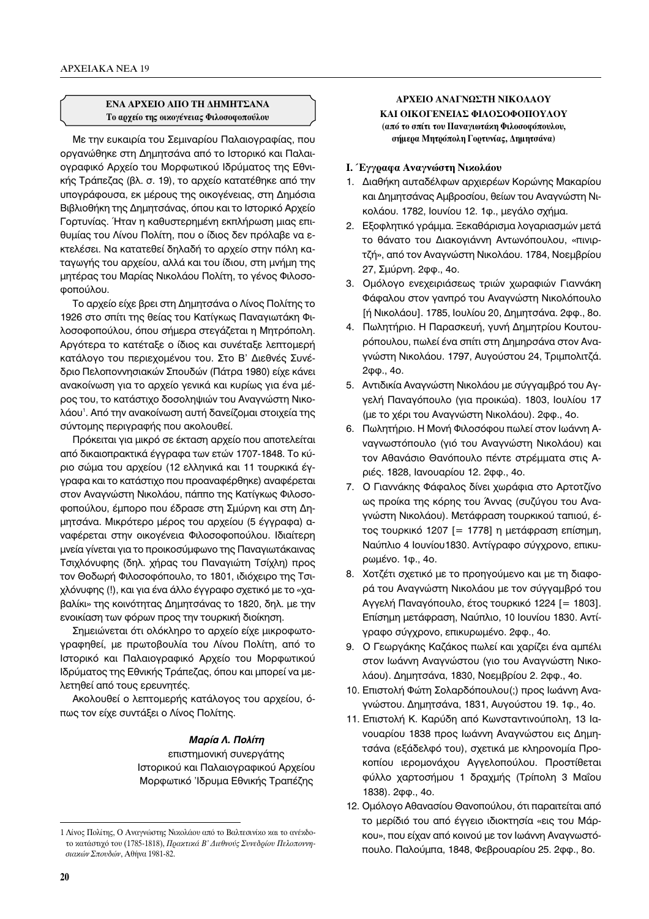## ΕΝΑ ΑΡΧΕΙΟ ΑΠΟ ΤΗ ΔΗΜΗΤΣΑΝΑ
### Το αρχείο της οικογένειας Φιλοσοφοπούλου

Με την ευκαιρία του Σεμιναρίου Παλαιογραφίας, που οργανώθηκε στη Δημητσάνα από το Ιστορικό και Παλαιογραφικό Αρχείο του Μορφωτικού Ιδρύματος της Εθνικής Τράπεζας (βλ. σ. 19), το αρχείο κατατέθηκε από την υπογράφουσα, εκ μέρους της οικογένειας, στη Δημόσια Βιβλιοθήκη της Δημητσάνας, όπου και το Ιστορικό Αρχείο Γορτυνίας. Ήταν η καθυστερημένη εκπλήρωση μιας επιθυμίας του Λίνου Πολίτη, που ο ίδιος δεν πρόλαβε να εκτελέσει. Να κατατεθεί δηλαδή το αρχείο στην πόλη καταγωγής του αρχείου, αλλά και του ίδιου, στη μνήμη της μητέρας του Μαρίας Νικολάου Πολίτη, το γένος Φιλοσοφοπούλου.

Το αρχείο είχε βρει στη Δημητσάνα ο Λίνος Πολίτης το 1926 στο σπίτι της θείας του Κατίγκως Παναγιωτάκη Φιλοσοφοπούλου, όπου σήμερα στεγάζεται η Μητρόπολη. Αργότερα το κατέταξε ο ίδιος και συνέταξε λεπτομερή κατάλογο του περιεχομένου του. Στο Β' Διεθνές Συνέδριο Πελοποννησιακών Σπουδών (Πάτρα 1980) είχε κάνει ανακοίνωση για το αρχείο γενικά και κυρίως για ένα μέρος του, το κατάστιχο δοσοληψιών του Αναγνώστη Νικολάου[1]. Από την ανακοίνωση αυτή δανείζομαι στοιχεία της σύντομης περιγραφής που ακολουθεί.

Πρόκειται για μικρό σε έκταση αρχείο που αποτελείται από δικαιοπρακτικά έγγραφα των ετών 1707-1848. Το κύριο σώμα του αρχείου (12 ελληνικά και 11 τουρκικά έγγραφα και το κατάστιχο που προαναφέρθηκε) αναφέρεται στον Αναγνώστη Νικολάου, πάππο της Κατίγκως Φιλοσοφοπούλου, έμπορο που έδρασε στη Σμύρνη και στη Δημητσάνα. Μικρότερο μέρος του αρχείου (5 έγγραφα) αναφέρεται στην οικογένεια Φιλοσοφοπούλου. Ιδιαίτερη μνεία γίνεται για το προικοσύμφωνο της Παναγιωτάκαινας Τσιχλόνυφης (δηλ. χήρας του Παναγιώτη Τσίχλη) προς τον Θοδωρή Φιλοσοφόπουλο, το 1801, ιδιόχειρο της Τσιχλόνυφης (!), και για ένα άλλο έγγραφο σχετικό με το «χαβαλίκι» της κοινότητας Δημητσάνας το 1820, δηλ. με την ενοικίαση των φόρων προς την τουρκική διοίκηση.

Σημειώνεται ότι ολόκληρο το αρχείο είχε μικροφωτογραφηθεί, με πρωτοβουλία του Λίνου Πολίτη, από το Ιστορικό και Παλαιογραφικό Αρχείο του Μορφωτικού Ιδρύματος της Εθνικής Τράπεζας, όπου και μπορεί να μελετηθεί από τους ερευνητές.

Ακολουθεί ο λεπτομερής κατάλογος του αρχείου, όπως τον είχε συντάξει ο Λίνος Πολίτης.

***Μαρία Λ. Πολίτη***
επιστημονική συνεργάτης
Ιστορικού και Παλαιογραφικού Αρχείου
Μορφωτικό Ίδρυμα Εθνικής Τραπέζης

[1] Λίνος Πολίτης, Ο Αναγνώστης Νικολάου από το Βαλτεσινίκο και το ανέκδοτο κατάστιχό του (1785-1818), *Πρακτικά Β' Διεθνούς Συνεδρίου Πελοποννησιακών Σπουδών*, Αθήνα 1981-82.

## ΑΡΧΕΙΟ ΑΝΑΓΝΩΣΤΗ ΝΙΚΟΛΑΟΥ ΚΑΙ ΟΙΚΟΓΕΝΕΙΑΣ ΦΙΛΟΣΟΦΟΠΟΥΛΟΥ
**(από το σπίτι του Παναγιωτάκη Φιλοσοφόπουλου, σήμερα Μητρόπολη Γορτυνίας, Δημητσάνα)**

### Ι. Έγγραφα Αναγνώστη Νικολάου

1. Διαθήκη αυταδέλφων αρχιερέων Κορώνης Μακαρίου και Δημητσάνας Αμβροσίου, θείων του Αναγνώστη Νικολάου. 1782, Ιουνίου 12. 1φ., μεγάλο σχήμα.
2. Εξοφλητικό γράμμα. Ξεκαθάρισμα λογαριασμών μετά το θάνατο του Διακογιάννη Αντωνόπουλου, «πινιρτζή», από τον Αναγνώστη Νικολάου. 1784, Νοεμβρίου 27, Σμύρνη. 2φφ., 4ο.
3. Ομόλογο ενεχειριάσεως τριών χωραφιών Γιαννάκη Φάφαλου στον γανπρό του Αναγνώστη Νικολόπουλο [ή Νικολάου]. 1785, Ιουλίου 20, Δημητσάνα. 2φφ., 8ο.
4. Πωλητήριο. Η Παρασκευή, γυνή Δημητρίου Κουτουρόπουλου, πωλεί ένα σπίτι στη Δημηρσάνα στον Αναγνώστη Νικολάου. 1797, Αυγούστου 24, Τριμπολιτζά. 2φφ., 4ο.
5. Αντιδικία Αναγνώστη Νικολάου με σύγγαμβρό του Αγγελή Παναγόπουλο (για προικώα). 1803, Ιουλίου 17 (με το χέρι του Αναγνώστη Νικολάου). 2φφ., 4ο.
6. Πωλητήριο. Η Μονή Φιλοσόφου πωλεί στον Ιωάννη Αναγνωστόπουλο (γιό του Αναγνώστη Νικολάου) και τον Αθανάσιο Θανόπουλο πέντε στρέμματα στις Αριές. 1828, Ιανουαρίου 12. 2φφ., 4ο.
7. Ο Γιαννάκης Φάφαλος δίνει χωράφια στο Αρτοτζίνο ως προίκα της κόρης του Άννας (συζύγου του Αναγνώστη Νικολάου). Μετάφραση τουρκικού ταπιού, έτος τουρκικό 1207 [= 1778] η μετάφραση επίσημη, Ναύπλιο 4 Ιουνίου1830. Αντίγραφο σύγχρονο, επικυρωμένο. 1φ., 4ο.
8. Χοτζέτι σχετικό με το προηγούμενο και με τη διαφορά του Αναγνώστη Νικολάου με τον σύγγαμβρό του Αγγελή Παναγόπουλο, έτος τουρκικό 1224 [= 1803]. Επίσημη μετάφραση, Ναύπλιο, 10 Ιουνίου 1830. Αντίγραφο σύγχρονο, επικυρωμένο. 2φφ., 4ο.
9. Ο Γεωργάκης Καζάκος πωλεί και χαρίζει ένα αμπέλι στον Ιωάννη Αναγνώστου (γιο του Αναγνώστη Νικολάου). Δημητσάνα, 1830, Νοεμβρίου 2. 2φφ., 4ο.
10. Επιστολή Φώτη Σολαρδόπουλου(;) προς Ιωάννη Αναγνώστου. Δημητσάνα, 1831, Αυγούστου 19. 1φ., 4ο.
11. Επιστολή Κ. Καρύδη από Κωνσταντινούπολη, 13 Ιανουαρίου 1838 προς Ιωάννη Αναγνώστου εις Δημητσάνα (εξάδελφό του), σχετικά με κληρονομία Προκοπίου ιερομονάχου Αγγελοπούλου. Προστίθεται φύλλο χαρτοσήμου 1 δραχμής (Τρίπολη 3 Μαΐου 1838). 2φφ., 4ο.
12. Ομόλογο Αθανασίου Θανοπούλου, ότι παραιτείται από το μεριδιό του από έγγειο ιδιοκτησία «εις του Μάρκου», που είχαν από κοινού με τον Ιωάννη Αναγνωστόπουλο. Παλούμπα, 1848, Φεβρουαρίου 25. 2φφ., 8ο.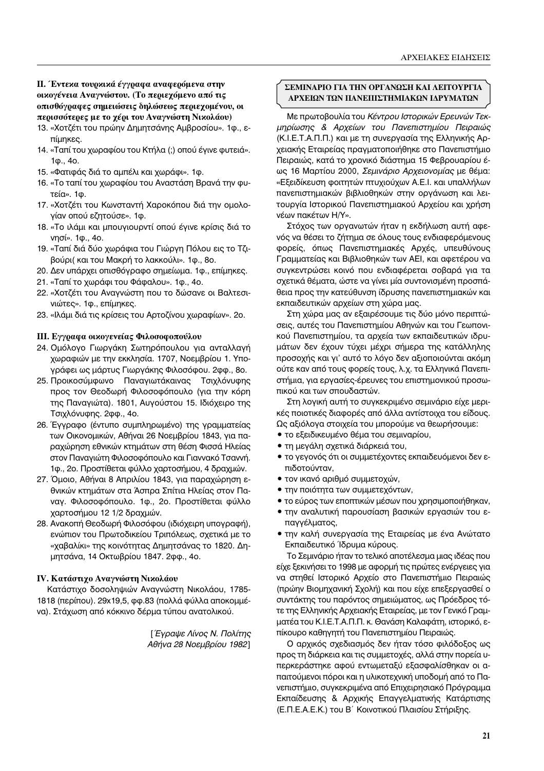### II. Έντεκα τουρκικά έγγραφα αναφερόμενα στην οικογένεια Αναγνώστου. (Το περιεχόμενο από τις οπισθόγραφες σημειώσεις δηλώσεως περιεχομένου, οι περισσότερες με το χέρι του Αναγνώστη Νικολάου)

13. «Χοτζέτι του πρώην Δημητσάνης Αμβροσίου». 1φ., επίμηκες.
14. «Ταπί του χωραφίου του Κτήλα (;) οπού έγινε φυτειά». 1φ., 4ο.
15. «Φατιφάς διά το αμπέλι και χωράφι». 1φ.
16. «Το ταπί του χωραφίου του Αναστάση Βρανά την φυτεία». 1φ.
17. «Χοτζέτι του Κωνσταντή Χαροκόπου διά την ομολογίαν οπού εζητούσε». 1φ.
18. «Το ιλάμι και μπουγιουρντί οπού έγινε κρίσις διά το νησί». 1φ., 4ο.
19. «Ταπί διά δύο χωράφια του Γιώργη Πόλου εις το Τζιβούρι( και του Μακρή το λακκούλι». 1φ., 8ο.
20. Δεν υπάρχει οπισθόγραφο σημείωμα. 1φ., επίμηκες.
21. «Ταπί το χωράφι του Φάφαλου». 1φ., 4ο.
22. «Χοτζέτι του Αναγνώστη που το δώσανε οι Βαλτεσινιώτες». 1φ., επίμηκες.
23. «Ιλάμι διά τις κρίσεις του Αρτοζίνου χωραφίων». 2ο.

### III. Εγγραφα οικογενείας Φιλοσοφοπούλου

24. Ομόλογο Γιωργάκη Σωτηρόπουλου για ανταλλαγή χωραφιών με την εκκλησία. 1707, Νοεμβρίου 1. Υπογράφει ως μάρτυς Γιωργάκης Φιλοσόφου. 2φφ., 8ο.
25. Προικοσύμφωνο Παναγιωτάκαινας Τσιχλόνυφης προς τον Θεοδωρή Φιλοσοφόπουλο (για την κόρη της Παναγιώτα). 1801, Αυγούστου 15. Ιδιόχειρο της Τσιχλόνυφης. 2φφ., 4ο.
26. Έγγραφο (έντυπο συμπληρωμένο) της γραμματείας των Οικονομικών, Αθήναι 26 Νοεμβρίου 1843, για παραχώρηση εθνικών κτημάτων στη θέση Φισσά Ηλείας στον Παναγιώτη Φιλοσοφόπουλο και Γιαννακό Τσαννή. 1φ., 2ο. Προστίθεται φύλλο χαρτοσήμου, 4 δραχμών.
27. Όμοιο, Αθήναι 8 Απριλίου 1843, για παραχώρηση εθνικών κτημάτων στα Άσπρα Σπίτια Ηλείας στον Παναγ. Φιλοσοφόπουλο. 1φ., 2ο. Προστίθεται φύλλο χαρτοσήμου 12 1/2 δραχμών.
28. Ανακοπή Θεοδωρή Φιλοσόφου (ιδιόχειρη υπογραφή), ενώπιον του Πρωτοδικείου Τριπόλεως, σχετικά με το «χαβαλίκι» της κοινότητας Δημητσάνας το 1820. Δημητσάνα, 14 Οκτωβρίου 1847. 2φφ., 4ο.

### IV. Κατάστιχο Αναγνώστη Νικολάου

Κατάστιχο δοσοληψιών Αναγνώστη Νικολάου, 1785-1818 (περίπου). 29x19,5, φφ.83 (πολλά φύλλα αποκομμένα). Στάχωση από κόκκινο δέρμα τύπου ανατολικού.

[*Έγραψε Λίνος Ν. Πολίτης*
*Αθήνα 28 Νοεμβρίου 1982*]

## ΣΕΜΙΝΑΡΙΟ ΓΙΑ ΤΗΝ ΟΡΓΑΝΩΣΗ ΚΑΙ ΛΕΙΤΟΥΡΓΙΑ ΑΡΧΕΙΩΝ ΤΩΝ ΠΑΝΕΠΙΣΤΗΜΙΑΚΩΝ ΙΔΡΥΜΑΤΩΝ

Με πρωτοβουλία του *Κέντρου Ιστορικών Ερευνών Τεκμηρίωσης & Αρχείων του Πανεπιστημίου Πειραιώς* (Κ.Ι.Ε.Τ.Α.Π.Π.) και με τη συνεργασία της Ελληνικής Αρχειακής Εταιρείας πραγματοποιήθηκε στο Πανεπιστήμιο Πειραιώς, κατά το χρονικό διάστημα 15 Φεβρουαρίου έως 16 Μαρτίου 2000, *Σεμινάριο Αρχειονομίας* με θέμα: «Εξειδίκευση φοιτητών πτυχιούχων Α.Ε.Ι. και υπαλλήλων πανεπιστημιακών βιβλιοθηκών στην οργάνωση και λειτουργία Ιστορικού Πανεπιστημιακού Αρχείου και χρήση νέων πακέτων Η/Υ».

Στόχος των οργανωτών ήταν η εκδήλωση αυτή αφενός να θέσει το ζήτημα σε όλους τους ενδιαφερόμενους φορείς, όπως Πανεπιστημιακές Αρχές, υπευθύνους Γραμματείας και Βιβλιοθηκών των ΑΕΙ, και αφετέρου να συγκεντρώσει κοινό που ενδιαφέρεται σοβαρά για τα σχετικά θέματα, ώστε να γίνει μία συντονισμένη προσπάθεια προς την κατεύθυνση ίδρυσης πανεπιστημιακών και εκπαιδευτικών αρχείων στη χώρα μας.

Στη χώρα μας αν εξαιρέσουμε τις δύο μόνο περιπτώσεις, αυτές του Πανεπιστημίου Αθηνών και του Γεωπονικού Πανεπιστημίου, τα αρχεία των εκπαιδευτικών ιδρυμάτων δεν έχουν τύχει μέχρι σήμερα της κατάλληλης προσοχής και γι' αυτό το λόγο δεν αξιοποιούνται ακόμη ούτε καν από τους φορείς τους, λ.χ. τα Ελληνικά Πανεπιστήμια, για εργασίες-έρευνες του επιστημονικού προσωπικού και των σπουδαστών.

Στη λογική αυτή το συγκεκριμένο σεμινάριο είχε μερικές ποιοτικές διαφορές από άλλα αντίστοιχα του είδους. Ως αξιόλογα στοιχεία του μπορούμε να θεωρήσουμε:

- το εξειδικευμένο θέμα του σεμιναρίου,
- τη μεγάλη σχετικά διάρκειά του,
- το γεγονός ότι οι συμμετέχοντες εκπαιδευόμενοι δεν επιδοτούνταν,
- τον ικανό αριθμό συμμετοχών,
- την ποιότητα των συμμετεχόντων,
- το εύρος των εποπτικών μέσων που χρησιμοποιήθηκαν,
- την αναλυτική παρουσίαση βασικών εργασιών του επαγγέλματος,
- την καλή συνεργασία της Εταιρείας με ένα Ανώτατο Εκπαιδευτικό Ίδρυμα κύρους.

Το Σεμινάριο ήταν το τελικό αποτέλεσμα μιας ιδέας που είχε ξεκινήσει το 1998 με αφορμή τις πρώτες ενέργειες για να στηθεί Ιστορικό Αρχείο στο Πανεπιστήμιο Πειραιώς (πρώην Βιομηχανική Σχολή) και που είχε επεξεργασθεί ο συντάκτης του παρόντος σημειώματος, ως Πρόεδρος τότε της Ελληνικής Αρχειακής Εταιρείας, με τον Γενικό Γραμματέα του Κ.Ι.Ε.Τ.Α.Π.Π. κ. Θανάση Καλαφάτη, ιστορικό, επίκουρο καθηγητή του Πανεπιστημίου Πειραιώς.

Ο αρχικός σχεδιασμός δεν ήταν τόσο φιλόδοξος ως προς τη διάρκεια και τις συμμετοχές, αλλά στην πορεία υπερκεράστηκε αφού εντωμεταξύ εξασφαλίσθηκαν οι απαιτούμενοι πόροι και η υλικοτεχνική υποδομή από το Πανεπιστήμιο, συγκεκριμένα από Επιχειρησιακό Πρόγραμμα Εκπαίδευσης & Αρχικής Επαγγελματικής Κατάρτισης (Ε.Π.Ε.Α.Ε.Κ.) του Β΄ Κοινοτικού Πλαισίου Στήριξης.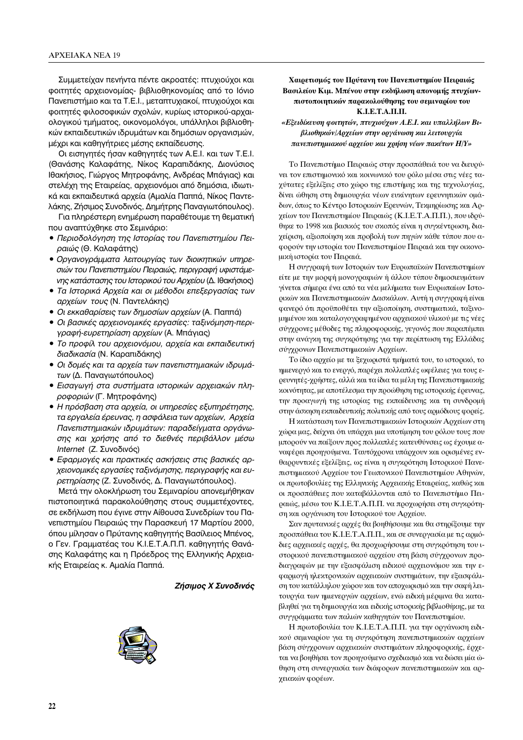Συμμετείχαν πενήντα πέντε ακροατές: πτυχιούχοι και φοιτητές αρχειονομίας- βιβλιοθηκονομίας από το Ιόνιο Πανεπιστήμιο και τα Τ.Ε.Ι., μεταπτυχιακοί, πτυχιούχοι και φοιτητές φιλοσοφικών σχολών, κυρίως ιστορικού-αρχαιολογικού τμήματος, οικονομολόγοι, υπάλληλοι βιβλιοθηκών εκπαιδευτικών ιδρυμάτων και δημόσιων οργανισμών, μέχρι και καθηγήτριες μέσης εκπαίδευσης.

Οι εισηγητές ήσαν καθηγητές των Α.Ε.Ι. και των Τ.Ε.Ι. (Θανάσης Καλαφάτης, Νίκος Καραπιδάκης, Διονύσιος Ιθακήσιος, Γιώργος Μητροφάνης, Ανδρέας Μπάγιας) και στελέχη της Εταιρείας, αρχειονόμοι από δημόσια, ιδιωτικά και εκπαιδευτικά αρχεία (Αμαλία Παππά, Νίκος Παντελάκης, Ζήσιμος Συνοδινός, Δημήτρης Παναγιωτόπουλος).

Για πληρέστερη ενημέρωση παραθέτουμε τη θεματική που αναπτύχθηκε στο Σεμινάριο:

- *Περιοδολόγηση της Ιστορίας του Πανεπιστημίου Πειραιώς* (Θ. Καλαφάτης)
- *Οργανογράμματα λειτουργίας των διοικητικών υπηρεσιών του Πανεπιστημίου Πειραιώς, περιγραφή υφιστάμενης κατάστασης του Ιστορικού του Αρχείου* (Δ. Ιθακήσιος)
- *Τα Ιστορικά Αρχεία και οι μέθοδοι επεξεργασίας των αρχείων τους* (Ν. Παντελάκης)
- *Οι εκκαθαρίσεις των δημοσίων αρχείων* (Α. Παππά)
- *Οι βασικές αρχειονομικές εργασίες: ταξινόμηση-περιγραφή-ευρετηρίαση αρχείων* (Α. Μπάγιας)
- *Το προφίλ του αρχειονόμου, αρχεία και εκπαιδευτική διαδικασία* (Ν. Καραπιδάκης)
- *Οι δομές και τα αρχεία των πανεπιστημιακών ιδρυμάτων* (Δ. Παναγιωτόπουλος)
- *Εισαγωγή στα συστήματα ιστορικών αρχειακών πληροφοριών* (Γ. Μητροφάνης)
- *Η πρόσβαση στα αρχεία, οι υπηρεσίες εξυπηρέτησης, τα εργαλεία έρευνας, η ασφάλεια των αρχείων, Αρχεία Πανεπιστημιακών ιδρυμάτων: παραδείγματα οργάνωσης και χρήσης από το διεθνές περιβάλλον μέσω Internet* (Ζ. Συνοδινός)
- *Εφαρμογές και πρακτικές ασκήσεις στις βασικές αρχειονομικές εργασίες ταξινόμησης, περιγραφής και ευρετηρίασης* (Ζ. Συνοδινός, Δ. Παναγιωτόπουλος).

Μετά την ολοκλήρωση του Σεμιναρίου απονεμήθηκαν πιστοποιητικά παρακολούθησης στους συμμετέχοντες, σε εκδήλωση που έγινε στην Αίθουσα Συνεδρίων του Πανεπιστημίου Πειραιώς την Παρασκευή 17 Μαρτίου 2000, όπου μίλησαν ο Πρύτανης καθηγητής Βασίλειος Μπένος, ο Γεν. Γραμματέας του Κ.Ι.Ε.Τ.Α.Π.Π. καθηγητής Θανάσης Καλαφάτης και η Πρόεδρος της Ελληνικής Αρχειακής Εταιρείας κ. Αμαλία Παππά.

***Ζήσιμος Χ Συνοδινός***

**Χαιρετισμός του Πρύτανη του Πανεπιστημίου Πειραιώς Βασιλείου Κιμ. Μπένου στην εκδήλωση απονομής πτυχίων-πιστοποιητικών παρακολούθησης του σεμιναρίου του Κ.Ι.Ε.Τ.Α.Π.Π.**

***«Εξειδίκευση φοιτητών, πτυχιούχων Α.Ε.Ι. και υπαλλήλων Βιβλιοθηκών/Αρχείων στην οργάνωση και λειτουργία πανεπιστημιακού αρχείου και χρήση νέων πακέτων Η/Υ»***

Το Πανεπιστήμιο Πειραιώς στην προσπάθειά του να διευρύνει τον επιστημονικό και κοινωνικό του ρόλο μέσα στις νέες ταχύτατες εξελίξεις στο χώρο της επιστήμης και της τεχνολογίας, δίνει ώθηση στη δημιουργία νέων ευκίνητων ερευνητικών ομάδων, όπως το Κέντρο Ιστορικών Ερευνών, Τεκμηρίωσης και Αρχείων του Πανεπιστημίου Πειραιώς (Κ.Ι.Ε.Τ.Α.Π.Π.), που ιδρύθηκε το 1998 και βασικός του σκοπός είναι η συγκέντρωση, διαχείριση, αξιοποίηση και προβολή των πηγών κάθε τύπου που αφορούν την ιστορία του Πανεπιστημίου Πειραιά και την οικονομική ιστορία του Πειραιά.

Η συγγραφή των Ιστοριών των Ευρωπαϊκών Πανεπιστημίων είτε με την μορφή μονογραφιών ή άλλου τύπου δημοσιευμάτων γίνεται σήμερα ένα από τα νέα μελήματα των Ευρωπαίων Ιστορικών και Πανεπιστημιακών Δασκάλων. Αυτή η συγγραφή είναι φανερό ότι προϋποθέτει την αξιοποίηση, συστηματικά, ταξινομημένου και καταλογογραφημένου αρχειακού υλικού με τις νέες σύγχρονες μέθοδες της πληροφορικής, γεγονός που παραπέμπει στην ανάγκη της συγκρότησης για την περίπτωση της Ελλάδας σύγχρονων Πανεπιστημιακών Αρχείων.

Το ίδιο αρχείο με τα ξεχωριστά τμήματά του, το ιστορικό, το ημιενεργό και το ενεργό, παρέχει πολλαπλές ωφέλειες για τους ερευνητές-χρήστες, αλλά και τα ίδια τα μέλη της Πανεπιστημιακής κοινότητας, με αποτέλεσμα την προώθηση της ιστορικής έρευνας, την προαγωγή της ιστορίας της εκπαίδευσης και τη συνδρομή στην άσκηση εκπαιδευτικής πολιτικής από τους αρμόδιους φορείς.

Η κατάσταση των Πανεπιστημιακών Ιστορικών Αρχείων στη χώρα μας, δείχνει ότι υπάρχει μια υποτίμηση του ρόλου τους που μπορούν να παίξουν προς πολλαπλές κατευθύνσεις ως έχουμε αναφέρει προηγούμενα. Ταυτόχρονα υπάρχουν και ορισμένες ενθαρρυντικές εξελίξεις, ως είναι η συγκρότηση Ιστορικού Πανεπιστημιακού Αρχείου του Γεωπονικού Πανεπιστημίου Αθηνών, οι πρωτοβουλίες της Ελληνικής Αρχειακής Εταιρείας, καθώς και οι προσπάθειες που καταβάλλονται από το Πανεπιστήμιο Πειραιώς, μέσω του Κ.Ι.Ε.Τ.Α.Π.Π. να προχωρήσει στη συγκρότηση και οργάνωση του Ιστορικού του Αρχείου.

Σαν πρυτανικές αρχές θα βοηθήσουμε και θα στηρίξουμε την προσπάθεια του Κ.Ι.Ε.Τ.Α.Π.Π., και σε συνεργασία με τις αρμόδιες αρχειακές αρχές, θα προχωρήσουμε στη συγκρότηση του ιστορικού πανεπιστημιακού αρχείου στη βάση σύγχρονων προδιαγραφών με την εξασφάλιση ειδικού αρχειονόμου και την εφαρμογή ηλεκτρονικών αρχειακών συστημάτων, την εξασφάλιση του κατάλληλου χώρου και τον αποχωρισμό και την σαφή λειτουργία των ημιενεργών αρχείων, ενώ ειδική μέριμνα θα καταβληθεί για τη δημιουργία και ειδικής ιστορικής βιβλιοθήκης, με τα συγγράμματα των παλιών καθηγητών του Πανεπιστημίου.

Η πρωτοβουλία του Κ.Ι.Ε.Τ.Α.Π.Π. για την οργάνωση ειδικού σεμιναρίου για τη συγκρότηση πανεπιστημιακών αρχείων βάση σύγχρονων αρχειακών συστημάτων πληροφορικής, έρχεται να βοηθήσει τον προηγούμενο σχεδιασμό και να δώσει μία ώθηση στη συνεργασία των διάφορων πανεπιστημιακών και αρχειακών φορέων.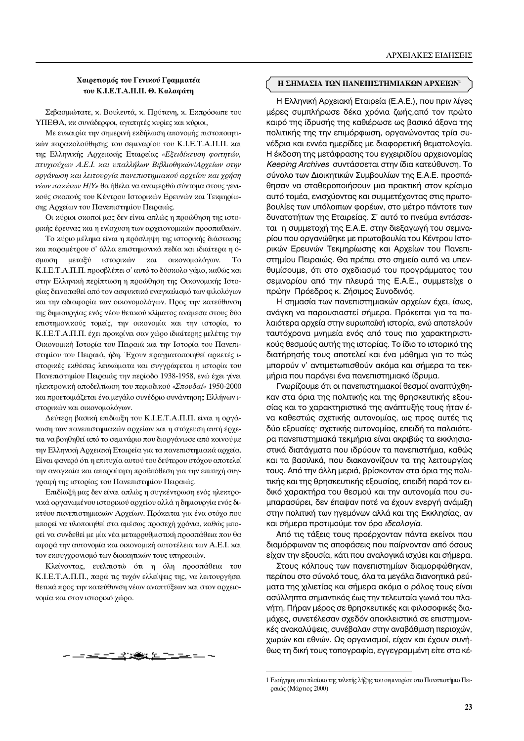### Χαιρετισμός του Γενικού Γραμματέα του Κ.Ι.Ε.Τ.Α.Π.Π. Θ. Καλαφάτη

Σεβασμιώτατε, κ. Βουλευτά, κ. Πρύτανη, κ. Εκπρόσωπε του ΥΠΕΘΑ, κκ συνάδερφοι, αγαπητές κυρίες και κύριοι,

Με ευκαιρία την σημερινή εκδήλωση απονομής πιστοποιητικών παρακολούθησης του σεμιναρίου του Κ.Ι.Ε.Τ.Α.Π.Π. και της Ελληνικής Αρχειακής Εταιρείας *«Εξειδίκευση φοιτητών, πτυχιούχων Α.Ε.Ι. και υπαλλήλων Βιβλιοθηκών/Αρχείων στην οργάνωση και λειτουργία πανεπιστημιακού αρχείου και χρήση νέων πακέτων Η/Υ»* θα ήθελα να αναφερθώ σύντομα στους γενικούς σκοπούς του Κέντρου Ιστορικών Ερευνών και Τεκμηρίωσης Αρχείων του Πανεπιστημίου Πειραιώς.

Οι κύριοι σκοποί μας δεν είναι απλώς η προώθηση της ιστορικής έρευνας και η ενίσχυση των αρχειονομικών προσπαθειών.

Το κύριο μέλημα είναι η πρόσληψη της ιστορικής διάστασης και παραμέτρου σ' άλλα επιστημονικά πεδία και ιδιαίτερα η όσμωση μεταξύ ιστορικών και οικονομολόγων. Το Κ.Ι.Ε.Τ.Α.Π.Π. προσβλέπει σ' αυτό το δύσκολο γάμο, καθώς και στην Ελληνική περίπτωση η προώθηση της Οικονομικής Ιστορίας δεινοπαθεί από τον ασφυκτικό εναγκαλισμό των φιλολόγων και την αδιαφορία των οικονομολόγων. Προς την κατεύθυνση της δημιουργίας ενός νέου θετικού κλίματος ανάμεσα στους δύο επιστημονικούς τομείς, την οικονομία και την ιστορία, το Κ.Ι.Ε.Τ.Α.Π.Π. έχει προκρίνει σαν χώρο ιδιαίτερης μελέτης την Οικονομική Ιστορία του Πειραιά και την Ιστορία του Πανεπιστημίου του Πειραιά, ήδη. Έχουν πραγματοποιηθεί αρκετές ιστορικές εκθέσεις λευκώματα και συγγράφεται η ιστορία του Πανεπιστημίου Πειραιώς την περίοδο 1938-1958, ενώ έχει γίνει ηλεκτρονική αποδελτίωση του περιοδικού *«Σπουδαί»* 1950-2000 και προετοιμάζεται ένα μεγάλο συνέδριο συνάντησης Ελλήνων ιστορικών και οικονομολόγων.

Δεύτερη βασική επιδίωξη του Κ.Ι.Ε.Τ.Α.Π.Π. είναι η οργάνωση των πανεπιστημιακών αρχείων και η στόχευση αυτή έρχεται να βοηθηθεί από το σεμινάριο που διοργάνωσε από κοινού με την Ελληνική Αρχειακή Εταιρεία για τα πανεπιστημιακά αρχεία. Είναι φανερό ότι η επιτυχία αυτού του δεύτερου στόχου αποτελεί την αναγκαία και απαραίτητη προϋπόθεση για την επιτυχή συγγραφή της ιστορίας του Πανεπιστημίου Πειραιώς.

Επιδίωξή μας δεν είναι απλώς η συγκέντρωση ενός ηλεκτρονικά οργανωμένου ιστορικού αρχείου αλλά η δημιουργία ενός δικτύου πανεπιστημιακών Αρχείων. Πρόκειται για ένα στόχο που μπορεί να υλοποιηθεί στα αμέσως προσεχή χρόνια, καθώς μπορεί να συνδεθεί με μία νέα μεταρρυθμιστική προσπάθεια που θα αφορά την αυτονομία και οικονομική αυτοτέλεια των Α.Ε.Ι. και τον εκσυγχρονισμό των διοικητικών τους υπηρεσιών.

Κλείνοντας, ευελπιστώ ότι η όλη προσπάθεια του Κ.Ι.Ε.Τ.Α.Π.Π., παρά τις τυχόν ελλείψεις της, να λειτουργήσει θετικά προς την κατεύθυνση νέων αναπτύξεων και στον αρχειονομία και στον ιστορικό χώρο.

### Η ΣΗΜΑΣΙΑ ΤΩΝ ΠΑΝΕΠΙΣΤΗΜΙΑΚΩΝ ΑΡΧΕΙΩΝ[1]

Η Ελληνική Αρχειακή Εταιρεία (Ε.Α.Ε.), που πριν λίγες μέρες συμπλήρωσε δέκα χρόνια ζωής,από τον πρώτο καιρό της ίδρυσής της καθιέρωσε ως βασικό άξονα της πολιτικής της την επιμόρφωση, οργανώνοντας τρία συνέδρια και εννέα ημερίδες με διαφορετική θεματολογία. Η έκδοση της μετάφρασης του εγχειριδίου αρχειονομίας *Keeping Archives* συντάσσεται στην ίδια κατεύθυνση. Το σύνολο των Διοικητικών Συμβουλίων της Ε.Α.Ε. προσπάθησαν να σταθεροποιήσουν μια πρακτική στον κρίσιμο αυτό τομέα, ενισχύοντας και συμμετέχοντας στις πρωτοβουλίες των υπόλοιπων φορέων, στο μέτρο πάντοτε των δυνατοτήτων της Εταιρείας. Σ' αυτό το πνεύμα εντάσσεται η συμμετοχή της Ε.Α.Ε. στην διεξαγωγή του σεμιναρίου που οργανώθηκε με πρωτοβουλία του Κέντρου Ιστορικών Ερευνών Τεκμηρίωσης και Αρχείων του Πανεπιστημίου Πειραιώς. Θα πρέπει στο σημείο αυτό να υπενθυμίσουμε, ότι στο σχεδιασμό του προγράμματος του σεμιναρίου από την πλευρά της Ε.Α.Ε., συμμετείχε ο πρώην Πρόεδρος κ. Ζήσιμος Συνοδινός.

Η σημασία των πανεπιστημιακών αρχείων έχει, ίσως, ανάγκη να παρουσιαστεί σήμερα. Πρόκειται για τα παλαιότερα αρχεία στην ευρωπαϊκή ιστορία, ενώ αποτελούν ταυτόχρονα μνημεία ενός από τους πιο χαρακτηριστικούς θεσμούς αυτής της ιστορίας. Το ίδιο το ιστορικό της διατήρησής τους αποτελεί και ένα μάθημα για το πώς μπορούν ν' αντιμετωπισθούν ακόμα και σήμερα τα τεκμήρια που παράγει ένα πανεπιστημιακό ίδρυμα.

Γνωρίζουμε ότι οι πανεπιστημιακοί θεσμοί αναπτύχθηκαν στα όρια της πολιτικής και της θρησκευτικής εξουσίας και το χαρακτηριστικό της ανάπτυξής τους ήταν ένα καθεστώς σχετικής αυτονομίας, ως προς αυτές τις δύο εξουσίες· σχετικής αυτονομίας, επειδή τα παλαιότερα πανεπιστημιακά τεκμήρια είναι ακριβώς τα εκκλησιαστικά διατάγματα που ιδρύουν τα πανεπιστήμια, καθώς και τα βασιλικά, που διακανονίζουν τη λειτουργία τους. Από την άλλη μεριά, βρίσκονταν στα όρια της πολιτικής και της θρησκευτικής εξουσίας, επειδή παρά τον ειδικό χαρακτήρα του θεσμού και την αυτονομία που συμπαρασύρει, δεν έπαψαν ποτέ να έχουν ενεργή ανάμιξη στην πολιτική των ηγεμόνων αλλά και της Εκκλησίας, αν και σήμερα προτιμούμε τον όρο *ιδεολογία.*

Από τις τάξεις τους προέρχονταν πάντα εκείνοι που διαμόρφωναν τις αποφάσεις που παίρνονταν από όσους είχαν την εξουσία, κάτι που αναλογικά ισχύει και σήμερα.

Στους κόλπους των πανεπιστημίων διαμορφώθηκαν, περίπου στο σύνολό τους, όλα τα μεγάλα διανοητικά ρεύματα της χιλιετίας και σήμερα ακόμα ο ρόλος τους είναι ασύλληπτα σημαντικός έως την τελευταία γωνιά του πλανήτη. Πήραν μέρος σε θρησκευτικές και φιλοσοφικές διαμάχες, συνετέλεσαν σχεδόν αποκλειστικά σε επιστημονικές ανακαλύψεις, συνέβαλαν στην αναβάθμιση περιοχών, χωρών και εθνών. Ως οργανισμοί, είχαν και έχουν συνήθως τη δική τους τοπογραφία, εγγεγραμμένη είτε στα κέ-

[1] Εισήγηση στο πλαίσιο της τελετής λήξης του σεμιναρίου στο Πανεπιστήμιο Πειραιώς (Μάρτιος 2000)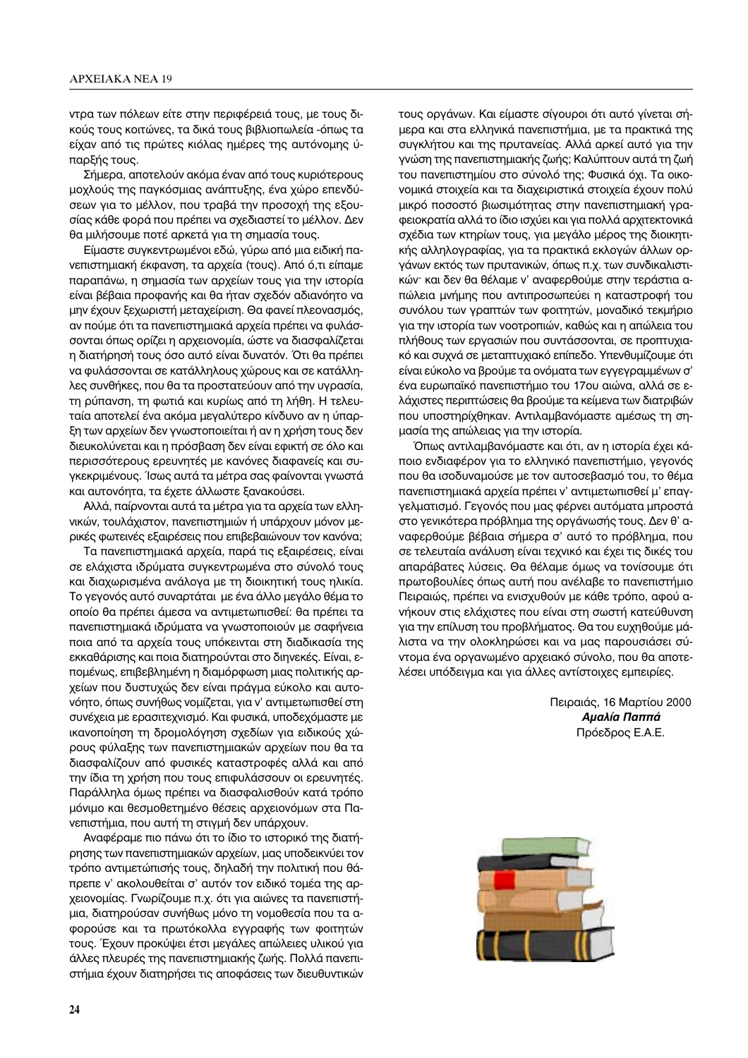ντρα των πόλεων είτε στην περιφέρειά τους, με τους δικούς τους κοιτώνες, τα δικά τους βιβλιοπωλεία -όπως τα είχαν από τις πρώτες κιόλας ημέρες της αυτόνομης ύπαρξής τους.

Σήμερα, αποτελούν ακόμα έναν από τους κυριότερους μοχλούς της παγκόσμιας ανάπτυξης, ένα χώρο επενδύσεων για το μέλλον, που τραβά την προσοχή της εξουσίας κάθε φορά που πρέπει να σχεδιαστεί το μέλλον. Δεν θα μιλήσουμε ποτέ αρκετά για τη σημασία τους.

Είμαστε συγκεντρωμένοι εδώ, γύρω από μια ειδική πανεπιστημιακή έκφανση, τα αρχεία (τους). Από ό,τι είπαμε παραπάνω, η σημασία των αρχείων τους για την ιστορία είναι βέβαια προφανής και θα ήταν σχεδόν αδιανόητο να μην έχουν ξεχωριστή μεταχείριση. Θα φανεί πλεονασμός, αν πούμε ότι τα πανεπιστημιακά αρχεία πρέπει να φυλάσσονται όπως ορίζει η αρχειονομία, ώστε να διασφαλίζεται η διατήρησή τους όσο αυτό είναι δυνατόν. Ότι θα πρέπει να φυλάσσονται σε κατάλληλους χώρους και σε κατάλληλες συνθήκες, που θα τα προστατεύουν από την υγρασία, τη ρύπανση, τη φωτιά και κυρίως από τη λήθη. Η τελευταία αποτελεί ένα ακόμα μεγαλύτερο κίνδυνο αν η ύπαρξη των αρχείων δεν γνωστοποιείται ή αν η χρήση τους δεν διευκολύνεται και η πρόσβαση δεν είναι εφικτή σε όλο και περισσότερους ερευνητές με κανόνες διαφανείς και συγκεκριμένους. Ίσως αυτά τα μέτρα σας φαίνονται γνωστά και αυτονόητα, τα έχετε άλλωστε ξανακούσει.

Αλλά, παίρνονται αυτά τα μέτρα για τα αρχεία των ελληνικών, τουλάχιστον, πανεπιστημιών ή υπάρχουν μόνον μερικές φωτεινές εξαιρέσεις που επιβεβαιώνουν τον κανόνα;

Τα πανεπιστημιακά αρχεία, παρά τις εξαιρέσεις, είναι σε ελάχιστα ιδρύματα συγκεντρωμένα στο σύνολό τους και διαχωρισμένα ανάλογα με τη διοικητική τους ηλικία. Το γεγονός αυτό συναρτάται με ένα άλλο μεγάλο θέμα το οποίο θα πρέπει άμεσα να αντιμετωπισθεί: θα πρέπει τα πανεπιστημιακά ιδρύματα να γνωστοποιούν με σαφήνεια ποια από τα αρχεία τους υπόκεινται στη διαδικασία της εκκαθάρισης και ποια διατηρούνται στο διηνεκές. Είναι, επομένως, επιβεβλημένη η διαμόρφωση μιας πολιτικής αρχείων που δυστυχώς δεν είναι πράγμα εύκολο και αυτονόητο, όπως συνήθως νομίζεται, για ν' αντιμετωπισθεί στη συνέχεια με ερασιτεχνισμό. Και φυσικά, υποδεχόμαστε με ικανοποίηση τη δρομολόγηση σχεδίων για ειδικούς χώρους φύλαξης των πανεπιστημιακών αρχείων που θα τα διασφαλίζουν από φυσικές καταστροφές αλλά και από την ίδια τη χρήση που τους επιφυλάσσουν οι ερευνητές. Παράλληλα όμως πρέπει να διασφαλισθούν κατά τρόπο μόνιμο και θεσμοθετημένο θέσεις αρχειονόμων στα Πανεπιστήμια, που αυτή τη στιγμή δεν υπάρχουν.

Αναφέραμε πιο πάνω ότι το ίδιο το ιστορικό της διατήρησης των πανεπιστημιακών αρχείων, μας υποδεικνύει τον τρόπο αντιμετώπισής τους, δηλαδή την πολιτική που θάπρεπε ν' ακολουθείται σ' αυτόν τον ειδικό τομέα της αρχειονομίας. Γνωρίζουμε π.χ. ότι για αιώνες τα πανεπιστήμια, διατηρούσαν συνήθως μόνο τη νομοθεσία που τα αφορούσε και τα πρωτόκολλα εγγραφής των φοιτητών τους. Έχουν προκύψει έτσι μεγάλες απώλειες υλικού για άλλες πλευρές της πανεπιστημιακής ζωής. Πολλά πανεπιστήμια έχουν διατηρήσει τις αποφάσεις των διευθυντικών τους οργάνων. Και είμαστε σίγουροι ότι αυτό γίνεται σήμερα και στα ελληνικά πανεπιστήμια, με τα πρακτικά της συγκλήτου και της πρυτανείας. Αλλά αρκεί αυτό για την γνώση της πανεπιστημιακής ζωής; Καλύπτουν αυτά τη ζωή του πανεπιστημίου στο σύνολό της; Φυσικά όχι. Τα οικονομικά στοιχεία και τα διαχειριστικά στοιχεία έχουν πολύ μικρό ποσοστό βιωσιμότητας στην πανεπιστημιακή γραφειοκρατία αλλά το ίδιο ισχύει και για πολλά αρχιτεκτονικά σχέδια των κτηρίων τους, για μεγάλο μέρος της διοικητικής αλληλογραφίας, για τα πρακτικά εκλογών άλλων οργάνων εκτός των πρυτανικών, όπως π.χ. των συνδικαλιστικών· και δεν θα θέλαμε ν' αναφερθούμε στην τεράστια απώλεια μνήμης που αντιπροσωπεύει η καταστροφή του συνόλου των γραπτών των φοιτητών, μοναδικό τεκμήριο για την ιστορία των νοοτροπιών, καθώς και η απώλεια του πλήθους των εργασιών που συντάσσονται, σε προπτυχιακό και συχνά σε μεταπτυχιακό επίπεδο. Υπενθυμίζουμε ότι είναι εύκολο να βρούμε τα ονόματα των εγγεγραμμένων σ' ένα ευρωπαϊκό πανεπιστήμιο του 17ου αιώνα, αλλά σε ελάχιστες περιπτώσεις θα βρούμε τα κείμενα των διατριβών που υποστηρίχθηκαν. Αντιλαμβανόμαστε αμέσως τη σημασία της απώλειας για την ιστορία.

Όπως αντιλαμβανόμαστε και ότι, αν η ιστορία έχει κάποιο ενδιαφέρον για το ελληνικό πανεπιστήμιο, γεγονός που θα ισοδυναμούσε με τον αυτοσεβασμό του, το θέμα πανεπιστημιακά αρχεία πρέπει ν' αντιμετωπισθεί μ' επαγγελματισμό. Γεγονός που μας φέρνει αυτόματα μπροστά στο γενικότερο πρόβλημα της οργάνωσής τους. Δεν θ' αναφερθούμε βέβαια σήμερα σ' αυτό το πρόβλημα, που σε τελευταία ανάλυση είναι τεχνικό και έχει τις δικές του απαράβατες λύσεις. Θα θέλαμε όμως να τονίσουμε ότι πρωτοβουλίες όπως αυτή που ανέλαβε το πανεπιστήμιο Πειραιώς, πρέπει να ενισχυθούν με κάθε τρόπο, αφού ανήκουν στις ελάχιστες που είναι στη σωστή κατεύθυνση για την επίλυση του προβλήματος. Θα του ευχηθούμε μάλιστα να την ολοκληρώσει και να μας παρουσιάσει σύντομα ένα οργανωμένο αρχειακό σύνολο, που θα αποτελέσει υπόδειγμα και για άλλες αντίστοιχες εμπειρίες.

Πειραιάς, 16 Μαρτίου 2000
***Αμαλία Παππά***
Πρόεδρος Ε.Α.Ε.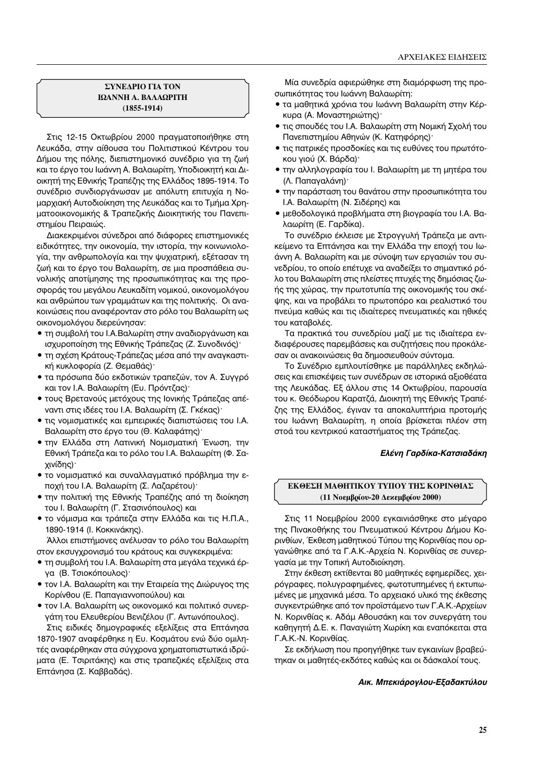## ΣΥΝΕΔΡΙΟ ΓΙΑ ΤΟΝ ΙΩΑΝΝΗ Α. ΒΑΛΑΩΡΙΤΗ (1855-1914)

Στις 12-15 Οκτωβρίου 2000 πραγματοποιήθηκε στη Λευκάδα, στην αίθουσα του Πολιτιστικού Κέντρου του Δήμου της πόλης, διεπιστημονικό συνέδριο για τη ζωή και το έργο του Ιωάννη Α. Βαλαωρίτη, Υποδιοικητή και Διοικητή της Εθνικής Τραπέζης της Ελλάδος 1895-1914. Το συνέδριο συνδιοργάνωσαν με απόλυτη επιτυχία η Νομαρχιακή Αυτοδιοίκηση της Λευκάδας και το Τμήμα Χρηματοοικονομικής & Τραπεζικής Διοικητικής του Πανεπιστημίου Πειραιώς.

Διακεκριμένοι σύνεδροι από διάφορες επιστημονικές ειδικότητες, την οικονομία, την ιστορία, την κοινωνιολογία, την ανθρωπολογία και την ψυχιατρική, εξέτασαν τη ζωή και το έργο του Βαλαωρίτη, σε μια προσπάθεια συνολικής αποτίμησης της προσωπικότητας και της προσφοράς του μεγάλου Λευκαδίτη νομικού, οικονομολόγου και ανθρώπου των γραμμάτων και της πολιτικής. Οι ανακοινώσεις που αναφέρονταν στο ρόλο του Βαλαωρίτη ως οικονομολόγου διερεύνησαν:

- τη συμβολή του Ι.Α.Βαλωρίτη στην αναδιοργάνωση και ισχυροποίηση της Εθνικής Τράπεζας (Ζ. Συνοδινός)·
- τη σχέση Κράτους-Τράπεζας μέσα από την αναγκαστική κυκλοφορία (Ζ. Θεμαθάς)·
- τα πρόσωπα δύο εκδοτικών τραπεζών, τον Α. Συγγρό και τον Ι.Α. Βαλαωρίτη (Ευ. Πρόντζας)·
- τους Βρετανούς μετόχους της Ιονικής Τράπεζας απέναντι στις ιδέες του Ι.Α. Βαλαωρίτη (Σ. Γκέκας)·
- τις νομισματικές και εμπειρικές διαπιστώσεις του Ι.Α. Βαλαωρίτη στο έργο του (Θ. Καλαφάτης)·
- την Ελλάδα στη Λατινική Νομισματική Ένωση, την Εθνική Τράπεζα και το ρόλο του Ι.Α. Βαλαωρίτη (Φ. Σαχινίδης)·
- το νομισματικό και συναλλαγματικό πρόβλημα την εποχή του Ι.Α. Βαλαωρίτη (Σ. Λαζαρέτου)·
- την πολιτική της Εθνικής Τραπέζης από τη διοίκηση του Ι. Βαλαωρίτη (Γ. Στασινόπουλος) και
- το νόμισμα και τράπεζα στην Ελλάδα και τις Η.Π.Α., 1890-1914 (Ι. Κοκκινάκης).

Άλλοι επιστήμονες ανέλυσαν το ρόλο του Βαλαωρίτη στον εκσυγχρονισμό του κράτους και συγκεκριμένα:

- τη συμβολή του Ι.Α. Βαλαωρίτη στα μεγάλα τεχνικά έργα (Β. Τσιοκόπουλος)·
- τον Ι.Α. Βαλαωρίτη και την Εταιρεία της Διώρυγος της Κορίνθου (Ε. Παπαγιαννοπούλου) και
- τον Ι.Α. Βαλαωρίτη ως οικονομικό και πολιτικό συνεργάτη του Ελευθερίου Βενιζέλου (Γ. Αντωνόπουλος).

Στις ειδικές δημογραφικές εξελίξεις στα Επτάνησα 1870-1907 αναφέρθηκε η Ευ. Κοσμάτου ενώ δύο ομιλητές αναφέρθηκαν στα σύγχρονα χρηματοπιστωτικά ιδρύματα (Ε. Τσιριτάκης) και στις τραπεζικές εξελίξεις στα Επτάνησα (Σ. Καββαδάς).

Μία συνεδρία αφιερώθηκε στη διαμόρφωση της προσωπικότητας του Ιωάννη Βαλαωρίτη:

- τα μαθητικά χρόνια του Ιωάννη Βαλαωρίτη στην Κέρκυρα (Α. Μοναστηριώτης)·
- τις σπουδές του Ι.Α. Βαλαωρίτη στη Νομική Σχολή του Πανεπιστημίου Αθηνών (Κ. Κατηφόρης)·
- τις πατρικές προσδοκίες και τις ευθύνες του πρωτότοκου γιού (Χ. Βάρδα)·
- την αλληλογραφία του Ι. Βαλαωρίτη με τη μητέρα του (Λ. Παπαγαλάνη)·
- την παράσταση του θανάτου στην προσωπικότητα του Ι.Α. Βαλαωρίτη (Ν. Σιδέρης) και
- μεθοδολογικά προβλήματα στη βιογραφία του Ι.Α. Βαλαωρίτη (Ε. Γαρδίκα).

Το συνέδριο έκλεισε με Στρογγυλή Τράπεζα με αντικείμενο τα Επτάνησα και την Ελλάδα την εποχή του Ιωάννη Α. Βαλαωρίτη και με σύνοψη των εργασιών του συνεδρίου, το οποίο επέτυχε να αναδείξει το σημαντικό ρόλο του Βαλαωρίτη στις πλείστες πτυχές της δημόσιας ζωής της χώρας, την πρωτοτυπία της οικονομικής του σκέψης, και να προβάλει το πρωτοπόρο και ρεαλιστικό του πνεύμα καθώς και τις ιδιαίτερες πνευματικές και ηθικές του καταβολές.

Τα πρακτικά του συνεδρίου μαζί με τις ιδιαίτερα ενδιαφέρουσες παρεμβάσεις και συζητήσεις που προκάλεσαν οι ανακοινώσεις θα δημοσιευθούν σύντομα.

Το Συνέδριο εμπλουτίσθηκε με παράλληλες εκδηλώσεις και επισκέψεις των συνέδρων σε ιστορικά αξιοθέατα της Λευκάδας. Εξ άλλου στις 14 Οκτωβρίου, παρουσία του κ. Θεόδωρου Καρατζά, Διοικητή της Εθνικής Τραπέζης της Ελλάδος, έγιναν τα αποκαλυπτήρια προτομής του Ιωάννη Βαλαωρίτη, η οποία βρίσκεται πλέον στη στοά του κεντρικού καταστήματος της Τράπεζας.

***Ελένη Γαρδίκα-Κατσιαδάκη***

## ΕΚΘΕΣΗ ΜΑΘΗΤΙΚΟΥ ΤΥΠΟΥ ΤΗΣ ΚΟΡΙΝΘΙΑΣ (11 Νοεμβρίου-20 Δεκεμβρίου 2000)

Στις 11 Νοεμβρίου 2000 εγκαινιάσθηκε στο μέγαρο της Πινακοθήκης του Πνευματικού Κέντρου Δήμου Κορινθίων, Έκθεση μαθητικού Τύπου της Κορινθίας που οργανώθηκε από τα Γ.Α.Κ.-Αρχεία Ν. Κορινθίας σε συνεργασία με την Τοπική Αυτοδιοίκηση.

Στην έκθεση εκτίθενται 80 μαθητικές εφημερίδες, χειρόγραφες, πολυγραφημένες, φωτοτυπημένες ή εκτυπωμένες με μηχανικά μέσα. Το αρχειακό υλικό της έκθεσης συγκεντρώθηκε από τον προϊστάμενο των Γ.Α.Κ.-Αρχείων Ν. Κορινθίας κ. Αδάμ Αθουσάκη και τον συνεργάτη του καθηγητή Δ.Ε. κ. Παναγιώτη Χωρίκη και εναπόκειται στα Γ.Α.Κ.-Ν. Κορινθίας.

Σε εκδήλωση που προηγήθηκε των εγκαινίων βραβεύτηκαν οι μαθητές-εκδότες καθώς και οι δάσκαλοί τους.

***Αικ. Μπεκιάρογλου-Εξαδακτύλου***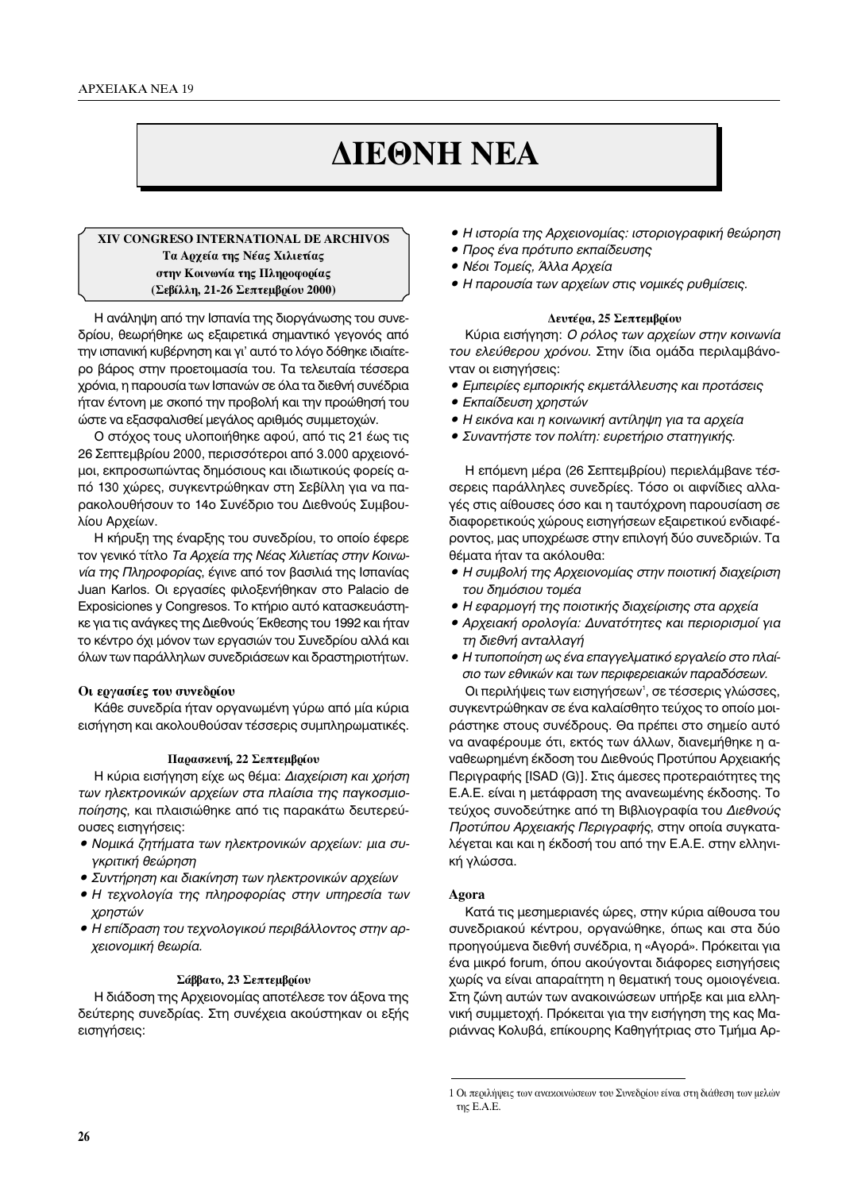# ΔΙΕΘΝΗ ΝΕΑ

## XIV CONGRESO INTERNATIONAL DE ARCHIVOS
### Τα Αρχεία της Νέας Χιλιετίας στην Κοινωνία της Πληροφορίας
### (Σεβίλλη, 21-26 Σεπτεμβρίου 2000)

Η ανάληψη από την Ισπανία της διοργάνωσης του συνεδρίου, θεωρήθηκε ως εξαιρετικά σημαντικό γεγονός από την ισπανική κυβέρνηση και γι' αυτό το λόγο δόθηκε ιδιαίτερο βάρος στην προετοιμασία του. Τα τελευταία τέσσερα χρόνια, η παρουσία των Ισπανών σε όλα τα διεθνή συνέδρια ήταν έντονη με σκοπό την προβολή και την προώθησή του ώστε να εξασφαλισθεί μεγάλος αριθμός συμμετοχών.

Ο στόχος τους υλοποιήθηκε αφού, από τις 21 έως τις 26 Σεπτεμβρίου 2000, περισσότεροι από 3.000 αρχειονόμοι, εκπροσωπώντας δημόσιους και ιδιωτικούς φορείς από 130 χώρες, συγκεντρώθηκαν στη Σεβίλλη για να παρακολουθήσουν το 14ο Συνέδριο του Διεθνούς Συμβουλίου Αρχείων.

Η κήρυξη της έναρξης του συνεδρίου, το οποίο έφερε τον γενικό τίτλο *Τα Αρχεία της Νέας Χιλιετίας στην Κοινωνία της Πληροφορίας*, έγινε από τον βασιλιά της Ισπανίας Juan Karlos. Οι εργασίες φιλοξενήθηκαν στο Palacio de Exposiciones y Congresos. Το κτήριο αυτό κατασκευάστηκε για τις ανάγκες της Διεθνούς Έκθεσης του 1992 και ήταν το κέντρο όχι μόνον των εργασιών του Συνεδρίου αλλά και όλων των παράλληλων συνεδριάσεων και δραστηριοτήτων.

#### Οι εργασίες του συνεδρίου

Κάθε συνεδρία ήταν οργανωμένη γύρω από μία κύρια εισήγηση και ακολουθούσαν τέσσερις συμπληρωματικές.

##### Παρασκευή, 22 Σεπτεμβρίου

Η κύρια εισήγηση είχε ως θέμα: *Διαχείριση και χρήση των ηλεκτρονικών αρχείων στα πλαίσια της παγκοσμιοποίησης*, και πλαισιώθηκε από τις παρακάτω δευτερεύουσες εισηγήσεις:

- *Νομικά ζητήματα των ηλεκτρονικών αρχείων: μια συγκριτική θεώρηση*
- *Συντήρηση και διακίνηση των ηλεκτρονικών αρχείων*
- *Η τεχνολογία της πληροφορίας στην υπηρεσία των χρηστών*
- *Η επίδραση του τεχνολογικού περιβάλλοντος στην αρχειονομική θεωρία.*

##### Σάββατο, 23 Σεπτεμβρίου

Η διάδοση της Αρχειονομίας αποτέλεσε τον άξονα της δεύτερης συνεδρίας. Στη συνέχεια ακούστηκαν οι εξής εισηγήσεις:

- *Η ιστορία της Αρχειονομίας: ιστοριογραφική θεώρηση*
- *Προς ένα πρότυπο εκπαίδευσης*
- *Νέοι Τομείς, Άλλα Αρχεία*
- *Η παρουσία των αρχείων στις νομικές ρυθμίσεις.*

##### Δευτέρα, 25 Σεπτεμβρίου

Κύρια εισήγηση: *Ο ρόλος των αρχείων στην κοινωνία του ελεύθερου χρόνου.* Στην ίδια ομάδα περιλαμβάνονταν οι εισηγήσεις:

- *Εμπειρίες εμπορικής εκμετάλλευσης και προτάσεις*
- *Εκπαίδευση χρηστών*
- *Η εικόνα και η κοινωνική αντίληψη για τα αρχεία*
- *Συναντήστε τον πολίτη: ευρετήριο στρατηγικής.*

Η επόμενη μέρα (26 Σεπτεμβρίου) περιελάμβανε τέσσερεις παράλληλες συνεδρίες. Τόσο οι αιφνίδιες αλλαγές στις αίθουσες όσο και η ταυτόχρονη παρουσίαση σε διαφορετικούς χώρους εισηγήσεων εξαιρετικού ενδιαφέροντος, μας υποχρέωσε στην επιλογή δύο συνεδριών. Τα θέματα ήταν τα ακόλουθα:

- *Η συμβολή της Αρχειονομίας στην ποιοτική διαχείριση του δημόσιου τομέα*
- *Η εφαρμογή της ποιοτικής διαχείρισης στα αρχεία*
- *Αρχειακή ορολογία: Δυνατότητες και περιορισμοί για τη διεθνή ανταλλαγή*
- *Η τυποποίηση ως ένα επαγγελματικό εργαλείο στο πλαίσιο των εθνικών και των περιφερειακών παραδόσεων.*

Οι περιλήψεις των εισηγήσεων[1], σε τέσσερις γλώσσες, συγκεντρώθηκαν σε ένα καλαίσθητο τεύχος το οποίο μοιράστηκε στους συνέδρους. Θα πρέπει στο σημείο αυτό να αναφέρουμε ότι, εκτός των άλλων, διανεμήθηκε η αναθεωρημένη έκδοση του Διεθνούς Προτύπου Αρχειακής Περιγραφής [ISAD (G)]. Στις άμεσες προτεραιότητες της Ε.Α.Ε. είναι η μετάφραση της ανανεωμένης έκδοσης. Το τεύχος συνοδεύτηκε από τη Βιβλιογραφία του *Διεθνούς Προτύπου Αρχειακής Περιγραφής*, στην οποία συγκαταλέγεται και η έκδοσή του από την Ε.Α.Ε. στην ελληνική γλώσσα.

#### Agora

Κατά τις μεσημεριανές ώρες, στην κύρια αίθουσα του συνεδριακού κέντρου, οργανώθηκε, όπως και στα δύο προηγούμενα διεθνή συνέδρια, η «Αγορά». Πρόκειται για ένα μικρό forum, όπου ακούγονται διάφορες εισηγήσεις χωρίς να είναι απαραίτητη η θεματική τους ομοιογένεια. Στη ζώνη αυτών των ανακοινώσεων υπήρξε και μια ελληνική συμμετοχή. Πρόκειται για την εισήγηση της κας Μαριάννας Κολυβά, επίκουρης Καθηγήτριας στο Τμήμα Αρ-

---

[1] Οι περιλήψεις των ανακοινώσεων του Συνεδρίου είναι στη διάθεση των μελών της Ε.Α.Ε.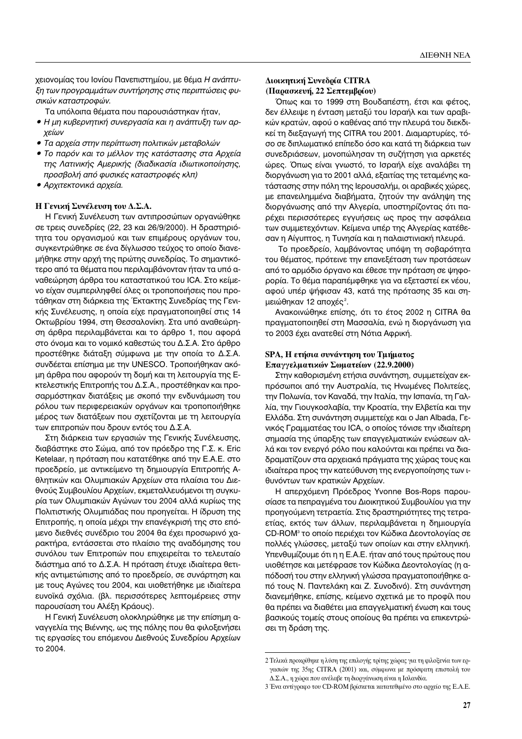χειονομίας του Ιονίου Πανεπιστημίου, με θέμα *Η ανάπτυξη των προγραμμάτων συντήρησης στις περιπτώσεις φυσικών καταστροφών.*

Τα υπόλοιπα θέματα που παρουσιάστηκαν ήταν,

- *Η μη κυβερνητική συνεργασία και η ανάπτυξη των αρχείων*
- *Τα αρχεία στην περίπτωση πολιτικών μεταβολών*
- *Το παρόν και το μέλλον της κατάστασης στα Αρχεία της Λατινικής Αμερικής (διαδικασία ιδιωτικοποίησης, προσβολή από φυσικές καταστροφές κλπ)*
- *Αρχιτεκτονικά αρχεία.*

### Η Γενική Συνέλευση του Δ.Σ.Α.

Η Γενική Συνέλευση των αντιπροσώπων οργανώθηκε σε τρεις συνεδρίες (22, 23 και 26/9/2000). Η δραστηριότητα του οργανισμού και των επιμέρους οργάνων του, συγκεντρώθηκε σε ένα δίγλωσσο τεύχος το οποίο διανεμήθηκε στην αρχή της πρώτης συνεδρίας. Το σημαντικότερο από τα θέματα που περιλαμβάνονταν ήταν τα υπό αναθεώρηση άρθρα του καταστατικού του ICA. Στο κείμενο είχαν συμπεριληφθεί όλες οι τροποποιήσεις που προτάθηκαν στη διάρκεια της Έκτακτης Συνεδρίας της Γενικής Συνέλευσης, η οποία είχε πραγματοποιηθεί στις 14 Οκτωβρίου 1994, στη Θεσσαλονίκη. Στα υπό αναθεώρηση άρθρα περιλαμβάνεται και το άρθρο 1, που αφορά στο όνομα και το νομικό καθεστώς του Δ.Σ.Α. Στο άρθρο προστέθηκε διάταξη σύμφωνα με την οποία το Δ.Σ.Α. συνδέεται επίσημα με την UNESCO. Τροποιήθηκαν ακόμη άρθρα που αφορούν τη δομή και τη λειτουργία της Εκτελεστικής Επιτροπής του Δ.Σ.Α., προστέθηκαν και προσαρμόστηκαν διατάξεις με σκοπό την ενδυνάμωση του ρόλου των περιφερειακών οργάνων και τροποποιήθηκε μέρος των διατάξεων που σχετίζονται με τη λειτουργία των επιτροπών που δρουν εντός του Δ.Σ.Α.

Στη διάρκεια των εργασιών της Γενικής Συνέλευσης, διαβάστηκε στο Σώμα, από τον πρόεδρο της Γ.Σ. κ. Eric Ketelaar, η πρόταση που κατατέθηκε από την Ε.Α.Ε. στο προεδρείο, με αντικείμενο τη δημιουργία Επιτροπής Αθλητικών και Ολυμπιακών Αρχείων στα πλαίσια του Διεθνούς Συμβουλίου Αρχείων, εκμεταλλευόμενοι τη συγκυρία των Ολυμπιακών Αγώνων του 2004 αλλά κυρίως της Πολιτιστικής Ολυμπιάδας που προηγείται. Η ίδρυση της Επιτροπής, η οποία μέχρι την επανέγκρισή της στο επόμενο διεθνές συνέδριο του 2004 θα έχει προσωρινό χαρακτήρα, εντάσσεται στο πλαίσιο της αναδόμησης του συνόλου των Επιτροπών που επιχειρείται το τελευταίο διάστημα από το Δ.Σ.Α. Η πρόταση έτυχε ιδιαίτερα θετικής αντιμετώπισης από το προεδρείο, σε συνάρτηση και με τους Αγώνες του 2004, και υιοθετήθηκε με ιδιαίτερα ευνοϊκά σχόλια. (βλ. περισσότερες λεπτομέρειες στην παρουσίαση του Αλέξη Κράους).

Η Γενική Συνέλευση ολοκληρώθηκε με την επίσημη αναγγελία της Βιέννης, ως της πόλης που θα φιλοξενήσει τις εργασίες του επόμενου Διεθνούς Συνεδρίου Αρχείων το 2004.

### Διοικητική Συνεδρία CITRA (Παρασκευή, 22 Σεπτεμβρίου)

Όπως και το 1999 στη Βουδαπέστη, έτσι και φέτος, δεν έλλειψε η ένταση μεταξύ του Ισραήλ και των αραβικών κρατών, αφού ο καθένας από την πλευρά του διεκδικεί τη διεξαγωγή της CITRA του 2001. Διαμαρτυρίες, τόσο σε διπλωματικό επίπεδο όσο και κατά τη διάρκεια των συνεδριάσεων, μονοπώλησαν τη συζήτηση για αρκετές ώρες. Όπως είναι γνωστό, το Ισραήλ είχε αναλάβει τη διοργάνωση για το 2001 αλλά, εξαιτίας της τεταμένης κατάστασης στην πόλη της Ιερουσαλήμ, οι αραβικές χώρες, με επανειλημμένα διαβήματα, ζητούν την ανάληψη της διοργάνωσης από την Αλγερία, υποστηρίζοντας ότι παρέχει περισσότερες εγγυήσεις ως προς την ασφάλεια των συμμετεχόντων. Κείμενα υπέρ της Αλγερίας κατέθεσαν η Αίγυπτος, η Τυνησία και η παλαιστινιακή πλευρά.

Το προεδρείο, λαμβάνοντας υπόψη τη σοβαρότητα του θέματος, πρότεινε την επανεξέταση των προτάσεων από το αρμόδιο όργανο και έθεσε την πρόταση σε ψηφορορία. Το θέμα παραπέμφθηκε για να εξεταστεί εκ νέου, αφού υπέρ ψήφισαν 43, κατά της πρότασης 35 και σημειώθηκαν 12 αποχές[2].

Ανακοινώθηκε επίσης, ότι το έτος 2002 η CITRA θα πραγματοποιηθεί στη Μασσαλία, ενώ η διοργάνωση για το 2003 έχει ανατεθεί στη Νότια Αφρική.

### SPA, Η ετήσια συνάντηση του Τμήματος Επαγγελματικών Σωματείων (22.9.2000)

Στην καθορισμένη ετήσια συνάντηση, συμμετείχαν εκπρόσωποι από την Αυστραλία, τις Ηνωμένες Πολιτείες, την Πολωνία, τον Καναδά, την Ιταλία, την Ισπανία, τη Γαλλία, την Γιουγκοσλαβία, την Κροατία, την Ελβετία και την Ελλάδα. Στη συνάντηση συμμετείχε και ο Jan Albada, Γενικός Γραμματέας του ICA, ο οποίος τόνισε την ιδιαίτερη σημασία της ύπαρξης των επαγγελματικών ενώσεων αλλά και τον ενεργό ρόλο που καλούνται και πρέπει να διαδραματίζουν στα αρχειακά πράγματα της χώρας τους και ιδιαίτερα προς την κατεύθυνση της ενεργοποίησης των ιθυνόντων των κρατικών Αρχείων.

Η απερχόμενη Πρόεδρος Yvonne Bos-Rops παρουσίασε τα πεπραγμένα του Διοικητικού Συμβουλίου για την προηγούμενη τετραετία. Στις δραστηριότητες της τετραετίας, εκτός των άλλων, περιλαμβάνεται η δημιουργία CD-ROM[3] το οποίο περιέχει τον Κώδικα Δεοντολογίας σε πολλές γλώσσες, μεταξύ των οποίων και στην ελληνική. Υπενθυμίζουμε ότι η η Ε.Α.Ε. ήταν από τους πρώτους που υιοθέτησε και μετέφρασε τον Κώδικα Δεοντολογίας (η απόδοσή του στην ελληνική γλώσσα πραγματοποιήθηκε από τους Ν. Παντελάκη και Ζ. Συνοδινό). Στη συνάντηση διανεμήθηκε, επίσης, κείμενο σχετικά με το προφίλ που θα πρέπει να διαθέτει μια επαγγελματική ένωση και τους βασικούς τομείς στους οποίους θα πρέπει να επικεντρώσει τη δράση της.

---

2 Τελικά προκρίθηκε η λύση της επιλογής τρίτης χώρας για τη φιλοξενία των εργασιών της 35ης CITRA (2001) και, σύμφωνα με πρόσφατη επιστολή του Δ.Σ.Α., η χώρα που ανέλαβε τη διοργάνωση είναι η Ισλανδία.

3 Ένα αντίγραφο του CD-ROM βρίσκεται κατατεθιμένο στο αρχείο της Ε.Α.Ε.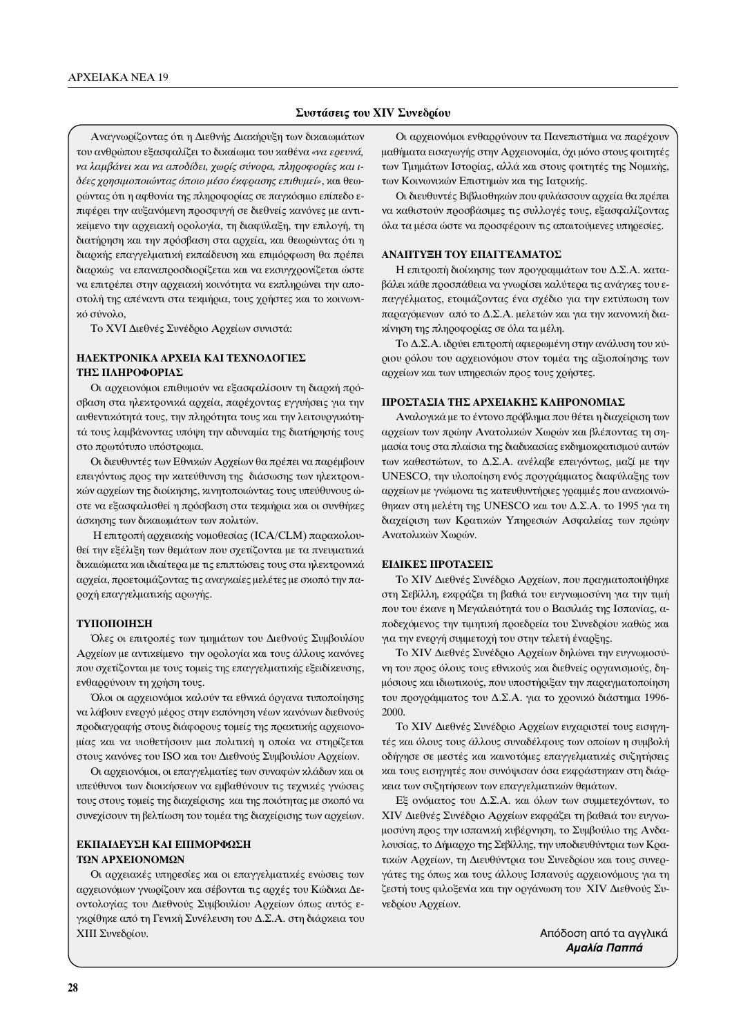## Συστάσεις του XIV Συνεδρίου

Αναγνωρίζοντας ότι η Διεθνής Διακήρυξη των δικαιωμάτων του ανθρώπου εξασφαλίζει το δικαίωμα του καθένα *«να ερευνά, να λαμβάνει και να αποδίδει, χωρίς σύνορα, πληροφορίες και ιδέες χρησιμοποιώντας όποιο μέσο έκφρασης επιθυμεί»*, και θεωρώντας ότι η αφθονία της πληροφορίας σε παγκόσμιο επίπεδο επιφέρει την αυξανόμενη προσφυγή σε διεθνείς κανόνες με αντικείμενο την αρχειακή ορολογία, τη διαφύλαξη, την επιλογή, τη διατήρηση και την πρόσβαση στα αρχεία, και θεωρώντας ότι η διαρκής επαγγελματική εκπαίδευση και επιμόρφωση θα πρέπει διαρκώς να επαναπροσδιορίζεται και να εκσυγχρονίζεται ώστε να επιτρέπει στην αρχειακή κοινότητα να εκπληρώνει την αποστολή της απέναντι στα τεκμήρια, τους χρήστες και το κοινωνικό σύνολο,

Το XVI Διεθνές Συνέδριο Αρχείων συνιστά:

### ΗΛΕΚΤΡΟΝΙΚΑ ΑΡΧΕΙΑ ΚΑΙ ΤΕΧΝΟΛΟΓΙΕΣ ΤΗΣ ΠΛΗΡΟΦΟΡΙΑΣ

Οι αρχειονόμοι επιθυμούν να εξασφαλίσουν τη διαρκή πρόσβαση στα ηλεκτρονικά αρχεία, παρέχοντας εγγυήσεις για την αυθεντικότητά τους, την πληρότητα τους και την λειτουργικότητά τους λαμβάνοντας υπόψη την αδυναμία της διατήρησής τους στο πρωτότυπο υπόστρωμα.

Οι διευθυντές των Εθνικών Αρχείων θα πρέπει να παρέμβουν επειγόντως προς την κατεύθυνση της διάσωσης των ηλεκτρονικών αρχείων της διοίκησης, κινητοποιώντας τους υπεύθυνους ώστε να εξασφαλισθεί η πρόσβαση στα τεκμήρια και οι συνθήκες άσκησης των δικαιωμάτων των πολιτών.

Η επιτροπή αρχειακής νομοθεσίας (ICA/CLM) παρακολουθεί την εξέλιξη των θεμάτων που σχετίζονται με τα πνευματικά δικαιώματα και ιδιαίτερα με τις επιπτώσεις τους στα ηλεκτρονικά αρχεία, προετοιμάζοντας τις αναγκαίες μελέτες με σκοπό την παροχή επαγγελματικής αρωγής.

### ΤΥΠΟΠΟΙΗΣΗ

Όλες οι επιτροπές των τμημάτων του Διεθνούς Συμβουλίου Αρχείων με αντικείμενο την ορολογία και τους άλλους κανόνες που σχετίζονται με τους τομείς της επαγγελματικής εξειδίκευσης, ενθαρρύνουν τη χρήση τους.

Όλοι οι αρχειονόμοι καλούν τα εθνικά όργανα τυποποίησης να λάβουν ενεργό μέρος στην εκπόνηση νέων κανόνων διεθνούς προδιαγραφής στους διάφορους τομείς της πρακτικής αρχειονομίας και να υιοθετήσουν μια πολιτική η οποία να στηρίζεται στους κανόνες του ISO και του Διεθνούς Συμβουλίου Αρχείων.

Οι αρχειονόμοι, οι επαγγελματίες των συναφών κλάδων και οι υπεύθυνοι των διοικήσεων να εμβαθύνουν τις τεχνικές γνώσεις τους στους τομείς της διαχείρισης και της ποιότητας με σκοπό να συνεχίσουν τη βελτίωση του τομέα της διαχείρισης των αρχείων.

### ΕΚΠΑΙΔΕΥΣΗ ΚΑΙ ΕΠΙΜΟΡΦΩΣΗ ΤΩΝ ΑΡΧΕΙΟΝΟΜΩΝ

Οι αρχειακές υπηρεσίες και οι επαγγελματικές ενώσεις των αρχειονόμων γνωρίζουν και σέβονται τις αρχές του Κώδικα Δεοντολογίας του Διεθνούς Συμβουλίου Αρχείων όπως αυτός εγκρίθηκε από τη Γενική Συνέλευση του Δ.Σ.Α. στη διάρκεια του XIII Συνεδρίου.

Οι αρχειονόμοι ενθαρρύνουν τα Πανεπιστήμια να παρέχουν μαθήματα εισαγωγής στην Αρχειονομία, όχι μόνο στους φοιτητές των Τμημάτων Ιστορίας, αλλά και στους φοιτητές της Νομικής, των Κοινωνικών Επιστημών και της Ιατρικής.

Οι διευθυντές Βιβλιοθηκών που φυλάσσουν αρχεία θα πρέπει να καθιστούν προσβάσιμες τις συλλογές τους, εξασφαλίζοντας όλα τα μέσα ώστε να προσφέρουν τις απαιτούμενες υπηρεσίες.

### ΑΝΑΠΤΥΞΗ ΤΟΥ ΕΠΑΓΓΕΛΜΑΤΟΣ

Η επιτροπή διοίκησης των προγραμμάτων του Δ.Σ.Α. καταβάλει κάθε προσπάθεια να γνωρίσει καλύτερα τις ανάγκες του επαγγέλματος, ετοιμάζοντας ένα σχέδιο για την εκτύπωση των παραγόμενων από το Δ.Σ.Α. μελετών και για την κανονική διακίνηση της πληροφορίας σε όλα τα μέλη.

Το Δ.Σ.Α. ιδρύει επιτροπή αφιερωμένη στην ανάλυση του κύριου ρόλου του αρχειονόμου στον τομέα της αξιοποίησης των αρχείων και των υπηρεσιών προς τους χρήστες.

### ΠΡΟΣΤΑΣΙΑ ΤΗΣ ΑΡΧΕΙΑΚΗΣ ΚΛΗΡΟΝΟΜΙΑΣ

Αναλογικά με το έντονο πρόβλημα που θέτει η διαχείριση των αρχείων των πρώην Ανατολικών Χωρών και βλέποντας τη σημασία τους στα πλαίσια της διαδικασίας εκδημοκρατισμού αυτών των καθεστώτων, το Δ.Σ.Α. ανέλαβε επειγόντως, μαζί με την UNESCO, την υλοποίηση ενός προγράμματος διαφύλαξης των αρχείων με γνώμονα τις κατευθυντήριες γραμμές που ανακοινώθηκαν στη μελέτη της UNESCO και του Δ.Σ.Α. το 1995 για τη διαχείριση των Κρατικών Υπηρεσιών Ασφαλείας των πρώην Ανατολικών Χωρών.

### ΕΙΔΙΚΕΣ ΠΡΟΤΑΣΕΙΣ

Το XIV Διεθνές Συνέδριο Αρχείων, που πραγματοποιήθηκε στη Σεβίλλη, εκφράζει τη βαθιά του ευγνωμοσύνη για την τιμή που του έκανε η Μεγαλειότητά του ο Βασιλιάς της Ισπανίας, αποδεχόμενος την τιμητική προεδρεία του Συνεδρίου καθώς και για την ενεργή συμμετοχή του στην τελετή έναρξης.

Το XIV Διεθνές Συνέδριο Αρχείων δηλώνει την ευγνωμοσύνη του προς όλους τους εθνικούς και διεθνείς οργανισμούς, δημόσιους και ιδιωτικούς, που υποστήριξαν την παραγματοποίηση του προγράμματος του Δ.Σ.Α. για το χρονικό διάστημα 1996-2000.

Το XIV Διεθνές Συνέδριο Αρχείων ευχαριστεί τους εισηγητές και όλους τους άλλους συναδέλφους των οποίων η συμβολή οδήγησε σε μεστές και καινοτόμες επαγγελματικές συζητήσεις και τους εισηγητές που συνόψισαν όσα εκφράστηκαν στη διάρκεια των συζητήσεων των επαγγελματικών θεμάτων.

Εξ ονόματος του Δ.Σ.Α. και όλων των συμμετεχόντων, το XIV Διεθνές Συνέδριο Αρχείων εκφράζει τη βαθιά του ευγνωμοσύνη προς την ισπανική κυβέρνηση, το Συμβούλιο της Ανδαλουσίας, το Δήμαρχο της Σεβίλλης, την υποδιευθύντρια των Κρατικών Αρχείων, τη Διευθύντρια του Συνεδρίου και τους συνεργάτες της όπως και τους άλλους Ισπανούς αρχειονόμους για τη ζεστή τους φιλοξενία και την οργάνωση του XIV Διεθνούς Συνεδρίου Αρχείων.

Απόδοση από τα αγγλικά
***Αμαλία Παππά***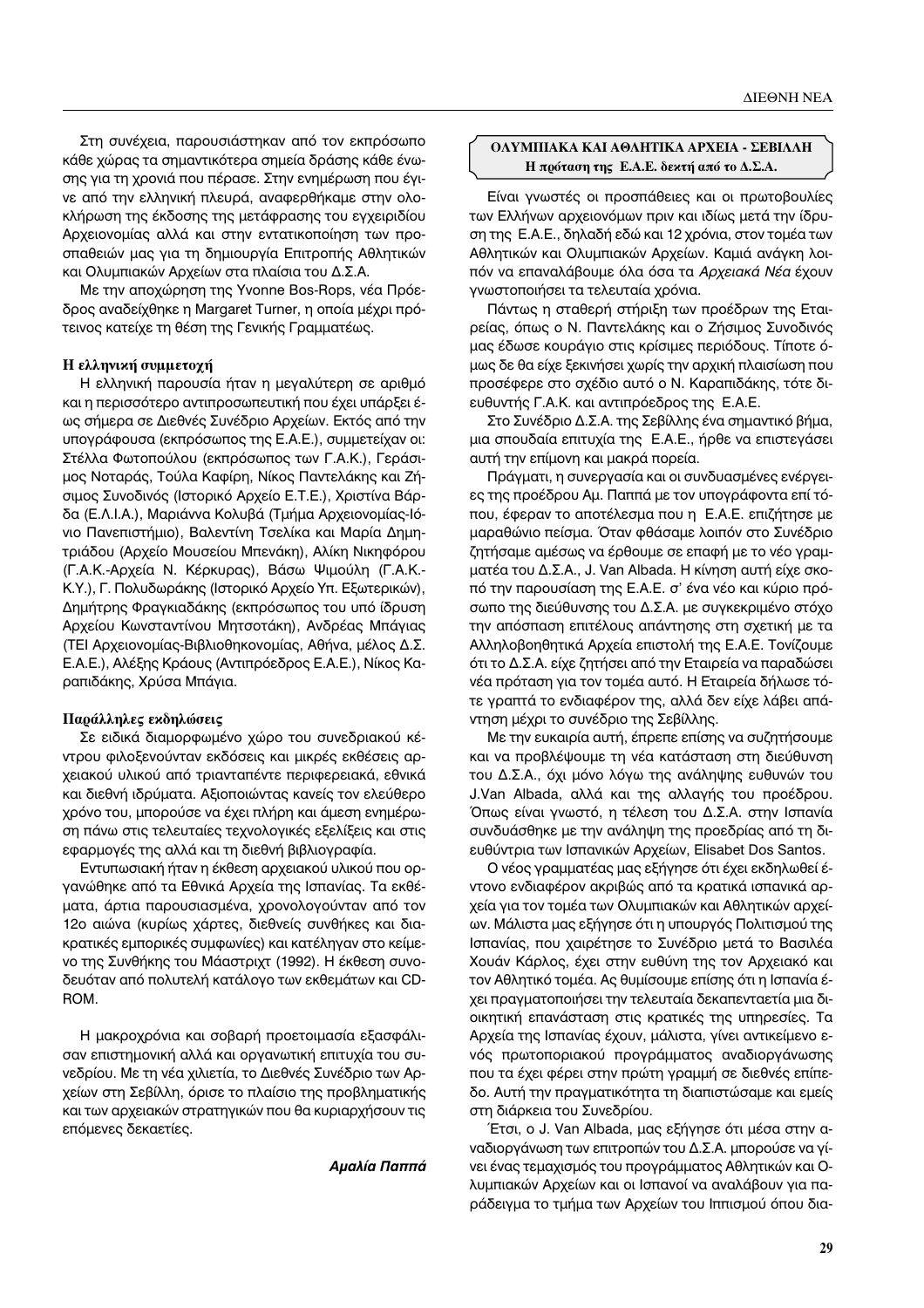Στη συνέχεια, παρουσιάστηκαν από τον εκπρόσωπο κάθε χώρας τα σημαντικότερα σημεία δράσης κάθε ένωσης για τη χρονιά που πέρασε. Στην ενημέρωση που έγινε από την ελληνική πλευρά, αναφερθήκαμε στην ολοκλήρωση της έκδοσης της μετάφρασης του εγχειριδίου Αρχειονομίας αλλά και στην εντατικοποίηση των προσπαθειών μας για τη δημιουργία Επιτροπής Αθλητικών και Ολυμπιακών Αρχείων στα πλαίσια του Δ.Σ.Α.

Με την αποχώρηση της Yvonne Bos-Rops, νέα Πρόεδρος αναδείχθηκε η Margaret Turner, η οποία μέχρι πρότεινος κατείχε τη θέση της Γενικής Γραμματέως.

### Η ελληνική συμμετοχή

Η ελληνική παρουσία ήταν η μεγαλύτερη σε αριθμό και η περισσότερο αντιπροσωπευτική που έχει υπάρξει έως σήμερα σε Διεθνές Συνέδριο Αρχείων. Εκτός από την υπογράφουσα (εκπρόσωπος της Ε.Α.Ε.), συμμετείχαν οι: Στέλλα Φωτοπούλου (εκπρόσωπος των Γ.Α.Κ.), Γεράσιμος Νοταράς, Τούλα Καφίρη, Νίκος Παντελάκης και Ζήσιμος Συνοδινός (Ιστορικό Αρχείο Ε.Τ.Ε.), Χριστίνα Βάρδα (Ε.Λ.Ι.Α.), Μαριάννα Κολυβά (Τμήμα Αρχειονομίας-Ιόνιο Πανεπιστήμιο), Βαλεντίνη Τσελίκα και Μαρία Δημητριάδου (Αρχείο Μουσείου Μπενάκη), Αλίκη Νικηφόρου (Γ.Α.Κ.-Αρχεία Ν. Κέρκυρας), Βάσω Ψιμούλη (Γ.Α.Κ.-Κ.Υ.), Γ. Πολυδωράκης (Ιστορικό Αρχείο Υπ. Εξωτερικών), Δημήτρης Φραγκιαδάκης (εκπρόσωπος του υπό ίδρυση Αρχείου Κωνσταντίνου Μητσοτάκη), Ανδρέας Μπάγιας (ΤΕΙ Αρχειονομίας-Βιβλιοθηκονομίας, Αθήνα, μέλος Δ.Σ. Ε.Α.Ε.), Αλέξης Κράους (Αντιπρόεδρος Ε.Α.Ε.), Νίκος Καραπιδάκης, Χρύσα Μπάγια.

### Παράλληλες εκδηλώσεις

Σε ειδικά διαμορφωμένο χώρο του συνεδριακού κέντρου φιλοξενούνταν εκδόσεις και μικρές εκθέσεις αρχειακού υλικού από τριανταπέντε περιφερειακά, εθνικά και διεθνή ιδρύματα. Αξιοποιώντας κανείς τον ελεύθερο χρόνο του, μπορούσε να έχει πλήρη και άμεση ενημέρωση πάνω στις τελευταίες τεχνολογικές εξελίξεις και στις εφαρμογές της αλλά και τη διεθνή βιβλιογραφία.

Εντυπωσιακή ήταν η έκθεση αρχειακού υλικού που οργανώθηκε από τα Εθνικά Αρχεία της Ισπανίας. Τα εκθέματα, άρτια παρουσιασμένα, χρονολογούνταν από τον 12ο αιώνα (κυρίως χάρτες, διεθνείς συνθήκες και διακρατικές εμπορικές συμφωνίες) και κατέληγαν στο κείμενο της Συνθήκης του Μάαστριχτ (1992). Η έκθεση συνοδευόταν από πολυτελή κατάλογο των εκθεμάτων και CD-ROM.

Η μακροχρόνια και σοβαρή προετοιμασία εξασφάλισαν επιστημονική αλλά και οργανωτική επιτυχία του συνεδρίου. Με τη νέα χιλιετία, το Διεθνές Συνέδριο των Αρχείων στη Σεβίλλη, όρισε το πλαίσιο της προβληματικής και των αρχειακών στρατηγικών που θα κυριαρχήσουν τις επόμενες δεκαετίες.

***Αμαλία Παππά***

## ΟΛΥΜΠΙΑΚΑ ΚΑΙ ΑΘΛΗΤΙΚΑ ΑΡΧΕΙΑ - ΣΕΒΙΛΛΗ
### Η πρόταση της Ε.Α.Ε. δεκτή από το Δ.Σ.Α.

Είναι γνωστές οι προσπάθειες και οι πρωτοβουλίες των Ελλήνων αρχειονόμων πριν και ιδίως μετά την ίδρυση της Ε.Α.Ε., δηλαδή εδώ και 12 χρόνια, στον τομέα των Αθλητικών και Ολυμπιακών Αρχείων. Καμιά ανάγκη λοιπόν να επαναλάβουμε όλα όσα τα *Αρχειακά Νέα* έχουν γνωστοποιήσει τα τελευταία χρόνια.

Πάντως η σταθερή στήριξη των προέδρων της Εταιρείας, όπως ο Ν. Παντελάκης και ο Ζήσιμος Συνοδινός μας έδωσε κουράγιο στις κρίσιμες περιόδους. Τίποτε όμως δε θα είχε ξεκινήσει χωρίς την αρχική πλαισίωση που προσέφερε στο σχέδιο αυτό ο Ν. Καραπιδάκης, τότε διευθυντής Γ.Α.Κ. και αντιπρόεδρος της Ε.Α.Ε.

Στο Συνέδριο Δ.Σ.Α. της Σεβίλλης ένα σημαντικό βήμα, μια σπουδαία επιτυχία της Ε.Α.Ε., ήρθε να επιστεγάσει αυτή την επίμονη και μακρά πορεία.

Πράγματι, η συνεργασία και οι συνδυασμένες ενέργειες της προέδρου Αμ. Παππά με τον υπογράφοντα επί τόπου, έφεραν το αποτέλεσμα που η Ε.Α.Ε. επιζήτησε με μαραθώνιο πείσμα. Όταν φθάσαμε λοιπόν στο Συνέδριο ζητήσαμε αμέσως να έρθουμε σε επαφή με το νέο γραμματέα του Δ.Σ.Α., J. Van Albada. Η κίνηση αυτή είχε σκοπό την παρουσίαση της Ε.Α.Ε. σ' ένα νέο και κύριο πρόσωπο της διεύθυνσης του Δ.Σ.Α. με συγκεκριμένο στόχο την απόσπαση επιτέλους απάντησης στη σχετική με τα Αλληλοβοηθητικά Αρχεία επιστολή της Ε.Α.Ε. Τονίζουμε ότι το Δ.Σ.Α. είχε ζητήσει από την Εταιρεία να παραδώσει νέα πρόταση για τον τομέα αυτό. Η Εταιρεία δήλωσε τότε γραπτά το ενδιαφέρον της, αλλά δεν είχε λάβει απάντηση μέχρι το συνέδριο της Σεβίλλης.

Με την ευκαιρία αυτή, έπρεπε επίσης να συζητήσουμε και να προβλέψουμε τη νέα κατάσταση στη διεύθυνση του Δ.Σ.Α., όχι μόνο λόγω της ανάληψης ευθυνών του J.Van Albada, αλλά και της αλλαγής του προέδρου. Όπως είναι γνωστό, η τέλεση του Δ.Σ.Α. στην Ισπανία συνδυάσθηκε με την ανάληψη της προεδρίας από τη διευθύντρια των Ισπανικών Αρχείων, Elisabet Dos Santos.

Ο νέος γραμματέας μας εξήγησε ότι έχει εκδηλωθεί έντονο ενδιαφέρον ακριβώς από τα κρατικά ισπανικά αρχεία για τον τομέα των Ολυμπιακών και Αθλητικών αρχείων. Μάλιστα μας εξήγησε ότι η υπουργός Πολιτισμού της Ισπανίας, που χαιρέτησε το Συνέδριο μετά το Βασιλέα Χουάν Κάρλος, έχει στην ευθύνη της τον Αρχειακό και τον Αθλητικό τομέα. Ας θυμίσουμε επίσης ότι η Ισπανία έχει πραγματοποιήσει την τελευταία δεκαπενταετία μια διοικητική επανάσταση στις κρατικές της υπηρεσίες. Τα Αρχεία της Ισπανίας έχουν, μάλιστα, γίνει αντικείμενο ενός πρωτοποριακού προγράμματος αναδιοργάνωσης που τα έχει φέρει στην πρώτη γραμμή σε διεθνές επίπεδο. Αυτή την πραγματικότητα τη διαπιστώσαμε και εμείς στη διάρκεια του Συνεδρίου.

Έτσι, ο J. Van Albada, μας εξήγησε ότι μέσα στην αναδιοργάνωση των επιτροπών του Δ.Σ.Α. μπορούσε να γίνει ένας τεμαχισμός του προγράμματος Αθλητικών και Ολυμπιακών Αρχείων και οι Ισπανοί να αναλάβουν για παράδειγμα το τμήμα των Αρχείων του Ιππισμού όπου δια-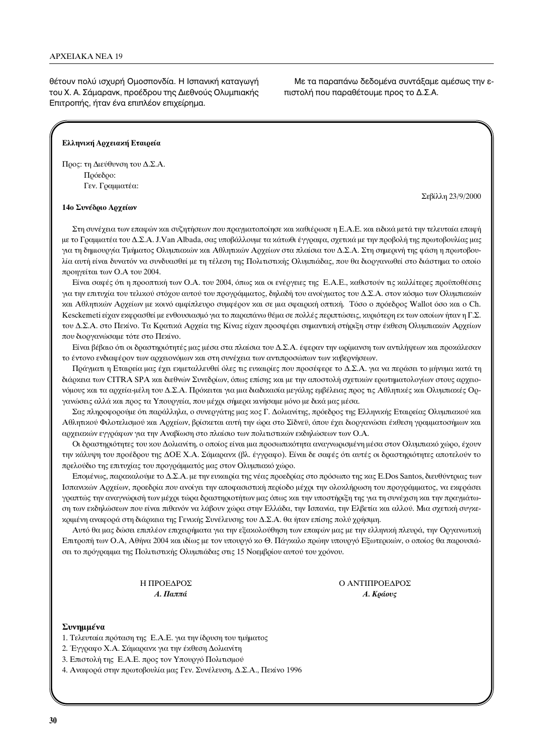θέτουν πολύ ισχυρή Ομοσπονδία. Η Ισπανική καταγωγή του Χ. Α. Σάμαρανκ, προέδρου της Διεθνούς Ολυμπιακής Επιτροπής, ήταν ένα επιπλέον επιχείρημα.

Με τα παραπάνω δεδομένα συντάξαμε αμέσως την επιστολή που παραθέτουμε προς το Δ.Σ.Α.

**Ελληνική Αρχειακή Εταιρεία**

Προς: τη Διεύθυνση του Δ.Σ.Α.
Πρόεδρο:
Γεν. Γραμματέα:

Σεβίλλη 23/9/2000

**14ο Συνέδριο Αρχείων**

Στη συνέχεια των επαφών και συζητήσεων που πραγματοποίησε και καθιέρωσε η Ε.Α.Ε. και ειδικά μετά την τελευταία επαφή με το Γραμματέα του Δ.Σ.Α. J.Van Albada, σας υποβάλλουμε τα κάτωθι έγγραφα, σχετικά με την προβολή της πρωτοβουλίας μας για τη δημιουργία Τμήματος Ολυμπιακών και Αθλητικών Αρχείων στα πλαίσια του Δ.Σ.Α. Στη σημερινή της φάση η πρωτοβουλία αυτή είναι δυνατόν να συνδυασθεί με τη τέλεση της Πολιτιστικής Ολυμπιάδας, που θα διοργανωθεί στο διάστημα το οποίο προηγείται των Ο.Α του 2004.

Είναι σαφές ότι η προοπτική των Ο.Α. του 2004, όπως και οι ενέργειες της Ε.Α.Ε., καθιστούν τις καλλίτερες προϋποθέσεις για την επιτυχία του τελικού στόχου αυτού του προγράμματος, δηλαδή του ανοίγματος του Δ.Σ.Α. στον κόσμο των Ολυμπιακών και Αθλητικών Αρχείων με κοινό αμφίπλευρο συμφέρον και σε μια σφαιρική οπτική. Τόσο ο πρόεδρος Wallot όσο και ο Ch. Kesckemeti είχαν εκφρασθεί με ενθουσιασμό για το παραπάνω θέμα σε πολλές περιπτώσεις, κυριότερη εκ των οποίων ήταν η Γ.Σ. του Δ.Σ.Α. στο Πεκίνο. Τα Κρατικά Αρχεία της Κίνας είχαν προσφέρει σημαντική στήριξη στην έκθεση Ολυμπιακών Αρχείων που διοργανώσαμε τότε στο Πεκίνο.

Είναι βέβαιο ότι οι δραστηριότητές μας μέσα στα πλαίσια του Δ.Σ.Α. έφεραν την ωρίμανση των αντιλήψεων και προκάλεσαν το έντονο ενδιαφέρον των αρχειονόμων και στη συνέχεια των αντιπροσώπων των κυβερνήσεων.

Πράγματι η Εταιρεία μας έχει εκμεταλλευθεί όλες τις ευκαιρίες που προσέφερε το Δ.Σ.Α. για να περάσει το μήνυμα κατά τη διάρκεια των CITRA SPA και διεθνών Συνεδρίων, όπως επίσης και με την αποστολή σχετικών ερωτηματολογίων στους αρχειονόμους και τα αρχεία-μέλη του Δ.Σ.Α. Πρόκειται για μια διαδικασία μεγάλης εμβέλειας προς τις Αθλητικές και Ολυμπιακές Οργανώσεις αλλά και προς τα Υπουργεία, που μέχρι σήμερα κινήσαμε μόνο με δικά μας μέσα.

Σας πληροφορούμε ότι παράλληλα, ο συνεργάτης μας κος Γ. Δολιανίτης, πρόεδρος της Ελληνικής Εταιρείας Ολυμπιακού και Αθλητικού Φιλοτελισμού και Αρχείων, βρίσκεται αυτή την ώρα στο Σίδνεϋ, όπου έχει διοργανώσει έκθεση γραμματοσήμων και αρχειακών εγγράφων για την Αναβίωση στο πλαίσιο των πολιτιστικών εκδηλώσεων των Ο.Α.

Οι δραστηριότητες του κου Δολιανίτη, ο οποίος είναι μια προσωπικότητα αναγνωρισμένη μέσα στον Ολυμπιακό χώρο, έχουν την κάλυψη του προέδρου της ΔΟΕ Χ.Α. Σάμαρανκ (βλ. έγγραφο). Είναι δε σαφές ότι αυτές οι δραστηριότητες αποτελούν το πρελούδιο της επιτυχίας του προγράμματός μας στον Ολυμπιακό χώρο.

Επομένως, παρακαλούμε το Δ.Σ.Α. με την ευκαιρία της νέας προεδρίας στο πρόσωπο της κας E.Dos Santos, διευθύντριας των Ισπανικών Αρχείων, προεδρία που ανοίγει την αποφασιστική περίοδο μέχρι την ολοκλήρωση του προγράμματος, να εκφράσει γραπτώς την αναγνώρισή των μέχρι τώρα δραστηριοτήτων μας όπως και την υποστήριξη της για τη συνέχιση και την πραγμάτωση των εκδηλώσεων που είναι πιθανόν να λάβουν χώρα στην Ελλάδα, την Ισπανία, την Ελβετία και αλλού. Μια σχετική συγκεκριμένη αναφορά στη διάρκεια της Γενικής Συνέλευσης του Δ.Σ.Α. θα ήταν επίσης πολύ χρήσιμη.

Αυτό θα μας δώσει επιπλέον επιχειρήματα για την εξακολούθηση των επαφών μας με την ελληνική πλευρά, την Οργανωτική Επιτροπή των Ο.Α, Αθήνα 2004 και ιδίως με τον υπουργό κο Θ. Πάγκαλο πρώην υπουργό Εξωτερικών, ο οποίος θα παρουσιάσει το πρόγραμμα της Πολιτιστικής Ολυμπιάδας στις 15 Νοεμβρίου αυτού του χρόνου.

Η ΠΡΟΕΔΡΟΣ
*Α. Παππά*

Ο ΑΝΤΙΠΡΟΕΔΡΟΣ
*Α. Κράους*

**Συνημμένα**

1. Τελευταία πρόταση της Ε.Α.Ε. για την ίδρυση του τμήματος
2. Έγγραφο Χ.Α. Σάμαρανκ για την έκθεση Δολιανίτη
3. Επιστολή της Ε.Α.Ε. προς τον Υπουργό Πολιτισμού
4. Αναφορά στην πρωτοβουλία μας Γεν. Συνέλευση, Δ.Σ.Α., Πεκίνο 1996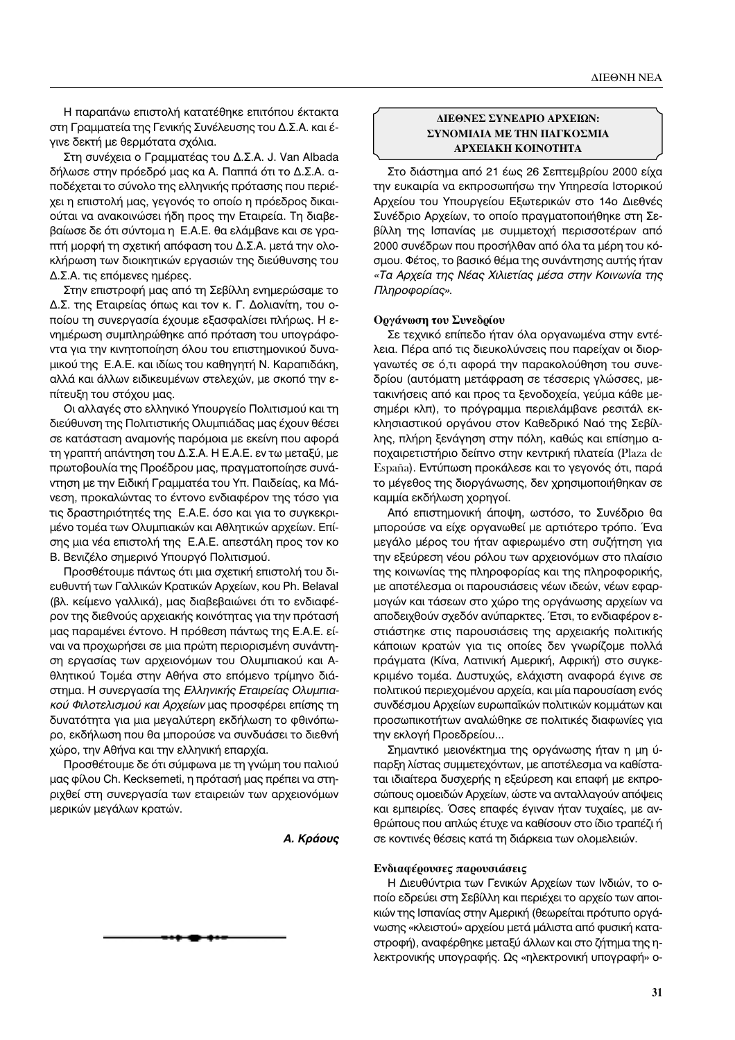Η παραπάνω επιστολή κατατέθηκε επιτόπου έκτακτα στη Γραμματεία της Γενικής Συνέλευσης του Δ.Σ.Α. και έγινε δεκτή με θερμότατα σχόλια.

Στη συνέχεια ο Γραμματέας του Δ.Σ.Α. J. Van Albada δήλωσε στην πρόεδρό μας κα Α. Παππά ότι το Δ.Σ.Α. αποδέχεται το σύνολο της ελληνικής πρότασης που περιέχει η επιστολή μας, γεγονός το οποίο η πρόεδρος δικαιούται να ανακοινώσει ήδη προς την Εταιρεία. Τη διαβεβαίωσε δε ότι σύντομα η Ε.Α.Ε. θα ελάμβανε και σε γραπτή μορφή τη σχετική απόφαση του Δ.Σ.Α. μετά την ολοκλήρωση των διοικητικών εργασιών της διεύθυνσης του Δ.Σ.Α. τις επόμενες ημέρες.

Στην επιστροφή μας από τη Σεβίλλη ενημερώσαμε το Δ.Σ. της Εταιρείας όπως και τον κ. Γ. Δολιανίτη, του οποίου τη συνεργασία έχουμε εξασφαλίσει πλήρως. Η ενημέρωση συμπληρώθηκε από πρόταση του υπογράφοντα για την κινητοποίηση όλου του επιστημονικού δυναμικού της Ε.Α.Ε. και ιδίως του καθηγητή Ν. Καραπιδάκη, αλλά και άλλων ειδικευμένων στελεχών, με σκοπό την επίτευξη του στόχου μας.

Οι αλλαγές στο ελληνικό Υπουργείο Πολιτισμού και τη διεύθυνση της Πολιτιστικής Ολυμπιάδας μας έχουν θέσει σε κατάσταση αναμονής παρόμοια με εκείνη που αφορά τη γραπτή απάντηση του Δ.Σ.Α. Η Ε.Α.Ε. εν τω μεταξύ, με πρωτοβουλία της Προέδρου μας, πραγματοποίησε συνάντηση με την Ειδική Γραμματέα του Υπ. Παιδείας, κα Μάνεση, προκαλώντας το έντονο ενδιαφέρον της τόσο για τις δραστηριότητές της Ε.Α.Ε. όσο και για το συγκεκριμένο τομέα των Ολυμπιακών και Αθλητικών αρχείων. Επίσης μια νέα επιστολή της Ε.Α.Ε. απεστάλη προς τον κο Β. Βενιζέλο σημερινό Υπουργό Πολιτισμού.

Προσθέτουμε πάντως ότι μια σχετική επιστολή του διευθυντή των Γαλλικών Κρατικών Αρχείων, κου Ph. Belaval (βλ. κείμενο γαλλικά), μας διαβεβαιώνει ότι το ενδιαφέρον της διεθνούς αρχειακής κοινότητας για την πρόταση μας παραμένει έντονο. Η πρόθεση πάντως της Ε.Α.Ε. είναι να προχωρήσει σε μια πρώτη περιορισμένη συνάντηση εργασίας των αρχειονόμων του Ολυμπιακού και Αθλητικού Τομέα στην Αθήνα στο επόμενο τρίμηνο διάστημα. Η συνεργασία της *Ελληνικής Εταιρείας Ολυμπιακού Φιλοτελισμού και Αρχείων* μας προσφέρει επίσης τη δυνατότητα για μια μεγαλύτερη εκδήλωση το φθινόπωρο, εκδήλωση που θα μπορούσε να συνδυάσει το διεθνή χώρο, την Αθήνα και την ελληνική επαρχία.

Προσθέτουμε δε ότι σύμφωνα με τη γνώμη του παλιού μας φίλου Ch. Kecksemeti, η πρότασή μας πρέπει να στηριχθεί στη συνεργασία των εταιρειών των αρχειονόμων μερικών μεγάλων κρατών.

***Α. Κράους***

## ΔΙΕΘΝΕΣ ΣΥΝΕΔΡΙΟ ΑΡΧΕΙΩΝ: ΣΥΝΟΜΙΛΙΑ ΜΕ ΤΗΝ ΠΑΓΚΟΣΜΙΑ ΑΡΧΕΙΑΚΗ ΚΟΙΝΟΤΗΤΑ

Στο διάστημα από 21 έως 26 Σεπτεμβρίου 2000 είχα την ευκαιρία να εκπροσωπήσω την Υπηρεσία Ιστορικού Αρχείου του Υπουργείου Εξωτερικών στο 14ο Διεθνές Συνέδριο Αρχείων, το οποίο πραγματοποιήθηκε στη Σεβίλλη της Ισπανίας με συμμετοχή περισσοτέρων από 2000 συνέδρων που προσήλθαν από όλα τα μέρη του κόσμου. Φέτος, το βασικό θέμα της συνάντησης αυτής ήταν *«Τα Αρχεία της Νέας Χιλιετίας μέσα στην Κοινωνία της Πληροφορίας»*.

### Οργάνωση του Συνεδρίου

Σε τεχνικό επίπεδο ήταν όλα οργανωμένα στην εντέλεια. Πέρα από τις διευκολύνσεις που παρείχαν οι διοργανωτές σε ό,τι αφορά την παρακολούθηση του συνεδρίου (αυτόματη μετάφραση σε τέσσερις γλώσσες, μετακινήσεις από και προς τα ξενοδοχεία, γεύμα κάθε μεσημέρι κλπ), το πρόγραμμα περιελάμβανε ρεσιτάλ εκκλησιαστικού οργάνου στον Καθεδρικό Ναό της Σεβίλλης, πλήρη ξενάγηση στην πόλη, καθώς και επίσημο αποχαιρετιστήριο δείπνο στην κεντρική πλατεία (Plaza de España). Εντύπωση προκάλεσε και το γεγονός ότι, παρά το μέγεθος της διοργάνωσης, δεν χρησιμοποιήθηκαν σε καμμία εκδήλωση χορηγοί.

Από επιστημονική άποψη, ωστόσο, το Συνέδριο θα μπορούσε να είχε οργανωθεί με αρτιότερο τρόπο. Ένα μεγάλο μέρος του ήταν αφιερωμένο στη συζήτηση για την εξεύρεση νέου ρόλου των αρχειονόμων στο πλαίσιο της κοινωνίας της πληροφορίας και της πληροφορικής, με αποτέλεσμα οι παρουσιάσεις νέων ιδεών, νέων εφαρμογών και τάσεων στο χώρο της οργάνωσης αρχείων να αποδειχθούν σχεδόν ανύπαρκτες. Έτσι, το ενδιαφέρον εστιάστηκε στις παρουσιάσεις της αρχειακής πολιτικής κάποιων κρατών για τις οποίες δεν γνωρίζομε πολλά πράγματα (Κίνα, Λατινική Αμερική, Αφρική) στο συγκεκριμένο τομέα. Δυστυχώς, ελάχιστη αναφορά έγινε σε πολιτικού περιεχομένου αρχεία, και μία παρουσίαση ενός συνδέσμου Αρχείων ευρωπαϊκών πολιτικών κομμάτων και προσωπικοτήτων αναλώθηκε σε πολιτικές διαφωνίες για την εκλογή Προεδρείου...

Σημαντικό μειονέκτημα της οργάνωσης ήταν η μη ύπαρξη λίστας συμμετεχόντων, με αποτέλεσμα να καθίσταται ιδιαίτερα δυσχερής η εξεύρεση και επαφή με εκπροσώπους ομοειδών Αρχείων, ώστε να ανταλλαγούν απόψεις και εμπειρίες. Όσες επαφές έγιναν ήταν τυχαίες, με ανθρώπους που απλώς έτυχε να καθίσουν στο ίδιο τραπέζι ή σε κοντινές θέσεις κατά τη διάρκεια των ολομελειών.

### Ενδιαφέρουσες παρουσιάσεις

Η Διευθύντρια των Γενικών Αρχείων των Ινδιών, το οποίο εδρεύει στη Σεβίλλη και περιέχει το αρχείο των αποικιών της Ισπανίας στην Αμερική (θεωρείται πρότυπο οργάνωσης «κλειστού» αρχείου μετά μάλιστα από φυσική καταστροφή), αναφέρθηκε μεταξύ άλλων και στο ζήτημα της ηλεκτρονικής υπογραφής. Ως «ηλεκτρονική υπογραφή» ο-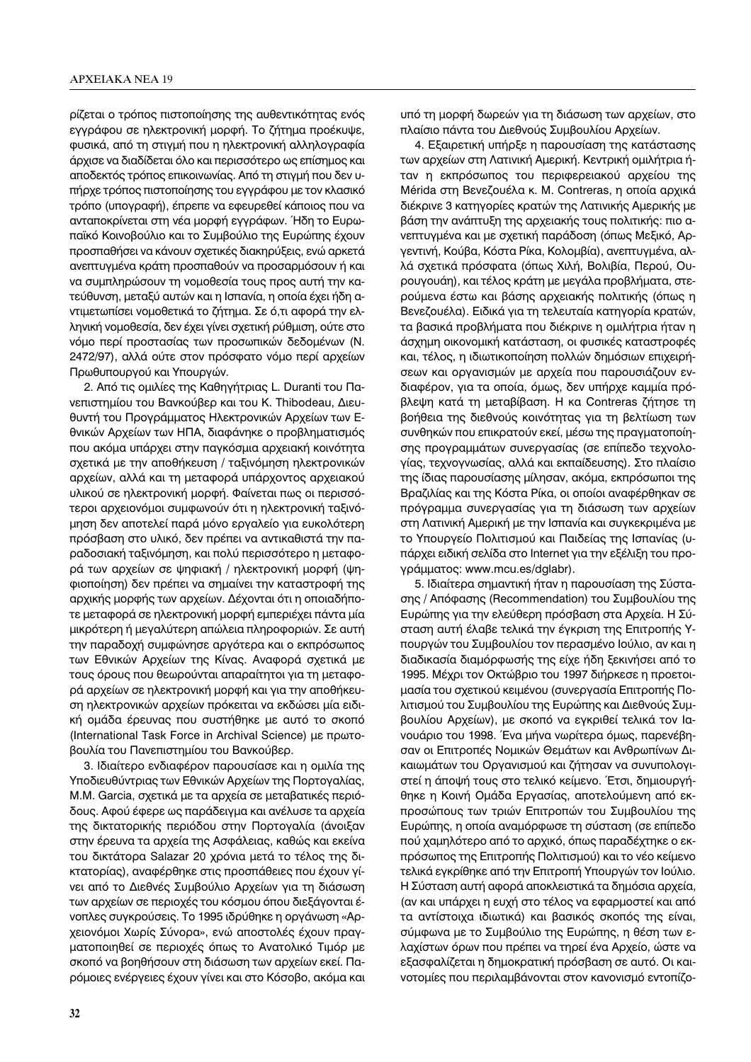ρίζεται ο τρόπος πιστοποίησης της αυθεντικότητας ενός εγγράφου σε ηλεκτρονική μορφή. Το ζήτημα προέκυψε, φυσικά, από τη στιγμή που η ηλεκτρονική αλληλογραφία άρχισε να διαδίδεται όλο και περισσότερο ως επίσημος και αποδεκτός τρόπος επικοινωνίας. Από τη στιγμή που δεν υπήρχε τρόπος πιστοποίησης του εγγράφου με τον κλασικό τρόπο (υπογραφή), έπρεπε να εφευρεθεί κάποιος που να ανταποκρίνεται στη νέα μορφή εγγράφων. Ήδη το Ευρωπαϊκό Κοινοβούλιο και το Συμβούλιο της Ευρώπης έχουν προσπαθήσει να κάνουν σχετικές διακηρύξεις, ενώ αρκετά ανεπτυγμένα κράτη προσπαθούν να προσαρμόσουν ή και να συμπληρώσουν τη νομοθεσία τους προς αυτή την κατεύθυνση, μεταξύ αυτών και η Ισπανία, η οποία έχει ήδη αντιμετωπίσει νομοθετικά το ζήτημα. Σε ό,τι αφορά την ελληνική νομοθεσία, δεν έχει γίνει σχετική ρύθμιση, ούτε στο νόμο περί προστασίας των προσωπικών δεδομένων (Ν. 2472/97), αλλά ούτε στον πρόσφατο νόμο περί αρχείων Πρωθυπουργού και Υπουργών.

2. Από τις ομιλίες της Καθηγήτριας L. Duranti του Πανεπιστημίου του Βανκούβερ και του K. Thibodeau, Διευθυντή του Προγράμματος Ηλεκτρονικών Αρχείων των Εθνικών Αρχείων των ΗΠΑ, διαφάνηκε ο προβληματισμός που ακόμα υπάρχει στην παγκόσμια αρχειακή κοινότητα σχετικά με την αποθήκευση / ταξινόμηση ηλεκτρονικών αρχείων, αλλά και τη μεταφορά υπάρχοντος αρχειακού υλικού σε ηλεκτρονική μορφή. Φαίνεται πως οι περισσότεροι αρχειονόμοι συμφωνούν ότι η ηλεκτρονική ταξινόμηση δεν αποτελεί παρά μόνο εργαλείο για ευκολότερη πρόσβαση στο υλικό, δεν πρέπει να αντικαθιστά την παραδοσιακή ταξινόμηση, και πολύ περισσότερο η μεταφορά των αρχείων σε ψηφιακή / ηλεκτρονική μορφή (ψηφιοποίηση) δεν πρέπει να σημαίνει την καταστροφή της αρχικής μορφής των αρχείων. Δέχονται ότι η οποιαδήποτε μεταφορά σε ηλεκτρονική μορφή εμπεριέχει πάντα μία μικρότερη ή μεγαλύτερη απώλεια πληροφοριών. Σε αυτή την παραδοχή συμφώνησε αργότερα και ο εκπρόσωπος των Εθνικών Αρχείων της Κίνας. Αναφορά σχετικά με τους όρους που θεωρούνται απαραίτητοι για τη μεταφορά αρχείων σε ηλεκτρονική μορφή και για την αποθήκευση ηλεκτρονικών αρχείων πρόκειται να εκδώσει μία ειδική ομάδα έρευνας που συστήθηκε με αυτό το σκοπό (International Task Force in Archival Science) με πρωτοβουλία του Πανεπιστημίου του Βανκούβερ.

3. Ιδιαίτερο ενδιαφέρον παρουσίασε και η ομιλία της Υποδιευθύντριας των Εθνικών Αρχείων της Πορτογαλίας, M.M. Garcia, σχετικά με τα αρχεία σε μεταβατικές περιόδους. Αφού έφερε ως παράδειγμα και ανέλυσε τα αρχεία της δικτατορικής περιόδου στην Πορτογαλία (άνοιξαν στην έρευνα τα αρχεία της Ασφάλειας, καθώς και εκείνα του δικτάτορα Salazar 20 χρόνια μετά το τέλος της δικτατορίας), αναφέρθηκε στις προσπάθειες που έχουν γίνει από το Διεθνές Συμβούλιο Αρχείων για τη διάσωση των αρχείων σε περιοχές του κόσμου όπου διεξάγονται ένοπλες συγκρούσεις. Το 1995 ιδρύθηκε η οργάνωση «Αρχειονόμοι Χωρίς Σύνορα», ενώ αποστολές έχουν πραγματοποιηθεί σε περιοχές όπως το Ανατολικό Τιμόρ με σκοπό να βοηθήσουν στη διάσωση των αρχείων εκεί. Παρόμοιες ενέργειες έχουν γίνει και στο Κόσοβο, ακόμα και υπό τη μορφή δωρεών για τη διάσωση των αρχείων, στο πλαίσιο πάντα του Διεθνούς Συμβουλίου Αρχείων.

4. Εξαιρετική υπήρξε η παρουσίαση της κατάστασης των αρχείων στη Λατινική Αμερική. Κεντρική ομιλήτρια ήταν η εκπρόσωπος του περιφερειακού αρχείου της Mérida στη Βενεζουέλα κ. M. Contreras, η οποία αρχικά διέκρινε 3 κατηγορίες κρατών της Λατινικής Αμερικής με βάση την ανάπτυξη της αρχειακής τους πολιτικής: πιο ανεπτυγμένα και με σχετική παράδοση (όπως Μεξικό, Αργεντινή, Κούβα, Κόστα Ρίκα, Κολομβία), ανεπτυγμένα, αλλά σχετικά πρόσφατα (όπως Χιλή, Βολιβία, Περού, Ουρουγουάη), και τέλος κράτη με μεγάλα προβλήματα, στερούμενα έστω και βάσης αρχειακής πολιτικής (όπως η Βενεζουέλα). Ειδικά για τη τελευταία κατηγορία κρατών, τα βασικά προβλήματα που διέκρινε η ομιλήτρια ήταν η άσχημη οικονομική κατάσταση, οι φυσικές καταστροφές και, τέλος, η ιδιωτικοποίηση πολλών δημόσιων επιχειρήσεων και οργανισμών με αρχεία που παρουσιάζουν ενδιαφέρον, για τα οποία, όμως, δεν υπήρχε καμμία πρόβλεψη κατά τη μεταβίβαση. Η κα Contreras ζήτησε τη βοήθεια της διεθνούς κοινότητας για τη βελτίωση των συνθηκών που επικρατούν εκεί, μέσω της πραγματοποίησης προγραμμάτων συνεργασίας (σε επίπεδο τεχνολογίας, τεχνογνωσίας, αλλά και εκπαίδευσης). Στο πλαίσιο της ίδιας παρουσίασης μίλησαν, ακόμα, εκπρόσωποι της Βραζιλίας και της Κόστα Ρίκα, οι οποίοι αναφέρθηκαν σε πρόγραμμα συνεργασίας για τη διάσωση των αρχείων στη Λατινική Αμερική με την Ισπανία και συγκεκριμένα με το Υπουργείο Πολιτισμού και Παιδείας της Ισπανίας (υπάρχει ειδική σελίδα στο Internet για την εξέλιξη του προγράμματος: www.mcu.es/dglabr).

5. Ιδιαίτερα σημαντική ήταν η παρουσίαση της Σύστασης / Απόφασης (Recommendation) του Συμβουλίου της Ευρώπης για την ελεύθερη πρόσβαση στα Αρχεία. Η Σύσταση αυτή έλαβε τελικά την έγκριση της Επιτροπής Υπουργών του Συμβουλίου τον περασμένο Ιούλιο, αν και η διαδικασία διαμόρφωσής της είχε ήδη ξεκινήσει από το 1995. Μέχρι τον Οκτώβριο του 1997 διήρκεσε η προετοιμασία του σχετικού κειμένου (συνεργασία Επιτροπής Πολιτισμού του Συμβουλίου της Ευρώπης και Διεθνούς Συμβουλίου Αρχείων), με σκοπό να εγκριθεί τελικά τον Ιανουάριο του 1998. Ένα μήνα νωρίτερα όμως, παρενέβησαν οι Επιτροπές Νομικών Θεμάτων και Ανθρωπίνων Δικαιωμάτων του Οργανισμού και ζήτησαν να συνυπολογιστεί η άποψή τους στο τελικό κείμενο. Έτσι, δημιουργήθηκε η Κοινή Ομάδα Εργασίας, αποτελούμενη από εκπροσώπους των τριών Επιτροπών του Συμβουλίου της Ευρώπης, η οποία αναμόρφωσε τη σύσταση (σε επίπεδο πού χαμηλότερο από το αρχικό, όπως παραδέχτηκε ο εκπρόσωπος της Επιτροπής Πολιτισμού) και το νέο κείμενο τελικά εγκρίθηκε από την Επιτροπή Υπουργών τον Ιούλιο. Η Σύσταση αυτή αφορά αποκλειστικά τα δημόσια αρχεία, (αν και υπάρχει η ευχή στο τέλος να εφαρμοστεί και από τα αντίστοιχα ιδιωτικά) και βασικός σκοπός της είναι, σύμφωνα με το Συμβούλιο της Ευρώπης, η θέση των ελαχίστων όρων που πρέπει να τηρεί ένα Αρχείο, ώστε να εξασφαλίζεται η δημοκρατική πρόσβαση σε αυτό. Οι καινοτομίες που περιλαμβάνονται στον κανονισμό εντοπίζο-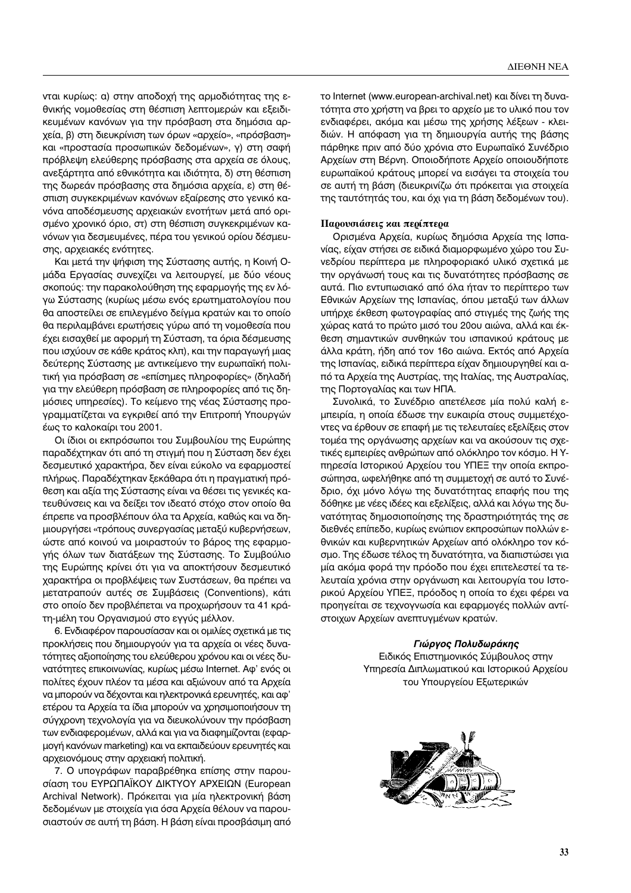νται κυρίως: α) στην αποδοχή της αρμοδιότητας της εθνικής νομοθεσίας στη θέσπιση λεπτομερών και εξειδικευμένων κανόνων για την πρόσβαση στα δημόσια αρχεία, β) στη διευκρίνιση των όρων «αρχείο», «πρόσβαση» και «προστασία προσωπικών δεδομένων», γ) στη σαφή πρόβλεψη ελεύθερης πρόσβασης στα αρχεία σε όλους, ανεξάρτητα από εθνικότητα και ιδιότητα, δ) στη θέσπιση της δωρεάν πρόσβασης στα δημόσια αρχεία, ε) στη θέσπιση συγκεκριμένων κανόνων εξαίρεσης στο γενικό κανόνα αποδέσμευσης αρχειακών ενοτήτων μετά από ορισμένο χρονικό όριο, στ) στη θέσπιση συγκεκριμένων κανόνων για δεσμευμένες, πέρα του γενικού ορίου δέσμευσης, αρχειακές ενότητες.

Και μετά την ψήφιση της Σύστασης αυτής, η Κοινή Ομάδα Εργασίας συνεχίζει να λειτουργεί, με δύο νέους σκοπούς: την παρακολούθηση της εφαρμογής της εν λόγω Σύστασης (κυρίως μέσω ενός ερωτηματολογίου που θα αποστείλει σε επιλεγμένο δείγμα κρατών και το οποίο θα περιλαμβάνει ερωτήσεις γύρω από τη νομοθεσία που έχει εισαχθεί με αφορμή τη Σύσταση, τα όρια δέσμευσης που ισχύουν σε κάθε κράτος κλπ), και την παραγωγή μιας δεύτερης Σύστασης με αντικείμενο την ευρωπαϊκή πολιτική για πρόσβαση σε «επίσημες πληροφορίες» (δηλαδή για την ελεύθερη πρόσβαση σε πληροφορίες από τις δημόσιες υπηρεσίες). Το κείμενο της νέας Σύστασης προγραμματίζεται να εγκριθεί από την Επιτροπή Υπουργών έως το καλοκαίρι του 2001.

Οι ίδιοι οι εκπρόσωποι του Συμβουλίου της Ευρώπης παραδέχτηκαν ότι από τη στιγμή που η Σύσταση δεν έχει δεσμευτικό χαρακτήρα, δεν είναι εύκολο να εφαρμοστεί πλήρως. Παραδέχτηκαν ξεκάθαρα ότι η πραγματική πρόθεση και αξία της Σύστασης είναι να θέσει τις γενικές κατευθύνσεις και να δείξει τον ιδεατό στόχο στον οποίο θα έπρεπε να προσβλέπουν όλα τα Αρχεία, καθώς και να δημιουργήσει «τρόπους συνεργασίας μεταξύ κυβερνήσεων, ώστε από κοινού να μοιραστούν το βάρος της εφαρμογής όλων των διατάξεων της Σύστασης. Το Συμβούλιο της Ευρώπης κρίνει ότι για να αποκτήσουν δεσμευτικό χαρακτήρα οι προβλέψεις των Συστάσεων, θα πρέπει να μετατραπούν αυτές σε Συμβάσεις (Conventions), κάτι στο οποίο δεν προβλέπεται να προχωρήσουν τα 41 κράτη-μέλη του Οργανισμού στο εγγύς μέλλον.

6. Ενδιαφέρον παρουσίασαν και οι ομιλίες σχετικά με τις προκλήσεις που δημιουργούν για τα αρχεία οι νέες δυνατότητες αξιοποίησης του ελεύθερου χρόνου και οι νέες δυνατότητες επικοινωνίας, κυρίως μέσω Internet. Αφ' ενός οι πολίτες έχουν πλέον τα μέσα και αξιώνουν από τα Αρχεία να μπορούν να δέχονται και ηλεκτρονικά ερευνητές, και αφ' ετέρου τα Αρχεία τα ίδια μπορούν να χρησιμοποιήσουν τη σύγχρονη τεχνολογία για να διευκολύνουν την πρόσβαση των ενδιαφερομένων, αλλά και για να διαφημίζονται (εφαρμογή κανόνων marketing) και να εκπαιδεύουν ερευνητές και αρχειονόμους στην αρχειακή πολιτική.

7. Ο υπογράφων παραβρέθηκα επίσης στην παρουσίαση του ΕΥΡΩΠΑΪΚΟΥ ΔΙΚΤΥΟΥ ΑΡΧΕΙΩΝ (European Archival Network). Πρόκειται για μία ηλεκτρονική βάση δεδομένων με στοιχεία για όσα Αρχεία θέλουν να παρουσιαστούν σε αυτή τη βάση. Η βάση είναι προσβάσιμη από το Internet (www.european-archival.net) και δίνει τη δυνατότητα στο χρήστη να βρει το αρχείο με το υλικό που τον ενδιαφέρει, ακόμα και μέσω της χρήσης λέξεων - κλειδιών. Η απόφαση για τη δημιουργία αυτής της βάσης πάρθηκε πριν από δύο χρόνια στο Ευρωπαϊκό Συνέδριο Αρχείων στη Βέρνη. Οποιοδήποτε Αρχείο οποιουδήποτε ευρωπαϊκού κράτους μπορεί να εισάγει τα στοιχεία του σε αυτή τη βάση (διευκρινίζω ότι πρόκειται για στοιχεία της ταυτότητάς του, και όχι για τη βάση δεδομένων του).

**Παρουσιάσεις και περίπτερα**

Ορισμένα Αρχεία, κυρίως δημόσια Αρχεία της Ισπανίας, είχαν στήσει σε ειδικά διαμορφωμένο χώρο του Συνεδρίου περίπτερα με πληροφοριακό υλικό σχετικά με την οργάνωσή τους και τις δυνατότητες πρόσβασης σε αυτά. Πιο εντυπωσιακό από όλα ήταν το περίπτερο των Εθνικών Αρχείων της Ισπανίας, όπου μεταξύ των άλλων υπήρχε έκθεση φωτογραφίας από στιγμές της ζωής της χώρας κατά το πρώτο μισό του 20ου αιώνα, αλλά και έκθεση σημαντικών συνθηκών του ισπανικού κράτους με άλλα κράτη, ήδη από τον 16ο αιώνα. Εκτός από Αρχεία της Ισπανίας, ειδικά περίπτερα είχαν δημιουργηθεί και από τα Αρχεία της Αυστρίας, της Ιταλίας, της Αυστραλίας, της Πορτογαλίας και των ΗΠΑ.

Συνολικά, το Συνέδριο απετέλεσε μία πολύ καλή εμπειρία, η οποία έδωσε την ευκαιρία στους συμμετέχοντες να έρθουν σε επαφή με τις τελευταίες εξελίξεις στον τομέα της οργάνωσης αρχείων και να ακούσουν τις σχετικές εμπειρίες ανθρώπων από ολόκληρο τον κόσμο. Η Υπηρεσία Ιστορικού Αρχείου του ΥΠΕΞ την οποία εκπροσώπησα, ωφελήθηκε από τη συμμετοχή σε αυτό το Συνέδριο, όχι μόνο λόγω της δυνατότητας επαφής που της δόθηκε με νέες ιδέες και εξελίξεις, αλλά και λόγω της δυνατότητας δημοσιοποίησης της δραστηριότητάς της σε διεθνές επίπεδο, κυρίως ενώπιον εκπροσώπων πολλών εθνικών και κυβερνητικών Αρχείων από ολόκληρο τον κόσμο. Της έδωσε τέλος τη δυνατότητα, να διαπιστώσει για μία ακόμα φορά την πρόοδο που έχει επιτελεστεί τα τελευταία χρόνια στην οργάνωση και λειτουργία του Ιστορικού Αρχείου ΥΠΕΞ, πρόοδος η οποία το έχει φέρει να προηγείται σε τεχνογνωσία και εφαρμογές πολλών αντίστοιχων Αρχείων ανεπτυγμένων κρατών.

***Γιώργος Πολυδωράκης***
Ειδικός Επιστημονικός Σύμβουλος στην Υπηρεσία Διπλωματικού και Ιστορικού Αρχείου του Υπουργείου Εξωτερικών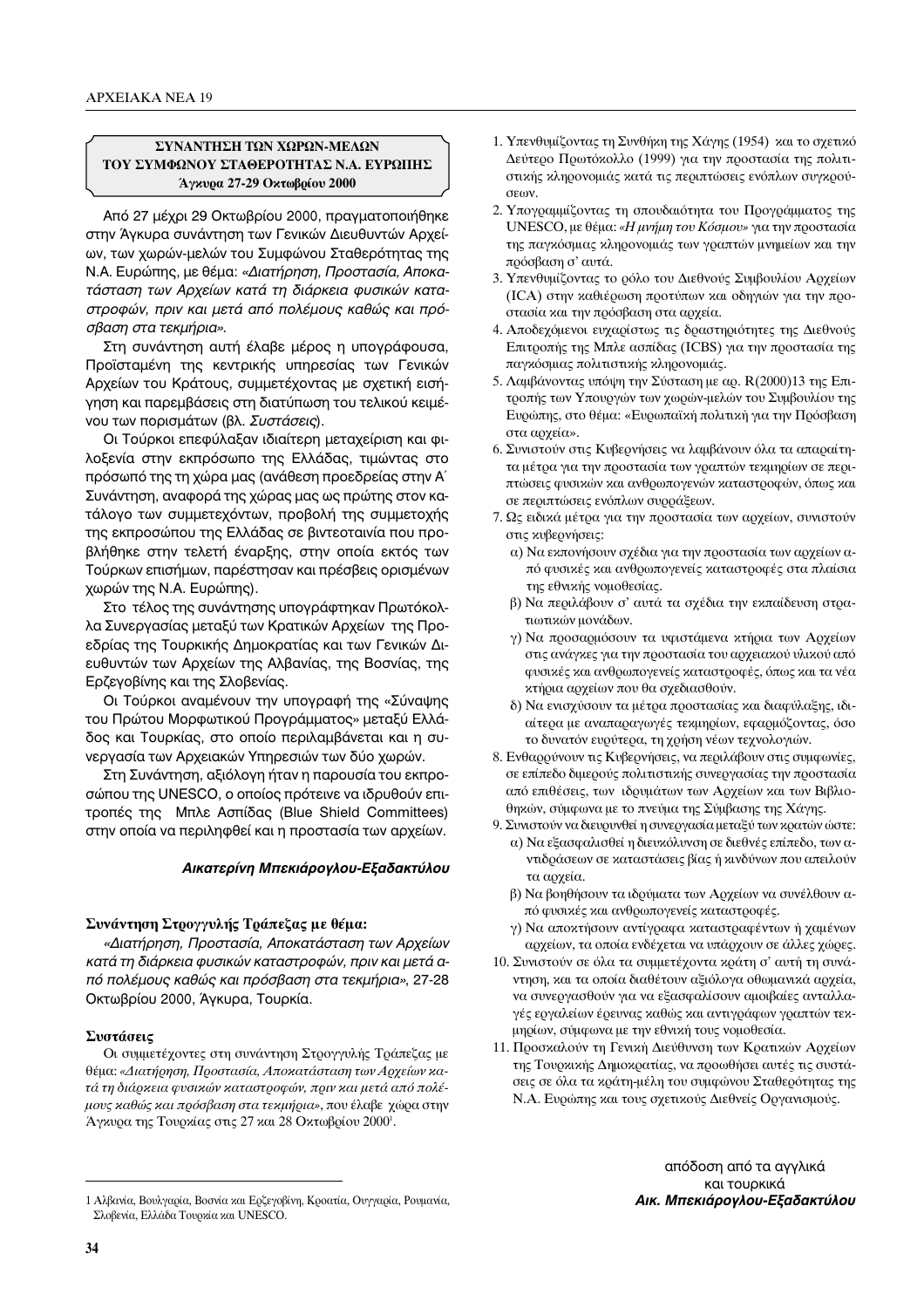## ΣΥΝΑΝΤΗΣΗ ΤΩΝ ΧΩΡΩΝ-ΜΕΛΩΝ ΤΟΥ ΣΥΜΦΩΝΟΥ ΣΤΑΘΕΡΟΤΗΤΑΣ Ν.Α. ΕΥΡΩΠΗΣ

**Άγκυρα 27-29 Οκτωβρίου 2000**

Από 27 μέχρι 29 Οκτωβρίου 2000, πραγματοποιήθηκε στην Άγκυρα συνάντηση των Γενικών Διευθυντών Αρχείων, των χωρών-μελών του Συμφώνου Σταθερότητας της Ν.Α. Ευρώπης, με θέμα: *«Διατήρηση, Προστασία, Αποκατάσταση των Αρχείων κατά τη διάρκεια φυσικών καταστροφών, πριν και μετά από πολέμους καθώς και πρόσβαση στα τεκμήρια».*

Στη συνάντηση αυτή έλαβε μέρος η υπογράφουσα, Προϊσταμένη της κεντρικής υπηρεσίας των Γενικών Αρχείων του Κράτους, συμμετέχοντας με σχετική εισήγηση και παρεμβάσεις στη διατύπωση του τελικού κειμένου των πορισμάτων (βλ. *Συστάσεις*).

Οι Τούρκοι επεφύλαξαν ιδιαίτερη μεταχείριση και φιλοξενία στην εκπρόσωπο της Ελλάδας, τιμώντας στο πρόσωπό της τη χώρα μας (ανάθεση προεδρείας στην Α΄ Συνάντηση, αναφορά της χώρας μας ως πρώτης στον κατάλογο των συμμετεχόντων, προβολή της συμμετοχής της εκπροσώπου της Ελλάδας σε βιντεοταινία που προβλήθηκε στην τελετή έναρξης, στην οποία εκτός των Τούρκων επισήμων, παρέστησαν και πρέσβεις ορισμένων χωρών της Ν.Α. Ευρώπης).

Στο τέλος της συνάντησης υπογράφτηκαν Πρωτόκολλα Συνεργασίας μεταξύ των Κρατικών Αρχείων της Προεδρίας της Τουρκικής Δημοκρατίας και των Γενικών Διευθυντών των Αρχείων της Αλβανίας, της Βοσνίας, της Ερζεγοβίνης και της Σλοβενίας.

Οι Τούρκοι αναμένουν την υπογραφή της «Σύναψης του Πρώτου Μορφωτικού Προγράμματος» μεταξύ Ελλάδος και Τουρκίας, στο οποίο περιλαμβάνεται και η συνεργασία των Αρχειακών Υπηρεσιών των δύο χωρών.

Στη Συνάντηση, αξιόλογη ήταν η παρουσία του εκπροσώπου της UNESCO, ο οποίος πρότεινε να ιδρυθούν επιτροπές της Μπλε Ασπίδας (Blue Shield Committees) στην οποία να περιληφθεί και η προστασία των αρχείων.

***Αικατερίνη Μπεκιάρογλου-Εξαδακτύλου***

### Συνάντηση Στρογγυλής Τράπεζας με θέμα:

*«Διατήρηση, Προστασία, Αποκατάσταση των Αρχείων κατά τη διάρκεια φυσικών καταστροφών, πριν και μετά από πολέμους καθώς και πρόσβαση στα τεκμήρια»*, 27-28 Οκτωβρίου 2000, Άγκυρα, Τουρκία.

### Συστάσεις

Οι συμμετέχοντες στη συνάντηση Στρογγυλής Τράπεζας με θέμα: *«Διατήρηση, Προστασία, Αποκατάσταση των Αρχείων κατά τη διάρκεια φυσικών καταστροφών, πριν και μετά από πολέμους καθώς και πρόσβαση στα τεκμήρια»*, που έλαβε χώρα στην Άγκυρα της Τουρκίας στις 27 και 28 Οκτωβρίου 2000[1].

1. Υπενθυμίζοντας τη Συνθήκη της Χάγης (1954) και το σχετικό Δεύτερο Πρωτόκολλο (1999) για την προστασία της πολιτιστικής κληρονομιάς κατά τις περιπτώσεις ενόπλων συγκρούσεων.
2. Υπογραμμίζοντας τη σπουδαιότητα του Προγράμματος της UNESCO, με θέμα: *«Η μνήμη του Κόσμου»* για την προστασία της παγκόσμιας κληρονομιάς των γραπτών μνημείων και την πρόσβαση σ' αυτά.
3. Υπενθυμίζοντας το ρόλο του Διεθνούς Συμβουλίου Αρχείων (ICA) στην καθιέρωση προτύπων και οδηγιών για την προστασία και την πρόσβαση στα αρχεία.
4. Αποδεχόμενοι ευχαρίστως τις δραστηριότητες της Διεθνούς Επιτροπής της Μπλε ασπίδας (ICBS) για την προστασία της παγκόσμιας πολιτιστικής κληρονομιάς.
5. Λαμβάνοντας υπόψη την Σύσταση με αρ. R(2000)13 της Επιτροπής των Υπουργών των χωρών-μελών του Συμβουλίου της Ευρώπης, στο θέμα: «Ευρωπαϊκή πολιτική για την Πρόσβαση στα αρχεία».
6. Συνιστούν στις Κυβερνήσεις να λαμβάνουν όλα τα απαραίτητα μέτρα για την προστασία των γραπτών τεκμηρίων σε περιπτώσεις φυσικών και ανθρωπογενών καταστροφών, όπως και σε περιπτώσεις ενόπλων συρράξεων.
7. Ως ειδικά μέτρα για την προστασία των αρχείων, συνιστούν στις κυβερνήσεις:
   - α) Να εκπονήσουν σχέδια για την προστασία των αρχείων από φυσικές και ανθρωπογενείς καταστροφές στα πλαίσια της εθνικής νομοθεσίας.
   - β) Να περιλάβουν σ' αυτά τα σχέδια την εκπαίδευση στρατιωτικών μονάδων.
   - γ) Να προσαρμόσουν τα υφιστάμενα κτήρια των Αρχείων στις ανάγκες για την προστασία του αρχειακού υλικού από φυσικές και ανθρωπογενείς καταστροφές, όπως και τα νέα κτήρια αρχείων που θα σχεδιασθούν.
   - δ) Να ενισχύσουν τα μέτρα προστασίας και διαφύλαξης, ιδιαίτερα με αναπαραγωγές τεκμηρίων, εφαρμόζοντας, όσο το δυνατόν ευρύτερα, τη χρήση νέων τεχνολογιών.
8. Ενθαρρύνουν τις Κυβερνήσεις, να περιλάβουν στις συμφωνίες, σε επίπεδο διμερούς πολιτιστικής συνεργασίας την προστασία από επιθέσεις, των ιδρυμάτων των Αρχείων και των Βιβλιοθηκών, σύμφωνα με το πνεύμα της Σύμβασης της Χάγης.
9. Συνιστούν να διευρυνθεί η συνεργασία μεταξύ των κρατών ώστε:
   - α) Να εξασφαλισθεί η διευκόλυνση σε διεθνές επίπεδο, των αντιδράσεων σε καταστάσεις βίας ή κινδύνων που απειλούν τα αρχεία.
   - β) Να βοηθήσουν τα ιδρύματα των Αρχείων να συνέλθουν από φυσικές και ανθρωπογενείς καταστροφές.
   - γ) Να αποκτήσουν αντίγραφα καταστραφέντων ή χαμένων αρχείων, τα οποία ενδέχεται να υπάρχουν σε άλλες χώρες.
10. Συνιστούν σε όλα τα συμμετέχοντα κράτη σ' αυτή τη συνάντηση, και τα οποία διαθέτουν αξιόλογα οθωμανικά αρχεία, να συνεργασθούν για να εξασφαλίσουν αμοιβαίες ανταλλαγές εργαλείων έρευνας καθώς και αντιγράφων γραπτών τεκμηρίων, σύμφωνα με την εθνική τους νομοθεσία.
11. Προσκαλούν τη Γενική Διεύθυνση των Κρατικών Αρχείων της Τουρκικής Δημοκρατίας, να προωθήσει αυτές τις συστάσεις σε όλα τα κράτη-μέλη του συμφώνου Σταθερότητας της Ν.Α. Ευρώπης και τους σχετικούς Διεθνείς Οργανισμούς.

απόδοση από τα αγγλικά
και τουρκικά
***Αικ. Μπεκιάρογλου-Εξαδακτύλου***

---

[1] Αλβανία, Βουλγαρία, Βοσνία και Ερζεγοβίνη, Κροατία, Ουγγαρία, Ρουμανία, Σλοβενία, Ελλάδα Τουρκία και UNESCO.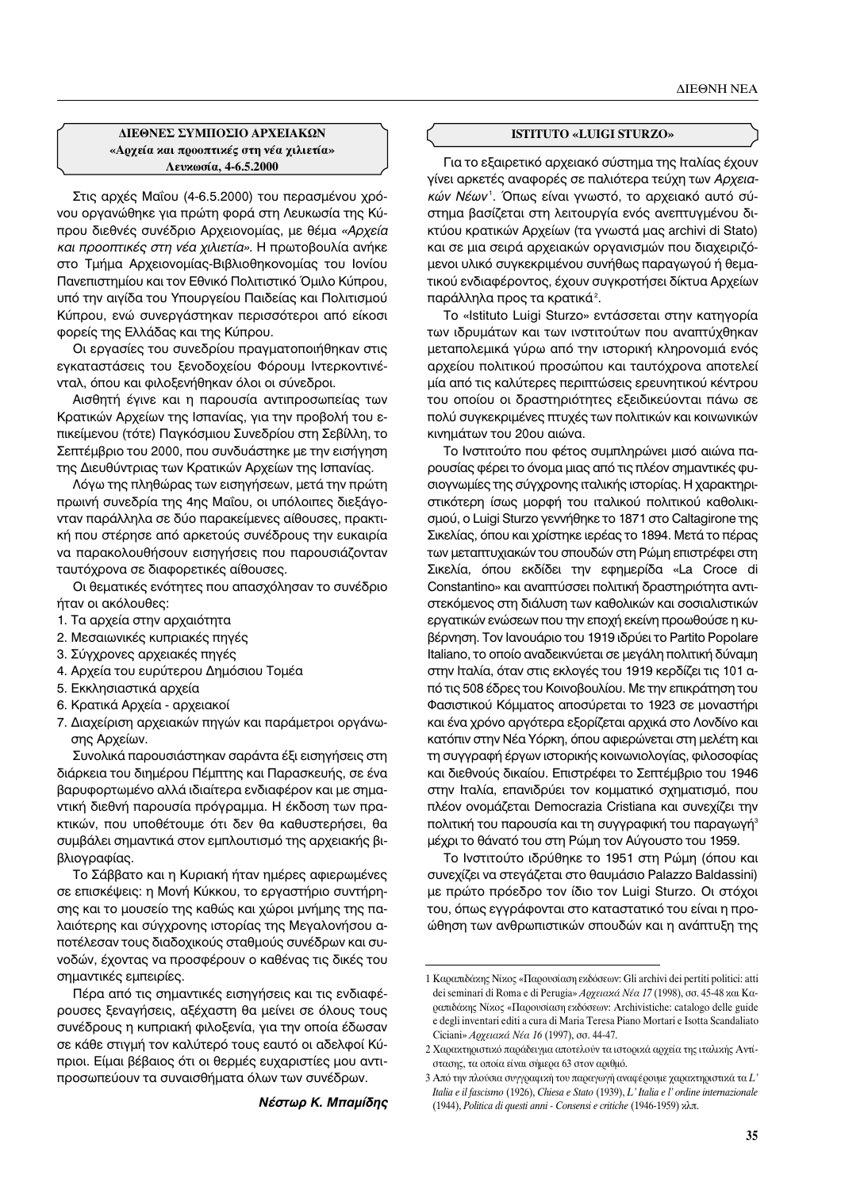## ΔΙΕΘΝΕΣ ΣΥΜΠΟΣΙΟ ΑΡΧΕΙΑΚΩΝ
### «Αρχεία και προοπτικές στη νέα χιλιετία»
### Λευκωσία, 4-6.5.2000

Στις αρχές Μαΐου (4-6.5.2000) του περασμένου χρόνου οργανώθηκε για πρώτη φορά στη Λευκωσία της Κύπρου διεθνές συνέδριο Αρχειονομίας, με θέμα *«Αρχεία και προοπτικές στη νέα χιλιετία»*. Η πρωτοβουλία ανήκε στο Τμήμα Αρχειονομίας-Βιβλιοθηκονομίας του Ιονίου Πανεπιστημίου και τον Εθνικό Πολιτιστικό Όμιλο Κύπρου, υπό την αιγίδα του Υπουργείου Παιδείας και Πολιτισμού Κύπρου, ενώ συνεργάστηκαν περισσότεροι από είκοσι φορείς της Ελλάδας και της Κύπρου.

Οι εργασίες του συνεδρίου πραγματοποιήθηκαν στις εγκαταστάσεις του ξενοδοχείου Φόρουμ Ιντερκοντινένταλ, όπου και φιλοξενήθηκαν όλοι οι σύνεδροι.

Αισθητή έγινε και η παρουσία αντιπροσωπείας των Κρατικών Αρχείων της Ισπανίας, για την προβολή του επικείμενου (τότε) Παγκόσμιου Συνεδρίου στη Σεβίλλη, το Σεπτέμβριο του 2000, που συνδυάστηκε με την εισήγηση της Διευθύντριας των Κρατικών Αρχείων της Ισπανίας.

Λόγω της πληθώρας των εισηγήσεων, μετά την πρώτη πρωινή συνεδρία της 4ης Μαΐου, οι υπόλοιπες διεξάγονταν παράλληλα σε δύο παρακείμενες αίθουσες, πρακτική που στέρησε από αρκετούς συνέδρους την ευκαιρία να παρακολουθήσουν εισηγήσεις που παρουσιάζονταν ταυτόχρονα σε διαφορετικές αίθουσες.

Οι θεματικές ενότητες που απασχόλησαν το συνέδριο ήταν οι ακόλουθες:

1. Τα αρχεία στην αρχαιότητα
2. Μεσαιωνικές κυπριακές πηγές
3. Σύγχρονες αρχειακές πηγές
4. Αρχεία του ευρύτερου Δημόσιου Τομέα
5. Εκκλησιαστικά αρχεία
6. Κρατικά Αρχεία - αρχειακοί
7. Διαχείριση αρχειακών πηγών και παράμετροι οργάνωσης Αρχείων.

Συνολικά παρουσιάστηκαν σαράντα έξι εισηγήσεις στη διάρκεια του διημέρου Πέμπτης και Παρασκευής, σε ένα βαρυφορτωμένο αλλά ιδιαίτερα ενδιαφέρον και με σημαντική διεθνή παρουσία πρόγραμμα. Η έκδοση των πρακτικών, που υποθέτουμε ότι δεν θα καθυστερήσει, θα συμβάλει σημαντικά στον εμπλουτισμό της αρχειακής βιβλιογραφίας.

Το Σάββατο και η Κυριακή ήταν ημέρες αφιερωμένες σε επισκέψεις: η Μονή Κύκκου, το εργαστήριο συντήρησης και το μουσείο της καθώς και χώροι μνήμης της παλαιότερης και σύγχρονης ιστορίας της Μεγαλονήσου αποτέλεσαν τους διαδοχικούς σταθμούς συνέδρων και συνοδών, έχοντας να προσφέρουν ο καθένας τις δικές του σημαντικές εμπειρίες.

Πέρα από τις σημαντικές εισηγήσεις και τις ενδιαφέρουσες ξεναγήσεις, αξέχαστη θα μείνει σε όλους τους συνέδρους η κυπριακή φιλοξενία, για την οποία έδωσαν σε κάθε στιγμή τον καλύτερό τους εαυτό οι αδελφοί Κύπριοι. Είμαι βέβαιος ότι οι θερμές ευχαριστίες μου αντιπροσωπεύουν τα συναισθήματα όλων των συνέδρων.

***Νέστωρ Κ. Μπαμίδης***

## ISTITUTO «LUIGI STURZO»

Για το εξαιρετικό αρχειακό σύστημα της Ιταλίας έχουν γίνει αρκετές αναφορές σε παλιότερα τεύχη των *Αρχειακών Νέων*[1]. Όπως είναι γνωστό, το αρχειακό αυτό σύστημα βασίζεται στη λειτουργία ενός ανεπτυγμένου δικτύου κρατικών Αρχείων (τα γνωστά μας archivi di Stato) και σε μια σειρά αρχειακών οργανισμών που διαχειριζόμενοι υλικό συγκεκριμένου συνήθως παραγωγού ή θεματικού ενδιαφέροντος, έχουν συγκροτήσει δίκτυα Αρχείων παράλληλα προς τα κρατικά[2].

Το «Istituto Luigi Sturzo» εντάσσεται στην κατηγορία των ιδρυμάτων και των ινστιτούτων που αναπτύχθηκαν μεταπολεμικά γύρω από την ιστορική κληρονομιά ενός αρχείου πολιτικού προσώπου και ταυτόχρονα αποτελεί μία από τις καλύτερες περιπτώσεις ερευνητικού κέντρου του οποίου οι δραστηριότητες εξειδικεύονται πάνω σε πολύ συγκεκριμένες πτυχές των πολιτικών και κοινωνικών κινημάτων του 20ου αιώνα.

Το Ινστιτούτο που φέτος συμπληρώνει μισό αιώνα παρουσίας φέρει το όνομα μιας από τις πλέον σημαντικές φυσιογνωμίες της σύγχρονης ιταλικής ιστορίας. Η χαρακτηριστικότερη ίσως μορφή του ιταλικού πολιτικού καθολικισμού, ο Luigi Sturzo γεννήθηκε το 1871 στο Caltagirone της Σικελίας, όπου και χρίστηκε ιερέας το 1894. Μετά το πέρας των μεταπτυχιακών του σπουδών στη Ρώμη επιστρέφει στη Σικελία, όπου εκδίδει την εφημερίδα «La Croce di Constantino» και αναπτύσσει πολιτική δραστηριότητα αντιστεκόμενος στη διάλυση των καθολικών και σοσιαλιστικών εργατικών ενώσεων που την εποχή εκείνη προωθούσε η κυβέρνηση. Τον Ιανουάριο του 1919 ιδρύει το Partito Popolare Italiano, το οποίο αναδεικνύεται σε μεγάλη πολιτική δύναμη στην Ιταλία, όταν στις εκλογές του 1919 κερδίζει τις 101 από τις 508 έδρες του Κοινοβουλίου. Με την επικράτηση του Φασιστικού Κόμματος αποσύρεται το 1923 σε μοναστήρι και ένα χρόνο αργότερα εξορίζεται αρχικά στο Λονδίνο και κατόπιν στην Νέα Υόρκη, όπου αφιερώνεται στη μελέτη και τη συγγραφή έργων ιστορικής κοινωνιολογίας, φιλοσοφίας και διεθνούς δικαίου. Επιστρέφει το Σεπτέμβριο του 1946 στην Ιταλία, επανιδρύει τον κομματικό σχηματισμό, που πλέον ονομάζεται Democrazia Cristiana και συνεχίζει την πολιτική του παρουσία και τη συγγραφική του παραγωγή[3] μέχρι το θάνατό του στη Ρώμη τον Αύγουστο του 1959.

Το Ινστιτούτο ιδρύθηκε το 1951 στη Ρώμη (όπου και συνεχίζει να στεγάζεται στο θαυμάσιο Palazzo Baldassini) με πρώτο πρόεδρο τον ίδιο τον Luigi Sturzo. Οι στόχοι του, όπως εγγράφονται στο καταστατικό του είναι η προώθηση των ανθρωπιστικών σπουδών και η ανάπτυξη της

---

1 Καραπιδάκης Νίκος «Παρουσίαση εκδόσεων: Gli archivi dei pertiti politici: atti dei seminari di Roma e di Perugia» *Αρχειακά Νέα 17* (1998), σσ. 45-48 και Καραπιδάκης Νίκος «Παρουσίαση εκδόσεων: Archivistiche: catalogo delle guide e degli inventari editi a cura di Maria Teresa Piano Mortari e Isotta Scandaliato Ciciani» *Αρχειακά Νέα 16* (1997), σσ. 44-47.

2 Χαρακτηριστικό παράδειγμα αποτελούν τα ιστορικά αρχεία της ιταλικής Αντίστασης, τα οποία είναι σήμερα 63 στον αριθμό.

3 Από την πλούσια συγγραφική του παραγωγή αναφέρουμε χαρακτηριστικά τα *L' Italia e il fascismo* (1926), *Chiesa e Stato* (1939), *L' Italia e l' ordine internazionale* (1944), *Politica di questi anni - Consensi e critiche* (1946-1959) κλπ.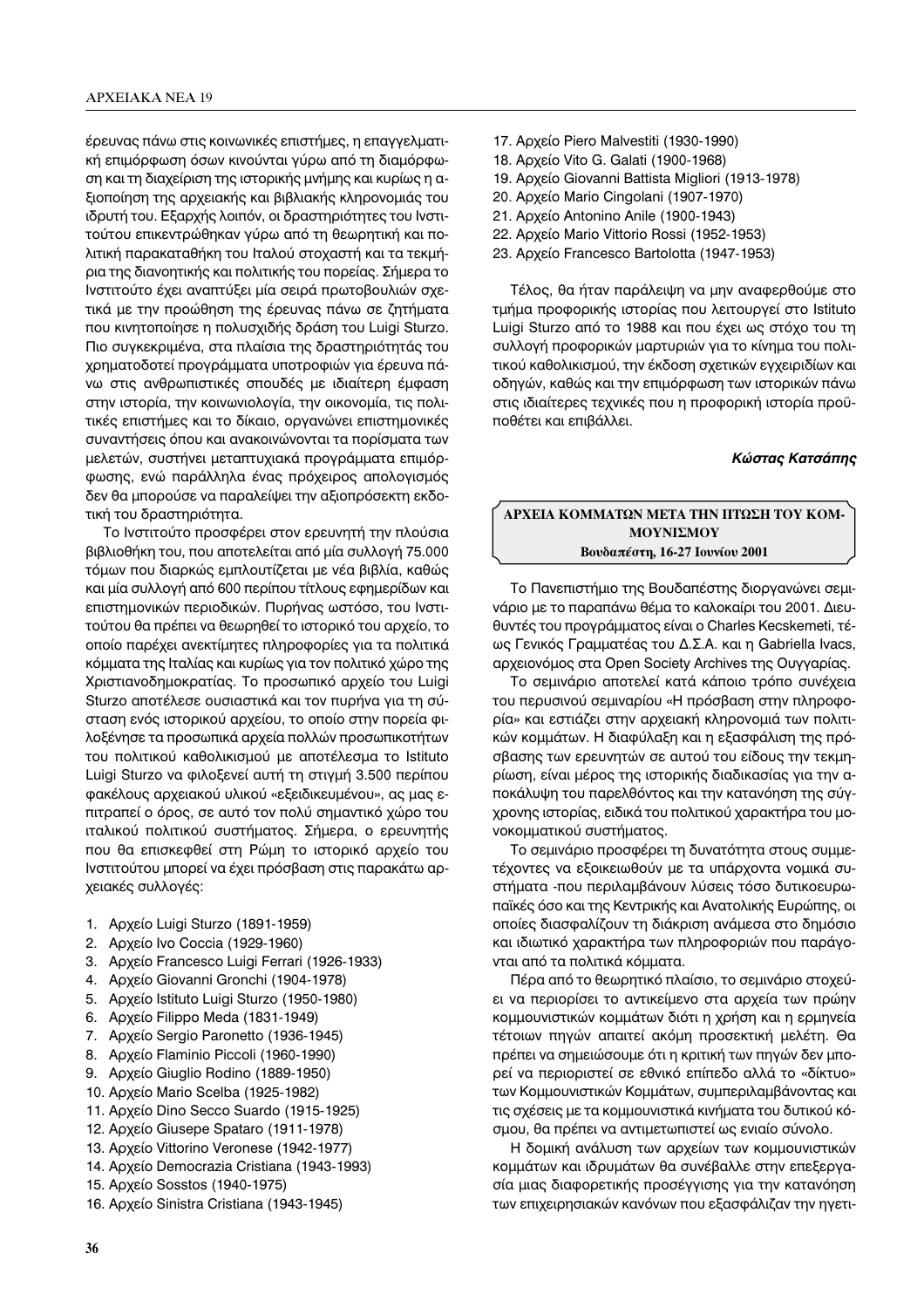έρευνας πάνω στις κοινωνικές επιστήμες, η επαγγελματική επιμόρφωση όσων κινούνται γύρω από τη διαμόρφωση και τη διαχείριση της ιστορικής μνήμης και κυρίως η αξιοποίηση της αρχειακής και βιβλιακής κληρονομιάς του ιδρυτή του. Εξαρχής λοιπόν, οι δραστηριότητες του Ινστιτούτου επικεντρώθηκαν γύρω από τη θεωρητική και πολιτική παρακαταθήκη του Ιταλού στοχαστή και τα τεκμήρια της διανοητικής και πολιτικής του πορείας. Σήμερα το Ινστιτούτο έχει αναπτύξει μία σειρά πρωτοβουλιών σχετικά με την προώθηση της έρευνας πάνω σε ζητήματα που κινητοποίησε η πολυσχιδής δράση του Luigi Sturzo. Πιο συγκεκριμένα, στα πλαίσια της δραστηριότητάς του χρηματοδοτεί προγράμματα υποτροφιών για έρευνα πάνω στις ανθρωπιστικές σπουδές με ιδιαίτερη έμφαση στην ιστορία, την κοινωνιολογία, την οικονομία, τις πολιτικές επιστήμες και το δίκαιο, οργανώνει επιστημονικές συναντήσεις όπου και ανακοινώνονται τα πορίσματα των μελετών, συστήνει μεταπτυχιακά προγράμματα επιμόρφωσης, ενώ παράλληλα ένας πρόχειρος απολογισμός δεν θα μπορούσε να παραλείψει την αξιοπρόσεκτη εκδοτική του δραστηριότητα.

Το Ινστιτούτο προσφέρει στον ερευνητή την πλούσια βιβλιοθήκη του, που αποτελείται από μία συλλογή 75.000 τόμων που διαρκώς εμπλουτίζεται με νέα βιβλία, καθώς και μία συλλογή από 600 περίπου τίτλους εφημερίδων και επιστημονικών περιοδικών. Πυρήνας ωστόσο, του Ινστιτούτου θα πρέπει να θεωρηθεί το ιστορικό του αρχείο, το οποίο παρέχει ανεκτίμητες πληροφορίες για τα πολιτικά κόμματα της Ιταλίας και κυρίως για τον πολιτικό χώρο της Χριστιανοδημοκρατίας. Το προσωπικό αρχείο του Luigi Sturzo αποτέλεσε ουσιαστικά και τον πυρήνα για τη σύσταση ενός ιστορικού αρχείου, το οποίο στην πορεία φιλοξένησε τα προσωπικά αρχεία πολλών προσωπικοτήτων του πολιτικού καθολικισμού με αποτέλεσμα το Istituto Luigi Sturzo να φιλοξενεί αυτή τη στιγμή 3.500 περίπου φακέλους αρχειακού υλικού «εξειδικευμένου», ας μας επιτραπεί ο όρος, σε αυτό τον πολύ σημαντικό χώρο του ιταλικού πολιτικού συστήματος. Σήμερα, ο ερευνητής που θα επισκεφθεί στη Ρώμη το ιστορικό αρχείο του Ινστιτούτου μπορεί να έχει πρόσβαση στις παρακάτω αρχειακές συλλογές:

1. Αρχείο Luigi Sturzo (1891-1959)
2. Αρχείο Ivo Coccia (1929-1960)
3. Αρχείο Francesco Luigi Ferrari (1926-1933)
4. Αρχείο Giovanni Gronchi (1904-1978)
5. Αρχείο Istituto Luigi Sturzo (1950-1980)
6. Αρχείο Filippo Meda (1831-1949)
7. Αρχείο Sergio Paronetto (1936-1945)
8. Αρχείο Flaminio Piccoli (1960-1990)
9. Αρχείο Giuglio Rodino (1889-1950)
10. Αρχείο Mario Scelba (1925-1982)
11. Αρχείο Dino Secco Suardo (1915-1925)
12. Αρχείο Giusepe Spataro (1911-1978)
13. Αρχείο Vittorino Veronese (1942-1977)
14. Αρχείο Democrazia Cristiana (1943-1993)
15. Αρχείο Sosstos (1940-1975)
16. Αρχείο Sinistra Cristiana (1943-1945)
17. Αρχείο Piero Malvestiti (1930-1990)
18. Αρχείο Vito G. Galati (1900-1968)
19. Αρχείο Giovanni Battista Migliori (1913-1978)
20. Αρχείο Mario Cingolani (1907-1970)
21. Αρχείο Antonino Anile (1900-1943)
22. Αρχείο Mario Vittorio Rossi (1952-1953)
23. Αρχείο Francesco Bartolotta (1947-1953)

Τέλος, θα ήταν παράλειψη να μην αναφερθούμε στο τμήμα προφορικής ιστορίας που λειτουργεί στο Istituto Luigi Sturzo από το 1988 και που έχει ως στόχο του τη συλλογή προφορικών μαρτυριών για το κίνημα του πολιτικού καθολικισμού, την έκδοση σχετικών εγχειριδίων και οδηγών, καθώς και την επιμόρφωση των ιστορικών πάνω στις ιδιαίτερες τεχνικές που η προφορική ιστορία προϋποθέτει και επιβάλλει.

***Κώστας Κατσάπης***

## ΑΡΧΕΙΑ ΚΟΜΜΑΤΩΝ ΜΕΤΑ ΤΗΝ ΠΤΩΣΗ ΤΟΥ ΚΟΜΜΟΥΝΙΣΜΟΥ

**Βουδαπέστη, 16-27 Ιουνίου 2001**

Το Πανεπιστήμιο της Βουδαπέστης διοργανώνει σεμινάριο με το παραπάνω θέμα το καλοκαίρι του 2001. Διευθυντές του προγράμματος είναι ο Charles Kecskemeti, τέως Γενικός Γραμματέας του Δ.Σ.Α. και η Gabriella Ivacs, αρχειονόμος στα Open Society Archives της Ουγγαρίας.

Το σεμινάριο αποτελεί κατά κάποιο τρόπο συνέχεια του περυσινού σεμιναρίου «Η πρόσβαση στην πληροφορία» και εστιάζει στην αρχειακή κληρονομιά των πολιτικών κομμάτων. Η διαφύλαξη και η εξασφάλιση της πρόσβασης των ερευνητών σε αυτού του είδους την τεκμηρίωση, είναι μέρος της ιστορικής διαδικασίας για την αποκάλυψη του παρελθόντος και την κατανόηση της σύγχρονης ιστορίας, ειδικά του πολιτικού χαρακτήρα του μονοκομματικού συστήματος.

Το σεμινάριο προσφέρει τη δυνατότητα στους συμμετέχοντες να εξοικειωθούν με τα υπάρχοντα νομικά συστήματα -που περιλαμβάνουν λύσεις τόσο δυτικοευρωπαϊκές όσο και της Κεντρικής και Ανατολικής Ευρώπης, οι οποίες διασφαλίζουν τη διάκριση ανάμεσα στο δημόσιο και ιδιωτικό χαρακτήρα των πληροφοριών που παράγονται από τα πολιτικά κόμματα.

Πέρα από το θεωρητικό πλαίσιο, το σεμινάριο στοχεύει να περιορίσει το αντικείμενο στα αρχεία των πρώην κομμουνιστικών κομμάτων διότι η χρήση και η ερμηνεία τέτοιων πηγών απαιτεί ακόμη προσεκτική μελέτη. Θα πρέπει να σημειώσουμε ότι η κριτική των πηγών δεν μπορεί να περιοριστεί σε εθνικό επίπεδο αλλά το «δίκτυο» των Κομμουνιστικών Κομμάτων, συμπεριλαμβάνοντας και τις σχέσεις με τα κομμουνιστικά κινήματα του δυτικού κόσμου, θα πρέπει να αντιμετωπιστεί ως ενιαίο σύνολο.

Η δομική ανάλυση των αρχείων των κομμουνιστικών κομμάτων και ιδρυμάτων θα συνέβαλλε στην επεξεργασία μιας διαφορετικής προσέγγισης για την κατανόηση των επιχειρησιακών κανόνων που εξασφάλιζαν την ηγετι-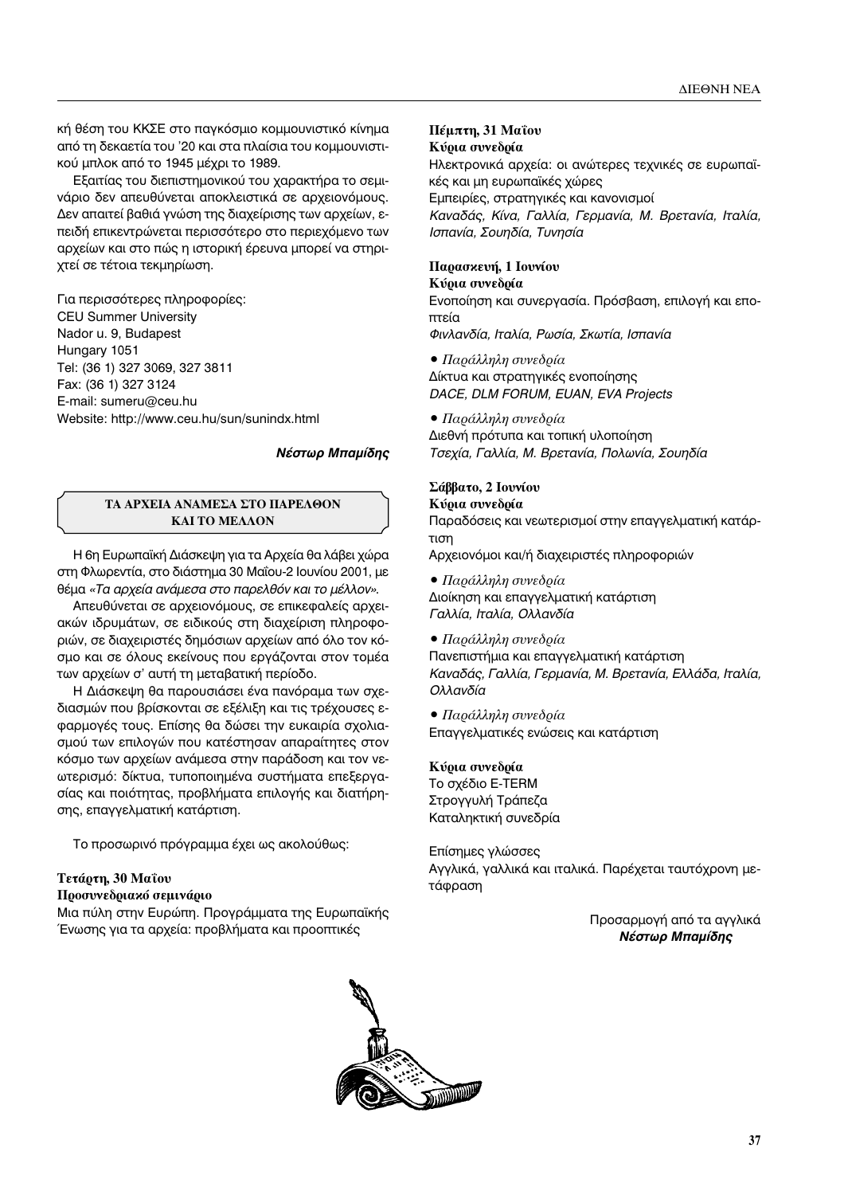κή θέση του ΚΚΣΕ στο παγκόσμιο κομμουνιστικό κίνημα από τη δεκαετία του '20 και στα πλαίσια του κομμουνιστικού μπλοκ από το 1945 μέχρι το 1989.

Εξαιτίας του διεπιστημονικού του χαρακτήρα το σεμινάριο δεν απευθύνεται αποκλειστικά σε αρχειονόμους. Δεν απαιτεί βαθιά γνώση της διαχείρισης των αρχείων, επειδή επικεντρώνεται περισσότερο στο περιεχόμενο των αρχείων και στο πώς η ιστορική έρευνα μπορεί να στηριχτεί σε τέτοια τεκμηρίωση.

Για περισσότερες πληροφορίες:
CEU Summer University
Nador u. 9, Budapest
Hungary 1051
Tel: (36 1) 327 3069, 327 3811
Fax: (36 1) 327 3124
E-mail: sumeru@ceu.hu
Website: http://www.ceu.hu/sun/sunindx.html

***Νέστωρ Μπαμίδης***

## ΤΑ ΑΡΧΕΙΑ ΑΝΑΜΕΣΑ ΣΤΟ ΠΑΡΕΛΘΟΝ ΚΑΙ ΤΟ ΜΕΛΛΟΝ

Η 6η Ευρωπαϊκή Διάσκεψη για τα Αρχεία θα λάβει χώρα στη Φλωρεντία, στο διάστημα 30 Μαΐου-2 Ιουνίου 2001, με θέμα *«Τα αρχεία ανάμεσα στο παρελθόν και το μέλλον»*.

Απευθύνεται σε αρχειονόμους, σε επικεφαλείς αρχειακών ιδρυμάτων, σε ειδικούς στη διαχείριση πληροφοριών, σε διαχειριστές δημόσιων αρχείων από όλο τον κόσμο και σε όλους εκείνους που εργάζονται στον τομέα των αρχείων σ' αυτή τη μεταβατική περίοδο.

Η Διάσκεψη θα παρουσιάσει ένα πανόραμα των σχεδιασμών που βρίσκονται σε εξέλιξη και τις τρέχουσες εφαρμογές τους. Επίσης θα δώσει την ευκαιρία σχολιασμού των επιλογών που κατέστησαν απαραίτητες στον κόσμο των αρχείων ανάμεσα στην παράδοση και τον νεωτερισμό: δίκτυα, τυποποιημένα συστήματα επεξεργασίας και ποιότητας, προβλήματα επιλογής και διατήρησης, επαγγελματική κατάρτιση.

Το προσωρινό πρόγραμμα έχει ως ακολούθως:

**Τετάρτη, 30 Μαΐου**
**Προσυνεδριακό σεμινάριο**
Μια πύλη στην Ευρώπη. Προγράμματα της Ευρωπαϊκής Ένωσης για τα αρχεία: προβλήματα και προοπτικές

**Πέμπτη, 31 Μαΐου**
**Κύρια συνεδρία**
Ηλεκτρονικά αρχεία: οι ανώτερες τεχνικές σε ευρωπαϊκές και μη ευρωπαϊκές χώρες
Εμπειρίες, στρατηγικές και κανονισμοί
*Καναδάς, Κίνα, Γαλλία, Γερμανία, Μ. Βρετανία, Ιταλία, Ισπανία, Σουηδία, Τυνησία*

**Παρασκευή, 1 Ιουνίου**
**Κύρια συνεδρία**
Ενοποίηση και συνεργασία. Πρόσβαση, επιλογή και εποπτεία
*Φινλανδία, Ιταλία, Ρωσία, Σκωτία, Ισπανία*

- *Παράλληλη συνεδρία*
Δίκτυα και στρατηγικές ενοποίησης
*DACE, DLM FORUM, EUAN, EVA Projects*

- *Παράλληλη συνεδρία*
Διεθνή πρότυπα και τοπική υλοποίηση
*Τσεχία, Γαλλία, Μ. Βρετανία, Πολωνία, Σουηδία*

**Σάββατο, 2 Ιουνίου**
**Κύρια συνεδρία**
Παραδόσεις και νεωτερισμοί στην επαγγελματική κατάρτιση
Αρχειονόμοι και/ή διαχειριστές πληροφοριών

- *Παράλληλη συνεδρία*
Διοίκηση και επαγγελματική κατάρτιση
*Γαλλία, Ιταλία, Ολλανδία*

- *Παράλληλη συνεδρία*
Πανεπιστήμια και επαγγελματική κατάρτιση
*Καναδάς, Γαλλία, Γερμανία, Μ. Βρετανία, Ελλάδα, Ιταλία, Ολλανδία*

- *Παράλληλη συνεδρία*
Επαγγελματικές ενώσεις και κατάρτιση

**Κύρια συνεδρία**
Το σχέδιο E-TERM
Στρογγυλή Τράπεζα
Καταληκτική συνεδρία

Επίσημες γλώσσες
Αγγλικά, γαλλικά και ιταλικά. Παρέχεται ταυτόχρονη μετάφραση

Προσαρμογή από τα αγγλικά
***Νέστωρ Μπαμίδης***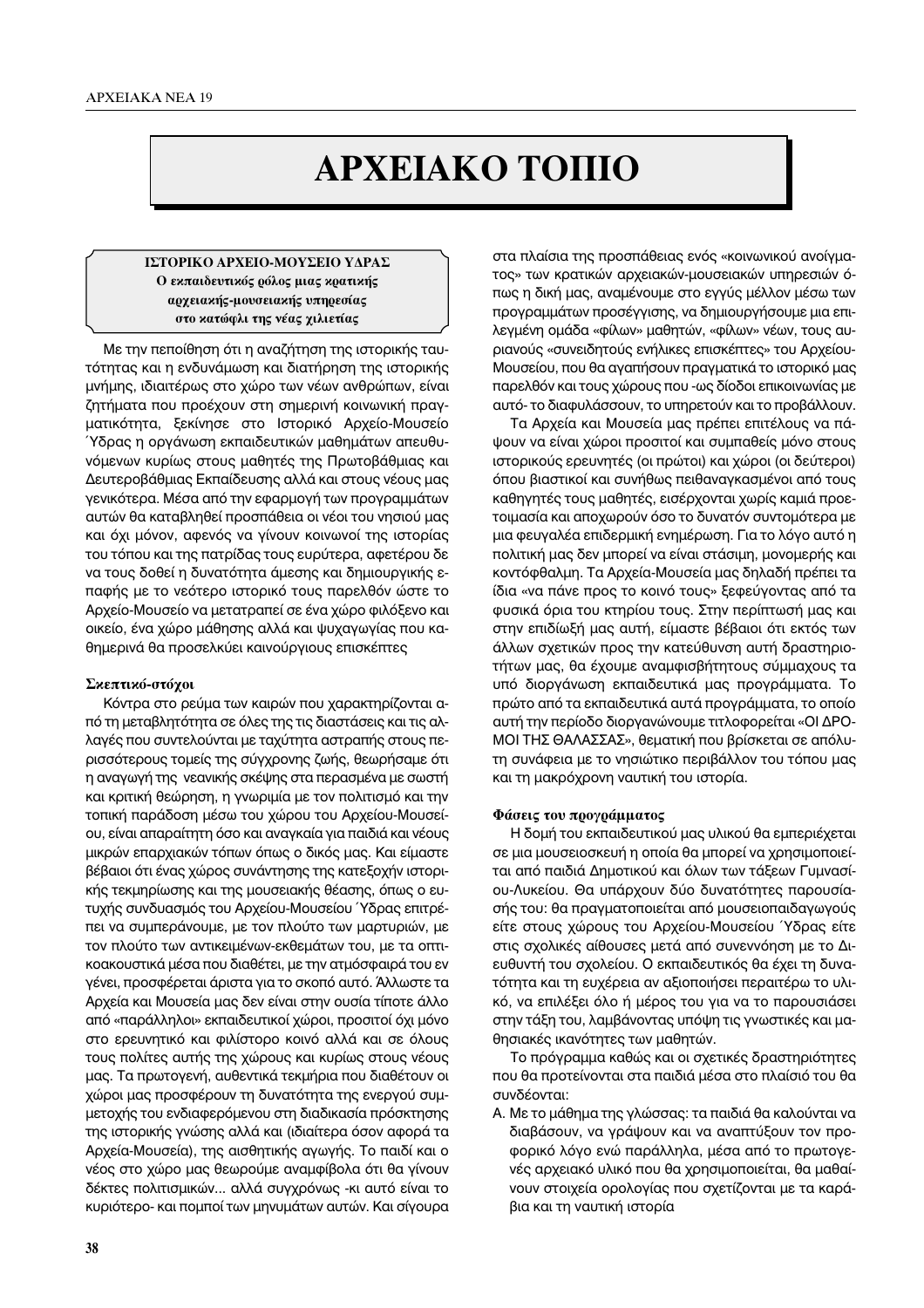# ΑΡΧΕΙΑΚΟ ΤΟΠΙΟ

## ΙΣΤΟΡΙΚΟ ΑΡΧΕΙΟ-ΜΟΥΣΕΙΟ ΥΔΡΑΣ

### Ο εκπαιδευτικός ρόλος μιας κρατικής αρχειακής-μουσειακής υπηρεσίας στο κατώφλι της νέας χιλιετίας

Με την πεποίθηση ότι η αναζήτηση της ιστορικής ταυτότητας και η ενδυνάμωση και διατήρηση της ιστορικής μνήμης, ιδιαιτέρως στο χώρο των νέων ανθρώπων, είναι ζητήματα που προέχουν στη σημερινή κοινωνική πραγματικότητα, ξεκίνησε στο Ιστορικό Αρχείο-Μουσείο Ύδρας η οργάνωση εκπαιδευτικών μαθημάτων απευθυνόμενων κυρίως στους μαθητές της Πρωτοβάθμιας και Δευτεροβάθμιας Εκπαίδευσης αλλά και στους νέους μας γενικότερα. Μέσα από την εφαρμογή των προγραμμάτων αυτών θα καταβληθεί προσπάθεια οι νέοι του νησιού μας και όχι μόνον, αφενός να γίνουν κοινωνοί της ιστορίας του τόπου και της πατρίδας τους ευρύτερα, αφετέρου δε να τους δοθεί η δυνατότητα άμεσης και δημιουργικής επαφής με το νεότερο ιστορικό τους παρελθόν ώστε το Αρχείο-Μουσείο να μετατραπεί σε ένα χώρο φιλόξενο και οικείο, ένα χώρο μάθησης αλλά και ψυχαγωγίας που καθημερινά θα προσελκύει καινούργιους επισκέπτες

#### Σκεπτικό-στόχοι

Κόντρα στο ρεύμα των καιρών που χαρακτηρίζονται από τη μεταβλητότητα σε όλες της τις διαστάσεις και τις αλλαγές που συντελούνται με ταχύτητα αστραπής στους περισσότερους τομείς της σύγχρονης ζωής, θεωρήσαμε ότι η αναγωγή της νεανικής σκέψης στα περασμένα με σωστή και κριτική θεώρηση, η γνωριμία με τον πολιτισμό και την τοπική παράδοση μέσω του χώρου του Αρχείου-Μουσείου, είναι απαραίτητη όσο και αναγκαία για παιδιά και νέους μικρών επαρχιακών τόπων όπως ο δικός μας. Και είμαστε βέβαιοι ότι ένας χώρος συνάντησης της κατεξοχήν ιστορικής τεκμηρίωσης και της μουσειακής θέασης, όπως ο ευτυχής συνδυασμός του Αρχείου-Μουσείου Ύδρας επιτρέπει να συμπεράνουμε, με τον πλούτο των μαρτυριών, με τον πλούτο των αντικειμένων-εκθεμάτων του, με τα οπτικοακουστικά μέσα που διαθέτει, με την ατμόσφαιρά του εν γένει, προσφέρεται άριστα για το σκοπό αυτό. Άλλωστε τα Αρχεία και Μουσεία μας δεν είναι στην ουσία τίποτε άλλο από «παράλληλοι» εκπαιδευτικοί χώροι, προσιτοί όχι μόνο στο ερευνητικό και φιλίστορο κοινό αλλά και σε όλους τους πολίτες αυτής της χώρας και κυρίως στους νέους μας. Τα πρωτογενή, αυθεντικά τεκμήρια που διαθέτουν οι χώροι μας προσφέρουν τη δυνατότητα της ενεργού συμμετοχής του ενδιαφερόμενου στη διαδικασία πρόσκτησης της ιστορικής γνώσης αλλά και (ιδιαίτερα όσον αφορά τα Αρχεία-Μουσεία), της αισθητικής αγωγής. Το παιδί και ο νέος στο χώρο μας θεωρούμε αναμφίβολα ότι θα γίνουν δέκτες πολιτισμικών... αλλά συγχρόνως -κι αυτό είναι το κυριότερο- και πομποί των μηνυμάτων αυτών. Και σίγουρα στα πλαίσια της προσπάθειας ενός «κοινωνικού ανοίγματος» των κρατικών αρχειακών-μουσειακών υπηρεσιών όπως η δική μας, αναμένουμε στο εγγύς μέλλον μέσω των προγραμμάτων προσέγγισης, να δημιουργήσουμε μια επιλεγμένη ομάδα «φίλων» μαθητών, «φίλων» νέων, τους αυριανούς «συνειδητούς ενήλικες επισκέπτες» του Αρχείου-Μουσείου, που θα αγαπήσουν πραγματικά το ιστορικό μας παρελθόν και τους χώρους που -ως δίοδοι επικοινωνίας με αυτό- το διαφυλάσσουν, το υπηρετούν και το προβάλλουν.

Τα Αρχεία και Μουσεία μας πρέπει επιτέλους να πάψουν να είναι χώροι προσιτοί και συμπαθείς μόνο στους ιστορικούς ερευνητές (οι πρώτοι) και χώροι (οι δεύτεροι) όπου βιαστικοί και συνήθως πειθαναγκασμένοι από τους καθηγητές τους μαθητές, εισέρχονται χωρίς καμιά προετοιμασία και αποχωρούν όσο το δυνατόν συντομότερα με μια φευγαλέα επιδερμική ενημέρωση. Για το λόγο αυτό η πολιτική μας δεν μπορεί να είναι στάσιμη, μονομερής και κοντόφθαλμη. Τα Αρχεία-Μουσεία μας δηλαδή πρέπει τα ίδια «να πάνε προς το κοινό τους» ξεφεύγοντας από τα φυσικά όρια του κτηρίου τους. Στην περίπτωσή μας και στην επιδίωξή μας αυτή, είμαστε βέβαιοι ότι εκτός των άλλων σχετικών προς την κατεύθυνση αυτή δραστηριοτήτων μας, θα έχουμε αναμφισβήτητους σύμμαχους τα υπό διοργάνωση εκπαιδευτικά μας προγράμματα. Το πρώτο από τα εκπαιδευτικά αυτά προγράμματα, το οποίο αυτή την περίοδο διοργανώνουμε τιτλοφορείται «ΟΙ ΔΡΟΜΟΙ ΤΗΣ ΘΑΛΑΣΣΑΣ», θεματική που βρίσκεται σε απόλυτη συνάφεια με το νησιώτικο περιβάλλον του τόπου μας και τη μακρόχρονη ναυτική του ιστορία.

#### Φάσεις του προγράμματος

Η δομή του εκπαιδευτικού μας υλικού θα εμπεριέχεται σε μια μουσειοσκευή η οποία θα μπορεί να χρησιμοποιείται από παιδιά Δημοτικού και όλων των τάξεων Γυμνασίου-Λυκείου. Θα υπάρχουν δύο δυνατότητες παρουσίασής του: θα πραγματοποιείται από μουσειοπαιδαγωγούς είτε στους χώρους του Αρχείου-Μουσείου Ύδρας είτε στις σχολικές αίθουσες μετά από συνεννόηση με το Διευθυντή του σχολείου. Ο εκπαιδευτικός θα έχει τη δυνατότητα και τη ευχέρεια αν αξιοποιήσει περαιτέρω το υλικό, να επιλέξει όλο ή μέρος του για να το παρουσιάσει στην τάξη του, λαμβάνοντας υπόψη τις γνωστικές και μαθησιακές ικανότητες των μαθητών.

Το πρόγραμμα καθώς και οι σχετικές δραστηριότητες που θα προτείνονται στα παιδιά μέσα στο πλαίσιό του θα συνδέονται:

Α. Με το μάθημα της γλώσσας: τα παιδιά θα καλούνται να διαβάσουν, να γράψουν και να αναπτύξουν τον προφορικό λόγο ενώ παράλληλα, μέσα από το πρωτογενές αρχειακό υλικό που θα χρησιμοποιείται, θα μαθαίνουν στοιχεία ορολογίας που σχετίζονται με τα καράβια και τη ναυτική ιστορία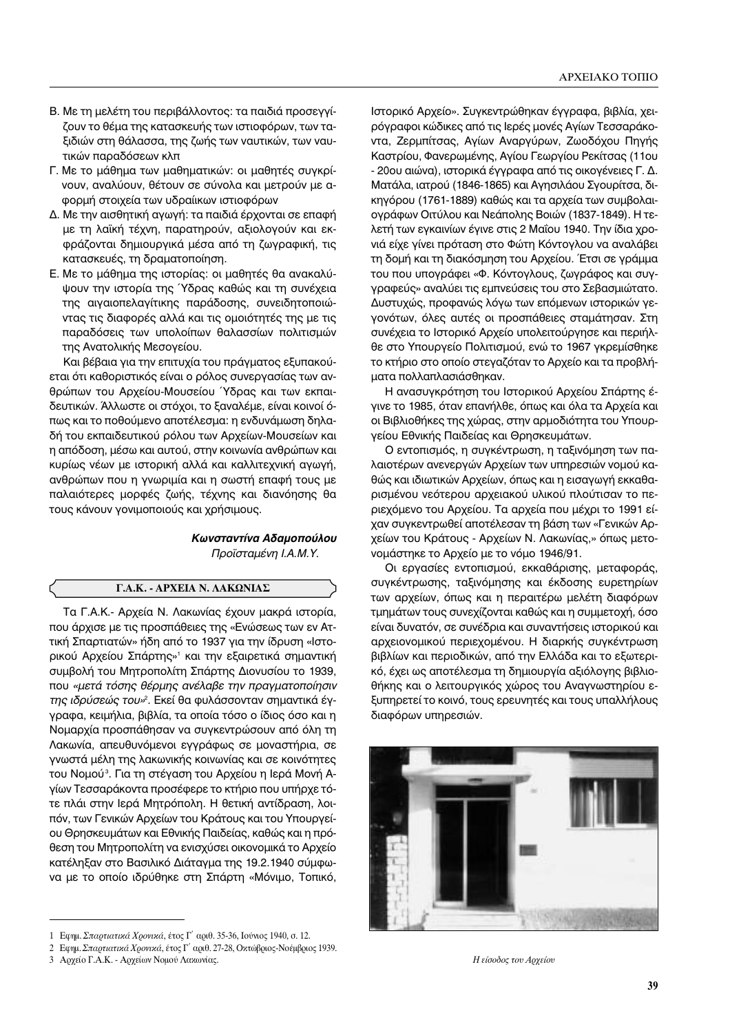Β. Με τη μελέτη του περιβάλλοντος: τα παιδιά προσεγγίζουν το θέμα της κατασκευής των ιστιοφόρων, των ταξιδιών στη θάλασσα, της ζωής των ναυτικών, των ναυτικών παραδόσεων κλπ

Γ. Με το μάθημα των μαθηματικών: οι μαθητές συγκρίνουν, αναλύουν, θέτουν σε σύνολα και μετρούν με αφορμή στοιχεία των υδραϊκων ιστιοφόρων

Δ. Με την αισθητική αγωγή: τα παιδιά έρχονται σε επαφή με τη λαϊκή τέχνη, παρατηρούν, αξιολογούν και εκφράζονται δημιουργικά μέσα από τη ζωγραφική, τις κατασκευές, τη δραματοποίηση.

Ε. Με το μάθημα της ιστορίας: οι μαθητές θα ανακαλύψουν την ιστορία της Ύδρας καθώς και τη συνέχεια της αιγαιοπελαγίτικης παράδοσης, συνειδητοποιώντας τις διαφορές αλλά και τις ομοιότητές της με τις παραδόσεις των υπολοίπων θαλασσίων πολιτισμών της Ανατολικής Μεσογείου.

Και βέβαια για την επιτυχία του πράγματος εξυπακούεται ότι καθοριστικός είναι ο ρόλος συνεργασίας των ανθρώπων του Αρχείου-Μουσείου Ύδρας και των εκπαιδευτικών. Άλλωστε οι στόχοι, το ξαναλέμε, είναι κοινοί όπως και το ποθούμενο αποτέλεσμα: η ενδυνάμωση δηλαδή του εκπαιδευτικού ρόλου των Αρχείων-Μουσείων και η απόδοση, μέσω και αυτού, στην κοινωνία ανθρώπων και κυρίως νέων με ιστορική αλλά και καλλιτεχνική αγωγή, ανθρώπων που η γνωριμία και η σωστή επαφή τους με παλαιότερες μορφές ζωής, τέχνης και διανόησης θα τους κάνουν γονιμοποιούς και χρήσιμους.

***Κωνσταντίνα Αδαμοπούλου***
*Προϊσταμένη Ι.Α.Μ.Υ.*

## Γ.Α.Κ. - ΑΡΧΕΙΑ Ν. ΛΑΚΩΝΙΑΣ

Τα Γ.Α.Κ.- Αρχεία Ν. Λακωνίας έχουν μακρά ιστορία, που άρχισε με τις προσπάθειες της «Ενώσεως των εν Αττική Σπαρτιατών» ήδη από το 1937 για την ίδρυση «Ιστορικού Αρχείου Σπάρτης»[1] και την εξαιρετικά σημαντική συμβολή του Μητροπολίτη Σπάρτης Διονυσίου το 1939, που *«μετά τόσης θέρμης ανέλαβε την πραγματοποίησιν της ιδρύσεώς του»*[2]. Εκεί θα φυλάσσονταν σημαντικά έγγραφα, κειμήλια, βιβλία, τα οποία τόσο ο ίδιος όσο και η Νομαρχία προσπάθησαν να συγκεντρώσουν από όλη τη Λακωνία, απευθυνόμενοι εγγράφως σε μοναστήρια, σε γνωστά μέλη της λακωνικής κοινωνίας και σε κοινότητες του Νομού[3]. Για τη στέγαση του Αρχείου η Ιερά Μονή Αγίων Τεσσαράκοντα προσέφερε το κτήριο που υπήρχε τότε πλάι στην Ιερά Μητρόπολη. Η θετική αντίδραση, λοιπόν, των Γενικών Αρχείων του Κράτους και του Υπουργείου Θρησκευμάτων και Εθνικής Παιδείας, καθώς και η πρόθεση του Μητροπολίτη να ενισχύσει οικονομικά το Αρχείο κατέληξαν στο Βασιλικό Διάταγμα της 19.2.1940 σύμφωνα με το οποίο ιδρύθηκε στη Σπάρτη «Μόνιμο, Τοπικό, Ιστορικό Αρχείο». Συγκεντρώθηκαν έγγραφα, βιβλία, χειρόγραφοι κώδικες από τις Ιερές μονές Αγίων Τεσσαράκοντα, Ζερμπίτσας, Αγίων Αναργύρων, Ζωοδόχου Πηγής Καστρίου, Φανερωμένης, Αγίου Γεωργίου Ρεκίτσας (11ου - 20ου αιώνα), ιστορικά έγγραφα από τις οικογένειες Γ. Δ. Ματάλα, ιατρού (1846-1865) και Αγησιλάου Σγουρίτσα, δικηγόρου (1761-1889) καθώς και τα αρχεία των συμβολαιογράφων Οιτύλου και Νεάπολης Βοιών (1837-1849). Η τελετή των εγκαινίων έγινε στις 2 Μαΐου 1940. Την ίδια χρονιά είχε γίνει πρόταση στο Φώτη Κόντογλου να αναλάβει τη δομή και τη διακόσμηση του Αρχείου. Έτσι σε γράμμα του που υπογράφει «Φ. Κόντογλους, ζωγράφος και συγγραφεύς» αναλύει τις εμπνεύσεις του στο Σεβασμιώτατο. Δυστυχώς, προφανώς λόγω των επόμενων ιστορικών γεγονότων, όλες αυτές οι προσπάθειες σταμάτησαν. Στη συνέχεια το Ιστορικό Αρχείο υπολειτούργησε και περιήλθε στο Υπουργείο Πολιτισμού, ενώ το 1967 γκρεμίσθηκε το κτήριο στο οποίο στεγαζόταν το Αρχείο και τα προβλήματα πολλαπλασιάσθηκαν.

Η ανασυγκρότηση του Ιστορικού Αρχείου Σπάρτης έγινε το 1985, όταν επανήλθε, όπως και όλα τα Αρχεία και οι Βιβλιοθήκες της χώρας, στην αρμοδιότητα του Υπουργείου Εθνικής Παιδείας και Θρησκευμάτων.

Ο εντοπισμός, η συγκέντρωση, η ταξινόμηση των παλαιοτέρων ανενεργών Αρχείων των υπηρεσιών νομού καθώς και ιδιωτικών Αρχείων, όπως και η εισαγωγή εκκαθαρισμένου νεότερου αρχειακού υλικού πλούτισαν το περιεχόμενο του Αρχείου. Τα αρχεία που μέχρι το 1991 είχαν συγκεντρωθεί αποτέλεσαν τη βάση των «Γενικών Αρχείων του Κράτους - Αρχείων Ν. Λακωνίας,» όπως μετονομάστηκε το Αρχείο με το νόμο 1946/91.

Οι εργασίες εντοπισμού, εκκαθάρισης, μεταφοράς, συγκέντρωσης, ταξινόμησης και έκδοσης ευρετηρίων των αρχείων, όπως και η περαιτέρω μελέτη διαφόρων τμημάτων τους συνεχίζονται καθώς και η συμμετοχή, όσο είναι δυνατόν, σε συνέδρια και συναντήσεις ιστορικού και αρχειονομικού περιεχομένου. Η διαρκής συγκέντρωση βιβλίων και περιοδικών, από την Ελλάδα και το εξωτερικό, έχει ως αποτέλεσμα τη δημιουργία αξιόλογης βιβλιοθήκης και ο λειτουργικός χώρος του Αναγνωστηρίου εξυπηρετεί το κοινό, τους ερευνητές και τους υπαλλήλους διαφόρων υπηρεσιών.

*Η είσοδος του Αρχείου*

---

1 Εφημ. *Σπαρτιατικά Χρονικά*, έτος Γ΄ αριθ. 35-36, Ιούνιος 1940, σ. 12.

2 Εφημ. *Σπαρτιατικά Χρονικά*, έτος Γ΄ αριθ. 27-28, Οκτώβριος-Νοέμβριος 1939.

3 Αρχείο Γ.Α.Κ. - Αρχείων Νομού Λακωνίας.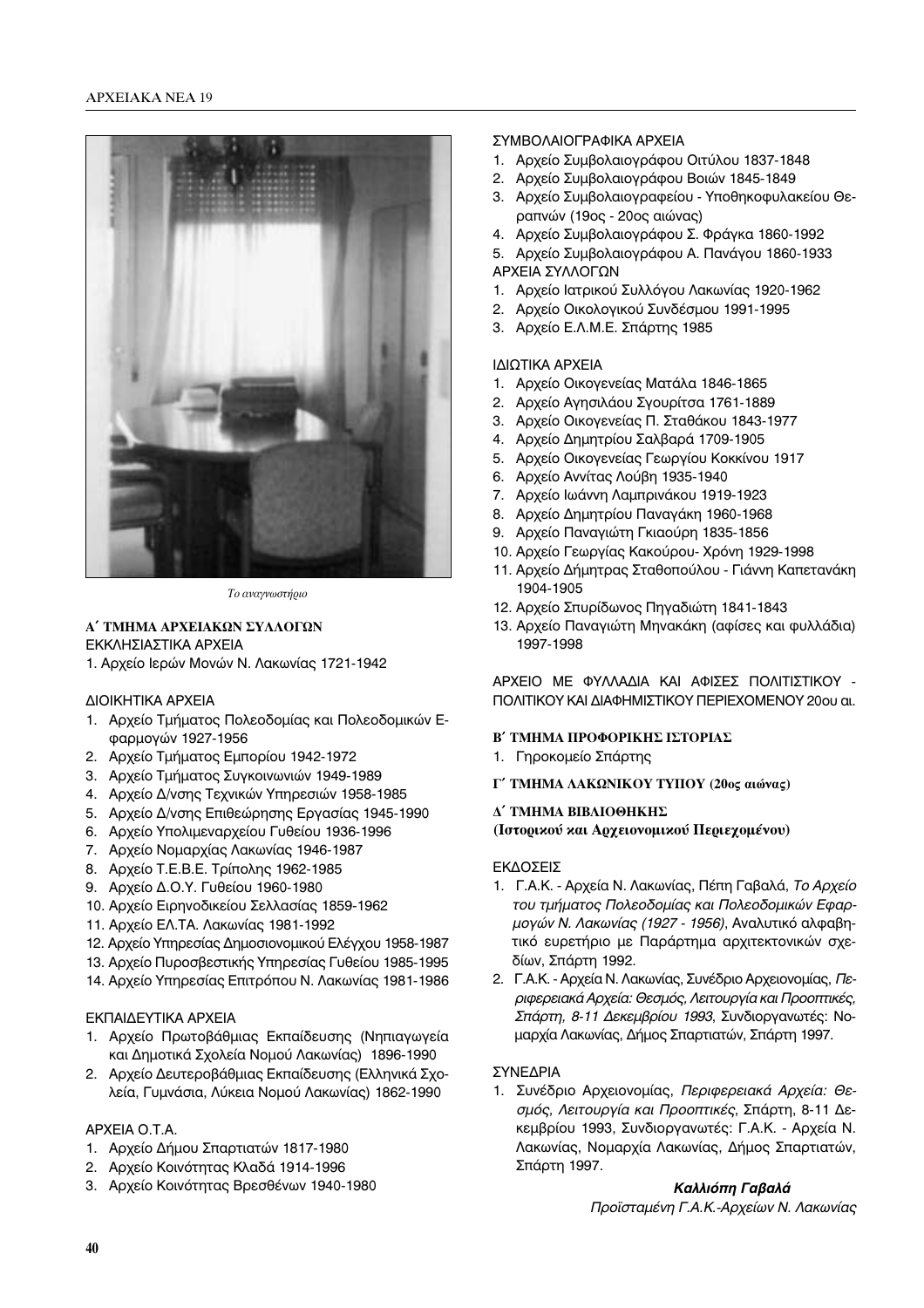*Το αναγνωστήριο*

### Α΄ ΤΜΗΜΑ ΑΡΧΕΙΑΚΩΝ ΣΥΛΛΟΓΩΝ

ΕΚΚΛΗΣΙΑΣΤΙΚΑ ΑΡΧΕΙΑ

1. Αρχείο Ιερών Μονών Ν. Λακωνίας 1721-1942

ΔΙΟΙΚΗΤΙΚΑ ΑΡΧΕΙΑ

1. Αρχείο Τμήματος Πολεοδομίας και Πολεοδομικών Εφαρμογών 1927-1956
2. Αρχείο Τμήματος Εμπορίου 1942-1972
3. Αρχείο Τμήματος Συγκοινωνιών 1949-1989
4. Αρχείο Δ/νσης Τεχνικών Υπηρεσιών 1958-1985
5. Αρχείο Δ/νσης Επιθεώρησης Εργασίας 1945-1990
6. Αρχείο Υπολιμεναρχείου Γυθείου 1936-1996
7. Αρχείο Νομαρχίας Λακωνίας 1946-1987
8. Αρχείο Τ.Ε.Β.Ε. Τρίπολης 1962-1985
9. Αρχείο Δ.Ο.Υ. Γυθείου 1960-1980
10. Αρχείο Ειρηνοδικείου Σελλασίας 1859-1962
11. Αρχείο ΕΛ.ΤΑ. Λακωνίας 1981-1992
12. Αρχείο Υπηρεσίας Δημοσιονομικού Ελέγχου 1958-1987
13. Αρχείο Πυροσβεστικής Υπηρεσίας Γυθείου 1985-1995
14. Αρχείο Υπηρεσίας Επιτρόπου Ν. Λακωνίας 1981-1986

ΕΚΠΑΙΔΕΥΤΙΚΑ ΑΡΧΕΙΑ

1. Αρχείο Πρωτοβάθμιας Εκπαίδευσης (Νηπιαγωγεία και Δημοτικά Σχολεία Νομού Λακωνίας) 1896-1990
2. Αρχείο Δευτεροβάθμιας Εκπαίδευσης (Ελληνικά Σχολεία, Γυμνάσια, Λύκεια Νομού Λακωνίας) 1862-1990

ΑΡΧΕΙΑ Ο.Τ.Α.

1. Αρχείο Δήμου Σπαρτιατών 1817-1980
2. Αρχείο Κοινότητας Κλαδά 1914-1996
3. Αρχείο Κοινότητας Βρεσθένων 1940-1980

ΣΥΜΒΟΛΑΙΟΓΡΑΦΙΚΑ ΑΡΧΕΙΑ

1. Αρχείο Συμβολαιογράφου Οιτύλου 1837-1848
2. Αρχείο Συμβολαιογράφου Βοιών 1845-1849
3. Αρχείο Συμβολαιογραφείου - Υποθηκοφυλακείου Θεραπνών (19ος - 20ος αιώνας)
4. Αρχείο Συμβολαιογράφου Σ. Φράγκα 1860-1992
5. Αρχείο Συμβολαιογράφου Α. Πανάγου 1860-1933

ΑΡΧΕΙΑ ΣΥΛΛΟΓΩΝ

1. Αρχείο Ιατρικού Συλλόγου Λακωνίας 1920-1962
2. Αρχείο Οικολογικού Συνδέσμου 1991-1995
3. Αρχείο Ε.Λ.Μ.Ε. Σπάρτης 1985

ΙΔΙΩΤΙΚΑ ΑΡΧΕΙΑ

1. Αρχείο Οικογενείας Ματάλα 1846-1865
2. Αρχείο Αγησιλάου Σγουρίτσα 1761-1889
3. Αρχείο Οικογενείας Π. Σταθάκου 1843-1977
4. Αρχείο Δημητρίου Σαλβαρά 1709-1905
5. Αρχείο Οικογενείας Γεωργίου Κοκκίνου 1917
6. Αρχείο Αννίτας Λούβη 1935-1940
7. Αρχείο Ιωάννη Λαμπρινάκου 1919-1923
8. Αρχείο Δημητρίου Παναγάκη 1960-1968
9. Αρχείο Παναγιώτη Γκιαούρη 1835-1856
10. Αρχείο Γεωργίας Κακούρου- Χρόνη 1929-1998
11. Αρχείο Δήμητρας Σταθοπούλου - Γιάννη Καπετανάκη 1904-1905
12. Αρχείο Σπυρίδωνος Πηγαδιώτη 1841-1843
13. Αρχείο Παναγιώτη Μηνακάκη (αφίσες και φυλλάδια) 1997-1998

ΑΡΧΕΙΟ ΜΕ ΦΥΛΛΑΔΙΑ ΚΑΙ ΑΦΙΣΕΣ ΠΟΛΙΤΙΣΤΙΚΟΥ - ΠΟΛΙΤΙΚΟΥ ΚΑΙ ΔΙΑΦΗΜΙΣΤΙΚΟΥ ΠΕΡΙΕΧΟΜΕΝΟΥ 20ου αι.

### Β΄ ΤΜΗΜΑ ΠΡΟΦΟΡΙΚΗΣ ΙΣΤΟΡΙΑΣ

1. Γηροκομείο Σπάρτης

### Γ΄ ΤΜΗΜΑ ΛΑΚΩΝΙΚΟΥ ΤΥΠΟΥ (20ος αιώνας)

### Δ΄ ΤΜΗΜΑ ΒΙΒΛΙΟΘΗΚΗΣ (Ιστορικού και Αρχειονομικού Περιεχομένου)

ΕΚΔΟΣΕΙΣ

1. Γ.Α.Κ. - Αρχεία Ν. Λακωνίας, Πέπη Γαβαλά, *Το Αρχείο του τμήματος Πολεοδομίας και Πολεοδομικών Εφαρμογών Ν. Λακωνίας (1927 - 1956)*, Αναλυτικό αλφαβητικό ευρετήριο με Παράρτημα αρχιτεκτονικών σχεδίων, Σπάρτη 1992.
2. Γ.Α.Κ. - Αρχεία Ν. Λακωνίας, Συνέδριο Αρχειονομίας, *Περιφερειακά Αρχεία: Θεσμός, Λειτουργία και Προοπτικές, Σπάρτη, 8-11 Δεκεμβρίου 1993*, Συνδιοργανωτές: Νομαρχία Λακωνίας, Δήμος Σπαρτιατών, Σπάρτη 1997.

ΣΥΝΕΔΡΙΑ

1. Συνέδριο Αρχειονομίας, *Περιφερειακά Αρχεία: Θεσμός, Λειτουργία και Προοπτικές*, Σπάρτη, 8-11 Δεκεμβρίου 1993, Συνδιοργανωτές: Γ.Α.Κ. - Αρχεία Ν. Λακωνίας, Νομαρχία Λακωνίας, Δήμος Σπαρτιατών, Σπάρτη 1997.

***Καλλιόπη Γαβαλά***

*Προϊσταμένη Γ.Α.Κ.-Αρχείων Ν. Λακωνίας*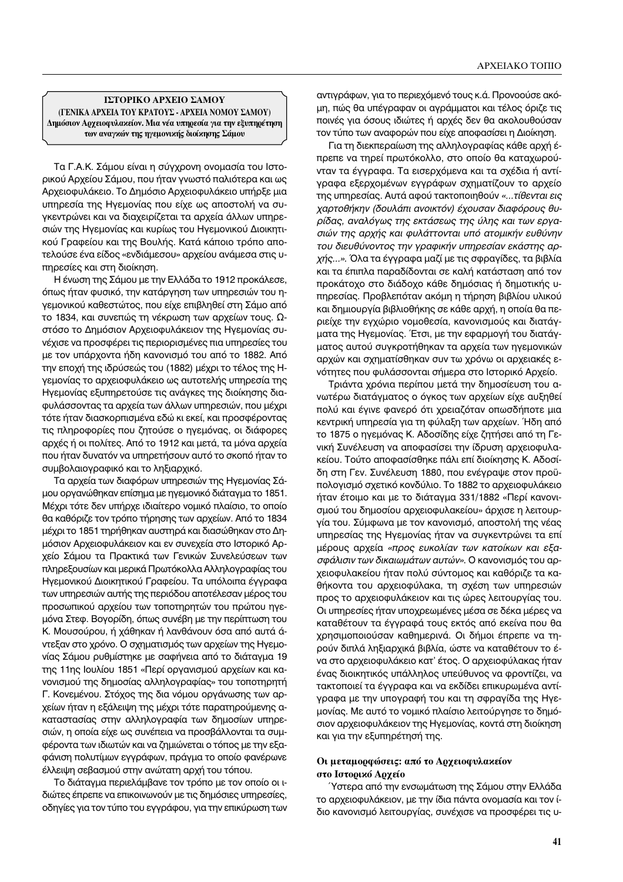### ΙΣΤΟΡΙΚΟ ΑΡΧΕΙΟ ΣΑΜΟΥ
**(ΓΕΝΙΚΑ ΑΡΧΕΙΑ ΤΟΥ ΚΡΑΤΟΥΣ - ΑΡΧΕΙΑ ΝΟΜΟΥ ΣΑΜΟΥ)**
**Δημόσιον Αρχειοφυλακείον. Μια νέα υπηρεσία για την εξυπηρέτηση των αναγκών της ηγεμονικής διοίκησης Σάμου**

Τα Γ.Α.Κ. Σάμου είναι η σύγχρονη ονομασία του Ιστορικού Αρχείου Σάμου, που ήταν γνωστό παλιότερα και ως Αρχειοφυλάκειο. Το Δημόσιο Αρχειοφυλάκειο υπήρξε μια υπηρεσία της Ηγεμονίας που είχε ως αποστολή να συγκεντρώνει και να διαχειρίζεται τα αρχεία άλλων υπηρεσιών της Ηγεμονίας και κυρίως του Ηγεμονικού Διοικητικού Γραφείου και της Βουλής. Κατά κάποιο τρόπο αποτελούσε ένα είδος «ενδιάμεσου» αρχείου ανάμεσα στις υπηρεσίες και στη διοίκηση.

Η ένωση της Σάμου με την Ελλάδα το 1912 προκάλεσε, όπως ήταν φυσικό, την κατάργηση των υπηρεσιών του ηγεμονικού καθεστώτος, που είχε επιβληθεί στη Σάμο από το 1834, και συνεπώς τη νέκρωση των αρχείων τους. Ωστόσο το Δημόσιον Αρχειοφυλάκειον της Ηγεμονίας συνέχισε να προσφέρει τις περιορισμένες πια υπηρεσίες του με τον υπάρχοντα ήδη κανονισμό του από το 1882. Από την εποχή της ιδρύσεώς του (1882) μέχρι το τέλος της Ηγεμονίας το αρχειοφυλάκειο ως αυτοτελής υπηρεσία της Ηγεμονίας εξυπηρετούσε τις ανάγκες της διοίκησης διαφυλάσσοντας τα αρχεία των άλλων υπηρεσιών, που μέχρι τότε ήταν διασκορπισμένα εδώ κι εκεί, και προσφέροντας τις πληροφορίες που ζητούσε ο ηγεμόνας, οι διάφορες αρχές ή οι πολίτες. Από το 1912 και μετά, τα μόνα αρχεία που ήταν δυνατόν να υπηρετήσουν αυτό το σκοπό ήταν το συμβολαιογραφικό και το ληξιαρχικό.

Τα αρχεία των διαφόρων υπηρεσιών της Ηγεμονίας Σάμου οργανώθηκαν επίσημα με ηγεμονικό διάταγμα το 1851. Μέχρι τότε δεν υπήρχε ιδιαίτερο νομικό πλαίσιο, το οποίο θα καθόριζε τον τρόπο τήρησης των αρχείων. Από το 1834 μέχρι το 1851 τηρήθηκαν αυστηρά και διασώθηκαν στο Δημόσιον Αρχειοφυλάκειον και εν συνεχεία στο Ιστορικό Αρχείο Σάμου τα Πρακτικά των Γενικών Συνελεύσεων των πληρεξουσίων και μερικά Πρωτόκολλα Αλληλογραφίας του Ηγεμονικού Διοικητικού Γραφείου. Τα υπόλοιπα έγγραφα των υπηρεσιών αυτής της περιόδου αποτέλεσαν μέρος του προσωπικού αρχείου των τοποτηρητών του πρώτου ηγεμόνα Στεφ. Βογορίδη, όπως συνέβη με την περίπτωση του Κ. Μουσούρου, ή χάθηκαν ή λανθάνουν όσα από αυτά άντεξαν στο χρόνο. Ο σχηματισμός των αρχείων της Ηγεμονίας Σάμου ρυθμίστηκε με σαφήνεια από το διάταγμα 19 της 11ης Ιουλίου 1851 «Περί οργανισμού αρχείων και κανονισμού της δημοσίας αλληλογραφίας» του τοποτηρητή Γ. Κονεμένου. Στόχος της δια νόμου οργάνωσης των αρχείων ήταν η εξάλειψη της μέχρι τότε παρατηρούμενης ακαταστασίας στην αλληλογραφία των δημοσίων υπηρεσιών, η οποία είχε ως συνέπεια να προσβάλλονται τα συμφέροντα των ιδιωτών και να ζημιώνεται ο τόπος με την εξαφάνιση πολυτίμων εγγράφων, πράγμα το οποίο φανέρωνε έλλειψη σεβασμού στην ανώτατη αρχή του τόπου.

Το διάταγμα περιελάμβανε τον τρόπο με τον οποίο οι ιδιώτες έπρεπε να επικοινωνούν με τις δημόσιες υπηρεσίες, οδηγίες για τον τύπο του εγγράφου, για την επικύρωση των αντιγράφων, για το περιεχόμενό τους κ.ά. Προνοούσε ακόμη, πώς θα υπέγραφαν οι αγράμματοι και τέλος όριζε τις ποινές για όσους ιδιώτες ή αρχές δεν θα ακολουθούσαν τον τύπο των αναφορών που είχε αποφασίσει η Διοίκηση.

Για τη διεκπεραίωση της αλληλογραφίας κάθε αρχή έπρεπε να τηρεί πρωτόκολλο, στο οποίο θα καταχωρούνταν τα έγγραφα. Τα εισερχόμενα και τα σχέδια ή αντίγραφα εξερχομένων εγγράφων σχηματίζουν το αρχείο της υπηρεσίας. Αυτά αφού τακτοποιηθούν *«...τίθενται εις χαρτοθήκην (δουλάπι ανοικτόν) έχουσαν διαφόρους θυρίδας, αναλόγως της εκτάσεως της ύλης και των εργασιών της αρχής και φυλάττονται υπό ατομικήν ευθύνην του διευθύνοντος την γραφικήν υπηρεσίαν εκάστης αρχής...».* Όλα τα έγγραφα μαζί με τις σφραγίδες, τα βιβλία και τα έπιπλα παραδίδονται σε καλή κατάσταση από τον προκάτοχο στο διάδοχο κάθε δημόσιας ή δημοτικής υπηρεσίας. Προβλεπόταν ακόμη η τήρηση βιβλίου υλικού και δημιουργία βιβλιοθήκης σε κάθε αρχή, η οποία θα περιείχε την εγχώριο νομοθεσία, κανονισμούς και διατάγματα της Ηγεμονίας. Έτσι, με την εφαρμογή του διατάγματος αυτού συγκροτήθηκαν τα αρχεία των ηγεμονικών αρχών και σχηματίσθηκαν συν τω χρόνω οι αρχειακές ενότητες που φυλάσσονται σήμερα στο Ιστορικό Αρχείο.

Τριάντα χρόνια περίπου μετά την δημοσίευση του ανωτέρω διατάγματος ο όγκος των αρχείων είχε αυξηθεί πολύ και έγινε φανερό ότι χρειαζόταν οπωσδήποτε μια κεντρική υπηρεσία για τη φύλαξη των αρχείων. Ήδη από το 1875 ο ηγεμόνας Κ. Αδοσίδης είχε ζητήσει από τη Γενική Συνέλευση να αποφασίσει την ίδρυση αρχειοφυλακείου. Τούτο αποφασίσθηκε πάλι επί διοίκησης Κ. Αδοσίδη στη Γεν. Συνέλευση 1880, που ενέγραψε στον προϋπολογισμό σχετικό κονδύλιο. Το 1882 το αρχειοφυλάκειο ήταν έτοιμο και με το διάταγμα 331/1882 «Περί κανονισμού του δημοσίου αρχειοφυλακείου» άρχισε η λειτουργία του. Σύμφωνα με τον κανονισμό, αποστολή της νέας υπηρεσίας της Ηγεμονίας ήταν να συγκεντρώνει τα επί μέρους αρχεία *«προς ευκολίαν των κατοίκων και εξασφάλισιν των δικαιωμάτων αυτών».* Ο κανονισμός του αρχειοφυλακείου ήταν πολύ σύντομος και καθόριζε τα καθήκοντα του αρχειοφύλακα, τη σχέση των υπηρεσιών προς το αρχειοφυλάκειο και τις ώρες λειτουργίας του. Οι υπηρεσίες ήταν υποχρεωμένες μέσα σε δέκα μέρες να καταθέτουν τα έγγραφά τους εκτός από εκείνα που θα χρησιμοποιούσαν καθημερινά. Οι δήμοι έπρεπε να τηρούν διπλά ληξιαρχικά βιβλία, ώστε να καταθέτουν το ένα στο αρχειοφυλάκειο κατ' έτος. Ο αρχειοφύλακας ήταν ένας διοικητικός υπάλληλος υπεύθυνος να φροντίζει, να τακτοποιεί τα έγγραφα και να εκδίδει επικυρωμένα αντίγραφα με την υπογραφή του και τη σφραγίδα της Ηγεμονίας. Με αυτό το νομικό πλαίσιο λειτούργησε το δημόσιον αρχειοφυλάκειον της Ηγεμονίας, κοντά στη διοίκηση και για την εξυπηρέτησή της.

#### Οι μεταμορφώσεις: από το Αρχειοφυλακείον στο Ιστορικό Αρχείο

Ύστερα από την ενσωμάτωση της Σάμου στην Ελλάδα το αρχειοφυλάκειον, με την ίδια πάντα ονομασία και τον ίδιο κανονισμό λειτουργίας, συνέχισε να προσφέρει τις υ-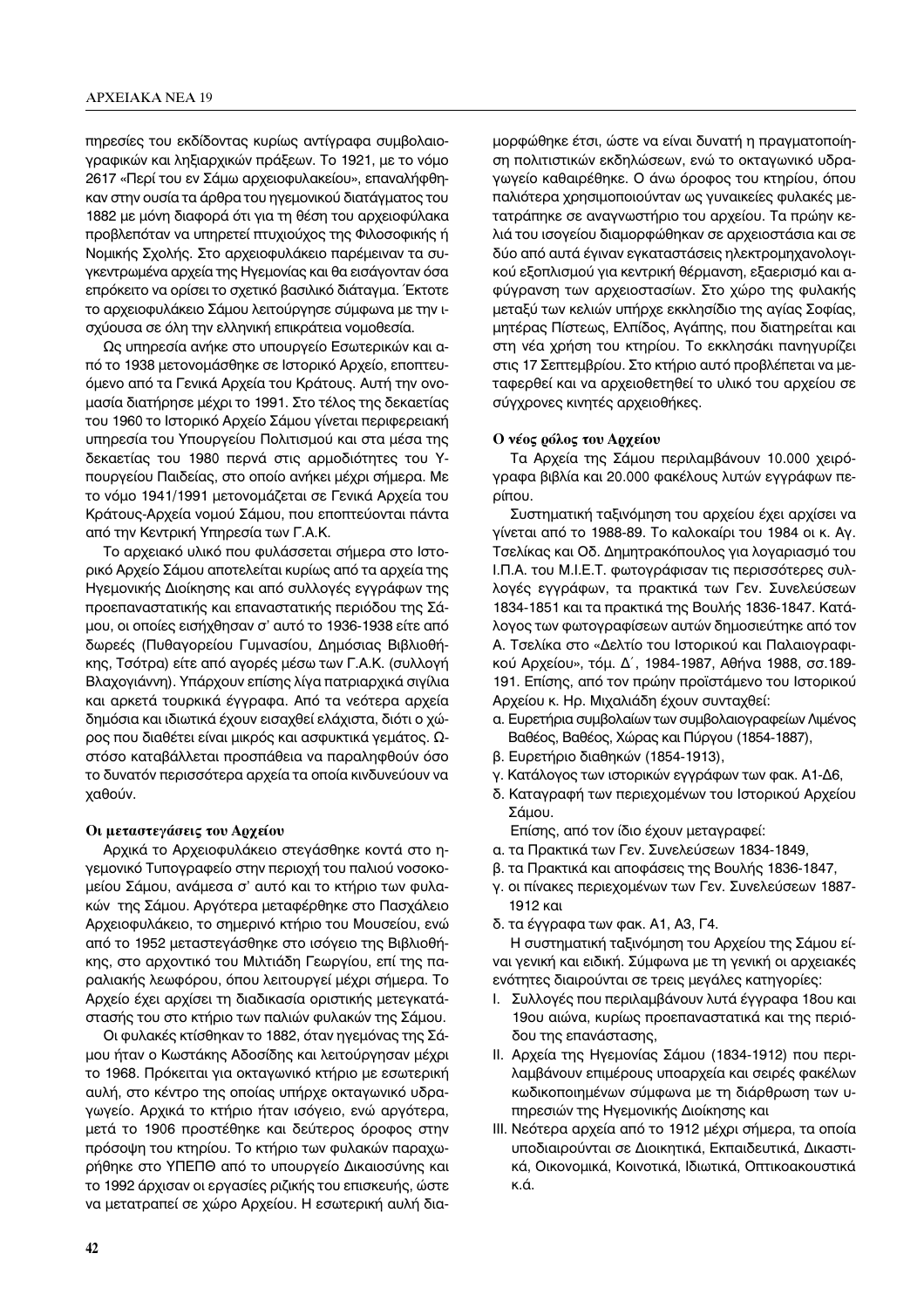πηρεσίες του εκδίδοντας κυρίως αντίγραφα συμβολαιογραφικών και ληξιαρχικών πράξεων. Το 1921, με το νόμο 2617 «Περί του εν Σάμω αρχειοφυλακείου», επαναλήφθηκαν στην ουσία τα άρθρα του ηγεμονικού διατάγματος του 1882 με μόνη διαφορά ότι για τη θέση του αρχειοφύλακα προβλεπόταν να υπηρετεί πτυχιούχος της Φιλοσοφικής ή Νομικής Σχολής. Στο αρχειοφυλάκειο παρέμειναν τα συγκεντρωμένα αρχεία της Ηγεμονίας και θα εισάγονταν όσα επρόκειτο να ορίσει το σχετικό βασιλικό διάταγμα. Έκτοτε το αρχειοφυλάκειο Σάμου λειτούργησε σύμφωνα με την ισχύουσα σε όλη την ελληνική επικράτεια νομοθεσία.

Ως υπηρεσία ανήκε στο υπουργείο Εσωτερικών και από το 1938 μετονομάσθηκε σε Ιστορικό Αρχείο, εποπτευόμενο από τα Γενικά Αρχεία του Κράτους. Αυτή την ονομασία διατήρησε μέχρι το 1991. Στο τέλος της δεκαετίας του 1960 το Ιστορικό Αρχείο Σάμου γίνεται περιφερειακή υπηρεσία του Υπουργείου Πολιτισμού και στα μέσα της δεκαετίας του 1980 περνά στις αρμοδιότητες του Υπουργείου Παιδείας, στο οποίο ανήκει μέχρι σήμερα. Με το νόμο 1941/1991 μετονομάζεται σε Γενικά Αρχεία του Κράτους-Αρχεία νομού Σάμου, που εποπτεύονται πάντα από την Κεντρική Υπηρεσία των Γ.Α.Κ.

Το αρχειακό υλικό που φυλάσσεται σήμερα στο Ιστορικό Αρχείο Σάμου αποτελείται κυρίως από τα αρχεία της Ηγεμονικής Διοίκησης και από συλλογές εγγράφων της προεπαναστατικής και επαναστατικής περιόδου της Σάμου, οι οποίες εισήχθησαν σ' αυτό το 1936-1938 είτε από δωρεές (Πυθαγορείου Γυμνασίου, Δημόσιας Βιβλιοθήκης, Τσότρα) είτε από αγορές μέσω των Γ.Α.Κ. (συλλογή Βλαχογιάννη). Υπάρχουν επίσης λίγα πατριαρχικά σιγίλια και αρκετά τουρκικά έγγραφα. Από τα νεότερα αρχεία δημόσια και ιδιωτικά έχουν εισαχθεί ελάχιστα, διότι ο χώρος που διαθέτει είναι μικρός και ασφυκτικά γεμάτος. Ωστόσο καταβάλλεται προσπάθεια να παραληφθούν όσο το δυνατόν περισσότερα αρχεία τα οποία κινδυνεύουν να χαθούν.

**Οι μεταστεγάσεις του Αρχείου**

Αρχικά το Αρχειοφυλάκειο στεγάσθηκε κοντά στο ηγεμονικό Τυπογραφείο στην περιοχή του παλιού νοσοκομείου Σάμου, ανάμεσα σ' αυτό και το κτήριο των φυλακών της Σάμου. Αργότερα μεταφέρθηκε στο Πασχάλειο Αρχειοφυλάκειο, το σημερινό κτήριο του Μουσείου, ενώ από το 1952 μεταστεγάσθηκε στο ισόγειο της Βιβλιοθήκης, στο αρχοντικό του Μιλτιάδη Γεωργίου, επί της παραλιακής λεωφόρου, όπου λειτουργεί μέχρι σήμερα. Το Αρχείο έχει αρχίσει τη διαδικασία οριστικής μετεγκατάστασής του στο κτήριο των παλιών φυλακών της Σάμου.

Οι φυλακές κτίσθηκαν το 1882, όταν ηγεμόνας της Σάμου ήταν ο Κωστάκης Αδοσίδης και λειτούργησαν μέχρι το 1968. Πρόκειται για οκταγωνικό κτήριο με εσωτερική αυλή, στο κέντρο της οποίας υπήρχε οκταγωνικό υδραγωγείο. Αρχικά το κτήριο ήταν ισόγειο, ενώ αργότερα, μετά το 1906 προστέθηκε και δεύτερος όροφος στην πρόσοψη του κτηρίου. Το κτήριο των φυλακών παραχωρήθηκε στο ΥΠΕΠΘ από το υπουργείο Δικαιοσύνης και το 1992 άρχισαν οι εργασίες ριζικής του επισκευής, ώστε να μετατραπεί σε χώρο Αρχείου. Η εσωτερική αυλή διαμορφώθηκε έτσι, ώστε να είναι δυνατή η πραγματοποίηση πολιτιστικών εκδηλώσεων, ενώ το οκταγωνικό υδραγωγείο καθαιρέθηκε. Ο άνω όροφος του κτηρίου, όπου παλιότερα χρησιμοποιούνταν ως γυναικείες φυλακές μετατράπηκε σε αναγνωστήριο του αρχείου. Τα πρώην κελιά του ισογείου διαμορφώθηκαν σε αρχειοστάσια και σε δύο από αυτά έγιναν εγκαταστάσεις ηλεκτρομηχανολογικού εξοπλισμού για κεντρική θέρμανση, εξαερισμό και αφύγρανση των αρχειοστασίων. Στο χώρο της φυλακής μεταξύ των κελιών υπήρχε εκκλησίδιο της αγίας Σοφίας, μητέρας Πίστεως, Ελπίδος, Αγάπης, που διατηρείται και στη νέα χρήση του κτηρίου. Το εκκλησάκι πανηγυρίζει στις 17 Σεπτεμβρίου. Στο κτήριο αυτό προβλέπεται να μεταφερθεί και να αρχειοθετηθεί το υλικό του αρχείου σε σύγχρονες κινητές αρχειοθήκες.

**Ο νέος ρόλος του Αρχείου**

Τα Αρχεία της Σάμου περιλαμβάνουν 10.000 χειρόγραφα βιβλία και 20.000 φακέλους λυτών εγγράφων περίπου.

Συστηματική ταξινόμηση του αρχείου έχει αρχίσει να γίνεται από το 1988-89. Το καλοκαίρι του 1984 οι κ. Αγ. Τσελίκας και Οδ. Δημητρακόπουλος για λογαριασμό του Ι.Π.Α. του Μ.Ι.Ε.Τ. φωτογράφισαν τις περισσότερες συλλογές εγγράφων, τα πρακτικά των Γεν. Συνελεύσεων 1834-1851 και τα πρακτικά της Βουλής 1836-1847. Κατάλογος των φωτογραφίσεων αυτών δημοσιεύτηκε από τον Α. Τσελίκα στο «Δελτίο του Ιστορικού και Παλαιογραφικού Αρχείου», τόμ. Δ΄, 1984-1987, Αθήνα 1988, σσ.189-191. Επίσης, από τον πρώην προϊστάμενο του Ιστορικού Αρχείου κ. Ηρ. Μιχαλιάδη έχουν συνταχθεί:

α. Ευρετήρια συμβολαίων των συμβολαιογραφείων Λιμένος Βαθέος, Βαθέος, Χώρας και Πύργου (1854-1887),
β. Ευρετήριο διαθηκών (1854-1913),
γ. Κατάλογος των ιστορικών εγγράφων των φακ. Α1-Δ6,
δ. Καταγραφή των περιεχομένων του Ιστορικού Αρχείου Σάμου.

Επίσης, από τον ίδιο έχουν μεταγραφεί:

α. τα Πρακτικά των Γεν. Συνελεύσεων 1834-1849,
β. τα Πρακτικά και αποφάσεις της Βουλής 1836-1847,
γ. οι πίνακες περιεχομένων των Γεν. Συνελεύσεων 1887-1912 και
δ. τα έγγραφα των φακ. Α1, Α3, Γ4.

Η συστηματική ταξινόμηση του Αρχείου της Σάμου είναι γενική και ειδική. Σύμφωνα με τη γενική οι αρχειακές ενότητες διαιρούνται σε τρεις μεγάλες κατηγορίες:

I. Συλλογές που περιλαμβάνουν λυτά έγγραφα 18ου και 19ου αιώνα, κυρίως προεπαναστατικά και της περιόδου της επανάστασης,
II. Αρχεία της Ηγεμονίας Σάμου (1834-1912) που περιλαμβάνουν επιμέρους υποαρχεία και σειρές φακέλων κωδικοποιημένων σύμφωνα με τη διάρθρωση των υπηρεσιών της Ηγεμονικής Διοίκησης και
III. Νεότερα αρχεία από το 1912 μέχρι σήμερα, τα οποία υποδιαιρούνται σε Διοικητικά, Εκπαιδευτικά, Δικαστικά, Οικονομικά, Κοινοτικά, Ιδιωτικά, Οπτικοακουστικά κ.ά.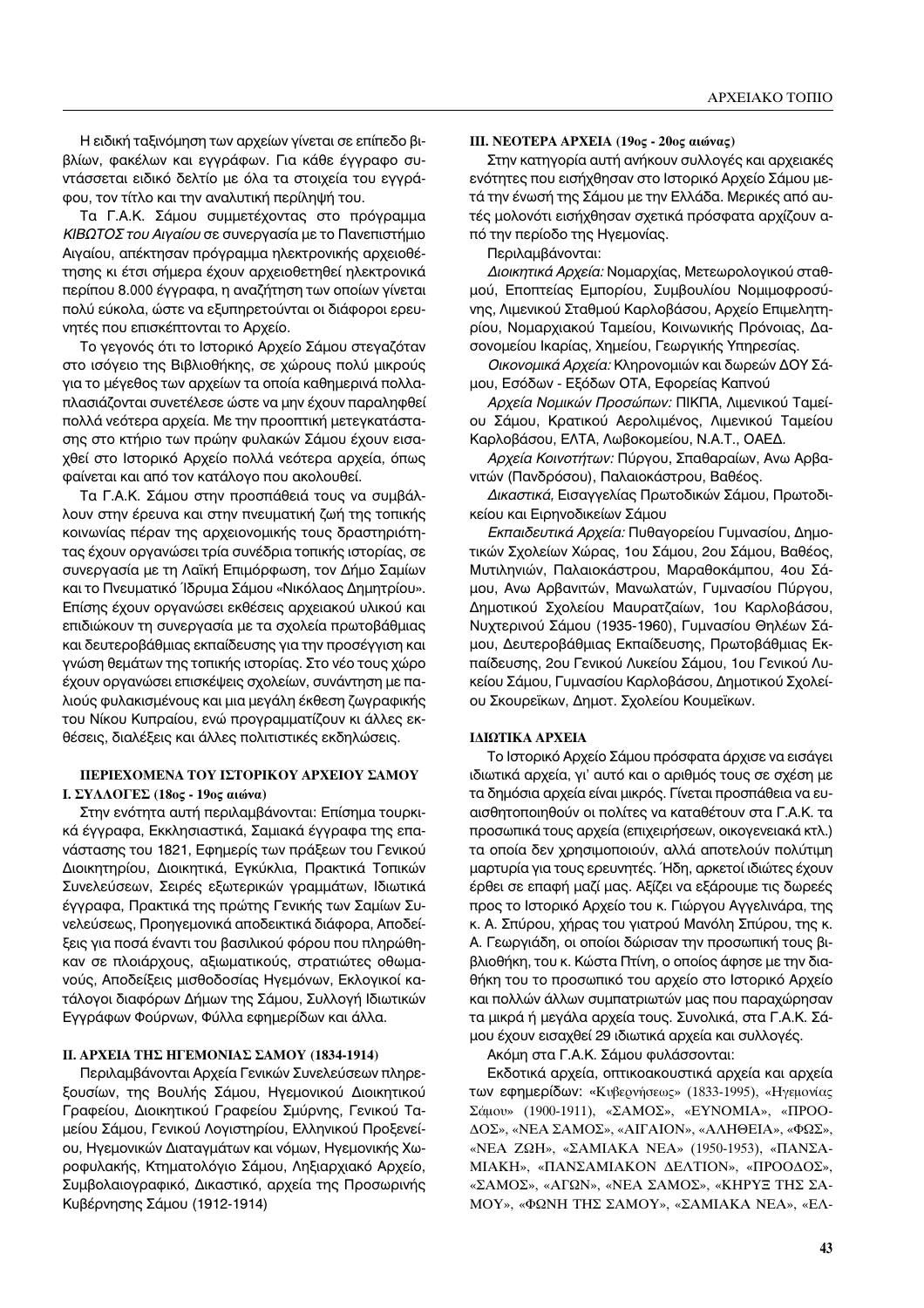Η ειδική ταξινόμηση των αρχείων γίνεται σε επίπεδο βιβλίων, φακέλων και εγγράφων. Για κάθε έγγραφο συντάσσεται ειδικό δελτίο με όλα τα στοιχεία του εγγράφου, τον τίτλο και την αναλυτική περίληψή του.

Τα Γ.Α.Κ. Σάμου συμμετέχοντας στο πρόγραμμα *ΚΙΒΩΤΟΣ του Αιγαίου* σε συνεργασία με το Πανεπιστήμιο Αιγαίου, απέκτησαν πρόγραμμα ηλεκτρονικής αρχειοθέτησης κι έτσι σήμερα έχουν αρχειοθετηθεί ηλεκτρονικά περίπου 8.000 έγγραφα, η αναζήτηση των οποίων γίνεται πολύ εύκολα, ώστε να εξυπηρετούνται οι διάφοροι ερευνητές που επισκέπτονται το Αρχείο.

Το γεγονός ότι το Ιστορικό Αρχείο Σάμου στεγαζόταν στο ισόγειο της Βιβλιοθήκης, σε χώρους πολύ μικρούς για το μέγεθος των αρχείων τα οποία καθημερινά πολλαπλασιάζονται συνετέλεσε ώστε να μην έχουν παραληφθεί πολλά νεότερα αρχεία. Με την προοπτική μετεγκατάστασης στο κτήριο των πρώην φυλακών Σάμου έχουν εισαχθεί στο Ιστορικό Αρχείο πολλά νεότερα αρχεία, όπως φαίνεται και από τον κατάλογο που ακολουθεί.

Τα Γ.Α.Κ. Σάμου στην προσπάθειά τους να συμβάλλουν στην έρευνα και στην πνευματική ζωή της τοπικής κοινωνίας πέραν της αρχειονομικής τους δραστηριότητας έχουν οργανώσει τρία συνέδρια τοπικής ιστορίας, σε συνεργασία με τη Λαϊκή Επιμόρφωση, τον Δήμο Σαμίων και το Πνευματικό Ίδρυμα Σάμου «Νικόλαος Δημητρίου». Επίσης έχουν οργανώσει εκθέσεις αρχειακού υλικού και επιδιώκουν τη συνεργασία με τα σχολεία πρωτοβάθμιας και δευτεροβάθμιας εκπαίδευσης για την προσέγγιση και γνώση θεμάτων της τοπικής ιστορίας. Στο νέο τους χώρο έχουν οργανώσει επισκέψεις σχολείων, συνάντηση με παλιούς φυλακισμένους και μια μεγάλη έκθεση ζωγραφικής του Νίκου Κυπραίου, ενώ προγραμματίζουν κι άλλες εκθέσεις, διαλέξεις και άλλες πολιτιστικές εκδηλώσεις.

### ΠΕΡΙΕΧΟΜΕΝΑ ΤΟΥ ΙΣΤΟΡΙΚΟΥ ΑΡΧΕΙΟΥ ΣΑΜΟΥ

#### Ι. ΣΥΛΛΟΓΕΣ (18ος - 19ος αιώνα)

Στην ενότητα αυτή περιλαμβάνονται: Επίσημα τουρκικά έγγραφα, Εκκλησιαστικά, Σαμιακά έγγραφα της επανάστασης του 1821, Εφημερίς των πράξεων του Γενικού Διοικητηρίου, Διοικητικά, Εγκύκλια, Πρακτικά Τοπικών Συνελεύσεων, Σειρές εξωτερικών γραμμάτων, Ιδιωτικά έγγραφα, Πρακτικά της πρώτης Γενικής των Σαμίων Συνελεύσεως, Προηγεμονικά αποδεικτικά διάφορα, Αποδείξεις για ποσά έναντι του βασιλικού φόρου που πληρώθηκαν σε πλοιάρχους, αξιωματικούς, στρατιώτες οθωμανούς, Αποδείξεις μισθοδοσίας Ηγεμόνων, Εκλογικοί κατάλογοι διαφόρων Δήμων της Σάμου, Συλλογή Ιδιωτικών Εγγράφων Φούρνων, Φύλλα εφημερίδων και άλλα.

#### ΙΙ. ΑΡΧΕΙΑ ΤΗΣ ΗΓΕΜΟΝΙΑΣ ΣΑΜΟΥ (1834-1914)

Περιλαμβάνονται Αρχεία Γενικών Συνελεύσεων πληρεξουσίων, της Βουλής Σάμου, Ηγεμονικού Διοικητικού Γραφείου, Διοικητικού Γραφείου Σμύρνης, Γενικού Ταμείου Σάμου, Γενικού Λογιστηρίου, Ελληνικού Προξενείου, Ηγεμονικών Διαταγμάτων και νόμων, Ηγεμονικής Χωροφυλακής, Κτηματολόγιο Σάμου, Ληξιαρχιακό Αρχείο, Συμβολαιογραφικό, Δικαστικό, αρχεία της Προσωρινής Κυβέρνησης Σάμου (1912-1914)

#### ΙΙΙ. ΝΕΟΤΕΡΑ ΑΡΧΕΙΑ (19ος - 20ος αιώνας)

Στην κατηγορία αυτή ανήκουν συλλογές και αρχειακές ενότητες που εισήχθησαν στο Ιστορικό Αρχείο Σάμου μετά την ένωσή της Σάμου με την Ελλάδα. Μερικές από αυτές μολονότι εισήχθησαν σχετικά πρόσφατα αρχίζουν από την περίοδο της Ηγεμονίας.

Περιλαμβάνονται:

*Διοικητικά Αρχεία:* Νομαρχίας, Μετεωρολογικού σταθμού, Εποπτείας Εμπορίου, Συμβουλίου Νομιμοφροσύνης, Λιμενικού Σταθμού Καρλοβάσου, Αρχείο Επιμελητηρίου, Νομαρχιακού Ταμείου, Κοινωνικής Πρόνοιας, Δασονομείου Ικαρίας, Χημείου, Γεωργικής Υπηρεσίας.

*Οικονομικά Αρχεία:* Κληρονομιών και δωρεών ΔΟΥ Σάμου, Εσόδων - Εξόδων ΟΤΑ, Εφορείας Καπνού

*Αρχεία Νομικών Προσώπων:* ΠΙΚΠΑ, Λιμενικού Ταμείου Σάμου, Κρατικού Αερολιμένος, Λιμενικού Ταμείου Καρλοβάσου, ΕΛΤΑ, Λωβοκομείου, Ν.Α.Τ., ΟΑΕΔ.

*Αρχεία Κοινοτήτων:* Πύργου, Σπαθαραίων, Άνω Αρβανιτών (Πανδρόσου), Παλαιοκάστρου, Βαθέος.

*Δικαστικά,* Εισαγγελίας Πρωτοδικών Σάμου, Πρωτοδικείου και Ειρηνοδικείων Σάμου

*Εκπαιδευτικά Αρχεία:* Πυθαγορείου Γυμνασίου, Δημοτικών Σχολείων Χώρας, 1ου Σάμου, 2ου Σάμου, Βαθέος, Μυτιληνιών, Παλαιοκάστρου, Μαραθοκάμπου, 4ου Σάμου, Άνω Αρβανιτών, Μανωλατών, Γυμνασίου Πύργου, Δημοτικού Σχολείου Μαυρατζαίων, 1ου Καρλοβάσου, Νυχτερινού Σάμου (1935-1960), Γυμνασίου Θηλέων Σάμου, Δευτεροβάθμιας Εκπαίδευσης, Πρωτοβάθμιας Εκπαίδευσης, 2ου Γενικού Λυκείου Σάμου, 1ου Γενικού Λυκείου Σάμου, Γυμνασίου Καρλοβάσου, Δημοτικού Σχολείου Σκουρεΐκων, Δημοτ. Σχολείου Κουμεΐκων.

#### ΙΔΙΩΤΙΚΑ ΑΡΧΕΙΑ

Το Ιστορικό Αρχείο Σάμου πρόσφατα άρχισε να εισάγει ιδιωτικά αρχεία, γι' αυτό και ο αριθμός τους σε σχέση με τα δημόσια αρχεία είναι μικρός. Γίνεται προσπάθεια να ευαισθητοποιηθούν οι πολίτες να καταθέτουν στα Γ.Α.Κ. τα προσωπικά τους αρχεία (επιχειρήσεων, οικογενειακά κτλ.) τα οποία δεν χρησιμοποιούν, αλλά αποτελούν πολύτιμη μαρτυρία για τους ερευνητές. Ήδη, αρκετοί ιδιώτες έχουν έρθει σε επαφή μαζί μας. Αξίζει να εξάρουμε τις δωρεές προς το Ιστορικό Αρχείο του κ. Γιώργου Αγγελινάρα, της κ. Α. Σπύρου, χήρας του γιατρού Μανόλη Σπύρου, της κ. Α. Γεωργιάδη, οι οποίοι δώρισαν την προσωπική τους βιβλιοθήκη, του κ. Κώστα Πτίνη, ο οποίος άφησε με την διαθήκη του το προσωπικό του αρχείο στο Ιστορικό Αρχείο και πολλών άλλων συμπατριωτών μας που παραχώρησαν τα μικρά ή μεγάλα αρχεία τους. Συνολικά, στα Γ.Α.Κ. Σάμου έχουν εισαχθεί 29 ιδιωτικά αρχεία και συλλογές.

Ακόμη στα Γ.Α.Κ. Σάμου φυλάσσονται:

Εκδοτικά αρχεία, οπτικοακουστικά αρχεία και αρχεία των εφημερίδων: «Κυβερνήσεως» (1833-1995), «Ηγεμονίας Σάμου» (1900-1911), «ΣΑΜΟΣ», «ΕΥΝΟΜΙΑ», «ΠΡΟΟΔΟΣ», «ΝΕΑ ΣΑΜΟΣ», «ΑΙΓΑΙΟΝ», «ΑΛΗΘΕΙΑ», «ΦΩΣ», «ΝΕΑ ΖΩΗ», «ΣΑΜΙΑΚΑ ΝΕΑ» (1950-1953), «ΠΑΝΣΑΜΙΑΚΗ», «ΠΑΝΣΑΜΙΑΚΟΝ ΔΕΛΤΙΟΝ», «ΠΡΟΟΔΟΣ», «ΣΑΜΟΣ», «ΑΓΩΝ», «ΝΕΑ ΣΑΜΟΣ», «ΚΗΡΥΞ ΤΗΣ ΣΑΜΟΥ», «ΦΩΝΗ ΤΗΣ ΣΑΜΟΥ», «ΣΑΜΙΑΚΑ ΝΕΑ», «ΕΛ-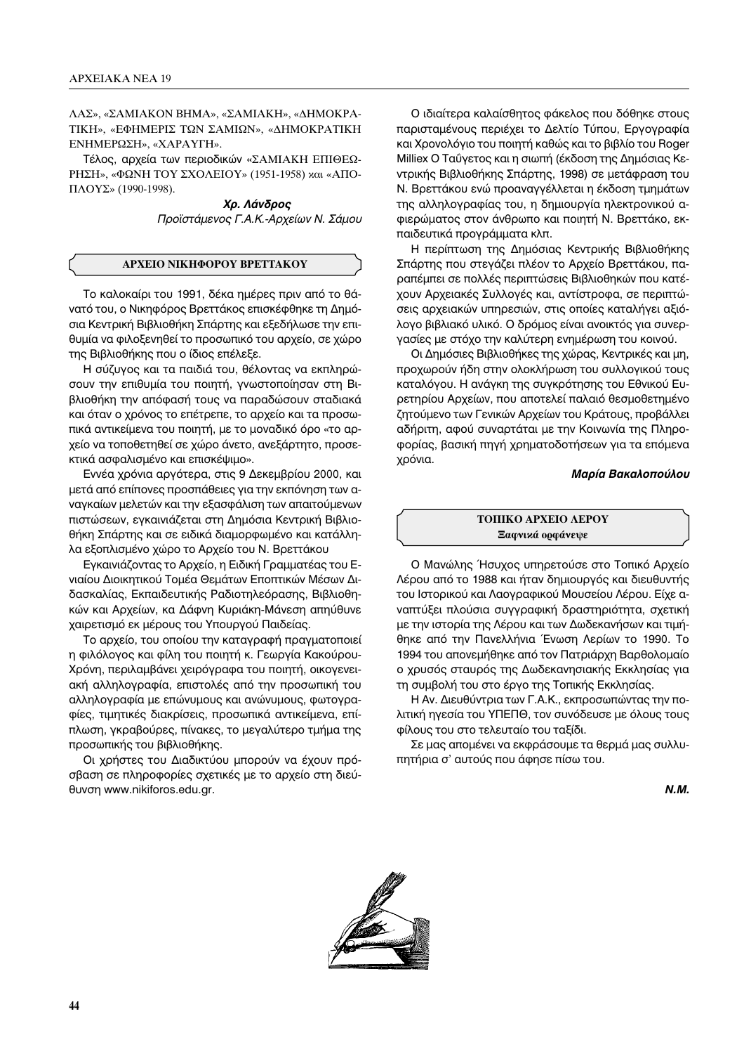ΛΑΣ», «ΣΑΜΙΑΚΟΝ ΒΗΜΑ», «ΣΑΜΙΑΚΗ», «ΔΗΜΟΚΡΑΤΙΚΗ», «ΕΦΗΜΕΡΙΣ ΤΩΝ ΣΑΜΙΩΝ», «ΔΗΜΟΚΡΑΤΙΚΗ ΕΝΗΜΕΡΩΣΗ», «ΧΑΡΑΥΓΗ».

Τέλος, αρχεία των περιοδικών «ΣΑΜΙΑΚΗ ΕΠΙΘΕΩΡΗΣΗ», «ΦΩΝΗ ΤΟΥ ΣΧΟΛΕΙΟΥ» (1951-1958) και «ΑΠΟΠΛΟΥΣ» (1990-1998).

***Χρ. Λάνδρος***
*Προϊστάμενος Γ.Α.Κ.-Αρχείων Ν. Σάμου*

## ΑΡΧΕΙΟ ΝΙΚΗΦΟΡΟΥ ΒΡΕΤΤΑΚΟΥ

Το καλοκαίρι του 1991, δέκα ημέρες πριν από το θάνατό του, ο Νικηφόρος Βρεττάκος επισκέφθηκε τη Δημόσια Κεντρική Βιβλιοθήκη Σπάρτης και εξεδήλωσε την επιθυμία να φιλοξενηθεί το προσωπικό του αρχείο, σε χώρο της Βιβλιοθήκης που ο ίδιος επέλεξε.

Η σύζυγος και τα παιδιά του, θέλοντας να εκπληρώσουν την επιθυμία του ποιητή, γνωστοποίησαν στη Βιβλιοθήκη την απόφασή τους να παραδώσουν σταδιακά και όταν ο χρόνος το επέτρεπε, το αρχείο και τα προσωπικά αντικείμενα του ποιητή, με το μοναδικό όρο «το αρχείο να τοποθετηθεί σε χώρο άνετο, ανεξάρτητο, προσεκτικά ασφαλισμένο και επισκέψιμο».

Εννέα χρόνια αργότερα, στις 9 Δεκεμβρίου 2000, και μετά από επίπονες προσπάθειες για την εκπόνηση των αναγκαίων μελετών και την εξασφάλιση των απαιτούμενων πιστώσεων, εγκαινιάζεται στη Δημόσια Κεντρική Βιβλιοθήκη Σπάρτης και σε ειδικά διαμορφωμένο και κατάλληλα εξοπλισμένο χώρο το Αρχείο του Ν. Βρεττάκου

Εγκαινιάζοντας το Αρχείο, η Ειδική Γραμματέας του Ενιαίου Διοικητικού Τομέα Θεμάτων Εποπτικών Μέσων Διδασκαλίας, Εκπαιδευτικής Ραδιοτηλεόρασης, Βιβλιοθηκών και Αρχείων, κα Δάφνη Κυριάκη-Μάνεση απηύθυνε χαιρετισμό εκ μέρους του Υπουργού Παιδείας.

Το αρχείο, του οποίου την καταγραφή πραγματοποιεί η φιλόλογος και φίλη του ποιητή κ. Γεωργία Κακούρου-Χρόνη, περιλαμβάνει χειρόγραφα του ποιητή, οικογενειακή αλληλογραφία, επιστολές από την προσωπική του αλληλογραφία με επώνυμους και ανώνυμους, φωτογραφίες, τιμητικές διακρίσεις, προσωπικά αντικείμενα, έπιπλωση, γκραβούρες, πίνακες, το μεγαλύτερο τμήμα της προσωπικής του βιβλιοθήκης.

Οι χρήστες του Διαδικτύου μπορούν να έχουν πρόσβαση σε πληροφορίες σχετικές με το αρχείο στη διεύθυνση www.nikiforos.edu.gr.

Ο ιδιαίτερα καλαίσθητος φάκελος που δόθηκε στους παρισταμένους περιέχει το Δελτίο Τύπου, Εργογραφία και Χρονολόγιο του ποιητή καθώς και το βιβλίο του Roger Milliex Ο Ταΰγετος και η σιωπή (έκδοση της Δημόσιας Κεντρικής Βιβλιοθήκης Σπάρτης, 1998) σε μετάφραση του Ν. Βρεττάκου ενώ προαναγγέλλεται η έκδοση τμημάτων της αλληλογραφίας του, η δημιουργία ηλεκτρονικού αφιερώματος στον άνθρωπο και ποιητή Ν. Βρεττάκο, εκπαιδευτικά προγράμματα κλπ.

Η περίπτωση της Δημόσιας Κεντρικής Βιβλιοθήκης Σπάρτης που στεγάζει πλέον το Αρχείο Βρεττάκου, παραπέμπει σε πολλές περιπτώσεις Βιβλιοθηκών που κατέχουν Αρχειακές Συλλογές και, αντίστροφα, σε περιπτώσεις αρχειακών υπηρεσιών, στις οποίες καταλήγει αξιόλογο βιβλιακό υλικό. Ο δρόμος είναι ανοικτός για συνεργασίες με στόχο την καλύτερη ενημέρωση του κοινού.

Οι Δημόσιες Βιβλιοθήκες της χώρας, Κεντρικές και μη, προχωρούν ήδη στην ολοκλήρωση του συλλογικού τους καταλόγου. Η ανάγκη της συγκρότησης του Εθνικού Ευρετηρίου Αρχείων, που αποτελεί παλαιό θεσμοθετημένο ζητούμενο των Γενικών Αρχείων του Κράτους, προβάλλει αδήριτη, αφού συναρτάται με την Κοινωνία της Πληροφορίας, βασική πηγή χρηματοδοτήσεων για τα επόμενα χρόνια.

***Μαρία Βακαλοπούλου***

## ΤΟΠΙΚΟ ΑΡΧΕΙΟ ΛΕΡΟΥ
### Ξαφνικά ορφάνεψε

Ο Μανώλης Ήσυχος υπηρετούσε στο Τοπικό Αρχείο Λέρου από το 1988 και ήταν δημιουργός και διευθυντής του Ιστορικού και Λαογραφικού Μουσείου Λέρου. Είχε αναπτύξει πλούσια συγγραφική δραστηριότητα, σχετική με την ιστορία της Λέρου και των Δωδεκανήσων και τιμήθηκε από την Πανελλήνια Ένωση Λερίων το 1990. Το 1994 του απονεμήθηκε από τον Πατριάρχη Βαρθολομαίο ο χρυσός σταυρός της Δωδεκανησιακής Εκκλησίας για τη συμβολή του στο έργο της Τοπικής Εκκλησίας.

Η Αν. Διευθύντρια των Γ.Α.Κ., εκπροσωπώντας την πολιτική ηγεσία του ΥΠΕΠΘ, τον συνόδευσε με όλους τους φίλους του στο τελευταίο του ταξίδι.

Σε μας απομένει να εκφράσουμε τα θερμά μας συλλυπητήρια σ' αυτούς που άφησε πίσω του.

***Ν.Μ.***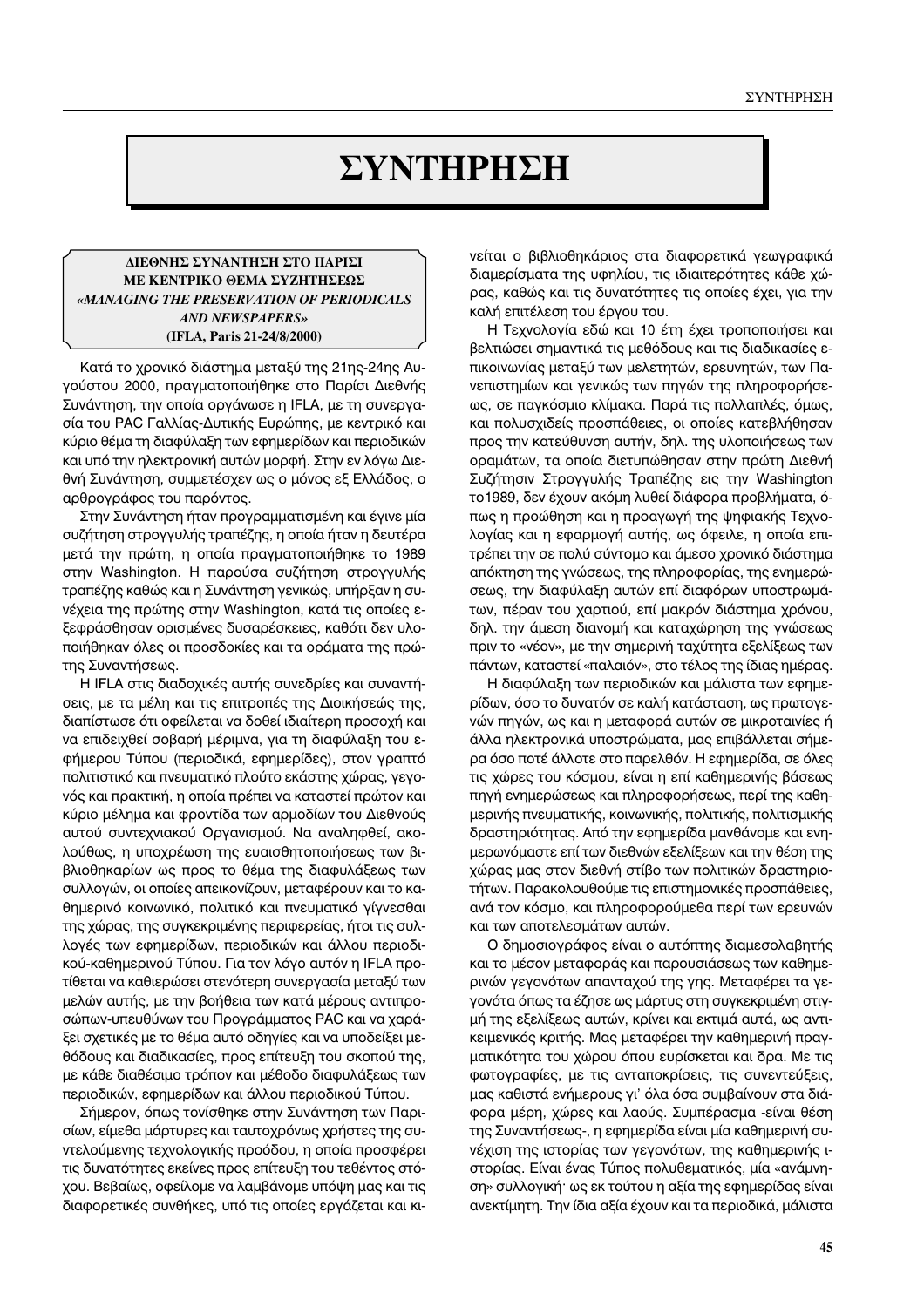// ΣΥΝΤΗΡΗΣΗ

# ΣΥΝΤΗΡΗΣΗ

**ΔΙΕΘΝΗΣ ΣΥΝΑΝΤΗΣΗ ΣΤΟ ΠΑΡΙΣΙ**
**ΜΕ ΚΕΝΤΡΙΚΟ ΘΕΜΑ ΣΥΖΗΤΗΣΕΩΣ**
***«MANAGING THE PRESERVATION OF PERIODICALS AND NEWSPAPERS»***
**(IFLA, Paris 21-24/8/2000)**

Κατά το χρονικό διάστημα μεταξύ της 21ης-24ης Αυγούστου 2000, πραγματοποιήθηκε στο Παρίσι Διεθνής Συνάντηση, την οποία οργάνωσε η IFLA, με τη συνεργασία του PAC Γαλλίας-Δυτικής Ευρώπης, με κεντρικό και κύριο θέμα τη διαφύλαξη των εφημερίδων και περιοδικών και υπό την ηλεκτρονική αυτών μορφή. Στην εν λόγω Διεθνή Συνάντηση, συμμετέσχεν ως ο μόνος εξ Ελλάδος, ο αρθρογράφος του παρόντος.

Στην Συνάντηση ήταν προγραμματισμένη και έγινε μία συζήτηση στρογγυλής τραπέζης, η οποία ήταν η δευτέρα μετά την πρώτη, η οποία πραγματοποιήθηκε το 1989 στην Washington. Η παρούσα συζήτηση στρογγυλής τραπέζης καθώς και η Συνάντηση γενικώς, υπήρξαν η συνέχεια της πρώτης στην Washington, κατά τις οποίες εξεφράσθησαν ορισμένες δυσαρέσκειες, καθότι δεν υλοποιήθηκαν όλες οι προσδοκίες και τα οράματα της πρώτης Συναντήσεως.

Η IFLA στις διαδοχικές αυτής συνεδρίες και συναντήσεις, με τα μέλη και τις επιτροπές της Διοικήσεώς της, διαπίστωσε ότι οφείλεται να δοθεί ιδιαίτερη προσοχή και να επιδειχθεί σοβαρή μέριμνα, για τη διαφύλαξη του εφήμερου Τύπου (περιοδικά, εφημερίδες), στον γραπτό πολιτιστικό και πνευματικό πλούτο εκάστης χώρας, γεγονός και πρακτική, η οποία πρέπει να καταστεί πρώτον και κύριο μέλημα και φροντίδα των αρμοδίων του Διεθνούς αυτού συντεχνιακού Οργανισμού. Να αναληφθεί, ακολούθως, η υποχρέωση της ευαισθητοποιήσεως των βιβλιοθηκαρίων ως προς το θέμα της διαφυλάξεως των συλλογών, οι οποίες απεικονίζουν, μεταφέρουν και το καθημερινό κοινωνικό, πολιτικό και πνευματικό γίγνεσθαι της χώρας, της συγκεκριμένης περιφερείας, ήτοι τις συλλογές των εφημερίδων, περιοδικών και άλλου περιοδικού-καθημερινού Τύπου. Για τον λόγο αυτόν η IFLA προτίθεται να καθιερώσει στενότερη συνεργασία μεταξύ των μελών αυτής, με την βοήθεια των κατά μέρους αντιπροσώπων-υπευθύνων του Προγράμματος PAC και να χαράξει σχετικές με το θέμα αυτό οδηγίες και να υποδείξει μεθόδους και διαδικασίες, προς επίτευξη του σκοπού της, με κάθε διαθέσιμο τρόπον και μέθοδο διαφυλάξεως των περιοδικών, εφημερίδων και άλλου περιοδικού Τύπου.

Σήμερον, όπως τονίσθηκε στην Συνάντηση των Παρισίων, είμεθα μάρτυρες και ταυτοχρόνως χρήστες της συντελούμενης τεχνολογικής προόδου, η οποία προσφέρει τις δυνατότητες εκείνες προς επίτευξη του τεθέντος στόχου. Βεβαίως, οφείλομε να λαμβάνομε υπόψη μας και τις διαφορετικές συνθήκες, υπό τις οποίες εργάζεται και κινείται ο βιβλιοθηκάριος στα διαφορετικά γεωγραφικά διαμερίσματα της υφηλίου, τις ιδιαιτερότητες κάθε χώρας, καθώς και τις δυνατότητες τις οποίες έχει, για την καλή επιτέλεση του έργου του.

Η Τεχνολογία εδώ και 10 έτη έχει τροποποιήσει και βελτιώσει σημαντικά τις μεθόδους και τις διαδικασίες επικοινωνίας μεταξύ των μελετητών, ερευνητών, των Πανεπιστημίων και γενικώς των πηγών της πληροφορήσεως, σε παγκόσμιο κλίμακα. Παρά τις πολλαπλές, όμως, και πολυσχιδείς προσπάθειες, οι οποίες κατεβλήθησαν προς την κατεύθυνση αυτήν, δηλ. της υλοποιήσεως των οραμάτων, τα οποία διετυπώθησαν στην πρώτη Διεθνή Συζήτησιν Στρογγυλής Τραπέζης εις την Washington το1989, δεν έχουν ακόμη λυθεί διάφορα προβλήματα, όπως η προώθηση και η προαγωγή της ψηφιακής Τεχνολογίας και η εφαρμογή αυτής, ως όφειλε, η οποία επιτρέπει την σε πολύ σύντομο και άμεσο χρονικό διάστημα απόκτηση της γνώσεως, της πληροφορίας, της ενημερώσεως, την διαφύλαξη αυτών επί διαφόρων υποστρωμάτων, πέραν του χαρτιού, επί μακρόν διάστημα χρόνου, δηλ. την άμεση διανομή και καταχώρηση της γνώσεως πριν το «νέον», με την σημερινή ταχύτητα εξελίξεως των πάντων, καταστεί «παλαιόν», στο τέλος της ίδιας ημέρας.

Η διαφύλαξη των περιοδικών και μάλιστα των εφημερίδων, όσο το δυνατόν σε καλή κατάσταση, ως πρωτογενών πηγών, ως και η μεταφορά αυτών σε μικροταινίες ή άλλα ηλεκτρονικά υποστρώματα, μας επιβάλλεται σήμερα όσο ποτέ άλλοτε στο παρελθόν. Η εφημερίδα, σε όλες τις χώρες του κόσμου, είναι η επί καθημερινής βάσεως πηγή ενημερώσεως και πληροφορήσεως, περί της καθημερινής πνευματικής, κοινωνικής, πολιτικής, πολιτισμικής δραστηριότητας. Από την εφημερίδα μανθάνομε και ενημερωνόμαστε επί των διεθνών εξελίξεων και την θέση της χώρας μας στον διεθνή στίβο των πολιτικών δραστηριοτήτων. Παρακολουθούμε τις επιστημονικές προσπάθειες, ανά τον κόσμο, και πληροφορούμεθα περί των ερευνών και των αποτελεσμάτων αυτών.

Ο δημοσιογράφος είναι ο αυτόπτης διαμεσολαβητής και το μέσον μεταφοράς και παρουσιάσεως των καθημερινών γεγονότων απανταχού της γης. Μεταφέρει τα γεγονότα όπως τα έζησε ως μάρτυς στη συγκεκριμένη στιγμή της εξελίξεως αυτών, κρίνει και εκτιμά αυτά, ως αντικειμενικός κριτής. Μας μεταφέρει την καθημερινή πραγματικότητα του χώρου όπου ευρίσκεται και δρα. Με τις φωτογραφίες, με τις ανταποκρίσεις, τις συνεντεύξεις, μας καθιστά ενήμερους γι' όλα όσα συμβαίνουν στα διάφορα μέρη, χώρες και λαούς. Συμπέρασμα -είναι θέση της Συναντήσεως-, η εφημερίδα είναι μία καθημερινή συνέχιση της ιστορίας των γεγονότων, της καθημερινής ιστορίας. Είναι ένας Τύπος πολυθεματικός, μία «ανάμνηση» συλλογική· ως εκ τούτου η αξία της εφημερίδας είναι ανεκτίμητη. Την ίδια αξία έχουν και τα περιοδικά, μάλιστα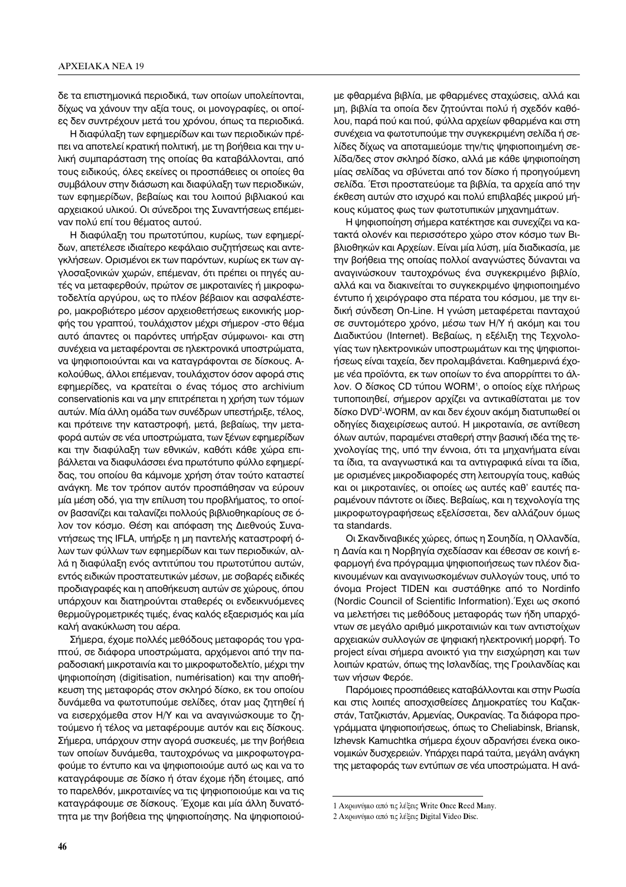δε τα επιστημονικά περιοδικά, των οποίων υπολείπονται, δίχως να χάνουν την αξία τους, οι μονογραφίες, οι οποίες δεν συντρέχουν μετά του χρόνου, όπως τα περιοδικά.

Η διαφύλαξη των εφημερίδων και των περιοδικών πρέπει να αποτελεί κρατική πολιτική, με τη βοήθεια και την υλική συμπαράσταση της οποίας θα καταβάλλονται, από τους ειδικούς, όλες εκείνες οι προσπάθειες οι οποίες θα συμβάλουν στην διάσωση και διαφύλαξη των περιοδικών, των εφημερίδων, βεβαίως και του λοιπού βιβλιακού και αρχειακού υλικού. Οι σύνεδροι της Συναντήσεως επέμειναν πολύ επί του θέματος αυτού.

Η διαφύλαξη του πρωτοτύπου, κυρίως, των εφημερίδων, απετέλεσε ιδιαίτερο κεφάλαιο συζητήσεως και αντεγκλήσεων. Ορισμένοι εκ των παρόντων, κυρίως εκ των αγγλοσαξονικών χωρών, επέμεναν, ότι πρέπει οι πηγές αυτές να μεταφερθούν, πρώτον σε μικροταινίες ή μικροφωτοδελτία αργύρου, ως το πλέον βέβαιον και ασφαλέστερο, μακροβιότερο μέσον αρχειοθετήσεως εικονικής μορφής του γραπτού, τουλάχιστον μέχρι σήμερον -στο θέμα αυτό άπαντες οι παρόντες υπήρξαν σύμφωνοι- και στη συνέχεια να μεταφέρονται σε ηλεκτρονικά υποστρώματα, να ψηφιοποιούνται και να καταγράφονται σε δίσκους. Ακολούθως, άλλοι επέμεναν, τουλάχιστον όσον αφορά στις εφημερίδες, να κρατείται ο ένας τόμος στο archivium conservationis και να μην επιτρέπεται η χρήση των τόμων αυτών. Μία άλλη ομάδα των συνέδρων υπεστήριξε, τέλος, και πρότεινε την καταστροφή, μετά, βεβαίως, την μεταφορά αυτών σε νέα υποστρώματα, των ξένων εφημερίδων και την διαφύλαξη των εθνικών, καθότι κάθε χώρα επιβάλλεται να διαφυλάσσει ένα πρωτότυπο φύλλο εφημερίδας, του οποίου θα κάμνομε χρήση όταν τούτο καταστεί ανάγκη. Με τον τρόπον αυτόν προσπάθησαν να εύρουν μία μέση οδό, για την επίλυση του προβλήματος, το οποίον βασανίζει και ταλανίζει πολλούς βιβλιοθηκαρίους σε όλον τον κόσμο. Θέση και απόφαση της Διεθνούς Συναντήσεως της IFLA, υπήρξε η μη παντελής καταστροφή όλων των φύλλων των εφημερίδων και των περιοδικών, αλλά η διαφύλαξη ενός αντιτύπου του πρωτοτύπου αυτών, εντός ειδικών προστατευτικών μέσων, με σοβαρές ειδικές προδιαγραφές και η αποθήκευση αυτών σε χώρους, όπου υπάρχουν και διατηρούνται σταθερές οι ενδεικνυόμενες θερμοϋγρομετρικές τιμές, ένας καλός εξαερισμός και μία καλή ανακύκλωση του αέρα.

Σήμερα, έχομε πολλές μεθόδους μεταφοράς του γραπτού, σε διάφορα υποστρώματα, αρχόμενοι από την παραδοσιακή μικροταινία και το μικροφωτοδελτίο, μέχρι την ψηφιοποίηση (digitisation, numérisation) και την αποθήκευση της μεταφοράς στον σκληρό δίσκο, εκ του οποίου δυνάμεθα να φωτοτυπούμε σελίδες, όταν μας ζητηθεί ή να εισερχόμεθα στον Η/Υ και να αναγινώσκουμε το ζητούμενο ή τέλος να μεταφέρουμε αυτόν και εις δίσκους. Σήμερα, υπάρχουν στην αγορά συσκευές, με την βοήθεια των οποίων δυνάμεθα, ταυτοχρόνως να μικροφωτογραφούμε το έντυπο και να ψηφιοποιούμε αυτό ως και να το καταγράφουμε σε δίσκο ή όταν έχομε ήδη έτοιμες, από το παρελθόν, μικροταινίες να τις ψηφιοποιούμε και να τις καταγράφουμε σε δίσκους. Έχομε και μία άλλη δυνατότητα με την βοήθεια της ψηφιοποίησης. Να ψηφιοποιούμε φθαρμένα βιβλία, με φθαρμένες σταχώσεις, αλλά και μη, βιβλία τα οποία δεν ζητούντι πολύ ή σχεδόν καθόλου, παρά πού και πού, φύλλα αρχείων φθαρμένα και στη συνέχεια να φωτοτυπούμε την συγκεκριμένη σελίδα ή σελίδες δίχως να αποταμιεύομε την/τις ψηφιοποιημένη σελίδα/δες στον σκληρό δίσκο, αλλά με κάθε ψηφιοποίηση μίας σελίδας να σβύνεται από τον δίσκο ή προηγούμενη σελίδα. Έτσι προστατεύομε τα βιβλία, τα αρχεία από την έκθεση αυτών στο ισχυρό και πολύ επιβλαβές μικρού μήκους κύματος φως των φωτοτυπικών μηχανημάτων.

Η ψηφιοποίηση σήμερα κατέκτησε και συνεχίζει να κατακτά ολονέν και περισσότερο χώρο στον κόσμο των Βιβλιοθηκών και Αρχείων. Είναι μία λύση, μία διαδικασία, με την βοήθεια της οποίας πολλοί αναγνώστες δύνανται να αναγινώσκουν ταυτοχρόνως ένα συγκεκριμένο βιβλίο, αλλά και να διακινείται το συγκεκριμένο ψηφιοποιημένο έντυπο ή χειρόγραφο στα πέρατα του κόσμου, με την ειδική σύνδεση On-Line. Η γνώση μεταφέρεται πανταχού σε συντομότερο χρόνο, μέσω των Η/Υ ή ακόμη και του Διαδικτύου (Internet). Βεβαίως, η εξέλιξη της Τεχνολογίας των ηλεκτρονικών υποστρωμάτων και της ψηφιοποιήσεως είναι ταχεία, δεν προλαμβάνεται. Καθημερινά έχομε νέα προϊόντα, εκ των οποίων το ένα απορρίπτει το άλλον. Ο δίσκος CD τύπου WORM[1], ο οποίος είχε πλήρως τυποποιηθεί, σήμερον αρχίζει να αντικαθίσταται με τον δίσκο DVD[2]-WORM, αν και δεν έχουν ακόμη διατυπωθεί οι οδηγίες διαχειρίσεως αυτού. Η μικροταινία, σε αντίθεση όλων αυτών, παραμένει σταθερή στην βασική ιδέα της τεχνολογίας της, υπό την έννοια, ότι τα μηχανήματα είναι τα ίδια, τα αναγνωστικά και τα αντιγραφικά είναι τα ίδια, με ορισμένες μικροδιαφορές στη λειτουργία τους, καθώς και οι μικροταινίες, οι οποίες ως αυτές καθ' εαυτές παραμένουν πάντοτε οι ίδιες. Βεβαίως, και η τεχνολογία της μικροφωτογραφήσεως εξελίσσεται, δεν αλλάζουν όμως τα standards.

Οι Σκανδιναβικές χώρες, όπως η Σουηδία, η Ολλανδία, η Δανία και η Νορβηγία σχεδίασαν και έθεσαν σε κοινή εφαρμογή ένα πρόγραμμα ψηφιοποιήσεως των πλέον διακινουμένων και αναγινωσκομένων συλλογών τους, υπό το όνομα Project TIDEN και συστάθηκε από το Nordinfo (Nordic Council of Scientific Information). Έχει ως σκοπό να μελετήσει τις μεθόδους μεταφοράς των ήδη υπαρχόντων σε μεγάλο αριθμό μικροταινιών και των αντιστοίχων αρχειακών συλλογών σε ψηφιακή ηλεκτρονική μορφή. Το project είναι σήμερα ανοικτό για την εισχώρηση και των λοιπών κρατών, όπως της Ισλανδίας, της Γροιλανδίας και των νήσων Φερόε.

Παρόμοιες προσπάθειες καταβάλλονται και στην Ρωσία και στις λοιπές αποσχισθείσες Δημοκρατίες του Καζακστάν, Τατζικιστάν, Αρμενίας, Ουκρανίας. Τα διάφορα προγράμματα ψηφιοποιήσεως, όπως το Cheliabinsk, Briansk, Izhevsk Kamuchtka σήμερα έχουν αδρανήσει ένεκα οικονομικών δυσχερειών. Υπάρχει παρά ταύτα, μεγάλη ανάγκη της μεταφοράς των εντύπων σε νέα υποστρώματα. Η ανά-

---

1 Ακρωνύμιο από τις λέξεις **W**rite **O**nce **R**eed **M**any.

2 Ακρωνύμιο από τις λέξεις **D**igital **V**ideo **D**isc.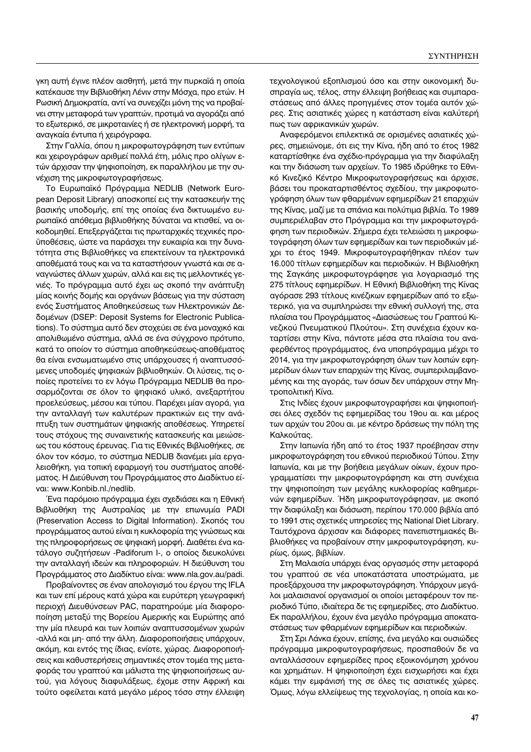γκη αυτή έγινε πλέον αισθητή, μετά την πυρκαϊά η οποία κατέκαυσε την Βιβλιοθήκη Λένιν στην Μόσχα, προ ετών. Η Ρωσική Δημοκρατία, αντί να συνεχίζει μόνη της να προβαίνει στην μεταφορά των γραπτών, προτιμά να αγοράζει από το εξωτερικό, σε μικροταινίες ή σε ηλεκτρονική μορφή, τα αναγκαία έντυπα ή χειρόγραφα.

Στην Γαλλία, όπου η μικροφωτογράφηση των εντύπων και χειρογράφων αριθμεί πολλά έτη, μόλις προ ολίγων ετών άρχισαν την ψηφιοποίηση, εκ παραλλήλου με την συνέχιση της μικροφωτογραφήσεως.

Το Ευρωπαϊκό Πρόγραμμα NEDLIB (Network European Deposit Library) αποσκοπεί εις την κατασκευήν της βασικής υποδομής, επί της οποίας ένα δικτυωμένο ευρωπαϊκό απόθεμα βιβλιοθήκης δύναται να κτισθεί, να οικοδομηθεί. Επεξεργάζεται τις πρωταρχικές τεχνικές προϋποθέσεις, ώστε να παράσχει την ευκαιρία και την δυνατότητα στις Βιβλιοθήκες να επεκτείνουν τα ηλεκτρονικά αποθέματά τους και να τα καταστήσουν γνωστά και σε αναγνώστες άλλων χωρών, αλλά και εις τις μελλοντικές γενιές. Το πρόγραμμα αυτό έχει ως σκοπό την ανάπτυξη μίας κοινής δομής και οργάνων βάσεως για την σύσταση ενός Συστήματος Αποθηκεύσεως των Ηλεκτρονικών Δεδομένων (DSEP: Deposit Systems for Electronic Publications). Το σύστημα αυτό δεν στοχεύει σε ένα μοναχικό και απολιθωμένο σύστημα, αλλά σε ένα σύγχρονο πρότυπο, κατά το οποίον το σύστημα αποθηκεύσεως-αποθέματος θα είναι ενσωματωμένο στις υπάρχουσες ή αναπτυσσόμενες υποδομές ψηφιακών βιβλιοθηκών. Οι λύσεις, τις οποίες προτείνει το εν λόγω Πρόγραμμα NEDLIB θα προσαρμόζονται σε όλον το ψηφιακό υλικό, ανεξαρτήτου προελεύσεως, μέσου και τύπου. Παρέχει μίαν αγορά, για την ανταλλαγή των καλυτέρων πρακτικών εις την ανάπτυξη των συστημάτων ψηφιακής αποθέσεως. Υπηρετεί τους στόχους της συναιτετικής κατασκευής και μειώσεως του κόστους έρευνας. Για τις Εθνικές Βιβλιοθήκες, σε όλον τον κόσμο, το σύστημα NEDLIB διανέμει μία εργαλειοθήκη, για τοπική εφαρμογή του συστήματος αποθέματος. Η Διεύθυνση του Προγράμματος στο Διαδίκτυο είναι: www.Konbib.nl./nedlib.

Ένα παρόμοιο πρόγραμμα έχει σχεδιάσει και η Εθνική Βιβλιοθήκη της Αυστραλίας με την επωνυμία PADI (Preservation Access to Digital Information). Σκοπός του προγράμματος αυτού είναι η κυκλοφορία της γνώσεως και της πληροφορήσεως σε ψηφιακή μορφή. Διαθέτει ένα κατάλογο συζητήσεων -Padiforum I-, ο οποίος διευκολύνει την ανταλλαγή ιδεών και πληροφοριών. Η διεύθυνση του Προγράμματος στο Διαδίκτυο είναι: www.nla.gov.au/padi.

Προβαίνοντες σε έναν απολογισμό του έργου της IFLA και των επί μέρους κατά χώρα και ευρύτερη γεωγραφική περιοχή Διευθύνσεων PAC, παρατηρούμε μία διαφοροποίηση μεταξύ της Βορείου Αμερικής και Ευρώπης από την μία πλευρά και των λοιπών αναπτυσσομένων χωρών -αλλά και μη- από την άλλη. Διαφοροποιήσεις υπάρχουν, ακόμη, και εντός της ίδιας, ενίοτε, χώρας. Διαφοροποιήσεις και καθυστερήσεις σημαντικές στον τομέα της μεταφοράς του γραπτού και μάλιστα της ψηφιοποιήσεως αυτού, για λόγους διαφυλάξεως, έχομε στην Αφρική και τούτο οφείλεται κατά μεγάλο μέρος τόσο στην έλλειψη τεχνολογικού εξοπλισμού όσο και στην οικονομική δυσπραγία ως, τέλος, στην έλλειψη βοήθειας και συμπαραστάσεως από άλλες προηγμένες στον τομέα αυτόν χώρες. Στις ασιατικές χώρες η κατάσταση είναι καλύτερή πως των αφρικανικών χωρών.

Αναφερόμενοι επιλεκτικά σε ορισμένες ασιατικές χώρες, σημειώνομε, ότι εις την Κίνα, ήδη από το έτος 1982 καταρτίσθηκε ένα σχέδιο-πρόγραμμα για την διαφύλαξη και την διάσωση των αρχείων. Το 1985 ιδρύθηκε το Εθνικό Κινεζικό Κέντρο Μικροφωτογραφήσεως και άρχισε, βάσει του προκαταρτισθέντος σχεδίου, την μικροφωτογράφηση όλων των φθαρμένων εφημερίδων 21 επαρχιών της Κίνας, μαζί με τα σπάνια και πολύτιμα βιβλία. Το 1989 συμπεριέλαβαν στο Πρόγραμμα και την μικροφωτογράφηση των περιοδικών. Σήμερα έχει τελειώσει η μικροφωτογράφηση όλων των εφημερίδων και των περιοδικών μέχρι το έτος 1949. Μικροφωτογραφήθηκαν πλέον των 16.000 τίτλων εφημερίδων και περιοδικών. Η Βιβλιοθήκη της Σαγκάης μικροφωτογράφησε για λογαριασμό της 275 τίτλους εφημερίδων. Η Εθνική Βιβλιοθήκη της Κίνας αγόρασε 293 τίτλους κινέζικων εφημερίδων από το εξωτερικό, για να συμπληρώσει την εθνική συλλογή της, στα πλαίσια του Προγράμματος «Διασώσεως του Γραπτού Κινεζικού Πνευματικού Πλούτου». Στη συνέχεια έχουν καταρτίσει στην Κίνα, πάντοτε μέσα στα πλαίσια του αναφερθέντος προγράμματος, ένα υποπρόγραμμα μέχρι το 2014, για την μικροφωτογράφηση όλων των λοιπών εφημερίδων όλων των επαρχιών της Κίνας, συμπεριλαμβανομένης και της αγοράς, των όσων δεν υπάρχουν στην Μητροπολιτική Κίνα.

Στις Ινδίες έχουν μικροφωτογραφήσει και ψηφιοποιήσει όλες σχεδόν τις εφημερίδας του 19ου αι. και μέρος των αρχών του 20ου αι. με κέντρο δράσεως την πόλη της Καλκούτας.

Στην Ιαπωνία ήδη από το έτος 1937 προέβησαν στην μικροφωτογράφηση του εθνικού περιοδικού Τύπου. Στην Ιαπωνία, και με την βοήθεια μεγάλων οίκων, έχουν προγραμματίσει την μικροφωτογράφηση και στη συνέχεια την ψηφιοποίηση των μεγάλης κυκλοφορίας καθημερινών εφημερίδων. Ήδη μικροφωτογράφησαν, με σκοπό την διαφύλαξη και διάσωση, περίπου 170.000 βιβλία από το 1991 στις σχετικές υπηρεσίες της National Diet Library. Ταυτόχρονα άρχισαν και διάφορες πανεπιστημιακές Βιβλιοθήκες να προβαίνουν στην μικροφωτογράφηση, κυρίως, όμως, βιβλίων.

Στη Μαλαισία υπάρχει ένας οργασμός στην μεταφορά του γραπτού σε νέα υποκατάστατα υποστρώματα, με προεξάρχουσα την μικροφωτογράφηση. Υπάρχουν μεγάλοι μαλαισιανοί οργανισμοί οι οποίοι μεταφέρουν τον περιοδικό Τύπο, ιδιαίτερα δε τις εφημερίδες, στο Διαδίκτυο. Εκ παραλλήλου, έχουν ένα μεγάλο πρόγραμμα αποκαταστάσεως των φθαρμένων εφημερίδων και περιοδικών.

Στη Σρι Λάνκα έχουν, επίσης, ένα μεγάλο και ουσιώδες πρόγραμμα μικροφωτογραφήσεως, προσπαθούν δε να ανταλλάσσουν εφημερίδες προς εξοικονόμηση χρόνου και χρημάτων. Η ψηφιοποίηση έχει εισχωρήσει και έχει κάμει την εμφάνισή της σε όλες τις ασιατικές χώρες. Όμως, λόγω ελλείψεως της τεχνολογίας, η οποία και κο-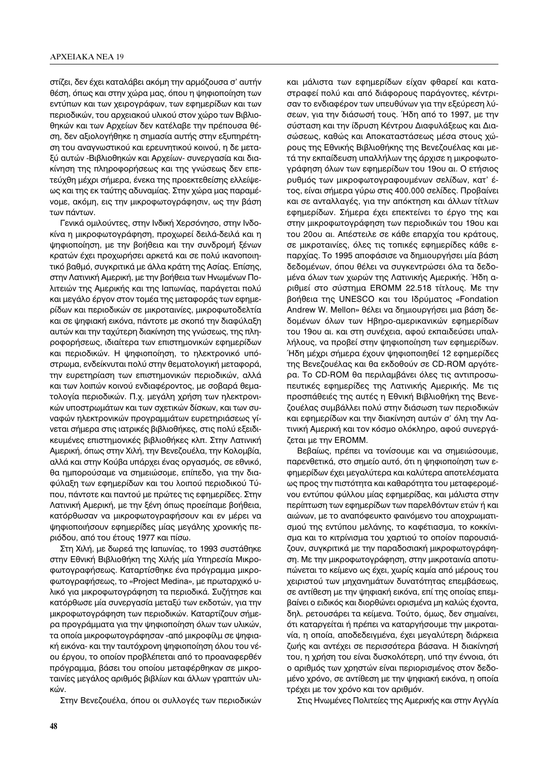στίζει, δεν έχει καταλάβει ακόμη την αρμόζουσα σ' αυτήν θέση, όπως και στην χώρα μας, όπου η ψηφιοποίηση των εντύπων και των χειρογράφων, των εφημερίδων και των περιοδικών, του αρχειακού υλικού στον χώρο των Βιβλιοθηκών και των Αρχείων δεν κατέλαβε την πρέπουσα θέση, δεν αξιολογήθηκε η σημασία αυτής στην εξυπηρέτηση του αναγνωστικού και ερευνητικού κοινού, η δε μεταξύ αυτών -Βιβλιοθηκών και Αρχείων- συνεργασία και διακίνηση της πληροφορήσεως και της γνώσεως δεν επετεύχθη μέχρι σήμερα, ένεκα της προεκτεθείσης ελλείψεως και της εκ ταύτης αδυναμίας. Στην χώρα μας παραμένομε, ακόμη, εις την μικροφωτογράφησιν, ως την βάση των πάντων.

Γενικά ομιλούντες, στην Ινδική Χερσόνησο, στην Ινδοκίνα η μικροφωτογράφηση, προχωρεί δειλά-δειλά και η ψηφιοποίηση, με την βοήθεια και την συνδρομή ξένων κρατών έχει προχωρήσει αρκετά και σε πολύ ικανοποιητικό βαθμό, συγκριτικά με άλλα κράτη της Ασίας. Επίσης, στην Λατινική Αμερική, με την βοήθεια των Ηνωμένων Πολιτειών της Αμερικής και της Ιαπωνίας, παράγεται πολύ και μεγάλο έργον στον τομέα της μεταφοράς των εφημερίδων και περιοδικών σε μικροταινίες, μικροφωτοδελτία και σε ψηφιακή εικόνα, πάντοτε με σκοπό την διαφύλαξη αυτών και την ταχύτερη διακίνηση της γνώσεως, της πληροφορήσεως, ιδιαίτερα των επιστημονικών εφημερίδων και περιοδικών. Η ψηφιοποίηση, το ηλεκτρονικό υπόστρωμα, ενδείκνυται πολύ στην θεματολογική μεταφορά, την ευρετηρίαση των επιστημονικών περιοδικών, αλλά και των λοιπών κοινού ενδιαφέροντος, με σοβαρά θεματολογία περιοδικών. Π.χ. μεγάλη χρήση των ηλεκτρονικών υποστρωμάτων και των σχετικών δίσκων, και των συναφών ηλεκτρονικών προγραμμάτων ευρετηριάσεως γίνεται σήμερα στις ιατρικές βιβλιοθήκες, στις πολύ εξειδικευμένες επιστημονικές βιβλιοθήκες κλπ. Στην Λατινική Αμερική, όπως στην Χιλή, την Βενεζουέλα, την Κολομβία, αλλά και στην Κούβα υπάρχει ένας οργασμός, σε εθνικό, θα ημπορούσαμε να σημειώσομε, επίπεδο, για την διαφύλαξη των εφημερίδων και του λοιπού περιοδικού Τύπου, πάντοτε και παντού με πρώτες τις εφημερίδες. Στην Λατινική Αμερική, με την ξένη όπως προείπαμε βοήθεια, κατόρθωσαν να μικροφωτογραφήσουν και εν μέρει να ψηφιοποιήσουν εφημερίδες μίας μεγάλης χρονικής περιόδου, από του έτους 1977 και πίσω.

Στη Χιλή, με δωρεά της Ιαπωνίας, το 1993 συστάθηκε στην Εθνική Βιβλιοθήκη της Χιλής μία Υπηρεσία Μικροφωτογραφήσεως. Καταρτίσθηκε ένα πρόγραμμα μικροφωτογραφήσεως, το «Project Medina», με πρωταρχικό υλικό για μικροφωτογράφηση τα περιοδικά. Συζήτησε και κατόρθωσε μία συνεργασία μεταξύ των εκδοτών, για την μικροφωτογράφηση των περιοδικών. Καταρτίζουν σήμερα προγράμματα για την ψηφιοποίηση όλων των υλικών, τα οποία μικροφωτογράφησαν -από μικροφίλμ σε ψηφιακή εικόνα- και την ταυτόχρονη ψηφιοποίηση όλου του νέου έργου, το οποίον προβλέπεται από το προαναφερθέν πρόγραμμα, βάσει του οποίου μεταφέρθηκαν σε μικροταινίες μεγάλος αριθμός βιβλίων και άλλων γραπτών υλικών.

Στην Βενεζουέλα, όπου οι συλλογές των περιοδικών και μάλιστα των εφημερίδων είχαν φθαρεί και καταστραφεί πολύ και από διάφορους παράγοντες, κέντρισαν το ενδιαφέρον των υπευθύνων για την εξεύρεση λύσεων, για την διάσωσή τους. Ήδη από το 1997, με την σύσταση και την ίδρυση Κέντρου Διαφυλάξεως και Διασώσεως, καθώς και Αποκαταστάσεως μέσα στους χώρους της Εθνικής Βιβλιοθήκης της Βενεζουέλας και μετά την εκπαίδευση υπαλλήλων της άρχισε η μικροφωτογράφηση όλων των εφημερίδων του 19ου αι. Ο ετήσιος ρυθμός των μικροφωτογραφουμένων σελίδων, κατ' έτος, είναι σήμερα γύρω στις 400.000 σελίδες. Προβαίνει και σε ανταλλαγές, για την απόκτηση και άλλων τίτλων εφημερίδων. Σήμερα έχει επεκτείνει το έργο της και στην μικροφωτογράφηση των περιοδικών του 19ου και του 20ου αι. Απέστειλε σε κάθε επαρχία του κράτους, σε μικροταινίες, όλες τις τοπικές εφημερίδες κάθε επαρχίας. Το 1995 αποφάσισε να δημιουργήσει μία βάση δεδομένων, όπου θέλει να συγκεντρώσει όλα τα δεδομένα όλων των χωρών της Λατινικής Αμερικής. Ήδη αριθμεί στο σύστημα EROMM 22.518 τίτλους. Με την βοήθεια της UNESCO και του Ιδρύματος «Fondation Andrew W. Mellon» θέλει να δημιουργήσει μια βάση δεδομένων όλων των Ηβηρο-αμερικανικών εφημερίδων του 19ου αι. και στη συνέχεια, αφού εκπαιδεύσει υπαλλήλους, να προβεί στην ψηφιοποίηση των εφημερίδων. Ήδη μέχρι σήμερα έχουν ψηφιοποιηθεί 12 εφημερίδες της Βενεζουέλας και θα εκδοθούν σε CD-ROM αργότερα. Το CD-ROM θα περιλαμβάνει όλες τις αντιπροσωπευτικές εφημερίδες της Λατινικής Αμερικής. Με τις προσπάθειές της αυτές η Εθνική Βιβλιοθήκη της Βενεζουέλας συμβάλλει πολύ στην διάσωση των περιοδικών και εφημερίδων και την διακίνηση αυτών σ' όλη την Λατινική Αμερική και τον κόσμο ολόκληρο, αφού συνεργάζεται με την EROMM.

Βεβαίως, πρέπει να τονίσουμε και να σημειώσουμε, παρενθετικά, στο σημείο αυτό, ότι η ψηφιοποίηση των εφημερίδων έχει μεγαλύτερα και καλύτερα αποτελέσματα ως προς την πιστότητα και καθαρότητα του μεταφερόμενου εντύπου φύλλου μίας εφημερίδας, και μάλιστα στην περίπτωση των εφημερίδων των παρελθόντων ετών ή και αιώνων, με το αναπόφευκτο φαινόμενο του αποχρωματισμού της εντύπου μελάνης, το καφέτιασμα, το κοκκίνισμα και το κιτρίνισμα του χαρτιού το οποίον παρουσιάζουν, συγκριτικά με την παραδοσιακή μικροφωτογράφηση. Με την μικροφωτογράφηση, στην μικροταινία αποτυπώνεται το κείμενο ως έχει, χωρίς καμία από μέρους του χειριστού των μηχανημάτων δυνατότητας επεμβάσεως, σε αντίθεση με την ψηφιακή εικόνα, επί της οποίας επεμβαίνει ο ειδικός και διορθώνει ορισμένα μη καλώς έχοντα, δηλ. ρετουσάρει τα κείμενα. Τούτο, όμως, δεν σημαίνει, ότι καταργείται ή πρέπει να καταργήσουμε την μικροταινία, η οποία, αποδεδειγμένα, έχει μεγαλύτερη διάρκεια ζωής και αντέχει σε περισσότερα βάσανα. Η διακίνησή του, η χρήση του είναι δυσκολότερη, υπό την έννοια, ότι ο αριθμός των χρηστών είναι περιορισμένος στον δεδομένο χρόνο, σε αντίθεση με την ψηφιακή εικόνα, η οποία τρέχει με τον χρόνο και τον αριθμόν.

Στις Ηνωμένες Πολιτείες της Αμερικής και στην Αγγλία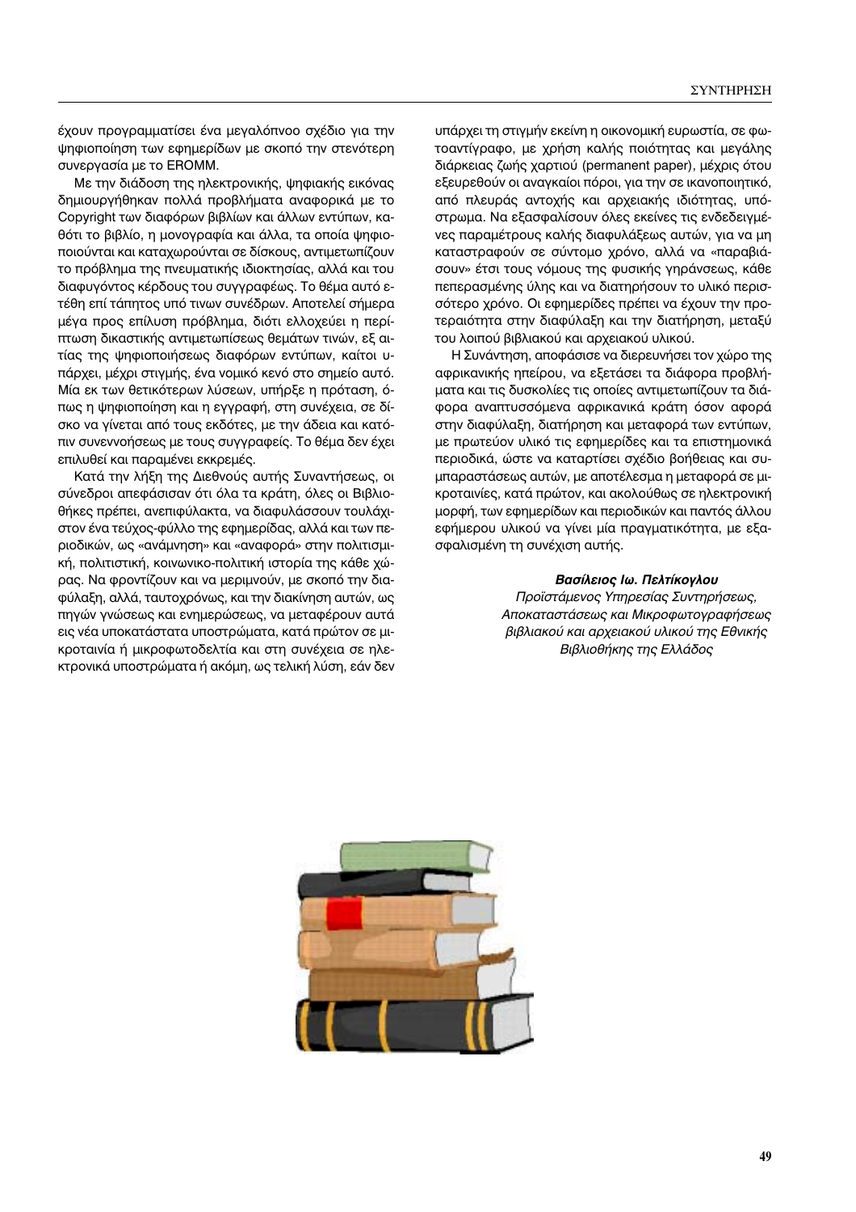έχουν προγραμματίσει ένα μεγαλόπνοο σχέδιο για την ψηφιοποίηση των εφημερίδων με σκοπό την στενότερη συνεργασία με το EROMM.

Με την διάδοση της ηλεκτρονικής, ψηφιακής εικόνας δημιουργήθηκαν πολλά προβλήματα αναφορικά με το Copyright των διαφόρων βιβλίων και άλλων εντύπων, καθότι το βιβλίο, η μονογραφία και άλλα, τα οποία ψηφιοποιούνται και καταχωρούνται σε δίσκους, αντιμετωπίζουν το πρόβλημα της πνευματικής ιδιοκτησίας, αλλά και του διαφυγόντος κέρδους του συγγραφέως. Το θέμα αυτό ετέθη επί τάπητος υπό τινων συνέδρων. Αποτελεί σήμερα μέγα προς επίλυση πρόβλημα, διότι ελλοχεύει η περίπτωση δικαστικής αντιμετωπίσεως θεμάτων τινών, εξ αιτίας της ψηφιοποιήσεως διαφόρων εντύπων, καίτοι υπάρχει, μέχρι στιγμής, ένα νομικό κενό στο σημείο αυτό. Μία εκ των θετικότερων λύσεων, υπήρξε η πρόταση, όπως η ψηφιοποίηση και η εγγραφή, στη συνέχεια, σε δίσκο να γίνεται από τους εκδότες, με την άδεια και κατόπιν συνεννοήσεως με τους συγγραφείς. Το θέμα δεν έχει επιλυθεί και παραμένει εκκρεμές.

Κατά την λήξη της Διεθνούς αυτής Συναντήσεως, οι σύνεδροι απεφάσισαν ότι όλα τα κράτη, όλες οι Βιβλιοθήκες πρέπει, ανεπιφύλακτα, να διαφυλάσσουν τουλάχιστον ένα τεύχος-φύλλο της εφημερίδας, αλλά και των περιοδικών, ως «ανάμνηση» και «αναφορά» στην πολιτισμική, πολιτιστική, κοινωνικο-πολιτική ιστορία της κάθε χώρας. Να φροντίζουν και να μεριμνούν, με σκοπό την διαφύλαξη, αλλά, ταυτοχρόνως, και την διακίνηση αυτών, ως πηγών γνώσεως και ενημερώσεως, να μεταφέρουν αυτά εις νέα υποκατάστατα υποστρώματα, κατά πρώτον σε μικροταινία ή μικροφωτοδελτία και στη συνέχεια σε ηλεκτρονικά υποστρώματα ή ακόμη, ως τελική λύση, εάν δεν υπάρχει τη στιγμήν εκείνη η οικονομική ευρωστία, σε φωτοαντίγραφο, με χρήση καλής ποιότητας και μεγάλης διάρκειας ζωής χαρτιού (permanent paper), μέχρις ότου εξευρεθούν οι αναγκαίοι πόροι, για την σε ικανοποιητικό, από πλευράς αντοχής και αρχειακής ιδιότητας, υπόστρωμα. Να εξασφαλίσουν όλες εκείνες τις ενδεδειγμένες παραμέτρους καλής διαφυλάξεως αυτών, για να μη καταστραφούν σε σύντομο χρόνο, αλλά να «παραβιάσουν» έτσι τους νόμους της φυσικής γηράνσεως, κάθε πεπερασμένης ύλης και να διατηρήσουν το υλικό περισσότερο χρόνο. Οι εφημερίδες πρέπει να έχουν την προτεραιότητα στην διαφύλαξη και την διατήρηση, μεταξύ του λοιπού βιβλιακού και αρχειακού υλικού.

Η Συνάντηση, αποφάσισε να διερευνήσει τον χώρο της αφρικανικής ηπείρου, να εξετάσει τα διάφορα προβλήματα και τις δυσκολίες τις οποίες αντιμετωπίζουν τα διάφορα αναπτυσσόμενα αφρικανικά κράτη όσον αφορά στην διαφύλαξη, διατήρηση και μεταφορά των εντύπων, με πρωτεύον υλικό τις εφημερίδες και τα επιστημονικά περιοδικά, ώστε να καταρτίσει σχέδιο βοήθειας και συμπαραστάσεως αυτών, με αποτέλεσμα η μεταφορά σε μικροταινίες, κατά πρώτον, και ακολούθως σε ηλεκτρονική μορφή, των εφημερίδων και περιοδικών και παντός άλλου εφήμερου υλικού να γίνει μία πραγματικότητα, με εξασφαλισμένη τη συνέχιση αυτής.

***Βασίλειος Ιω. Πελτίκογλου***
*Προϊστάμενος Υπηρεσίας Συντηρήσεως, Αποκαταστάσεως και Μικροφωτογραφήσεως βιβλιακού και αρχειακού υλικού της Εθνικής Βιβλιοθήκης της Ελλάδος*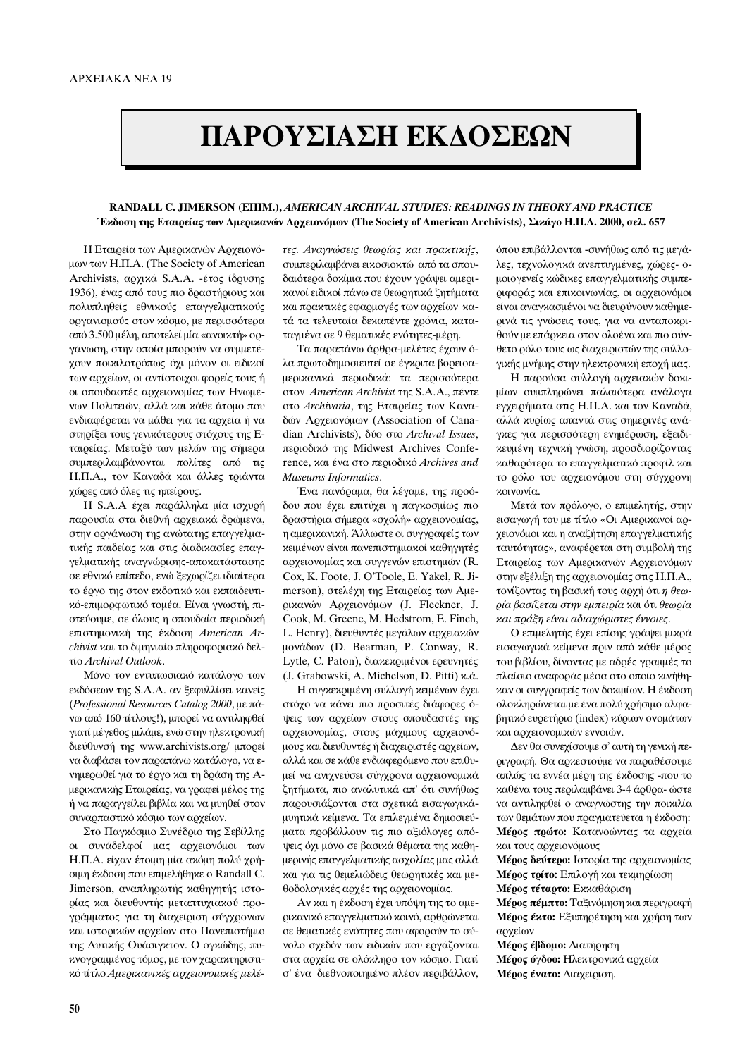# ΠΑΡΟΥΣΙΑΣΗ ΕΚΔΟΣΕΩΝ

**RANDALL C. JIMERSON (ΕΠΙΜ.), *AMERICAN ARCHIVAL STUDIES: READINGS IN THEORY AND PRACTICE***
**Έκδοση της Εταιρείας των Αμερικανών Αρχειονόμων (The Society of American Archivists), Σικάγο Η.Π.Α. 2000, σελ. 657**

Η Εταιρεία των Αμερικανών Αρχειονόμων των Η.Π.Α. (The Society of American Archivists, αρχικά S.A.A. -έτος ίδρυσης 1936), ένας από τους πιο δραστήριους και πολυπληθείς εθνικούς επαγγελματικούς οργανισμούς στον κόσμο, με περισσότερα από 3.500 μέλη, αποτελεί μία «ανοικτή» οργάνωση, στην οποία μπορούν να συμμετέχουν ποικιλοτρόπως όχι μόνον οι ειδικοί των αρχείων, οι αντίστοιχοι φορείς τους ή οι σπουδαστές αρχειονομίας των Ηνωμένων Πολιτειών, αλλά και κάθε άτομο που ενδιαφέρεται να μάθει για τα αρχεία ή να στηρίξει τους γενικότερους στόχους της Εταιρείας. Μεταξύ των μελών της σήμερα συμπεριλαμβάνονται πολίτες από τις Η.Π.Α., τον Καναδά και άλλες τριάντα χώρες από όλες τις ηπείρους.

Η S.A.A έχει παράλληλα μία ισχυρή παρουσία στα διεθνή αρχειακά δρώμενα, στην οργάνωση της ανώτατης επαγγελματικής παιδείας και στις διαδικασίες επαγγελματικής αναγνώρισης-αποκατάστασης σε εθνικό επίπεδο, ενώ ξεχωρίζει ιδιαίτερα το έργο της στον εκδοτικό και εκπαιδευτικό-επιμορφωτικό τομέα. Είναι γνωστή, πιστεύουμε, σε όλους η σπουδαία περιοδική επιστημονική της έκδοση *American Archivist* και το διμηνιαίο πληροφοριακό δελτίο *Archival Outlook*.

Μόνο τον εντυπωσιακό κατάλογο των εκδόσεων της S.A.A. αν ξεφυλλίσει κανείς (*Professional Resources Catalog 2000*, με πάνω από 160 τίτλους!), μπορεί να αντιληφθεί γιατί μέγεθος μιλάμε, ενώ στην ηλεκτρονική διεύθυνσή της www.archivists.org/ μπορεί να διαβάσει τον παραπάνω κατάλογο, να ενημερωθεί για το έργο και τη δράση της Αμερικανικής Εταιρείας, να γραφεί μέλος της ή να παραγγείλει βιβλία και να μυηθεί στον συναρπαστικό κόσμο των αρχείων.

Στο Παγκόσμιο Συνέδριο της Σεβίλλης οι συνάδελφοί μας αρχειονόμοι των Η.Π.Α. είχαν έτοιμη μία ακόμη πολύ χρήσιμη έκδοση που επιμελήθηκε ο Randall C. Jimerson, αναπληρωτής καθηγητής ιστορίας και διευθυντής μεταπτυχιακού προγράμματος για τη διαχείριση σύγχρονων και ιστορικών αρχείων στο Πανεπιστήμιο της Δυτικής Ουάσιγκτον. Ο ογκώδης, πυκνογραμμένος τόμος, με τον χαρακτηριστικό τίτλο *Αμερικανικές αρχειονομικές μελέτες. Αναγνώσεις θεωρίας και πρακτικής*, συμπεριλαμβάνει εικοσιοκτώ από τα σπουδαιότερα δοκίμια που έχουν γράψει αμερικανοί ειδικοί πάνω σε θεωρητικά ζητήματα και πρακτικές εφαρμογές των αρχείων κατά τα τελευταία δεκαπέντε χρόνια, καταταγμένα σε 9 θεματικές ενότητες-μέρη.

Τα παραπάνω άρθρα-μελέτες έχουν όλα πρωτοδημοσιευτεί σε έγκριτα βορειοαμερικανικά περιοδικά: τα περισσότερα στον *American Archivist* της S.A.A., πέντε στο *Archivaria*, της Εταιρείας των Καναδών Αρχειονόμων (Association of Canadian Archivists), δύο στο *Archival Issues*, περιοδικό της Midwest Archives Conference, και ένα στο περιοδικό *Archives and Museums Informatics*.

Ένα πανόραμα, θα λέγαμε, της προόδου που έχει επιτύχει η παγκοσμίως πιο δραστήρια σήμερα «σχολή» αρχειονομίας, η αμερικανική. Άλλωστε οι συγγραφείς των κειμένων είναι πανεπιστημιακοί καθηγητές αρχειονομίας και συγγενών επιστημών (R. Cox, K. Foote, J. O'Toole, E. Yakel, R. Jimerson), στελέχη της Εταιρείας των Αμερικανών Αρχειονόμων (J. Fleckner, J. Cook, M. Greene, M. Hedstrom, E. Finch, L. Henry), διευθυντές μεγάλων αρχειακών μονάδων (D. Bearman, P. Conway, R. Lytle, C. Paton), διακεκριμένοι ερευνητές (J. Grabowski, A. Michelson, D. Pitti) κ.ά.

Η συγκεκριμένη συλλογή κειμένων έχει στόχο να κάνει πιο προσιτές διάφορες όψεις των αρχείων στους σπουδαστές της αρχειονομίας, στους μάχιμους αρχειονόμους και διευθυντές ή διαχειριστές αρχείων, αλλά και σε κάθε ενδιαφερόμενο που επιθυμεί να ανιχνεύσει σύγχρονα αρχειονομικά ζητήματα, πιο αναλυτικά απ' ότι συνήθως παρουσιάζονται στα σχετικά εισαγωγικάμυητικά κείμενα. Τα επιλεγμένα δημοσιεύματα προβάλλουν τις πιο αξιόλογες απόψεις όχι μόνο σε βασικά θέματα της καθημερινής επαγγελματικής ασχολίας μας αλλά και για τις θεμελιώδεις θεωρητικές και μεθοδολογικές αρχές της αρχειονομίας.

Αν και η έκδοση έχει υπόψη της το αμερικανικό επαγγελματικό κοινό, αρθρώνεται σε θεματικές ενότητες που αφορούν το σύνολο σχεδόν των ειδικών που εργάζονται στα αρχεία σε ολόκληρο τον κόσμο. Γιατί σ' ένα διεθνοποιημένο πλέον περιβάλλον, όπου επιβάλλονται -συνήθως από τις μεγάλες, τεχνολογικά ανεπτυγμένες, χώρες- ομοιογενείς κώδικες επαγγελματικής συμπεριφοράς και επικοινωνίας, οι αρχειονόμοι είναι αναγκασμένοι να διευρύνουν καθημερινά τις γνώσεις τους, για να ανταποκριθούν με επάρκεια στον ολοένα και πιο σύνθετο ρόλο τους ως διαχειριστών της συλλογικής μνήμης στην ηλεκτρονική εποχή μας.

Η παρούσα συλλογή αρχειακών δοκιμίων συμπληρώνει παλαιότερα ανάλογα εγχειρήματα στις Η.Π.Α. και τον Καναδά, αλλά κυρίως απαντά στις σημερινές ανάγκες για περισσότερη ενημέρωση, εξειδικευμένη τεχνική γνώση, προσδιορίζοντας καθαρότερα το επαγγελματικό προφίλ και το ρόλο του αρχειονόμου στη σύγχρονη κοινωνία.

Μετά τον πρόλογο, ο επιμελητής, στην εισαγωγή του με τίτλο «Οι Αμερικανοί αρχειονόμοι και η αναζήτηση επαγγελματικής ταυτότητας», αναφέρεται στη συμβολή της Εταιρείας των Αμερικανών Αρχειονόμων στην εξέλιξη της αρχειονομίας στις Η.Π.Α., τονίζοντας τη βασική τους αρχή ότι *η θεωρία βασίζεται στην εμπειρία* και ότι *θεωρία και πράξη είναι αδιαχώριστες έννοιες*.

Ο επιμελητής έχει επίσης γράψει μικρά εισαγωγικά κείμενα πριν από κάθε μέρος του βιβλίου, δίνοντας με αδρές γραμμές το πλαίσιο αναφοράς μέσα στο οποίο κινήθηκαν οι συγγραφείς των δοκιμίων. Η έκδοση ολοκληρώνεται με ένα πολύ χρήσιμο αλφαβητικό ευρετήριο (index) κύριων ονομάτων και αρχειονομικών εννοιών.

Δεν θα συνεχίσουμε σ' αυτή τη γενική περιγραφή. Θα αρκεστούμε να παραθέσουμε απλώς τα εννέα μέρη της έκδοσης -που το καθένα τους περιλαμβάνει 3-4 άρθρα- ώστε να αντιληφθεί ο αναγνώστης την ποικιλία των θεμάτων που πραγματεύεται η έκδοση:

**Μέρος πρώτο:** Κατανοώντας τα αρχεία και τους αρχειονόμους
**Μέρος δεύτερο:** Ιστορία της αρχειονομίας
**Μέρος τρίτο:** Επιλογή και τεκμηρίωση
**Μέρος τέταρτο:** Εκκαθάριση
**Μέρος πέμπτο:** Ταξινόμηση και περιγραφή
**Μέρος έκτο:** Εξυπηρέτηση και χρήση των αρχείων
**Μέρος έβδομο:** Διατήρηση
**Μέρος όγδοο:** Ηλεκτρονικά αρχεία
**Μέρος ένατο:** Διαχείριση.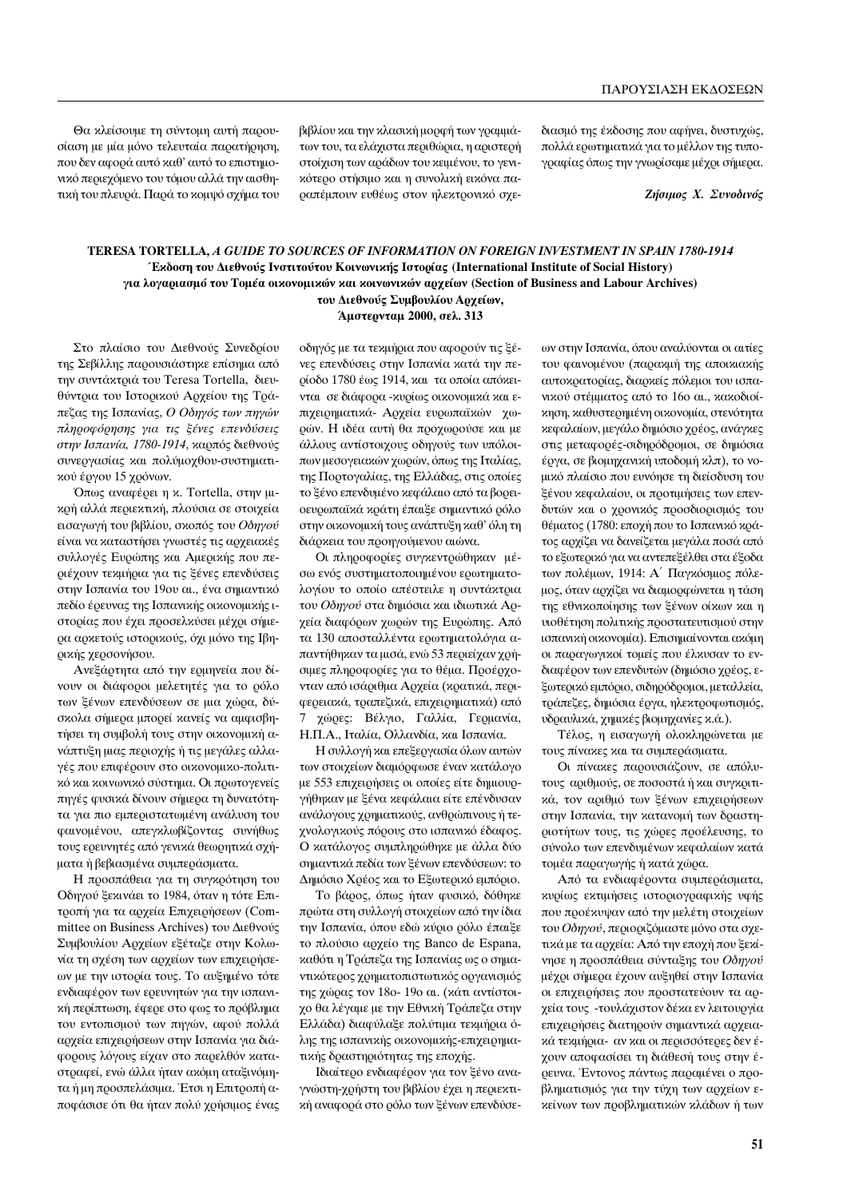Θα κλείσουμε τη σύντομη αυτή παρουσίαση με μία μόνο τελευταία παρατήρηση, που δεν αφορά αυτό καθ' αυτό το επιστημονικό περιεχόμενο του τόμου αλλά την αισθητική του πλευρά. Παρά το κομψό σχήμα του βιβλίου και την κλασική μορφή των γραμμάτων του, τα ελάχιστα περιθώρια, η αριστερή στοίχιση των αράδων του κειμένου, το γενικότερο στήσιμο και η συνολική εικόνα παραπέμπουν ευθέως στον ηλεκτρονικό σχεδιασμό της έκδοσης που αφήνει, δυστυχώς, πολλά ερωτηματικά για το μέλλον της τυπογραφίας όπως την γνωρίσαμε μέχρι σήμερα.

***Ζήσιμος Χ. Συνοδινός***

**TERESA TORTELLA, *A GUIDE TO SOURCES OF INFORMATION ON FOREIGN INVESTMENT IN SPAIN 1780-1914***
**Έκδοση του Διεθνούς Ινστιτούτου Κοινωνικής Ιστορίας (International Institute of Social History) για λογαριασμό του Τομέα οικονομικών και κοινωνικών αρχείων (Section of Business and Labour Archives) του Διεθνούς Συμβουλίου Αρχείων, Άμστερνταμ 2000, σελ. 313**

Στο πλαίσιο του Διεθνούς Συνεδρίου της Σεβίλλης παρουσιάστηκε επίσημα από την συντάκτριά του Teresa Tortella, διευθύντρια του Ιστορικού Αρχείου της Τράπεζας της Ισπανίας, *Ο Οδηγός των πηγών πληροφόρησης για τις ξένες επενδύσεις στην Ισπανία, 1780-1914*, καρπός διεθνούς συνεργασίας και πολύμοχθου-συστηματικού έργου 15 χρόνων.

Όπως αναφέρει η κ. Tortella, στην μικρή αλλά περιεκτική, πλούσια σε στοιχεία εισαγωγή του βιβλίου, σκοπός του *Οδηγού* είναι να καταστήσει γνωστές τις αρχειακές συλλογές Ευρώπης και Αμερικής που περιέχουν τεκμήρια για τις ξένες επενδύσεις στην Ισπανία του 19ου αι., ένα σημαντικό πεδίο έρευνας της Ισπανικής οικονομικής ιστορίας που έχει προσελκύσει μέχρι σήμερα αρκετούς ιστορικούς, όχι μόνο της Ιβηρικής χερσονήσου.

Ανεξάρτητα από την ερμηνεία που δίνουν οι διάφοροι μελετητές για το ρόλο των ξένων επενδύσεων σε μια χώρα, δύσκολα σήμερα μπορεί κανείς να αμφισβητήσει τη συμβολή τους στην οικονομική ανάπτυξη μιας περιοχής ή τις μεγάλες αλλαγές που επιφέρουν στο οικονομικο-πολιτικό και κοινωνικό σύστημα. Οι πρωτογενείς πηγές φυσικά δίνουν σήμερα τη δυνατότητα για πιο εμπεριστατωμένη ανάλυση του φαινομένου, απεγκλωβίζοντας συνήθως τους ερευνητές από γενικά θεωρητικά σχήματα ή βεβιασμένα συμπεράσματα.

Η προσπάθεια για τη συγκρότηση του Οδηγού ξεκινάει το 1984, όταν η τότε Επιτροπή για τα αρχεία Επιχειρήσεων (Committee on Business Archives) του Διεθνούς Συμβουλίου Αρχείων εξέταζε στην Κολωνία τη σχέση των αρχείων των επιχειρήσεων με την ιστορία τους. Το αυξημένο τότε ενδιαφέρον των ερευνητών για την ισπανική περίπτωση, έφερε στο φως το πρόβλημα του εντοπισμού των πηγών, αφού πολλά αρχεία επιχειρήσεων στην Ισπανία για διάφορους λόγους είχαν στο παρελθόν καταστραφεί, ενώ άλλα ήταν ακόμη αταξινόμητα ή μη προσπελάσιμα. Έτσι η Επιτροπή αποφάσισε ότι θα ήταν πολύ χρήσιμος ένας οδηγός με τα τεκμήρια που αφορούν τις ξένες επενδύσεις στην Ισπανία κατά την περίοδο 1780 έως 1914, και τα οποία απόκεινται σε διάφορα -κυρίως οικονομικά και επιχειρηματικά- Αρχεία ευρωπαϊκών χωρών. Η ιδέα αυτή θα προχωρούσε και με άλλους αντίστοιχους οδηγούς των υπόλοιπων μεσογειακών χωρών, όπως της Ιταλίας, της Πορτογαλίας, της Ελλάδας, στις οποίες το ξένο επενδυμένο κεφάλαιο από τα βορειοευρωπαϊκά κράτη έπαιξε σημαντικό ρόλο στην οικονομική τους ανάπτυξη καθ' όλη τη διάρκεια του προηγούμενου αιώνα.

Οι πληροφορίες συγκεντρώθηκαν μέσω ενός συστηματοποιημένου ερωτηματολογίου το οποίο απέστειλε η συντάκτρια του *Οδηγού* στα δημόσια και ιδιωτικά Αρχεία διαφόρων χωρών της Ευρώπης. Από τα 130 αποσταλλέντα ερωτηματολόγια απαντήθηκαν τα μισά, ενώ 53 περιείχαν χρήσιμες πληροφορίες για το θέμα. Προέρχονταν από ισάριθμα Αρχεία (κρατικά, περιφερειακά, τραπεζικά, επιχειρηματικά) από 7 χώρες: Βέλγιο, Γαλλία, Γερμανία, Η.Π.Α., Ιταλία, Ολλανδία, και Ισπανία.

Η συλλογή και επεξεργασία όλων αυτών των στοιχείων διαμόρφωσε έναν κατάλογο με 553 επιχειρήσεις οι οποίες είτε δημιουργήθηκαν με ξένα κεφάλαια είτε επένδυσαν ανάλογους χρηματικούς, ανθρώπινους ή τεχνολογικούς πόρους στο ισπανικό έδαφος. Ο κατάλογος συμπληρώθηκε με άλλα δύο σημαντικά πεδία των ξένων επενδύσεων: το Δημόσιο Χρέος και το Εξωτερικό εμπόριο.

Το βάρος, όπως ήταν φυσικό, δόθηκε πρώτα στη συλλογή στοιχείων από την ίδια την Ισπανία, όπου εδώ κύριο ρόλο έπαιξε το πλούσιο αρχείο της Banco de Espana, καθότι η Τράπεζα της Ισπανίας ως ο σημαντικότερος χρηματοπιστωτικός οργανισμός της χώρας τον 18ο- 19ο αι. (κάτι αντίστοιχο θα λέγαμε με την Εθνική Τράπεζα στην Ελλάδα) διαφύλαξε πολύτιμα τεκμήρια όλης της ισπανικής οικονομικής-επιχειρηματικής δραστηριότητας της εποχής.

Ιδιαίτερο ενδιαφέρον για τον ξένο αναγνώστη-χρήστη του βιβλίου έχει η περιεκτική αναφορά στο ρόλο των ξένων επενδύσεων στην Ισπανία, όπου αναλύονται οι αιτίες του φαινομένου (παρακμή της αποικιακής αυτοκρατορίας, διαρκείς πόλεμοι του ισπανικού στέμματος από το 16ο αι., κακοδιοίκηση, καθυστερημένη οικονομία, στενότητα κεφαλαίων, μεγάλο δημόσιο χρέος, ανάγκες στις μεταφορές-σιδηρόδρομοι, σε δημόσια έργα, σε βιομηχανική υποδομή κλπ), το νομικό πλαίσιο που ευνόησε τη διείσδυση του ξένου κεφαλαίου, οι προτιμήσεις των επενδυτών και ο χρονικός προσδιορισμός του θέματος (1780: εποχή που το Ισπανικό κράτος αρχίζει να δανείζεται μεγάλα ποσά από το εξωτερικό για να αντεπεξέλθει στα έξοδα των πολέμων, 1914: Α΄ Παγκόσμιος πόλεμος, όταν αρχίζει να διαμορφώνεται η τάση της εθνικοποίησης των ξένων οίκων και η υιοθέτηση πολιτικής προστατευτισμού στην ισπανική οικονομία). Επισημαίνονται ακόμη οι παραγωγικοί τομείς που έλκυσαν το ενδιαφέρον των επενδυτών (δημόσιο χρέος, εξωτερικό εμπόριο, σιδηρόδρομοι, μεταλλεία, τράπεζες, δημόσια έργα, ηλεκτροφωτισμός, υδραυλικά, χημικές βιομηχανίες κ.ά.).

Τέλος, η εισαγωγή ολοκληρώνεται με τους πίνακες και τα συμπεράσματα.

Οι πίνακες παρουσιάζουν, σε απόλυτους αριθμούς, σε ποσοστά ή και συγκριτικά, τον αριθμό των ξένων επιχειρήσεων στην Ισπανία, την κατανομή των δραστηριοτήτων τους, τις χώρες προέλευσης, το σύνολο των επενδυμένων κεφαλαίων κατά τομέα παραγωγής ή κατά χώρα.

Από τα ενδιαφέροντα συμπεράσματα, κυρίως εκτιμήσεις ιστοριογραφικής υφής που προέκυψαν από την μελέτη στοιχείων του *Οδηγού*, περιοριζόμαστε μόνο στα σχετικά με τα αρχεία: Από την εποχή που ξεκίνησε η προσπάθεια σύνταξης του *Οδηγού* μέχρι σήμερα έχουν αυξηθεί στην Ισπανία οι επιχειρήσεις που προστατεύουν τα αρχεία τους -τουλάχιστον δέκα εν λειτουργία επιχειρήσεις διατηρούν σημαντικά αρχειακά τεκμήρια- αν και οι περισσότερες δεν έχουν αποφασίσει τη διάθεσή τους στην έρευνα. Έντονος πάντως παραμένει ο προβληματισμός για την τύχη των αρχείων εκείνων των προβληματικών κλάδων ή των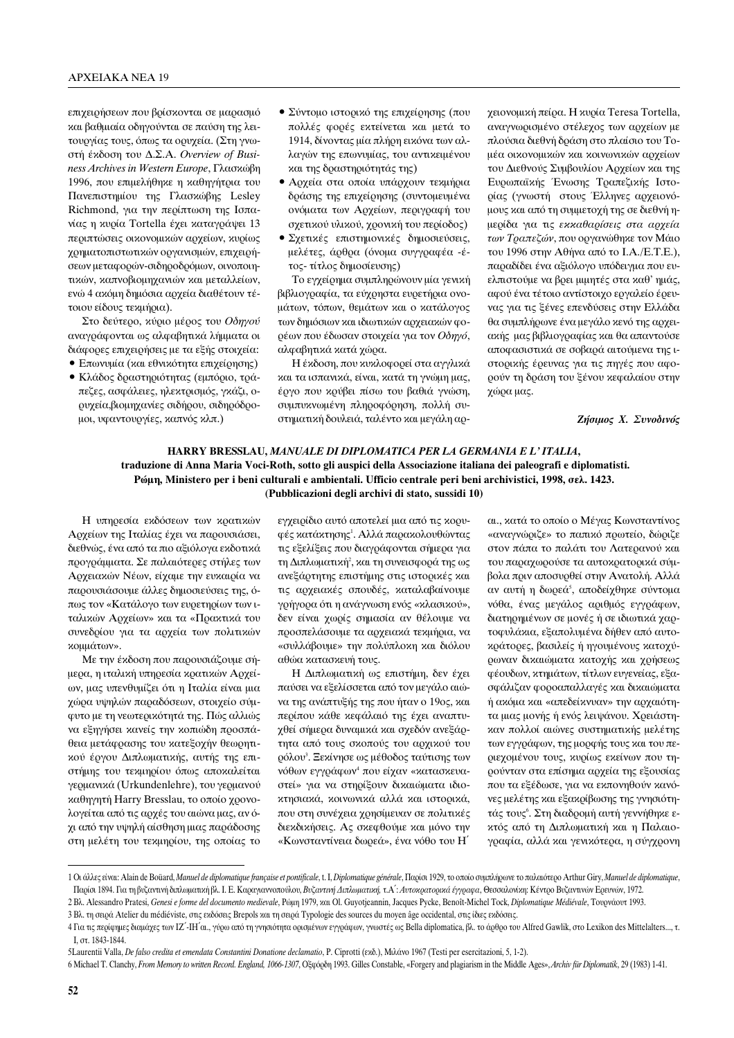επιχειρήσεων που βρίσκονται σε μαρασμό και βαθμιαία οδηγούνται σε παύση της λειτουργίας τους, όπως τα ορυχεία. (Στη γνωστή έκδοση του Δ.Σ.Α. *Overview of Business Archives in Western Europe*, Γλασκώβη 1996, που επιμελήθηκε η καθηγήτρια του Πανεπιστημίου της Γλασκώβης Lesley Richmond, για την περίπτωση της Ισπανίας η κυρία Tortella έχει καταγράψει 13 περιπτώσεις οικονομικών αρχείων, κυρίως χρηματοπιστωτικών οργανισμών, επιχειρήσεων μεταφορών-σιδηροδρόμων, οινοποιητικών, καπνοβιομηχανιών και μεταλλείων, ενώ 4 ακόμη δημόσια αρχεία διαθέτουν τέτοιου είδους τεκμήρια).

Στο δεύτερο, κύριο μέρος του *Οδηγού* αναγράφονται ως αλφαβητικά λήμματα οι διάφορες επιχειρήσεις με τα εξής στοιχεία:

- Επωνυμία (και εθνικότητα επιχείρησης)
- Κλάδος δραστηριότητας (εμπόριο, τράπεζες, ασφάλειες, ηλεκτρισμός, γκάζι, ορυχεία,βιομηχανίες σιδήρου, σιδηρόδρομοι, υφαντουργίες, καπνός κλπ.)
- Σύντομο ιστορικό της επιχείρησης (που πολλές φορές εκτείνεται και μετά το 1914, δίνοντας μία πλήρη εικόνα των αλλαγών της επωνυμίας, του αντικειμένου και της δραστηριότητάς της)
- Αρχεία στα οποία υπάρχουν τεκμήρια δράσης της επιχείρησης (συντομευμένα ονόματα των Αρχείων, περιγραφή του σχετικού υλικού, χρονική του περίοδος)
- Σχετικές επιστημονικές δημοσιεύσεις, μελέτες, άρθρα (όνομα συγγραφέα -έτος- τίτλος δημοσίευσης)

Το εγχείρημα συμπληρώνουν μία γενική βιβλιογραφία, τα εύχρηστα ευρετήρια ονομάτων, τόπων, θεμάτων και ο κατάλογος των δημόσιων και ιδιωτικών αρχειακών φορέων που έδωσαν στοιχεία για τον *Οδηγό*, αλφαβητικά κατά χώρα.

Η έκδοση, που κυκλοφορεί στα αγγλικά και τα ισπανικά, είναι, κατά τη γνώμη μας, έργο που κρύβει πίσω του βαθιά γνώση, συμπυκνωμένη πληροφόρηση, πολλή συστηματική δουλειά, ταλέντο και μεγάλη αρχειονομική πείρα. Η κυρία Teresa Tortella, αναγνωρισμένο στέλεχος των αρχείων με πλούσια διεθνή δράση στο πλαίσιο του Τομέα οικονομικών και κοινωνικών αρχείων του Διεθνούς Συμβουλίου Αρχείων και της Ευρωπαϊκής Ένωσης Τραπεζικής Ιστορίας (γνωστή στους Έλληνες αρχειονόμους και από τη συμμετοχή της σε διεθνή ημερίδα για τις *εκκαθαρίσεις στα αρχεία των Τραπεζών*, που οργανώθηκε τον Μάιο του 1996 στην Αθήνα από το Ι.Α./Ε.Τ.Ε.), παραδίδει ένα αξιόλογο υπόδειγμα που ευελπιστούμε να βρει μιμητές στα καθ' ημάς, αφού ένα τέτοιο αντίστοιχο εργαλείο έρευνας για τις ξένες επενδύσεις στην Ελλάδα θα συμπλήρωνε ένα μεγάλο κενό της αρχειακής μας βιβλιογραφίας και θα απαντούσε αποφασιστικά σε σοβαρά αιτούμενα της ιστορικής έρευνας για τις πηγές που αφορούν τη δράση του ξένου κεφαλαίου στην χώρα μας.

***Ζήσιμος Χ. Συνοδινός***

## HARRY BRESSLAU, *MANUALE DI DIPLOMATICA PER LA GERMANIA E L' ITALIA*, traduzione di Anna Maria Voci-Roth, sotto gli auspici della Associazione italiana dei paleografi e diplomatisti. Ρώμη, Ministero per i beni culturali e ambientali. Ufficio centrale peri beni archivistici, 1998, σελ. 1423. (Pubblicazioni degli archivi di stato, sussidi 10)

Η υπηρεσία εκδόσεων των κρατικών Αρχείων της Ιταλίας έχει να παρουσιάσει, διεθνώς, ένα από τα πιο αξιόλογα εκδοτικά προγράμματα. Σε παλαιότερες στήλες των Αρχειακών Νέων, είχαμε την ευκαιρία να παρουσιάσουμε άλλες δημοσιεύσεις της, όπως τον «Κατάλογο των ευρετηρίων των ιταλικών Αρχείων» και τα «Πρακτικά του συνεδρίου για τα αρχεία των πολιτικών κομμάτων».

Με την έκδοση που παρουσιάζουμε σήμερα, η ιταλική υπηρεσία κρατικών Αρχείων, μας υπενθυμίζει ότι η Ιταλία είναι μια χώρα υψηλών παραδόσεων, στοιχείο σύμφυτο με τη νεωτερικότητά της. Πώς αλλιώς να εξηγήσει κανείς την κοπιώδη προσπάθεια μετάφρασης του κατεξοχήν θεωρητικού έργου Διπλωματικής, αυτής της επιστήμης του τεκμηρίου όπως αποκαλείται γερμανικά (Urkundenlehre), του γερμανού καθηγητή Harry Bresslau, το οποίο χρονολογείται από τις αρχές του αιώνα μας, αν όχι από την υψηλή αίσθηση μιας παράδοσης στη μελέτη του τεκμηρίου, της οποίας το εγχειρίδιο αυτό αποτελεί μια από τις κορυφές κατάκτησης[1]. Αλλά παρακολουθώντας τις εξελίξεις που διαγράφονται σήμερα για τη Διπλωματική[2], και τη συνεισφορά της ως ανεξάρτητης επιστήμης στις ιστορικές και τις αρχειακές σπουδές, καταλαβαίνουμε γρήγορα ότι η ανάγνωση ενός «κλασικού», δεν είναι χωρίς σημασία αν θέλουμε να προσπελάσουμε τα αρχειακά τεκμήρια, να «συλλάβουμε» την πολύπλοκη και διόλου αθώα κατασκευή τους.

Η Διπλωματική ως επιστήμη, δεν έχει παύσει να εξελίσσεται από τον μεγάλο αιώνα της ανάπτυξής της που ήταν ο 19ος, και περίπου κάθε κεφάλαιό της έχει αναπτυχθεί σήμερα δυναμικά και σχεδόν ανεξάρτητα από τους σκοπούς του αρχικού του ρόλου[3]. Ξεκίνησε ως μέθοδος ταύτισης των νόθων εγγράφων[4] που είχαν «κατασκευαστεί» για να στηρίξουν δικαιώματα ιδιοκτησιακά, κοινωνικά αλλά και ιστορικά, που στη συνέχεια χρησίμευαν σε πολιτικές διεκδικήσεις. Ας σκεφθούμε και μόνο την «Κωνσταντίνεια δωρεά», ένα νόθο του Η΄ αι., κατά το οποίο ο Μέγας Κωνσταντίνος «αναγνώριζε» το παπικό πρωτείο, δώριζε στον πάπα το παλάτι του Λατερανού και του παραχωρούσε τα αυτοκρατορικά σύμβολα πριν αποσυρθεί στην Ανατολή. Αλλά αν αυτή η δωρεά[5], αποδείχθηκε σύντομα νόθα, ένας μεγάλος αριθμός εγγράφων, διατηρημένων σε μονές ή σε ιδιωτικά χαρτοφυλάκια, εξαπολυμένα δήθεν από αυτοκράτορες, βασιλείς ή ηγουμένους κατοχύρωναν δικαιώματα κατοχής και χρήσεως φέουδων, κτημάτων, τίτλων ευγενείας, εξασφάλιζαν φοροαπαλλαγές και δικαιώματα ή ακόμα και «απεδείκνυαν» την αρχαιότητα μιας μονής ή ενός λειψάνου. Χρειάστηκαν πολλοί αιώνες συστηματικής μελέτης των εγγράφων, της μορφής τους και του περιεχομένου τους, κυρίως εκείνων που τηρούνταν στα επίσημα αρχεία της εξουσίας που τα εξέδωσε, για να εκπονηθούν κανόνες μελέτης και εξακρίβωσης της γνησιότητάς τους[6]. Στη διαδρομή αυτή γεννήθηκε εκτός από τη Διπλωματική και η Παλαιογραφία, αλλά και γενικότερα, η σύγχρονη

---

1 Οι άλλες είναι: Alain de Boüard, *Manuel de diplomatique française et pontificale*, t. I, *Diplomatique générale*, Παρίσι 1929, το οποίο συμπλήρωνε το παλαιότερο Arthur Giry, *Manuel de diplomatique*, Παρίσι 1894. Για τη βυζαντινή διπλωματική βλ. Ι. Ε. Καραγιαννοπούλου, *Βυζαντινή Διπλωματική*, τ.Α΄: *Αυτοκρατορικά έγγραφα*, Θεσσαλονίκη: Κέντρο Βυζαντινών Ερευνών, 1972.

2 Βλ. Alessandro Pratesi, *Genesi e forme del documento medievale*, Ρώμη 1979, και Ol. Guyotjeannin, Jacques Pycke, Benoît-Michel Tock, *Diplomatique Médiévale*, Τουρνάουτ 1993.

3 Βλ. τη σειρά Atelier du médiéviste, στις εκδόσεις Brepols και τη σειρά Typologie des sources du moyen âge occidental, στις ίδιες εκδόσεις.

4 Για τις περίφημες διαμάχες των ΙΖ΄-ΙΗ΄αι., γύρω από τη γνησιότητα ορισμένων εγγράφων, γνωστές ως Bella diplomatica, βλ. το άρθρο του Alfred Gawlik, στο Lexikon des Mittelalters..., τ. I, στ. 1843-1844.

5 Laurentii Valla, *De falso credita et emendata Constantini Donatione declamatio*, P. Ciprotti (εκδ.), Μιλάνο 1967 (Testi per esercitazioni, 5, 1-2).

6 Michael T. Clanchy, *From Memory to written Record. England, 1066-1307*, Οξφόρδη 1993. Gilles Constable, «Forgery and plagiarism in the Middle Ages», *Archiv für Diplomatik*, 29 (1983) 1-41.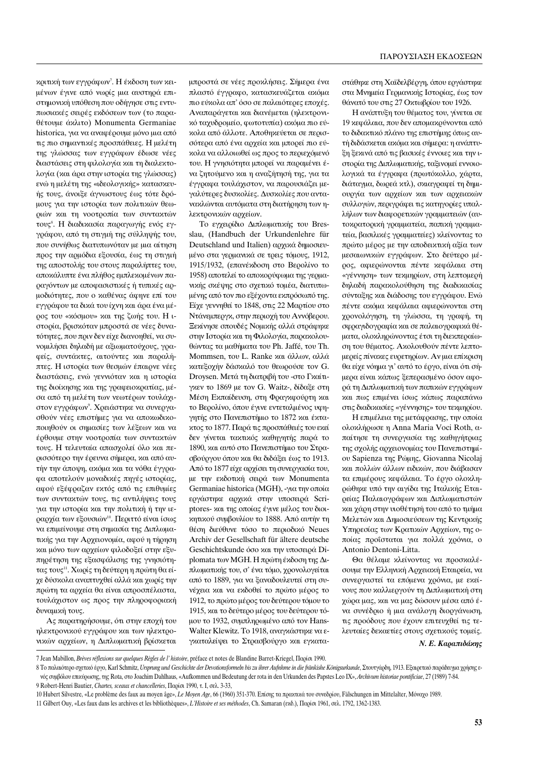κριτική των εγγράφων[7]. Η έκδοση των κειμένων έγινε από νωρίς μια αυστηρά επιστημονική υπόθεση που οδήγησε στις εντυπωσιακές σειρές εκδόσεων των (το παραθέτουμε άκλιτο) Monumenta Germaniae historica, για να αναφέρουμε μόνο μια από τις πιο σημαντικές προσπάθειες. Η μελέτη της γλώσσας των εγγράφων έδωσε νέες διαστάσεις στη φιλολογία και τη διαλεκτολογία (και άρα στην ιστορία της γλώσσας) ενώ η μελέτη της «ιδεολογικής» κατασκευής τους, άνοιξε άγνωστους έως τότε δρόμους για την ιστορία των πολιτικών θεωριών και τη νοοτροπία των συντακτών τους[8]. Η διαδικασία παραγωγής ενός εγγράφου, από τη στιγμή της σύλληψής του, που συνήθως διατυπωνόταν με μια αίτηση προς την αρμόδια εξουσία, έως τη στιγμή της αποστολής του στους παραλήπτες του, αποκάλυπτε ένα πλήθος εμπλεκομένων παραγόντων με αποφασιστικές ή τυπικές αρμοδιότητες, που ο καθένας άφηνε επί του εγγράφου τα δικά του ίχνη και άρα ένα μέρος του «κόσμου» και της ζωής του. Η ιστορία, βρισκόταν μπροστά σε νέες δυνατότητες, που πριν δεν είχε διανοηθεί, να συνομιλήσει δηλαδή με αξιωματούχους, γραφείς, συντάκτες, αιτούντες και παραλήπτες. Η ιστορία των θεσμών έπαιρνε νέες διαστάσεις, ενώ γεννιόταν και η ιστορία της διοίκησης και της γραφειοκρατίας, μέσα από τη μελέτη των νεωτέρων τουλάχιστον εγγράφων[9]. Χρειάστηκε να συνεργασθούν νέες επιστήμες για να αποκωδικοποιηθούν οι σημασίες των λέξεων και να έρθουμε στην νοοτροπία των συντακτών τους. Η τελευταία απασχολεί όλο και περισσότερο την έρευνα σήμερα, και από αυτήν την άποψη, ακόμα και τα νόθα έγγραφα αποτελούν μοναδικές πηγές ιστορίας, αφού εξέφραζαν εκτός από τις επιθυμίες των συντακτών τους, τις αντιλήψεις τους για την ιστορία και την πολιτική ή την ιεραρχία των εξουσιών[10]. Περιττό είναι ίσως να επιμείνουμε στη σημασία της Διπλωματικής για την Αρχειονομία, αφού η τήρηση και μόνο των αρχείων φιλοδοξεί στην εξυπηρέτηση της εξασφάλισης της γνησιότητας τους[11]. Χωρίς τη δεύτερη η πρώτη θα είχε δύσκολα αναπτυχθεί αλλά και χωρίς την πρώτη τα αρχεία θα είναι απροσπέλαστα, τουλάχιστον ως προς την πληροφοριακή δυναμική τους.

Ας παρατηρήσουμε, ότι στην εποχή του ηλεκτρονικού εγγράφου και των ηλεκτρονικών αρχείων, η Διπλωματική βρίσκεται μπροστά σε νέες προκλήσεις. Σήμερα ένα πλαστό έγγραφο, κατασκευάζεται ακόμα πιο εύκολα απ' όσο σε παλαιότερες εποχές. Αναπαράγεται και διανέμεται (ηλεκτρονικό ταχυδρομείο, φωτοτυπία) ακόμα πιο εύκολα από άλλοτε. Αποθηκεύεται σε περισσότερα από ένα αρχεία και μπορεί πιο εύκολα να αλλοιωθεί ως προς το περιεχόμενό του. Η γνησιότητα μπορεί να παραμένει ένα ζητούμενο και η αναζήτησή της, για τα έγγραφα τουλάχιστον, να παρουσιάζει μεγαλύτερες δυσκολίες. Δυσκολίες που αντανακλώνται αυτόματα στη διατήρηση των ηλεκτρονικών αρχείων.

Το εγχειρίδιο Διπλωματικής του Bresslau, (Handbuch der Urkundenlehre für Deutschland und Italien) αρχικά δημοσιευμένο στα γερμανικά σε τρεις τόμους, 1912, 1915/1932, (επανέκδοση στο Βερολίνο το 1958) αποτελεί το αποκορύφωμα της γερμανικής σκέψης στο σχετικό τομέα, διατυπωμένης από τον πιο εξέχοντα εκπρόσωπό της. Είχε γεννηθεί το 1848, στις 22 Μαρτίου στο Ντάνεμπεργκ, στην περιοχή του Αννόβερου. Ξεκίνησε σπουδές Νομικής αλλά στράφηκε στην Ιστορία και τη Φιλολογία, παρακολουθώντας τα μαθήματα του Ph. Jaffé, του Th. Mommsen, του L. Ranke και άλλων, αλλά κατεξοχήν δάσκαλό του θεωρούσε τον G. Droysen. Μετά τη διατριβή του -στο Γκαίτιγκεν το 1869 με τον G. Waitz-, δίδαξε στη Μέση Εκπαίδευση, στη Φραγκφούρτη και το Βερολίνο, όπου έγινε εντεταλμένος υφηγητής στο Πανεπιστήμιο το 1872 και έκτακτος το 1877. Παρά τις προσπάθειές του εκεί δεν γίνεται τακτικός καθηγητής παρά το 1890, και αυτό στο Πανεπιστήμιο του Στρασβούργου όπου και θα διδάξει έως το 1913. Από το 1877 είχε αρχίσει τη συνεργασία του, με την εκδοτική σειρά των Monumenta Germaniae historica (MGH), -για την οποία εργάστηκε αρχικά στην υποσειρά Scriptores- και της οποίας έγινε μέλος του διοικητικού συμβουλίου το 1888. Από αυτήν τη θέση διεύθυνε τόσο το περιοδικό Neues Archiv der Gesellschaft für ältere deutsche Geschichtskunde όσο και την υποσειρά Diplomata των MGH. Η πρώτη έκδοση της Διπλωματικής του, σ' ένα τόμο, χρονολογείται από το 1889, για να ξαναδουλευτεί στη συνέχεια και να εκδοθεί το πρώτο μέρος το 1912, το πρώτο μέρος του δεύτερου τόμου το 1915, και το δεύτερο μέρος του δεύτερου τόμου το 1932, συμπληρωμένο από τον Hans-Walter Klewitz. Το 1918, αναγκάστηκε να εγκαταλείψει το Στρασβούργο και εγκατα-στάθηκε στη Χαϊδελβέργη, όπου εργάστηκε στα Μνημεία Γερμανικής Ιστορίας, έως τον θάνατό του στις 27 Οκτωβρίου του 1926.

Η ανάπτυξη του θέματος του, γίνεται σε 19 κεφάλαια, που δεν απομακρύνονται από το διδακτικό πλάνο της επιστήμης όπως αυτή διδάσκεται ακόμα και σήμερα: η ανάπτυξη ξεκινά από τις βασικές έννοιες και την ιστορία της Διπλωματικής, ταξινομεί εννοιολογικά τα έγγραφα (πρωτόκολλο, χάρτα, διάταγμα, δωρεά κτλ), σκιαγραφεί τη δημιουργία των αρχείων και των αρχειακών συλλογών, περιγράφει τις κατηγορίες υπαλλήλων των διαφορετικών γραμματειών (αυτοκρατορική γραμματεία, παπική γραμματεία, βασιλικές γραμματείες) κλείνοντας το πρώτο μέρος με την αποδεικτική αξία των μεσαιωνικών εγγράφων. Στο δεύτερο μέρος, αφιερώνονται πέντε κεφάλαια στη «γέννηση» των τεκμηρίων, στη λεπτομερή δηλαδή παρακολούθηση της διαδικασίας σύνταξης και διάδοσης του εγγράφου. Ενώ πέντε ακόμα κεφάλαια αφιερώνονται στη χρονολόγηση, τη γλώσσα, τη γραφή, τη σφραγιδογραφία και σε παλαιογραφικά θέματα, ολοκληρώνοντας έτσι τη διεκπεραίωση του θέματος. Ακολουθούν πέντε λεπτομερείς πίνακες ευρετηρίων. Αν μια επίκριση θα είχε νόημα γι' αυτό το έργο, είναι ότι σήμερα είναι κάπως ξεπερασμένο όσον αφορά τη Διπλωματική των παπικών εγγράφων και πως επιμένει ίσως κάπως παραπάνω στις διαδικασίες «γέννησης» του τεκμηρίου.

Η επιμέλεια της μετάφρασης, την οποία ολοκλήρωσε η Anna Maria Voci Roth, απαίτησε τη συνεργασία της καθηγήτριας της σχολής αρχειονομίας του Πανεπιστημίου Sapienza της Ρώμης, Giovanna Nicolaj και πολλών άλλων ειδικών, που διάβασαν τα επιμέρους κεφάλαια. Το έργο ολοκληρώθηκε υπό την αιγίδα της Ιταλικής Εταιρείας Παλαιογράφων και Διπλωματιστών και χάρη στην υιοθέτησή του από το τμήμα Μελετών και Δημοσιεύσεων της Κεντρικής Υπηρεσίας των Κρατικών Αρχείων, της οποίας προΐσταται για πολλά χρόνια, ο Antonio Dentoni-Litta.

Θα θέλαμε κλείνοντας να προσκαλέσουμε την Ελληνική Αρχειακή Εταιρεία, να συνεργαστεί τα επόμενα χρόνια, με εκείνους που καλλιεργούν τη Διπλωματική στη χώρα μας, και να μας δώσουν μέσα από ένα συνέδριο ή μια ανάλογη διοργάνωση, τις προόδους που έχουν επιτευχθεί τις τελευταίες δεκαετίες στους σχετικούς τομείς.

***Ν. Ε. Καραπιδάκης***

---

7 Jean Mabillon, *Brèves réflexions sur quelques Règles de l' histoire*, préface et notes de Blandine Barret-Kriegel, Παρίσι 1990.

8 Το παλαιότερο σχετικό έργο, Karl Schmitz, *Ursprung und Geschichte der Devotionsformeln bis zu ihrer Aufnahme in die fränkishe Königsurkunde*, Στουτγάρδη, 1913. Εξαιρετικό παράδειγμα χρήσης ενός συμβόλου επικύρωσης, της Rota, στο Joachim Dahlhaus, «Aufkommen und Bedeutung der rota in den Urkunden des Papstes Leo IX», *Archivum historiae pontificiae*, 27 (1989) 7-84.

9 Robert-Henri Bautier, *Chartes, sceaux et chancelleries*, Παρίσι 1990, τ. Ι, σελ. 3-33,

10 Hubert Silvestre, «Le problème des faux au moyen âge», *Le Moyen Age*, 66 (1960) 351-370. Επίσης τα πρακτικά του συνεδρίου, Fälschungen im Mittelalter, Μόναχο 1989.

11 Gilbert Ouy, «Les faux dans les archives et les bibliothèques», *L'Histoire et ses méthodes*, Ch. Samaran (εκδ.), Παρίσι 1961, σελ. 1792, 1362-1383.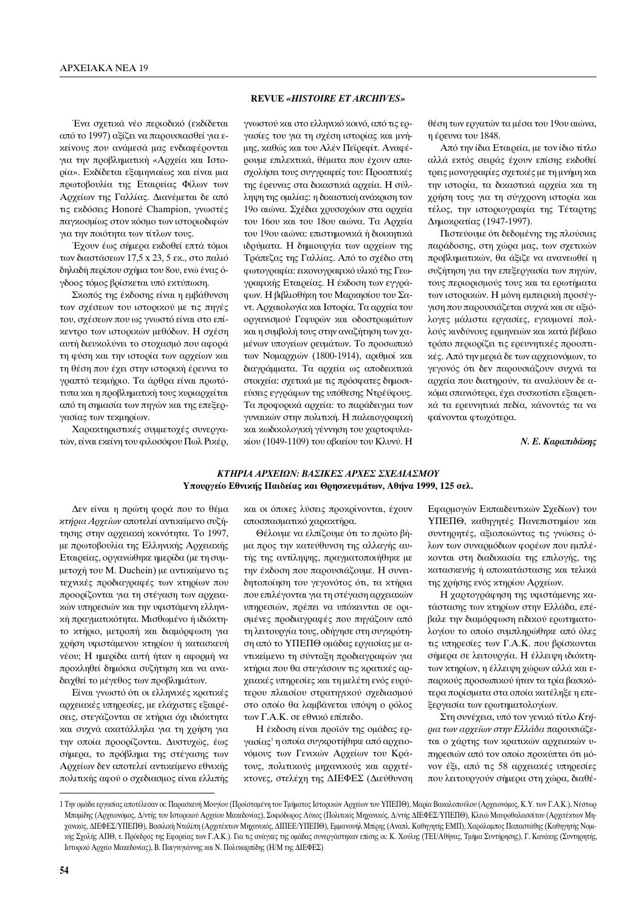## REVUE «*HISTOIRE ET ARCHIVES*»

Ένα σχετικά νέο περιοδικό (εκδίδεται από το 1997) αξίζει να παρουσιασθεί για εκείνους που ανάμεσά μας ενδιαφέρονται για την προβληματική «Αρχεία και Ιστορία». Εκδίδεται εξαμηνιαίως και είναι μια πρωτοβουλία της Εταιρείας Φίλων των Αρχείων της Γαλλίας. Διανέμεται δε από τις εκδόσεις Honoré Champion, γνωστές παγκοσμίως στον κόσμο των ιστοριοδιφών για την ποιότητα των τίτλων τους.

Έχουν έως σήμερα εκδοθεί επτά τόμοι των διαστάσεων 17,5 x 23, 5 εκ., στο παλιό δηλαδή περίπου σχήμα του 8ου, ενώ ένας όγδοος τόμος βρίσκεται υπό εκτύπωση.

Σκοπός της έκδοσης είναι η εμβάθυνση των σχέσεων του ιστορικού με τις πηγές του, σχέσεων που ως γνωστό είναι στο επίκεντρο των ιστορικών μεθόδων. Η σχέση αυτή διευκολύνει το στοχασμό που αφορά τη φύση και την ιστορία των αρχείων και τη θέση που έχει στην ιστορική έρευνα το γραπτό τεκμήριο. Τα άρθρα είναι πρωτότυπα και η προβληματική τους κυριαρχείται από τη σημασία των πηγών και της επεξεργασίας των τεκμηρίων.

Χαρακτηριστικές συμμετοχές συνεργατών, είναι εκείνη του φιλοσόφου Πωλ Ρικέρ, γνωστού και στο ελληνικό κοινό, από τις εργασίες του για τη σχέση ιστορίας και μνήμης, καθώς και του Αλέν Πεϊρεφίτ. Αναφέρουμε επιλεκτικά, θέματα που έχουν απασχολήσει τους συγγραφείς του: Προοπτικές της έρευνας στα δικαστικά αρχεία. Η σύλληψη της ομιλίας: η δικαστική ανάκριση τον 19ο αιώνα. Σχέδια χρυσοχόων στα αρχεία του 16ου και του 18ου αιώνα. Τα Αρχεία του 19ου αιώνα: επιστημονικά ή διοικητικά ιδρύματα. Η δημιουργία των αρχείων της Τράπεζας της Γαλλίας. Από το σχέδιο στη φωτογραφία: εικονογραφικό υλικό της Γεωγραφικής Εταιρείας. Η έκδοση των εγγράφων. Η βιβλιοθήκη του Μαρκησίου του Σαντ. Αρχαιολογία και Ιστορία. Τα αρχεία του οργανισμού Γεφυρών και οδοστρωμάτων και η συμβολή τους στην αναζήτηση των χαμένων υπογείων ρευμάτων. Το προσωπικό των Νομαρχιών (1800-1914), αριθμοί και διαγράμματα. Τα αρχεία ως αποδεικτικά στοιχεία: σχετικά με τις πρόσφατες δημοσιεύσεις εγγράφων της υπόθεσης Ντρέϋφους. Τα προφορικά αρχεία: το παράδειγμα των γυναικών στην πολιτική. Η παλαιογραφική και κωδικολογική γέννηση του χαρτοφυλακίου (1049-1109) του αβαείου του Κλυνύ. Η θέση των εργατών τα μέσα του 19ου αιώνα, η έρευνα του 1848.

Από την ίδια Εταιρεία, με τον ίδιο τίτλο αλλά εκτός σειράς έχουν επίσης εκδοθεί τρεις μονογραφίες σχετικές με τη μνήμη και την ιστορία, τα δικαστικά αρχεία και τη χρήση τους για τη σύγχρονη ιστορία και τέλος, την ιστοριογραφία της Τέταρτης Δημοκρατίας (1947-1997).

Πιστεύουμε ότι δεδομένης της πλούσιας παράδοσης, στη χώρα μας, των σχετικών προβληματικών, θα άξιζε να ανανεωθεί η συζήτηση για την επεξεργασία των πηγών, τους περιορισμούς τους και τα ερωτήματα των ιστορικών. Η μόνη εμπειρική προσέγγιση που παρουσιάζεται συχνά και σε αξιόλογες μάλιστα εργασίες, εγκυμονεί πολλούς κινδύνους ερμηνειών και κατά βέβαιο τρόπο περιορίζει τις ερευνητικές προοπτικές. Από την μεριά δε των αρχειονόμων, το γεγονός ότι δεν παρουσιάζουν συχνά τα αρχεία που διατηρούν, τα αναλύουν δε ακόμα σπανιότερα, έχει συσκοτίσει εξαιρετικά τα ερευνητικά πεδία, κάνοντάς τα να φαίνονται φτωχότερα.

***Ν. Ε. Καραπιδάκης***

## *ΚΤΗΡΙΑ ΑΡΧΕΙΩΝ: ΒΑΣΙΚΕΣ ΑΡΧΕΣ ΣΧΕΔΙΑΣΜΟΥ*
**Υπουργείο Εθνικής Παιδείας και Θρησκευμάτων, Αθήνα 1999, 125 σελ.**

Δεν είναι η πρώτη φορά που το θέμα *κτήρια Αρχείων* αποτελεί αντικείμενο συζήτησης στην αρχειακή κοινότητα. Το 1997, με πρωτοβουλία της Ελληνικής Αρχειακής Εταιρείας, οργανώθηκε ημερίδα (με τη συμμετοχή του M. Duchein) με αντικείμενο τις τεχνικές προδιαγραφές των κτηρίων που προορίζονται για τη στέγαση των αρχειακών υπηρεσιών και την υφιστάμενη ελληνική πραγματικότητα. Μισθωμένο ή ιδιόκτητο κτήριο, μετροπή και διαμόρφωση για χρήση υφιστάμενου κτηρίου ή κατασκευή νέου; Η ημερίδα αυτή ήταν η αφορμή να προκληθεί δημόσια συζήτηση και να αναδειχθεί το μέγεθος των προβλημάτων.

Είναι γνωστό ότι οι ελληνικές κρατικές αρχειακές υπηρεσίες, με ελάχιστες εξαιρέσεις, στεγάζονται σε κτήρια όχι ιδιόκτητα και συχνά ακατάλληλα για τη χρήση για την οποία προορίζονται. Δυστυχώς, έως σήμερα, το πρόβλημα της στέγασης των Αρχείων δεν αποτελεί αντικείμενο εθνικής πολιτικής αφού ο σχεδιασμός είναι ελλιπής και οι όποιες λύσεις προκρίνονται, έχουν αποσπασματικό χαρακτήρα.

Θέλουμε να ελπίζουμε ότι το πρώτο βήμα προς την κατεύθυνση της αλλαγής αυτής της αντίληψης, πραγματοποιήθηκε με την έκδοση που παρουσιάζουμε. Η συνειδητοποίηση του γεγονότος ότι, τα κτήρια που επιλέγονται για τη στέγαση αρχειακών υπηρεσιών, πρέπει να υπόκεινται σε ορισμένες προδιαγραφές που πηγάζουν από τη λειτουργία τους, οδήγησε στη συγκρότηση από το ΥΠΕΠΘ ομάδας εργασίας με αντικείμενο τη σύνταξη προδιαγραφών για κτήρια που θα στεγάσουν τις κρατικές αρχειακές υπηρεσίες και τη μελέτη ενός ευρύτερου πλαισίου στρατηγικού σχεδιασμού στο οποίο θα λαμβάνεται υπόψη ο ρόλος των Γ.Α.Κ. σε εθνικό επίπεδο.

Η έκδοση είναι προϊόν της ομάδας εργασίας[1] η οποία συγκροτήθηκε από αρχειονόμους των Γενικών Αρχείων του Κράτους, πολιτικούς μηχανικούς και αρχιτέκτονες, στελέχη της ΔΙΕΦΕΣ (Διεύθυνση Εφαρμογών Εκπαιδευτικών Σχεδίων) του ΥΠΕΠΘ, καθηγητές Πανεπιστημίου και συντηρητές, αξιοποιώντας τις γνώσεις όλων των συναρμόδιων φορέων που εμπλέκονται στη διαδικασία της επιλογής, της κατασκευής ή αποκατάστασης και τελικά της χρήσης ενός κτηρίου Αρχείων.

Η χαρτογράφηση της υφιστάμενης κατάστασης των κτηρίων στην Ελλάδα, επέβαλε την διαμόρφωση ειδικού ερωτηματολογίου το οποίο συμπληρώθηκε από όλες τις υπηρεσίες των Γ.Α.Κ. που βρίσκονται σήμερα σε λειτουργία. Η έλλειψη ιδιόκτητων κτηρίων, η έλλειψη χώρων αλλά και επαρκούς προσωπικού ήταν τα τρία βασικότερα πορίσματα στα οποία κατέληξε η επεξεργασία των ερωτηματολογίων.

Στη συνέχεια, υπό τον γενικό τίτλο *Κτήρια των αρχείων στην Ελλάδα* παρουσιάζεται ο χάρτης των κρατικών αρχειακών υπηρεσιών από τον οποίο προκύπτει ότι μόνον έξι, από τις 58 αρχειακές υπηρεσίες που λειτουργούν σήμερα στη χώρα, διαθέ-

---

[1] Την ομάδα εργασίας αποτέλεσαν οι: Παρασκευή Μουγίου (Προϊσταμένη του Τμήματος Ιστορικών Αρχείων του ΥΠΕΠΘ), Μαρία Βακαλοπούλου (Αρχειονόμος, Κ.Υ. των Γ.Α.Κ.), Νέστωρ Μπαμίδης (Αρχειονόμος, Δ/ντής του Ιστορικού Αρχείου Μακεδονίας), Σοφιόδωρος Λύκος (Πολιτικός Μηχανικός, Δ/ντής ΔΙΕΦΕΣ/ΥΠΕΠΘ), Κλειώ Μαυροθαλασσίτου (Αρχιτέκτων Μηχανικός, ΔΙΕΦΕΣ/ΥΠΕΠΘ), Βασιλική Νταλίπη (Αρχιτέκτων Μηχανικός, ΔΙΠΕΕ/ΥΠΕΠΘ), Εμμανουήλ Μπίρης (Αναπλ. Καθηγητής ΕΜΠ), Χαράλαμπος Παπαστάθης (Καθηγητής Νομικής Σχολής ΑΠΘ, τ. Πρόεδρος της Εφορείας των Γ.Α.Κ.). Για τις ανάγκες της ομάδας συνεργάστηκαν επίσης οι: Κ. Χούλης (ΤΕΙ/Αθήνας, Τμήμα Συντήρησης), Γ. Κανάκης (Συντηρητής, Ιστορικό Αρχείο Μακεδονίας), Β. Παγγιγιάννης και Ν. Πολυκαρπίδης (Η/Μ της ΔΙΕΦΕΣ)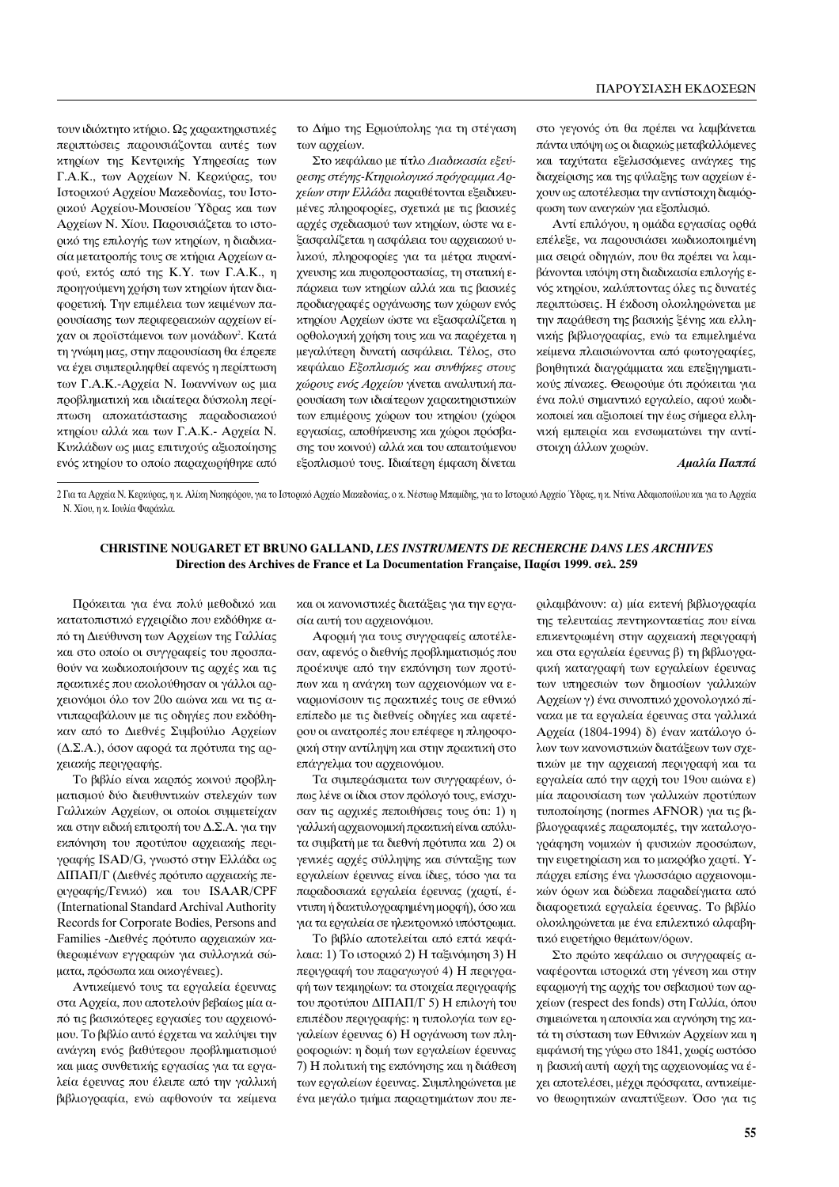τουν ιδιόκτητο κτήριο. Ως χαρακτηριστικές περιπτώσεις παρουσιάζονται αυτές των κτηρίων της Κεντρικής Υπηρεσίας των Γ.Α.Κ., των Αρχείων Ν. Κερκύρας, του Ιστορικού Αρχείου Μακεδονίας, του Ιστορικού Αρχείου-Μουσείου Ύδρας και των Αρχείων Ν. Χίου. Παρουσιάζεται το ιστορικό της επιλογής των κτηρίων, η διαδικασία μετατροπής τους σε κτήρια Αρχείων αφού, εκτός από της Κ.Υ. των Γ.Α.Κ., η προηγούμενη χρήση των κτηρίων ήταν διαφορετική. Την επιμέλεια των κειμένων παρουσίασης των περιφερειακών αρχείων είχαν οι προϊστάμενοι των μονάδων[2]. Κατά τη γνώμη μας, στην παρουσίαση θα έπρεπε να έχει συμπεριληφθεί αφενός η περίπτωση των Γ.Α.Κ.-Αρχεία Ν. Ιωαννίνων ως μια προβληματική και ιδιαίτερα δύσκολη περίπτωση αποκατάστασης παραδοσιακού κτηρίου αλλά και των Γ.Α.Κ.- Αρχεία Ν. Κυκλάδων ως μιας επιτυχούς αξιοποίησης ενός κτηρίου το οποίο παραχωρήθηκε από το Δήμο της Ερμούπολης για τη στέγαση των αρχείων.

Στο κεφάλαιο με τίτλο *Διαδικασία εξεύρεσης στέγης-Κτηριολογικό πρόγραμμα Αρχείων στην Ελλάδα* παραθέτονται εξειδικευμένες πληροφορίες, σχετικά με τις βασικές αρχές σχεδιασμού των κτηρίων, ώστε να εξασφαλίζεται η ασφάλεια του αρχειακού υλικού, πληροφορίες για τα μέτρα πυρανίχνευσης και πυροπροστασίας, τη στατική επάρκεια των κτηρίων αλλά και τις βασικές προδιαγραφές οργάνωσης των χώρων ενός κτηρίου Αρχείων ώστε να εξασφαλίζεται η ορθολογική χρήση τους και να παρέχεται η μεγαλύτερη δυνατή ασφάλεια. Τέλος, στο κεφάλαιο *Εξοπλισμός και συνθήκες στους χώρους ενός Αρχείου* γίνεται αναλυτική παρουσίαση των ιδιαίτερων χαρακτηριστικών των επιμέρους χώρων του κτηρίου (χώροι εργασίας, αποθήκευσης και χώροι πρόσβασης του κοινού) αλλά και του απαιτούμενου εξοπλισμού τους. Ιδιαίτερη έμφαση δίνεται στο γεγονός ότι θα πρέπει να λαμβάνεται πάντα υπόψη ως οι διαρκώς μεταβαλλόμενες και ταχύτατα εξελισσόμενες ανάγκες της διαχείρισης και της φύλαξης των αρχείων έχουν ως αποτέλεσμα την αντίστοιχη διαμόρφωση των αναγκών για εξοπλισμό.

Αντί επιλόγου, η ομάδα εργασίας ορθά επέλεξε, να παρουσιάσει κωδικοποιημένη μια σειρά οδηγιών, που θα πρέπει να λαμβάνονται υπόψη στη διαδικασία επιλογής ενός κτηρίου, καλύπτοντας όλες τις δυνατές περιπτώσεις. Η έκδοση ολοκληρώνεται με την παράθεση της βασικής ξένης και ελληνικής βιβλιογραφίας, ενώ τα επιμελημένα κείμενα πλαισιώνονται από φωτογραφίες, βοηθητικά διαγράμματα και επεξηγηματικούς πίνακες. Θεωρούμε ότι πρόκειται για ένα πολύ σημαντικό εργαλείο, αφού κωδικοποιεί και αξιοποιεί την έως σήμερα ελληνική εμπειρία και ενσωματώνει την αντίστοιχη άλλων χωρών.

***Αμαλία Παππά***

2 Για τα Αρχεία Ν. Κερκύρας, η κ. Αλίκη Νικηφόρου, για το Ιστορικό Αρχείο Μακεδονίας, ο κ. Νέστωρ Μπαμίδης, για το Ιστορικό Αρχείο Ύδρας, η κ. Ντίνα Αδαμοπούλου και για το Αρχεία Ν. Χίου, η κ. Ιουλία Φαράκλα.

**CHRISTINE NOUGARET ET BRUNO GALLAND, *LES INSTRUMENTS DE RECHERCHE DANS LES ARCHIVES***
**Direction des Archives de France et La Documentation Française, Παρίσι 1999. σελ. 259**

Πρόκειται για ένα πολύ μεθοδικό και κατατοπιστικό εγχειρίδιο που εκδόθηκε από τη Διεύθυνση των Αρχείων της Γαλλίας και στο οποίο οι συγγραφείς του προσπαθούν να κωδικοποιήσουν τις αρχές και τις πρακτικές που ακολούθησαν οι γάλλοι αρχειονόμοι όλο τον 20ο αιώνα και να τις αντιπαραβάλουν με τις οδηγίες που εκδόθηκαν από το Διεθνές Συμβούλιο Αρχείων (Δ.Σ.Α.), όσον αφορά τα πρότυπα της αρχειακής περιγραφής.

Το βιβλίο είναι καρπός κοινού προβληματισμού δύο διευθυντικών στελεχών των Γαλλικών Αρχείων, οι οποίοι συμμετείχαν και στην ειδική επιτροπή του Δ.Σ.Α. για την εκπόνηση του προτύπου αρχειακής περιγραφής ISAD/G, γνωστό στην Ελλάδα ως ΔΙΠΑΠ/Γ (Διεθνές πρότυπο αρχειακής περιγραφής/Γενικό) και του ISAAR/CPF (International Standard Archival Authority Records for Corporate Bodies, Persons and Families -Διεθνές πρότυπο αρχειακών καθιερωμένων εγγραφών για συλλογικά σώματα, πρόσωπα και οικογένειες).

Αντικείμενό τους τα εργαλεία έρευνας στα Αρχεία, που αποτελούν βεβαίως μία από τις βασικότερες εργασίες του αρχειονόμου. Το βιβλίο αυτό έρχεται να καλύψει την ανάγκη ενός βαθύτερου προβληματισμού και μιας συνθετικής εργασίας για τα εργαλεία έρευνας που έλειπε από την γαλλική βιβλιογραφία, ενώ αφθονούν τα κείμενα και οι κανονιστικές διατάξεις για την εργασία αυτή του αρχειονόμου.

Αφορμή για τους συγγραφείς αποτέλεσαν, αφενός ο διεθνής προβληματισμός που προέκυψε από την εκπόνηση των προτύπων και η ανάγκη των αρχειονόμων να εναρμονίσουν τις πρακτικές τους σε εθνικό επίπεδο με τις διεθνείς οδηγίες και αφετέρου οι ανατροπές που επέφερε η πληροφορική στην αντίληψη και στην πρακτική στο επάγγελμα του αρχειονόμου.

Τα συμπεράσματα των συγγραφέων, όπως λένε οι ίδιοι στον πρόλογό τους, ενίσχυσαν τις αρχικές πεποιθήσεις τους ότι: 1) η γαλλική αρχειονομική πρακτική είναι απόλυτα συμβατή με τα διεθνή πρότυπα και 2) οι γενικές αρχές σύλληψης και σύνταξης των εργαλείων έρευνας είναι ίδιες, τόσο για τα παραδοσιακά εργαλεία έρευνας (χαρτί, έντυπη ή δακτυλογραφημένη μορφή), όσο και για τα εργαλεία σε ηλεκτρονικό υπόστρωμα.

Το βιβλίο αποτελείται από επτά κεφάλαια: 1) Το ιστορικό 2) Η ταξινόμηση 3) Η περιγραφή του παραγωγού 4) Η περιγραφή των τεκμηρίων: τα στοιχεία περιγραφής του προτύπου ΔΙΠΑΠ/Γ 5) Η επιλογή του επιπέδου περιγραφής: η τυπολογία των εργαλείων έρευνας 6) Η οργάνωση των πληροφοριών: η δομή των εργαλείων έρευνας 7) Η πολιτική της εκπόνησης και η διάθεση των εργαλείων έρευνας. Συμπληρώνεται με ένα μεγάλο τμήμα παραρτημάτων που περιλαμβάνουν: α) μία εκτενή βιβλιογραφία της τελευταίας πεντηκονταετίας που είναι επικεντρωμένη στην αρχειακή περιγραφή και στα εργαλεία έρευνας β) τη βιβλιογραφική καταγραφή των εργαλείων έρευνας των υπηρεσιών των δημοσίων γαλλικών Αρχείων γ) ένα συνοπτικό χρονολογικό πίνακα με τα εργαλεία έρευνας στα γαλλικά Αρχεία (1804-1994) δ) έναν κατάλογο όλων των κανονιστικών διατάξεων των σχετικών με την αρχειακή περιγραφή και τα εργαλεία από την αρχή του 19ου αιώνα ε) μία παρουσίαση των γαλλικών προτύπων τυποποίησης (normes AFNOR) για τις βιβλιογραφικές παραπομπές, την καταλογογράφηση νομικών ή φυσικών προσώπων, την ευρετηρίαση και το μακρόβιο χαρτί. Υπάρχει επίσης ένα γλωσσάριο αρχειονομικών όρων και δώδεκα παραδείγματα από διαφορετικά εργαλεία έρευνας. Το βιβλίο ολοκληρώνεται με ένα επιλεκτικό αλφαβητικό ευρετήριο θεμάτων/όρων.

Στο πρώτο κεφάλαιο οι συγγραφείς αναφέρονται ιστορικά στη γένεση και στην εφαρμογή της αρχής του σεβασμού των αρχείων (respect des fonds) στη Γαλλία, όπου σημειώνεται η απουσία και αγνόηση της κατά τη σύσταση των Εθνικών Αρχείων και η εμφάνισή της γύρω στο 1841, χωρίς ωστόσο η βασική αυτή αρχή της αρχειονομίας να έχει αποτελέσει, μέχρι πρόσφατα, αντικείμενο θεωρητικών αναπτύξεων. Όσο για τις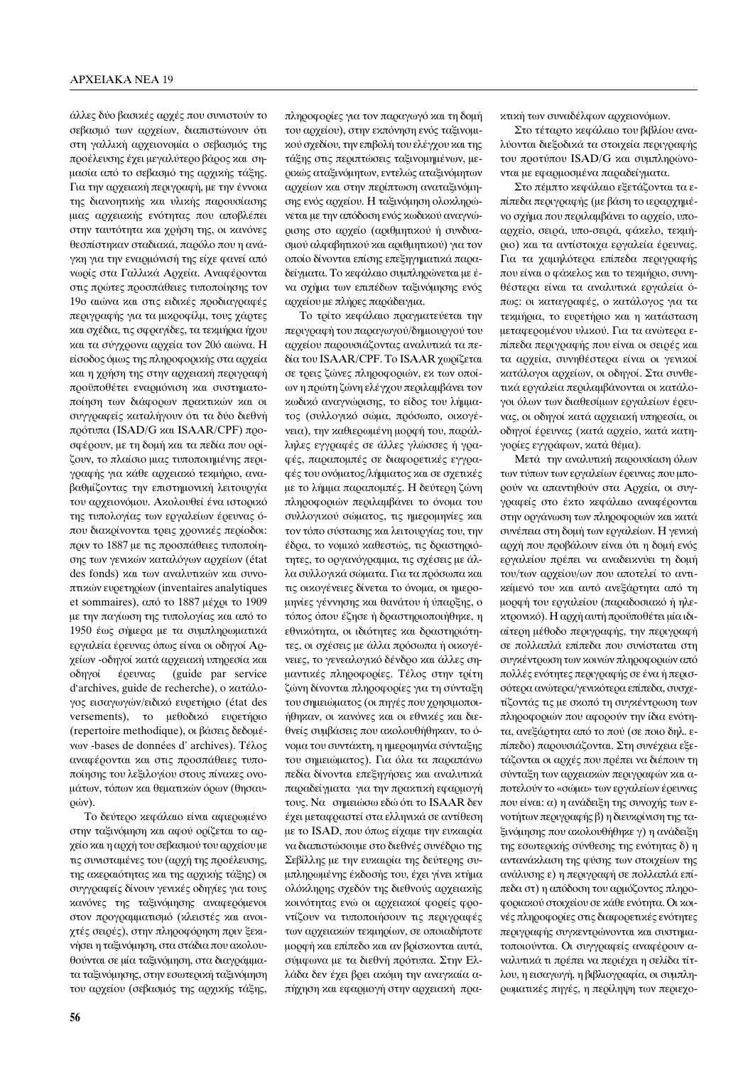άλλες δύο βασικές αρχές που συνιστούν το σεβασμό των αρχείων, διαπιστώνουν ότι στη γαλλική αρχειονομία ο σεβασμός της προέλευσης έχει μεγαλύτερο βάρος και σημασία από το σεβασμό της αρχικής τάξης. Για την αρχειακή περιγραφή, με την έννοια της διανοητικής και υλικής παρουσίασης μιας αρχειακής ενότητας που αποβλέπει στην ταυτότητα και χρήση της, οι κανόνες θεσπίστηκαν σταδιακά, παρόλο που η ανάγκη για την εναρμόνισή της είχε φανεί από νωρίς στα Γαλλικά Αρχεία. Αναφέρονται στις πρώτες προσπάθειες τυποποίησης του 19ο αιώνα και στις ειδικές προδιαγραφές περιγραφής για τα μικροφίλμ, τους χάρτες και σχέδια, τις σφραγίδες, τα τεκμήρια ήχου και τα σύγχρονα αρχεία του 20ό αιώνα. Η είσοδος όμως της πληροφορικής στα αρχεία και η χρήση της στην αρχειακή περιγραφή προϋποθέτει εναρμόνιση και συστηματοποίηση των διάφορων πρακτικών και οι συγγραφείς καταλήγουν ότι τα δύο διεθνή πρότυπα (ISAD/G και ISAAR/CPF) προσφέρουν, με τη δομή και τα πεδία που ορίζουν, το πλαίσιο μιας τυποποιημένης περιγραφής για κάθε αρχειακό τεκμήριο, αναβαθμίζοντας την επιστημονική λειτουργία του αρχειονόμου. Ακολουθεί ένα ιστορικό της τυπολογίας των εργαλείων έρευνας όπου διακρίνονται τρεις χρονικές περίοδοι: πριν το 1887 με τις προσπάθειες τυποποίησης των γενικών καταλόγων αρχείων (état des fonds) και των αναλυτικών και συνοπτικών ευρετηρίων (inventaires analytiques et sommaires), από το 1887 μέχρι το 1909 με την παγίωση της τυπολογίας και από το 1950 έως σήμερα με τα συμπληρωματικά εργαλεία έρευνας όπως είναι οι οδηγοί Αρχείων -οδηγοί κατά αρχειακή υπηρεσία και οδηγοί έρευνας (guide par service d'archives, guide de recherche), ο κατάλογος εισαγωγών/ειδικό ευρετήριο (état des versements), το μεθοδικό ευρετήριο (repertoire methodique), οι βάσεις δεδομένων -bases de données d' archives). Τέλος αναφέρονται και στις προσπάθειες τυποποίησης του λεξιλογίου στους πίνακες ονομάτων, τόπων και θεματικών όρων (θησαυρών).

Το δεύτερο κεφάλαιο είναι αφιερωμένο στην ταξινόμηση και αφού ορίζεται το αρχείο και η αρχή του σεβασμού του αρχείου με τις συνισταμένες του (αρχή της προέλευσης, της ακεραιότητας και της αρχικής τάξης) οι συγγραφείς δίνουν γενικές οδηγίες για τους κανόνες της ταξινόμησης αναφερόμενοι στον προγραμματισμό (κλειστές και ανοιχτές σειρές), στην πληροφόρηση πριν ξεκινήσει η ταξινόμηση, στα στάδια που ακολουθούνται σε μία ταξινόμηση, στα διαγράμματα ταξινόμησης, στην εσωτερική ταξινόμηση του αρχείου (σεβασμός της αρχικής τάξης, πληροφορίες για τον παραγωγό και τη δομή του αρχείου), στην εκπόνηση ενός ταξινομικού σχεδίου, την επιβολή του ελέγχου και της τάξης στις περιπτώσεις ταξινομημένων, μερικώς αταξινόμητων, εντελώς αταξινόμητων αρχείων και στην περίπτωση αναταξινόμησης ενός αρχείου. Η ταξινόμηση ολοκληρώνεται με την απόδοση ενός κωδικού αναγνώρισης στο αρχείο (αριθμητικού ή συνδυασμού αλφαβητικού και αριθμητικού) για τον οποίο δίνονται επίσης επεξηγηματικά παραδείγματα. Το κεφάλαιο συμπληρώνεται με ένα σχήμα των επιπέδων ταξινόμησης ενός αρχείου με πλήρες παράδειγμα.

Το τρίτο κεφάλαιο πραγματεύεται την περιγραφή του παραγωγού/δημιουργού του αρχείου παρουσιάζοντας αναλυτικά τα πεδία του ISAAR/CPF. Το ISAAR χωρίζεται σε τρεις ζώνες πληροφοριών, εκ των οποίων η πρώτη ζώνη ελέγχου περιλαμβάνει τον κωδικό αναγνώρισης, το είδος του λήμματος (συλλογικό σώμα, πρόσωπο, οικογένεια), την καθιερωμένη μορφή του, παράλληλες εγγραφές σε άλλες γλώσσες ή γραφές, παραπομπές σε διαφορετικές εγγραφές του ονόματος/λήμματος και σε σχετικές με το λήμμα παραπομπές. Η δεύτερη ζώνη πληροφοριών περιλαμβάνει το όνομα του συλλογικού σώματος, τις ημερομηνίες και τον τόπο σύστασης και λειτουργίας του, την έδρα, το νομικό καθεστώς, τις δραστηριότητες, το οργανόγραμμα, τις σχέσεις με άλλα συλλογικά σώματα. Για τα πρόσωπα και τις οικογένειες δίνεται το όνομα, οι ημερομηνίες γέννησης και θανάτου ή ύπαρξης, ο τόπος όπου έζησε ή δραστηριοποιήθηκε, η εθνικότητα, οι ιδιότητες και δραστηριότητες, οι σχέσεις με άλλα πρόσωπα ή οικογένειες, το γενεαλογικό δένδρο και άλλες σημαντικές πληροφορίες. Τέλος στην τρίτη ζώνη δίνονται πληροφορίες για τη σύνταξη του σημειώματος (οι πηγές που χρησιμοποιήθηκαν, οι κανόνες και οι εθνικές και διεθνείς συμβάσεις που ακολουθήθηκαν, το όνομα του συντάκτη, η ημερομηνία σύνταξης του σημειώματος). Για όλα τα παραπάνω πεδία δίνονται επεξηγήσεις και αναλυτικά παραδείγματα για την πρακτική εφαρμογή τους. Να σημειώσω εδώ ότι το ISAAR δεν έχει μεταφραστεί στα ελληνικά σε αντίθεση με το ISAD, που όπως είχαμε την ευκαιρία να διαπιστώσουμε στο διεθνές συνέδριο της Σεβίλλης με την ευκαιρία της δεύτερης συμπληρωμένης έκδοσής του, έχει γίνει κτήμα ολόκληρης σχεδόν της διεθνούς αρχειακής κοινότητας ενώ οι αρχειακοί φορείς φροντίζουν να τυποποιήσουν τις περιγραφές των αρχειακών τεκμηρίων, σε οποιαδήποτε μορφή και επίπεδο και αν βρίσκονται αυτά, σύμφωνα με τα διεθνή πρότυπα. Στην Ελλάδα δεν έχει βρει ακόμη την αναγκαία απήχηση και εφαρμογή στην αρχειακή πρακτική των συναδέλφων αρχειονόμων.

Στο τέταρτο κεφάλαιο του βιβλίου αναλύονται διεξοδικά τα στοιχεία περιγραφής του προτύπου ISAD/G και συμπληρώνονται με εφαρμοσμένα παραδείγματα.

Στο πέμπτο κεφάλαιο εξετάζονται τα επίπεδα περιγραφής (με βάση το ιεραρχημένο σχήμα που περιλαμβάνει το αρχείο, υποαρχείο, σειρά, υπο-σειρά, φάκελο, τεκμήριο) και τα αντίστοιχα εργαλεία έρευνας. Για τα χαμηλότερα επίπεδα περιγραφής που είναι ο φάκελος και το τεκμήριο, συνηθέστερα είναι τα αναλυτικά εργαλεία όπως: οι καταγραφές, ο κατάλογος για τα τεκμήρια, το ευρετήριο και η κατάσταση μεταφερομένου υλικού. Για τα ανώτερα επίπεδα περιγραφής που είναι οι σειρές και τα αρχεία, συνηθέστερα είναι οι γενικοί κατάλογοι αρχείων, οι οδηγοί. Στα συνθετικά εργαλεία περιλαμβάνονται οι κατάλογοι όλων των διαθεσίμων εργαλείων έρευνας, οι οδηγοί κατά αρχειακή υπηρεσία, οι οδηγοί έρευνας (κατά αρχείο, κατά κατηγορίες εγγράφων, κατά θέμα).

Μετά την αναλυτική παρουσίαση όλων των τύπων των εργαλείων έρευνας που μπορούν να απαντηθούν στα Αρχεία, οι συγγραφείς στο έκτο κεφάλαιο αναφέρονται στην οργάνωση των πληροφοριών και κατά συνέπεια στη δομή των εργαλείων. Η γενική αρχή που προβάλουν είναι ότι η δομή ενός εργαλείου πρέπει να αναδεικνύει τη δομή του/των αρχείου/ων που αποτελεί το αντικείμενό του και αυτό ανεξάρτητα από τη μορφή του εργαλείου (παραδοσιακό ή ηλεκτρονικό). Η αρχή αυτή προϋποθέτει μία ιδιαίτερη μέθοδο περιγραφής, την περιγραφή σε πολλαπλά επίπεδα που συνίσταται στη συγκέντρωση των κοινών πληροφοριών από πολλές ενότητες περιγραφής σε ένα ή περισσότερα ανώτερα/γενικότερα επίπεδα, συσχετίζοντάς τις με σκοπό τη συγκέντρωση των πληροφοριών που αφορούν την ίδια ενότητα, ανεξάρτητα από το πού (σε ποιο δηλ. επίπεδο) παρουσιάζονται. Στη συνέχεια εξετάζονται οι αρχές που πρέπει να διέπουν τη σύνταξη των αρχειακών περιγραφών και αποτελούν το «σώμα» των εργαλείων έρευνας που είναι: α) η ανάδειξη της συνοχής των ενοτήτων περιγραφής β) η διευκρίνιση της ταξινόμησης που ακολουθήθηκε γ) η ανάδειξη της εσωτερικής σύνθεσης της ενότητας δ) η αντανάκλαση της φύσης των στοιχείων της ανάλυσης ε) η περιγραφή σε πολλαπλά επίπεδα στ) η απόδοση του αρμόζοντος πληροφοριακού στοιχείου σε κάθε ενότητα. Οι κοινές πληροφορίες στις διαφορετικές ενότητες περιγραφής συγκεντρώνονται και συστηματοποιούνται. Οι συγγραφείς αναφέρουν αναλυτικά τι πρέπει να περιέχει η σελίδα τίτλου, η εισαγωγή, η βιβλιογραφία, οι συμπληρωματικές πηγές, η περίληψη των περιεχο-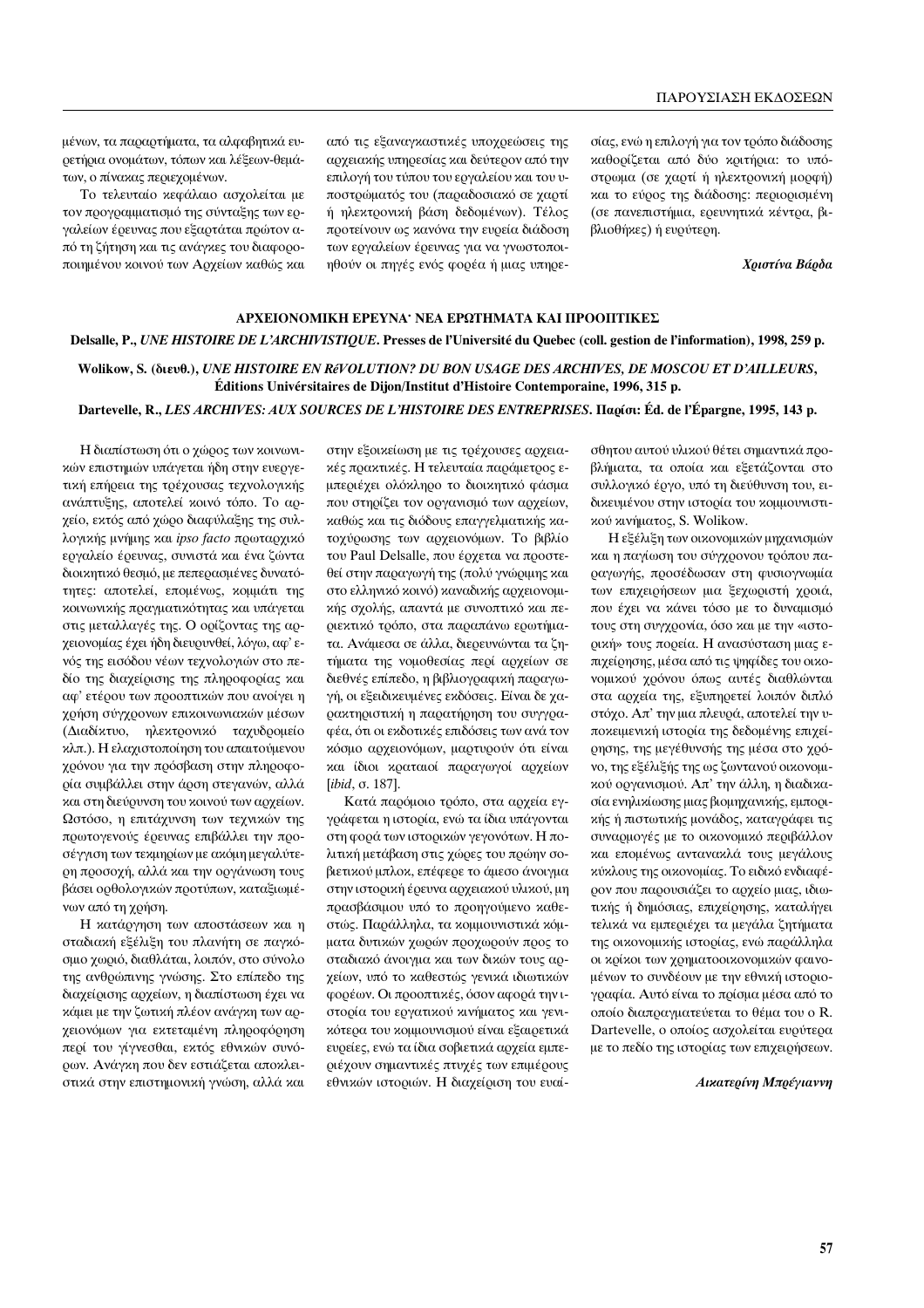μένων, τα παραρτήματα, τα αλφαβητικά ευρετήρια ονομάτων, τόπων και λέξεων-θεμάτων, ο πίνακας περιεχομένων.

Το τελευταίο κεφάλαιο ασχολείται με τον προγραμματισμό της σύνταξης των εργαλείων έρευνας που εξαρτάται πρώτον από τη ζήτηση και τις ανάγκες του διαφοροποιημένου κοινού των Αρχείων καθώς και από τις εξαναγκαστικές υποχρεώσεις της αρχειακής υπηρεσίας και δεύτερον από την επιλογή του τύπου του εργαλείου και του υποστρώματός του (παραδοσιακό σε χαρτί ή ηλεκτρονική βάση δεδομένων). Τέλος προτείνουν ως κανόνα την ευρεία διάδοση των εργαλείων έρευνας για να γνωστοποιηθούν οι πηγές ενός φορέα ή μιας υπηρεσίας, ενώ η επιλογή για τον τρόπο διάδοσης καθορίζεται από δύο κριτήρια: το υπόστρωμα (σε χαρτί ή ηλεκτρονική μορφή) και το εύρος της διάδοσης: περιορισμένη (σε πανεπιστήμια, ερευνητικά κέντρα, βιβλιοθήκες) ή ευρύτερη.

***Χριστίνα Βάρδα***

## ΑΡΧΕΙΟΝΟΜΙΚΗ ΕΡΕΥΝΑ· ΝΕΑ ΕΡΩΤΗΜΑΤΑ ΚΑΙ ΠΡΟΟΠΤΙΚΕΣ

**Delsalle, P., *UNE HISTOIRE DE L'ARCHIVISTIQUE*. Presses de l'Université du Quebec (coll. gestion de l'information), 1998, 259 p.**

**Wolikow, S. (διευθ.), *UNE HISTOIRE EN RéVOLUTION? DU BON USAGE DES ARCHIVES, DE MOSCOU ET D'AILLEURS*, Éditions Univérsitaires de Dijon/Institut d'Histoire Contemporaine, 1996, 315 p.**

**Dartevelle, R., *LES ARCHIVES: AUX SOURCES DE L'HISTOIRE DES ENTREPRISES*. Παρίσι: Éd. de l'Épargne, 1995, 143 p.**

Η διαπίστωση ότι ο χώρος των κοινωνικών επιστημών υπάγεται ήδη στην ευεργετική επήρεια της τρέχουσας τεχνολογικής ανάπτυξης, αποτελεί κοινό τόπο. Το αρχείο, εκτός από χώρο διαφύλαξης της συλλογικής μνήμης και *ipso facto* πρωταρχικό εργαλείο έρευνας, συνιστά και ένα ζώντα διοικητικό θεσμό, με πεπερασμένες δυνατότητες: αποτελεί, επομένως, κομμάτι της κοινωνικής πραγματικότητας και υπάγεται στις μεταλλαγές της. Ο ορίζοντας της αρχειονομίας έχει ήδη διευρυνθεί, λόγω, αφ' ενός της εισόδου νέων τεχνολογιών στο πεδίο της διαχείρισης της πληροφορίας και αφ' ετέρου των προοπτικών που ανοίγει η χρήση σύγχρονων επικοινωνιακών μέσων (Διαδίκτυο, ηλεκτρονικό ταχυδρομείο κλπ.). Η ελαχιστοποίηση του απαιτούμενου χρόνου για την πρόσβαση στην πληροφορία συμβάλλει στην άρση στεγανών, αλλά και στη διεύρυνση του κοινού των αρχείων. Ωστόσο, η επιτάχυνση των τεχνικών της πρωτογενούς έρευνας επιβάλλει την προσέγγιση των τεκμηρίων με ακόμη μεγαλύτερη προσοχή, αλλά και την οργάνωση τους βάσει ορθολογικών προτύπων, καταξιωμένων από τη χρήση.

Η κατάργηση των αποστάσεων και η σταδιακή εξέλιξη του πλανήτη σε παγκόσμιο χωριό, διαθλάται, λοιπόν, στο σύνολο της ανθρώπινης γνώσης. Στο επίπεδο της διαχείρισης αρχείων, η διαπίστωση έχει να κάμει με την ζωτική πλέον ανάγκη των αρχειονόμων για εκτεταμένη πληροφόρηση περί του γίγνεσθαι, εκτός εθνικών συνόρων. Ανάγκη που δεν εστιάζεται αποκλειστικά στην επιστημονική γνώση, αλλά και στην εξοικείωση με τις τρέχουσες αρχειακές πρακτικές. Η τελευταία παράμετρος εμπεριέχει ολόκληρο το διοικητικό φάσμα που στηρίζει τον οργανισμό των αρχείων, καθώς και τις διόδους επαγγελματικής κατοχύρωσης των αρχειονόμων. Το βιβλίο του Paul Delsalle, που έρχεται να προστεθεί στην παραγωγή της (πολύ γνώριμης και στο ελληνικό κοινό) καναδικής αρχειονομικής σχολής, απαντά με συνοπτικό και περιεκτικό τρόπο, στα παραπάνω ερωτήματα. Ανάμεσα σε άλλα, διερευνώνται τα ζητήματα της νομοθεσίας περί αρχείων σε διεθνές επίπεδο, η βιβλιογραφική παραγωγή, οι εξειδικευμένες εκδόσεις. Είναι δε χαρακτηριστική η παρατήρηση του συγγραφέα, ότι οι εκδοτικές επιδόσεις των ανά τον κόσμο αρχειονόμων, μαρτυρούν ότι είναι και ίδιοι κραταιοί παραγωγοί αρχείων [*ibid*, σ. 187].

Κατά παρόμοιο τρόπο, στα αρχεία εγγράφεται η ιστορία, ενώ τα ίδια υπάγονται στη φορά των ιστορικών γεγονότων. Η πολιτική μετάβαση στις χώρες του πρώην σοβιετικού μπλοκ, επέφερε το άμεσο άνοιγμα στην ιστορική έρευνα αρχειακού υλικού, μη πρασβάσιμου υπό το προηγούμενο καθεστώς. Παράλληλα, τα κομμουνιστικά κόμματα δυτικών χωρών προχωρούν προς το σταδιακό άνοιγμα και των δικών τους αρχείων, υπό το καθεστώς γενικά ιδιωτικών φορέων. Οι προοπτικές, όσον αφορά την ιστορία του εργατικού κινήματος και γενικότερα του κομμουνισμού είναι εξαιρετικά ευρείες, ενώ τα ίδια σοβιετικά αρχεία εμπεριέχουν σημαντικές πτυχές των επιμέρους εθνικών ιστοριών. Η διαχείριση του ευαίσθητου αυτού υλικού θέτει σημαντικά προβλήματα, τα οποία και εξετάζονται στο συλλογικό έργο, υπό τη διεύθυνση του, ειδικευμένου στην ιστορία του κομμουνιστικού κινήματος, S. Wolikow.

Η εξέλιξη των οικονομικών μηχανισμών και η παγίωση του σύγχρονου τρόπου παραγωγής, προσέδωσαν στη φυσιογνωμία των επιχειρήσεων μια ξεχωριστή χροιά, που έχει να κάνει τόσο με το δυναμισμό τους στη συγχρονία, όσο και με την «ιστορική» τους πορεία. Η ανασύσταση μιας επιχείρησης, μέσα από τις ψηφίδες του οικονομικού χρόνου όπως αυτές διαθλώνται στα αρχεία της, εξυπηρετεί λοιπόν διπλό στόχο. Απ' την μια πλευρά, αποτελεί την υποκειμενική ιστορία της δεδομένης επιχείρησης, της μεγέθυνσής της μέσα στο χρόνο, της εξέλιξής της ως ζωντανού οικονομικού οργανισμού. Απ' την άλλη, η διαδικασία ενηλικίωσης μιας βιομηχανικής, εμπορικής ή πιστωτικής μονάδος, καταγράφει τις συναρμογές με το οικονομικό περιβάλλον και επομένως αντανακλά τους μεγάλους κύκλους της οικονομίας. Το ειδικό ενδιαφέρον που παρουσιάζει το αρχείο μιας, ιδιωτικής ή δημόσιας, επιχείρησης, καταλήγει τελικά να εμπεριέχει τα μεγάλα ζητήματα της οικονομικής ιστορίας, ενώ παράλληλα οι κρίκοι των χρηματοοικονομικών φαινομένων το συνδέουν με την εθνική ιστοριογραφία. Αυτό είναι το πρίσμα μέσα από το οποίο διαπραγματεύεται το θέμα του ο R. Dartevelle, ο οποίος ασχολείται ευρύτερα με το πεδίο της ιστορίας των επιχειρήσεων.

***Αικατερίνη Μπρέγιαννη***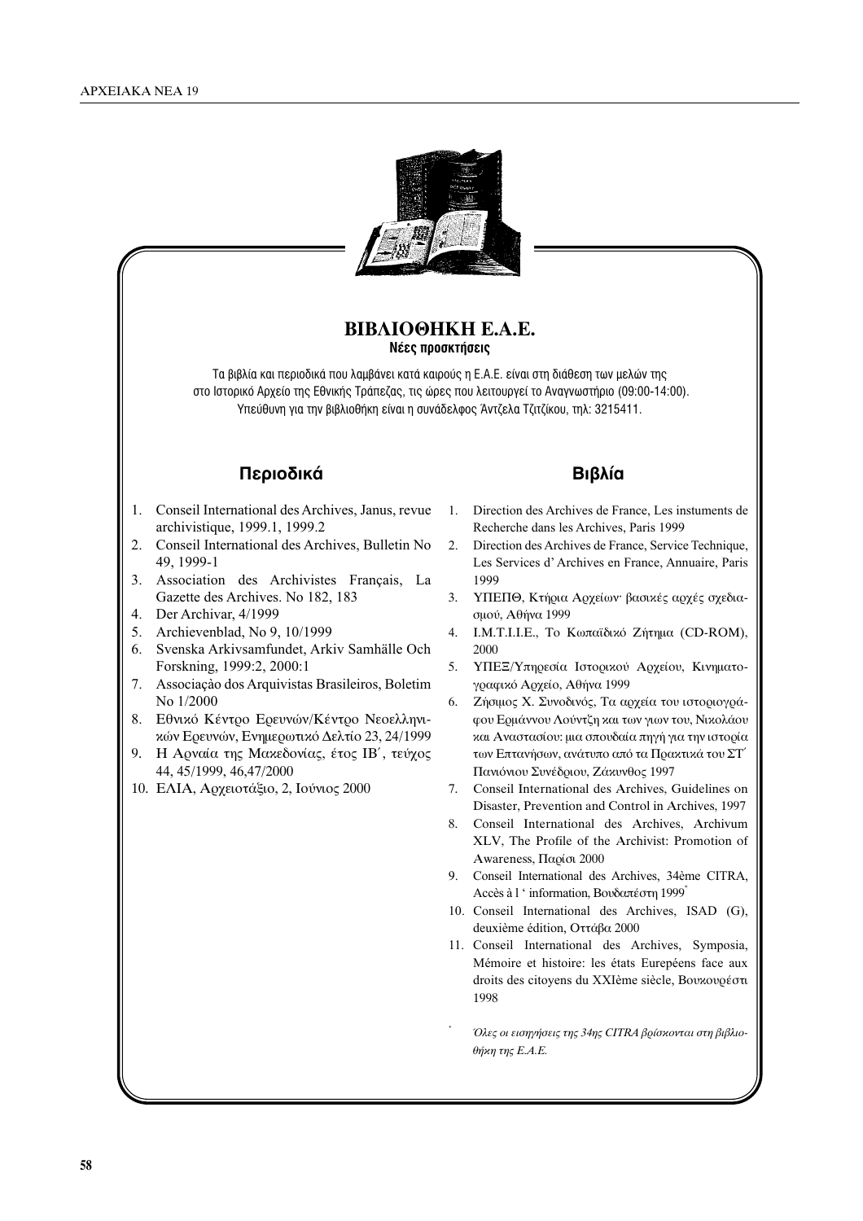## ΒΙΒΛΙΟΘΗΚΗ Ε.Α.Ε.

**Νέες προσκτήσεις**

Τα βιβλία και περιοδικά που λαμβάνει κατά καιρούς η Ε.Α.Ε. είναι στη διάθεση των μελών της στο Ιστορικό Αρχείο της Εθνικής Τράπεζας, τις ώρες που λειτουργεί το Αναγνωστήριο (09:00-14:00). Υπεύθυνη για την βιβλιοθήκη είναι η συνάδελφος Άντζελα Τζιτζίκου, τηλ: 3215411.

### Περιοδικά

1. Conseil International des Archives, Janus, revue archivistique, 1999.1, 1999.2
2. Conseil International des Archives, Bulletin No 49, 1999-1
3. Association des Archivistes Français, La Gazette des Archives. No 182, 183
4. Der Archivar, 4/1999
5. Archievenblad, No 9, 10/1999
6. Svenska Arkivsamfundet, Arkiv Samhälle Och Forskning, 1999:2, 2000:1
7. Associaçào dos Arquivistas Brasileiros, Boletim No 1/2000
8. Εθνικό Κέντρο Ερευνών/Κέντρο Νεοελληνικών Ερευνών, Ενημερωτικό Δελτίο 23, 24/1999
9. Η Αρναία της Μακεδονίας, έτος ΙΒ΄, τεύχος 44, 45/1999, 46,47/2000
10. ΕΛΙΑ, Αρχειοτάξιο, 2, Ιούνιος 2000

### Βιβλία

1. Direction des Archives de France, Les instuments de Recherche dans les Archives, Paris 1999
2. Direction des Archives de France, Service Technique, Les Services d' Archives en France, Annuaire, Paris 1999
3. ΥΠΕΠΘ, Κτήρια Αρχείων· βασικές αρχές σχεδιασμού, Αθήνα 1999
4. Ι.Μ.Τ.Ι.Ι.Ε., Το Κωπαϊδικό Ζήτημα (CD-ROM), 2000
5. ΥΠΕΞ/Υπηρεσία Ιστορικού Αρχείου, Κινηματογραφικό Αρχείο, Αθήνα 1999
6. Ζήσιμος Χ. Συνοδινός, Τα αρχεία του ιστοριογράφου Ερμάννου Λούντζη και των γιων του, Νικολάου και Αναστασίου: μια σπουδαία πηγή για την ιστορία των Επτανήσων, ανάτυπο από τα Πρακτικά του ΣΤ΄ Πανιόνιου Συνέδριου, Ζάκυνθος 1997
7. Conseil International des Archives, Guidelines on Disaster, Prevention and Control in Archives, 1997
8. Conseil International des Archives, Archivum XLV, The Profile of the Archivist: Promotion of Awareness, Παρίσι 2000
9. Conseil International des Archives, 34ème CITRA, Accès à l ' information, Βουδαπέστη 1999*
10. Conseil International des Archives, ISAD (G), deuxième édition, Οττάβα 2000
11. Conseil International des Archives, Symposia, Mémoire et histoire: les états Eurepéens face aux droits des citoyens du XXIème siècle, Βουκουρέστι 1998

\* *Όλες οι εισηγήσεις της 34ης CITRA βρίσκονται στη βιβλιοθήκη της Ε.Α.Ε.*